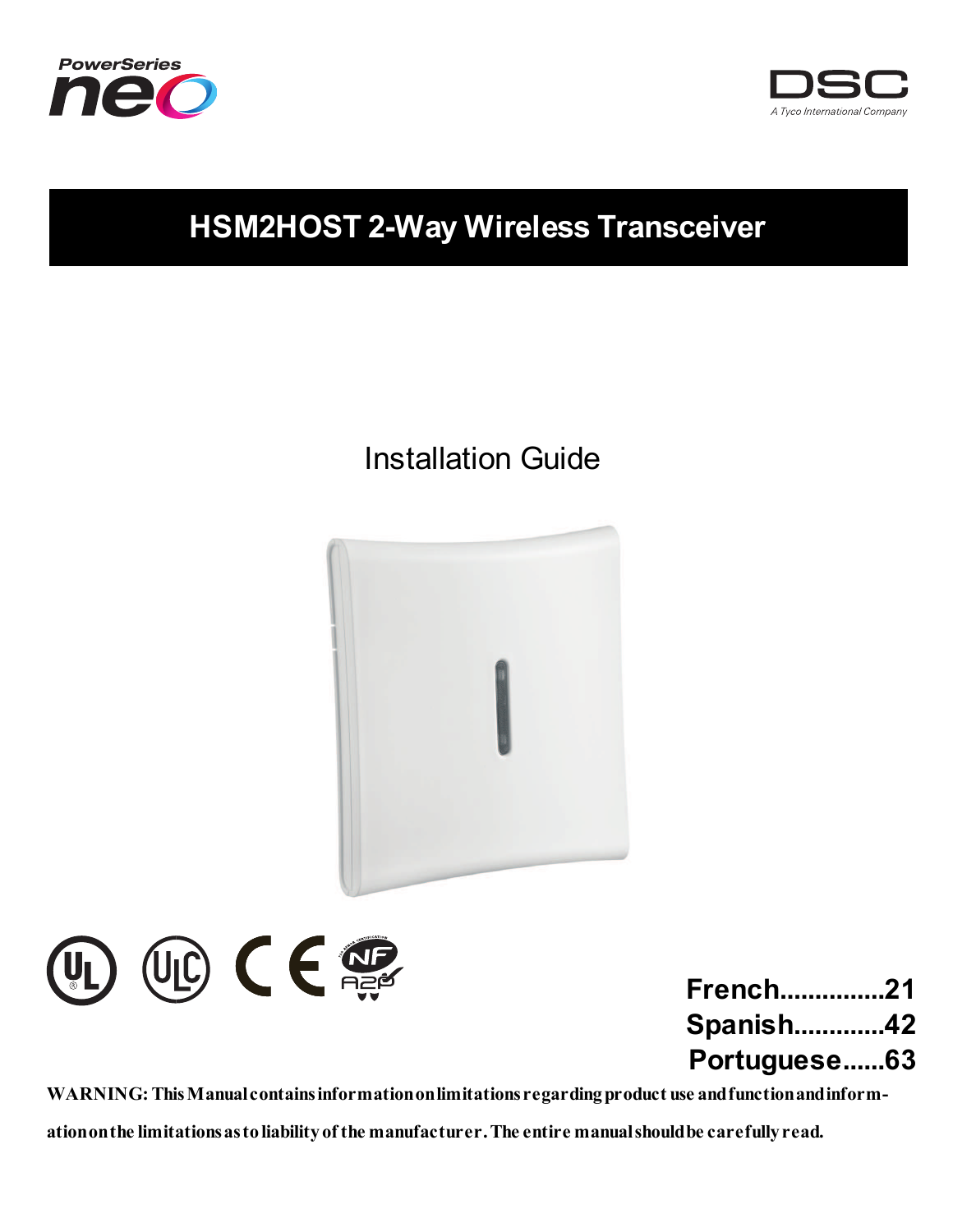PowerSeries neo

DSC
A Tyco International Company

# HSM2HOST 2-Way Wireless Transceiver

Installation Guide

French..............21
Spanish............42
Portuguese......63

**WARNING: This Manual contains information on limitations regarding product use and function and information on the limitations as to liability of the manufacturer. The entire manual should be carefully read.**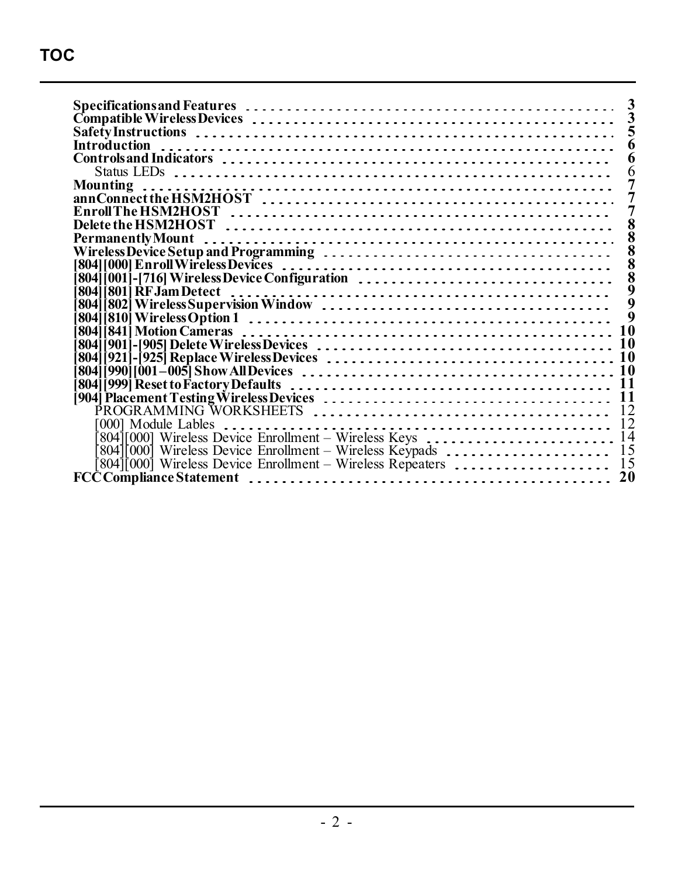# TOC

| | |
|---|---|
| **Specifications and Features** | **3** |
| **Compatible Wireless Devices** | **3** |
| **Safety Instructions** | **5** |
| **Introduction** | **6** |
| **Controls and Indicators** | **6** |
| Status LEDs | 6 |
| **Mounting** | **7** |
| **annConnect the HSM2HOST** | **7** |
| **Enroll The HSM2HOST** | **7** |
| **Delete the HSM2HOST** | **8** |
| **Permanently Mount** | **8** |
| **Wireless Device Setup and Programming** | **8** |
| **[804][000] Enroll Wireless Devices** | **8** |
| **[804][001]-[716] Wireless Device Configuration** | **8** |
| **[804][801] RF Jam Detect** | **9** |
| **[804][802] Wireless Supervision Window** | **9** |
| **[804][810] Wireless Option 1** | **9** |
| **[804][841] Motion Cameras** | **10** |
| **[804][901]-[905] Delete Wireless Devices** | **10** |
| **[804][921]-[925] Replace Wireless Devices** | **10** |
| **[804][990][001 – 005] Show All Devices** | **10** |
| **[804][999] Reset to Factory Defaults** | **11** |
| **[904] Placement Testing Wireless Devices** | **11** |
| PROGRAMMING WORKSHEETS | 12 |
| [000] Module Lables | 12 |
| [804][000] Wireless Device Enrollment – Wireless Keys | 14 |
| [804][000] Wireless Device Enrollment – Wireless Keypads | 15 |
| [804][000] Wireless Device Enrollment – Wireless Repeaters | 15 |
| **FCC Compliance Statement** | **20** |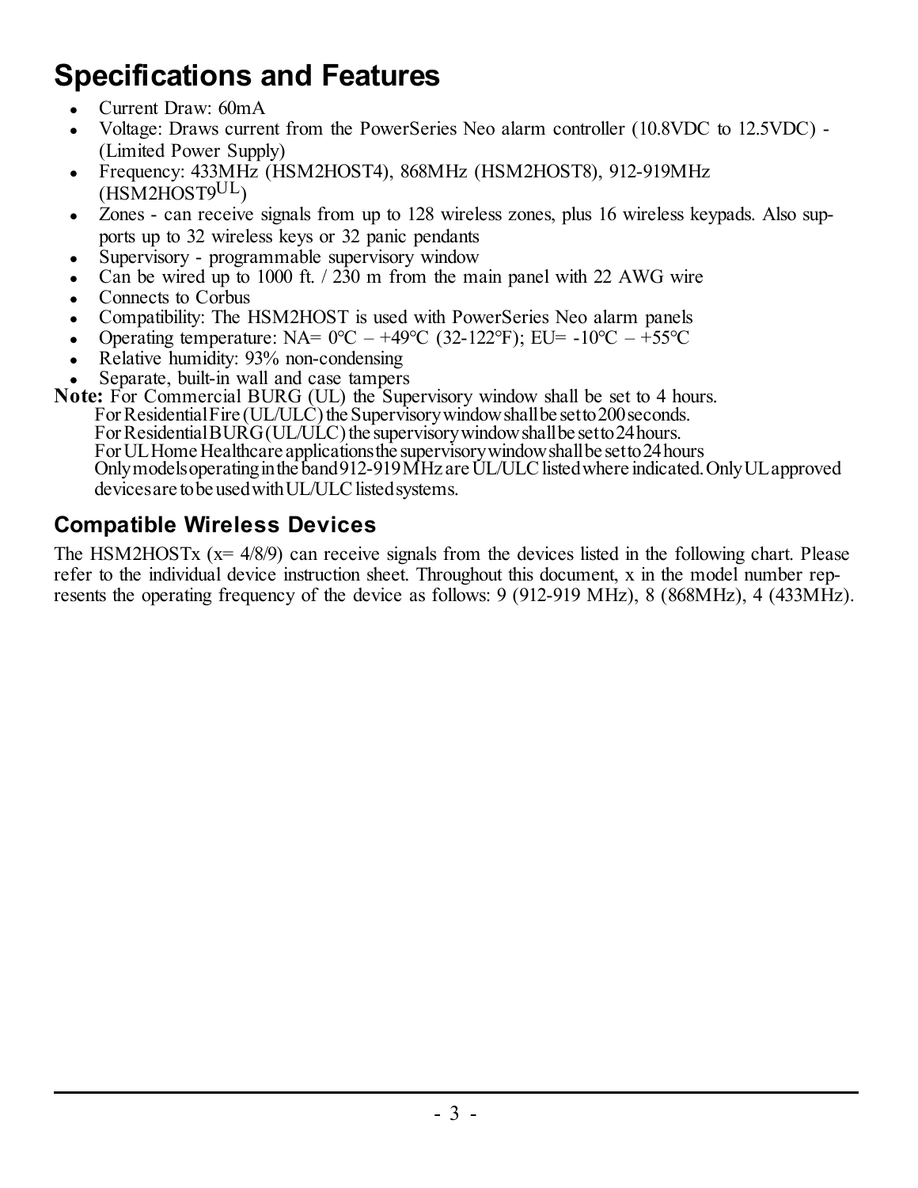# Specifications and Features

- Current Draw: 60mA
- Voltage: Draws current from the PowerSeries Neo alarm controller (10.8VDC to 12.5VDC) - (Limited Power Supply)
- Frequency: 433MHz (HSM2HOST4), 868MHz (HSM2HOST8), 912-919MHz (HSM2HOST9[UL])
- Zones - can receive signals from up to 128 wireless zones, plus 16 wireless keypads. Also supports up to 32 wireless keys or 32 panic pendants
- Supervisory - programmable supervisory window
- Can be wired up to 1000 ft. / 230 m from the main panel with 22 AWG wire
- Connects to Corbus
- Compatibility: The HSM2HOST is used with PowerSeries Neo alarm panels
- Operating temperature: NA= 0°C – +49°C (32-122°F); EU= -10°C – +55°C
- Relative humidity: 93% non-condensing
- Separate, built-in wall and case tampers

**Note:** For Commercial BURG (UL) the Supervisory window shall be set to 4 hours.
For Residential Fire (UL/ULC) the Supervisory window shall be set to 200 seconds.
For Residential BURG (UL/ULC) the supervisory window shall be set to 24 hours.
For UL Home Healthcare applications the supervisory window shall be set to 24 hours
Only models operating in the band 912-919 MHz are UL/ULC listed where indicated. Only UL approved devices are to be used with UL/ULC listed systems.

## Compatible Wireless Devices

The HSM2HOSTx (x= 4/8/9) can receive signals from the devices listed in the following chart. Please refer to the individual device instruction sheet. Throughout this document, x in the model number represents the operating frequency of the device as follows: 9 (912-919 MHz), 8 (868MHz), 4 (433MHz).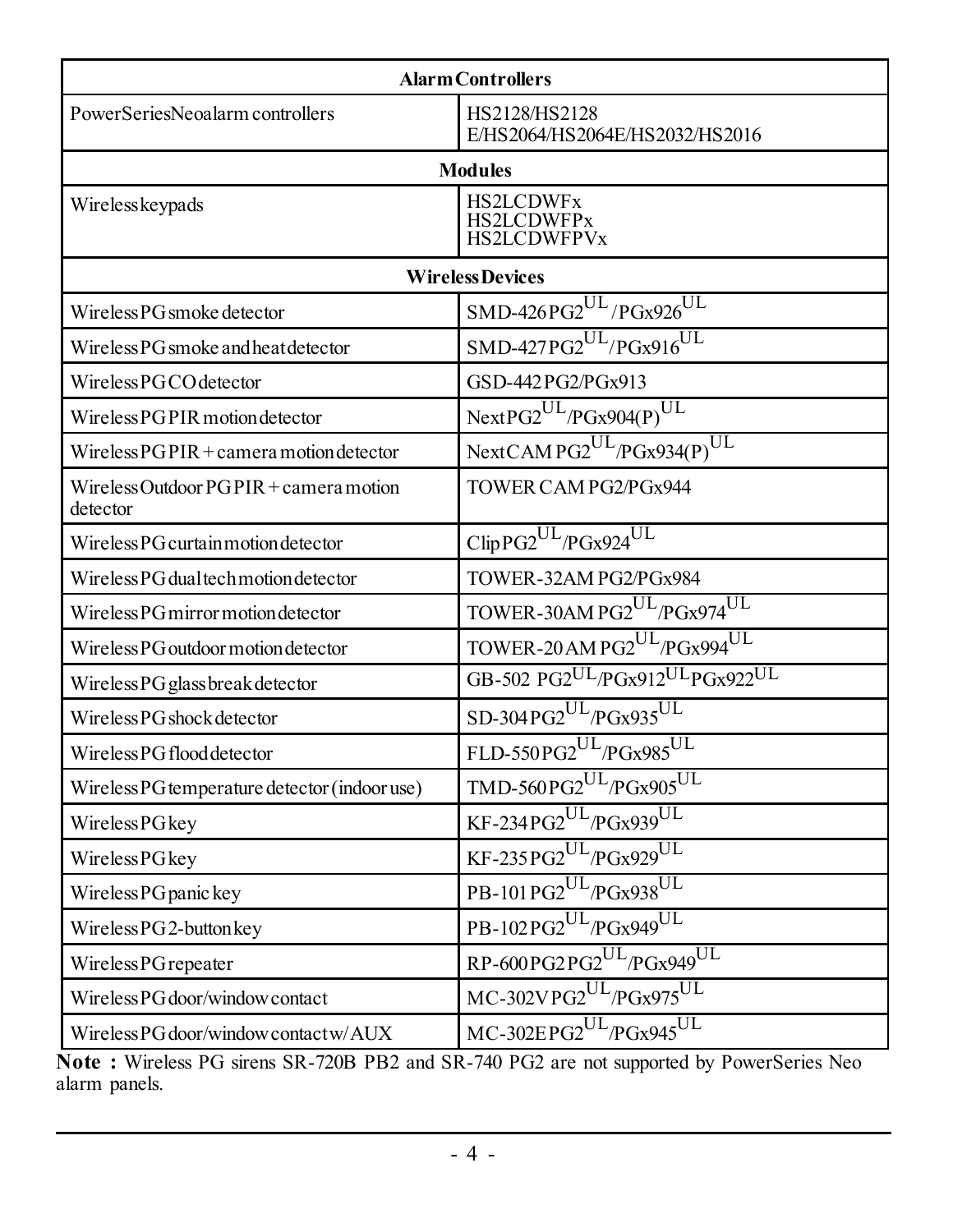| Alarm Controllers | |
|---|---|
| PowerSeries Neo alarm controllers | HS2128/HS2128 E/HS2064/HS2064E/HS2032/HS2016 |
| **Modules** | |
| Wireless keypads | HS2LCDWFx<br>HS2LCDWFPx<br>HS2LCDWFPVx |
| **Wireless Devices** | |
| Wireless PG smoke detector | SMD-426 PG2[UL] /PGx926[UL] |
| Wireless PG smoke and heat detector | SMD-427 PG2[UL]/PGx916[UL] |
| Wireless PG CO detector | GSD-442 PG2/PGx913 |
| Wireless PG PIR motion detector | Next PG2[UL]/PGx904(P)[UL] |
| Wireless PG PIR + camera motion detector | Next CAM PG2[UL]/PGx934(P)[UL] |
| Wireless Outdoor PG PIR + camera motion detector | TOWER CAM PG2/PGx944 |
| Wireless PG curtain motion detector | Clip PG2[UL]/PGx924[UL] |
| Wireless PG dual tech motion detector | TOWER-32AM PG2/PGx984 |
| Wireless PG mirror motion detector | TOWER-30AM PG2[UL]/PGx974[UL] |
| Wireless PG outdoor motion detector | TOWER-20 AM PG2[UL]/PGx994[UL] |
| Wireless PG glass break detector | GB-502 PG2[UL]/PGx912[UL]PGx922[UL] |
| Wireless PG shock detector | SD-304 PG2[UL]/PGx935[UL] |
| Wireless PG flood detector | FLD-550 PG2[UL]/PGx985[UL] |
| Wireless PG temperature detector (indoor use) | TMD-560 PG2[UL]/PGx905[UL] |
| Wireless PG key | KF-234 PG2[UL]/PGx939[UL] |
| Wireless PG key | KF-235 PG2[UL]/PGx929[UL] |
| Wireless PG panic key | PB-101 PG2[UL]/PGx938[UL] |
| Wireless PG 2-button key | PB-102 PG2[UL]/PGx949[UL] |
| Wireless PG repeater | RP-600 PG2 PG2[UL]/PGx949[UL] |
| Wireless PG door/window contact | MC-302V PG2[UL]/PGx975[UL] |
| Wireless PG door/window contact w/AUX | MC-302E PG2[UL]/PGx945[UL] |

**Note :** Wireless PG sirens SR-720B PB2 and SR-740 PG2 are not supported by PowerSeries Neo alarm panels.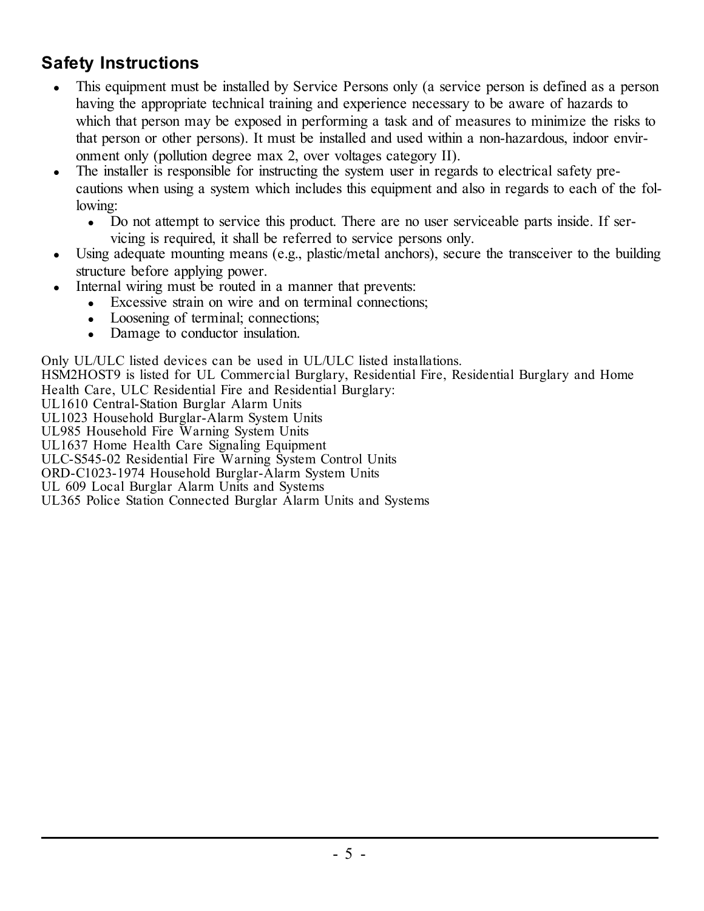## Safety Instructions

- This equipment must be installed by Service Persons only (a service person is defined as a person having the appropriate technical training and experience necessary to be aware of hazards to which that person may be exposed in performing a task and of measures to minimize the risks to that person or other persons). It must be installed and used within a non-hazardous, indoor environment only (pollution degree max 2, over voltages category II).
- The installer is responsible for instructing the system user in regards to electrical safety precautions when using a system which includes this equipment and also in regards to each of the following:
  - Do not attempt to service this product. There are no user serviceable parts inside. If servicing is required, it shall be referred to service persons only.
- Using adequate mounting means (e.g., plastic/metal anchors), secure the transceiver to the building structure before applying power.
- Internal wiring must be routed in a manner that prevents:
  - Excessive strain on wire and on terminal connections;
  - Loosening of terminal; connections;
  - Damage to conductor insulation.

Only UL/ULC listed devices can be used in UL/ULC listed installations.
HSM2HOST9 is listed for UL Commercial Burglary, Residential Fire, Residential Burglary and Home Health Care, ULC Residential Fire and Residential Burglary:
UL1610 Central-Station Burglar Alarm Units
UL1023 Household Burglar-Alarm System Units
UL985 Household Fire Warning System Units
UL1637 Home Health Care Signaling Equipment
ULC-S545-02 Residential Fire Warning System Control Units
ORD-C1023-1974 Household Burglar-Alarm System Units
UL 609 Local Burglar Alarm Units and Systems
UL365 Police Station Connected Burglar Alarm Units and Systems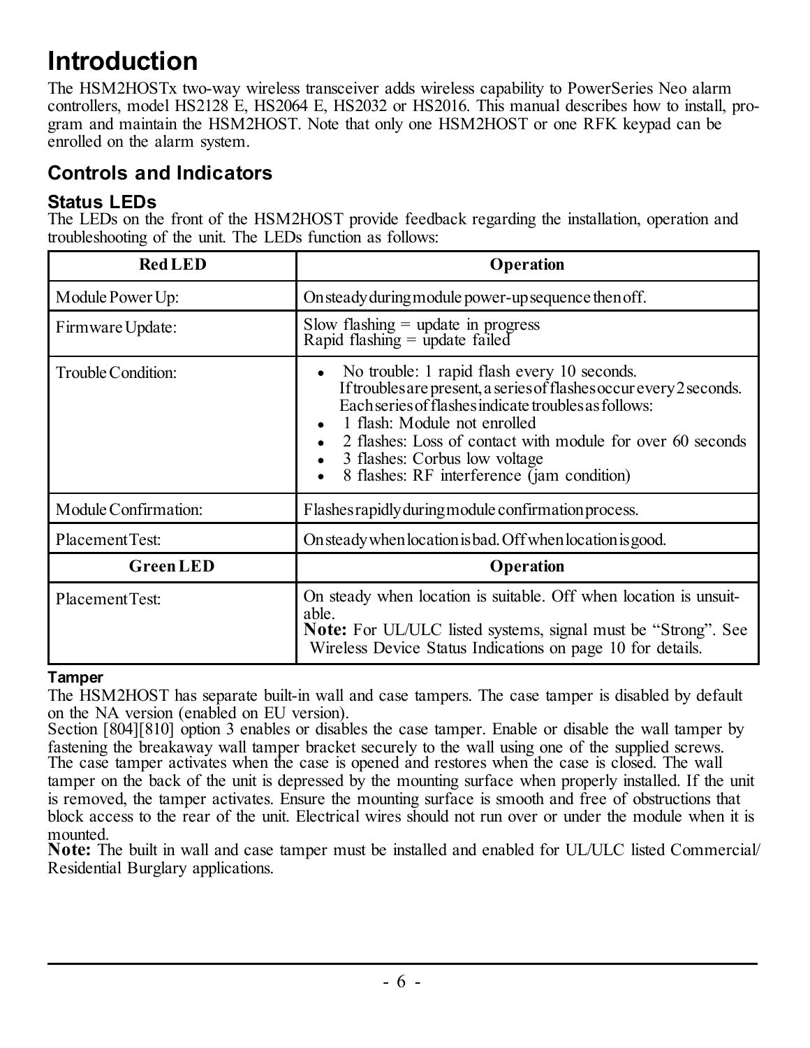# Introduction

The HSM2HOSTx two-way wireless transceiver adds wireless capability to PowerSeries Neo alarm controllers, model HS2128 E, HS2064 E, HS2032 or HS2016. This manual describes how to install, program and maintain the HSM2HOST. Note that only one HSM2HOST or one RFK keypad can be enrolled on the alarm system.

## Controls and Indicators

### Status LEDs

The LEDs on the front of the HSM2HOST provide feedback regarding the installation, operation and troubleshooting of the unit. The LEDs function as follows:

| Red LED | Operation |
|---|---|
| Module Power Up: | On steady during module power-up sequence then off. |
| Firmware Update: | Slow flashing = update in progress<br>Rapid flashing = update failed |
| Trouble Condition: | • No trouble: 1 rapid flash every 10 seconds.<br>If troubles are present, a series of flashes occur every 2 seconds. Each series of flashes indicate troubles as follows:<br>• 1 flash: Module not enrolled<br>• 2 flashes: Loss of contact with module for over 60 seconds<br>• 3 flashes: Corbus low voltage<br>• 8 flashes: RF interference (jam condition) |
| Module Confirmation: | Flashes rapidly during module confirmation process. |
| Placement Test: | On steady when location is bad. Off when location is good. |
| **Green LED** | **Operation** |
| Placement Test: | On steady when location is suitable. Off when location is unsuitable.<br>**Note:** For UL/ULC listed systems, signal must be "Strong". See Wireless Device Status Indications on page 10 for details. |

#### Tamper

The HSM2HOST has separate built-in wall and case tampers. The case tamper is disabled by default on the NA version (enabled on EU version).

Section [804][810] option 3 enables or disables the case tamper. Enable or disable the wall tamper by fastening the breakaway wall tamper bracket securely to the wall using one of the supplied screws. The case tamper activates when the case is opened and restores when the case is closed. The wall tamper on the back of the unit is depressed by the mounting surface when properly installed. If the unit is removed, the tamper activates. Ensure the mounting surface is smooth and free of obstructions that block access to the rear of the unit. Electrical wires should not run over or under the module when it is mounted.

**Note:** The built in wall and case tamper must be installed and enabled for UL/ULC listed Commercial/Residential Burglary applications.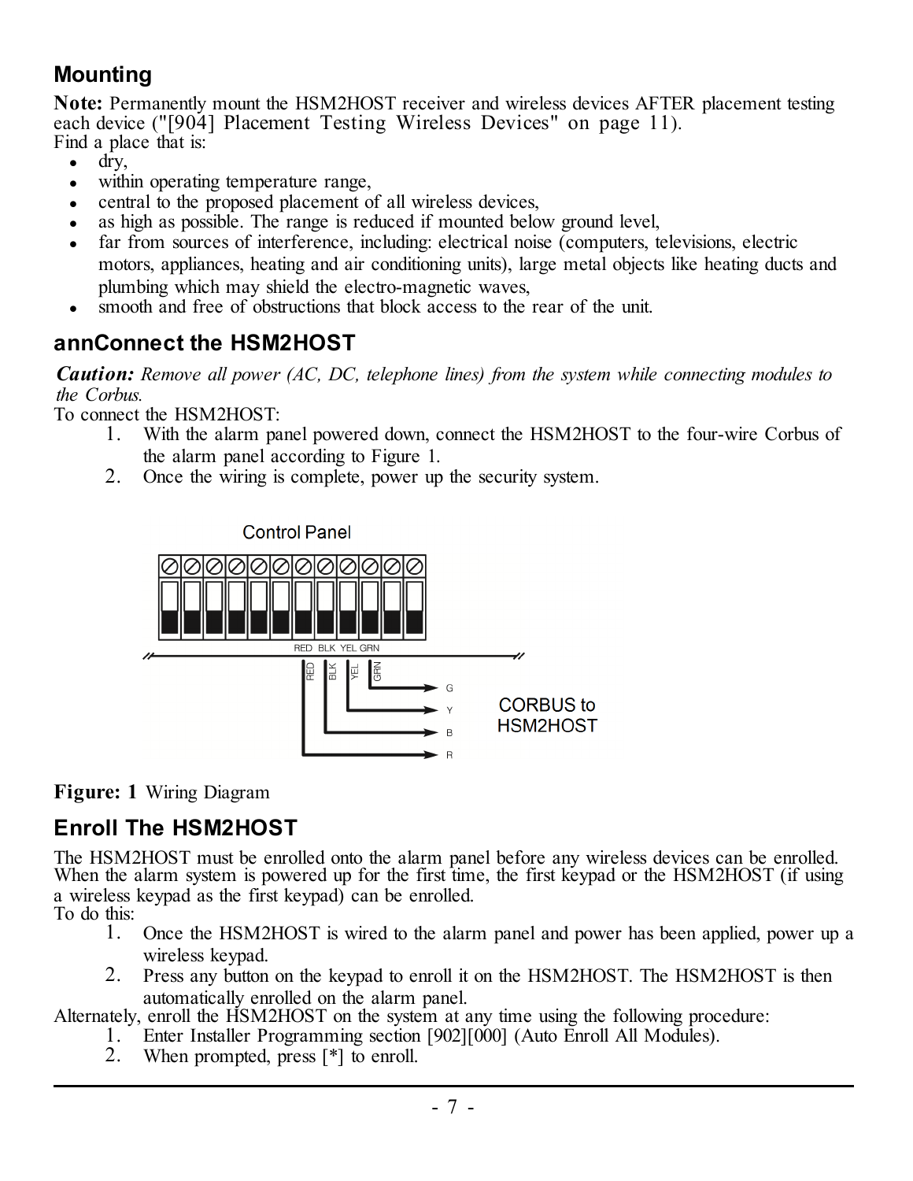## Mounting

**Note:** Permanently mount the HSM2HOST receiver and wireless devices AFTER placement testing each device ("[904] Placement Testing Wireless Devices" on page 11).

Find a place that is:

- dry,
- within operating temperature range,
- central to the proposed placement of all wireless devices,
- as high as possible. The range is reduced if mounted below ground level,
- far from sources of interference, including: electrical noise (computers, televisions, electric motors, appliances, heating and air conditioning units), large metal objects like heating ducts and plumbing which may shield the electro-magnetic waves,
- smooth and free of obstructions that block access to the rear of the unit.

## annConnect the HSM2HOST

***Caution:*** *Remove all power (AC, DC, telephone lines) from the system while connecting modules to the Corbus.*

To connect the HSM2HOST:

1. With the alarm panel powered down, connect the HSM2HOST to the four-wire Corbus of the alarm panel according to Figure 1.
2. Once the wiring is complete, power up the security system.

Control Panel

RED BLK YEL GRN

RED BLK YEL GRN

G Y B R

CORBUS to HSM2HOST

**Figure: 1** Wiring Diagram

## Enroll The HSM2HOST

The HSM2HOST must be enrolled onto the alarm panel before any wireless devices can be enrolled. When the alarm system is powered up for the first time, the first keypad or the HSM2HOST (if using a wireless keypad as the first keypad) can be enrolled.

To do this:

1. Once the HSM2HOST is wired to the alarm panel and power has been applied, power up a wireless keypad.
2. Press any button on the keypad to enroll it on the HSM2HOST. The HSM2HOST is then automatically enrolled on the alarm panel.

Alternately, enroll the HSM2HOST on the system at any time using the following procedure:

1. Enter Installer Programming section [902][000] (Auto Enroll All Modules).
2. When prompted, press [*] to enroll.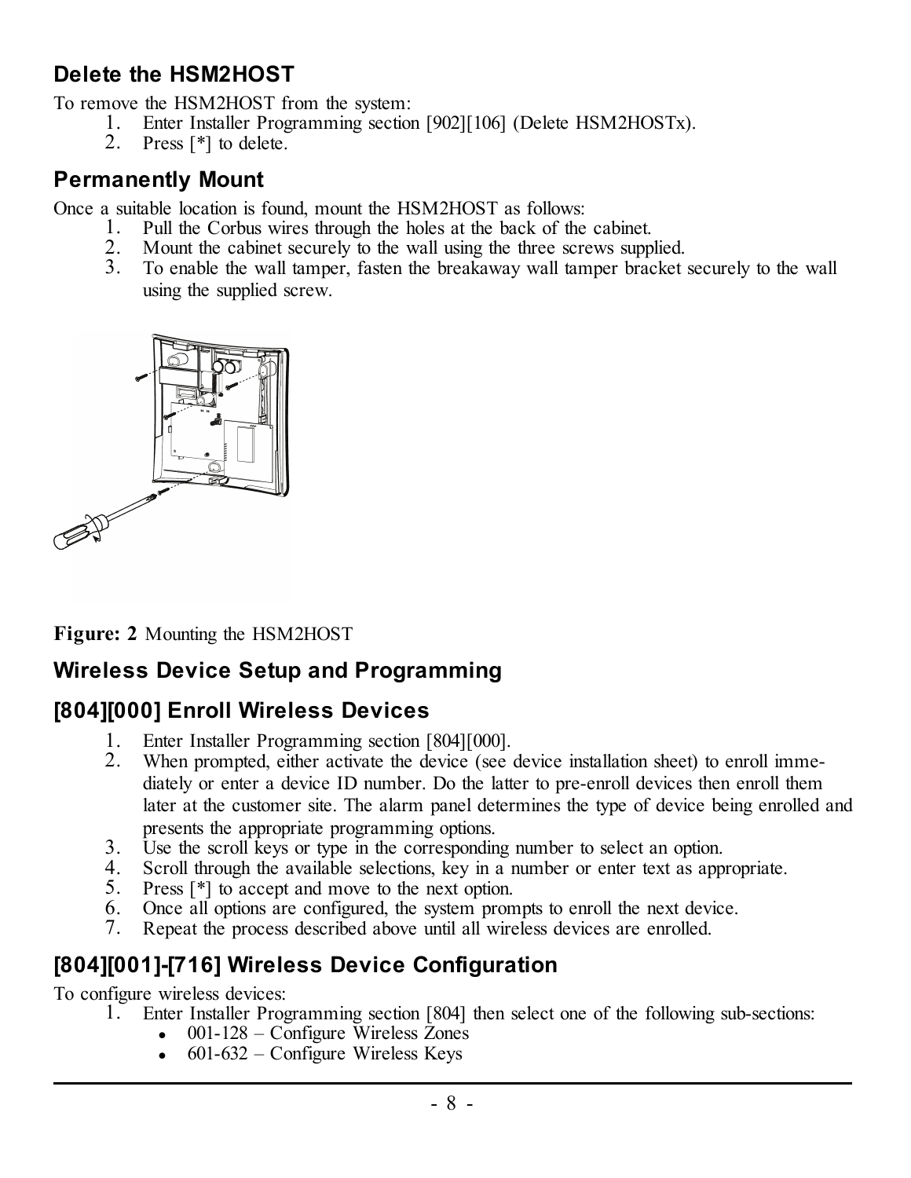## Delete the HSM2HOST

To remove the HSM2HOST from the system:

1. Enter Installer Programming section [902][106] (Delete HSM2HOSTx).
2. Press [*] to delete.

## Permanently Mount

Once a suitable location is found, mount the HSM2HOST as follows:

1. Pull the Corbus wires through the holes at the back of the cabinet.
2. Mount the cabinet securely to the wall using the three screws supplied.
3. To enable the wall tamper, fasten the breakaway wall tamper bracket securely to the wall using the supplied screw.

**Figure: 2** Mounting the HSM2HOST

## Wireless Device Setup and Programming

## [804][000] Enroll Wireless Devices

1. Enter Installer Programming section [804][000].
2. When prompted, either activate the device (see device installation sheet) to enroll immediately or enter a device ID number. Do the latter to pre-enroll devices then enroll them later at the customer site. The alarm panel determines the type of device being enrolled and presents the appropriate programming options.
3. Use the scroll keys or type in the corresponding number to select an option.
4. Scroll through the available selections, key in a number or enter text as appropriate.
5. Press [*] to accept and move to the next option.
6. Once all options are configured, the system prompts to enroll the next device.
7. Repeat the process described above until all wireless devices are enrolled.

## [804][001]-[716] Wireless Device Configuration

To configure wireless devices:

1. Enter Installer Programming section [804] then select one of the following sub-sections:
   - 001-128 – Configure Wireless Zones
   - 601-632 – Configure Wireless Keys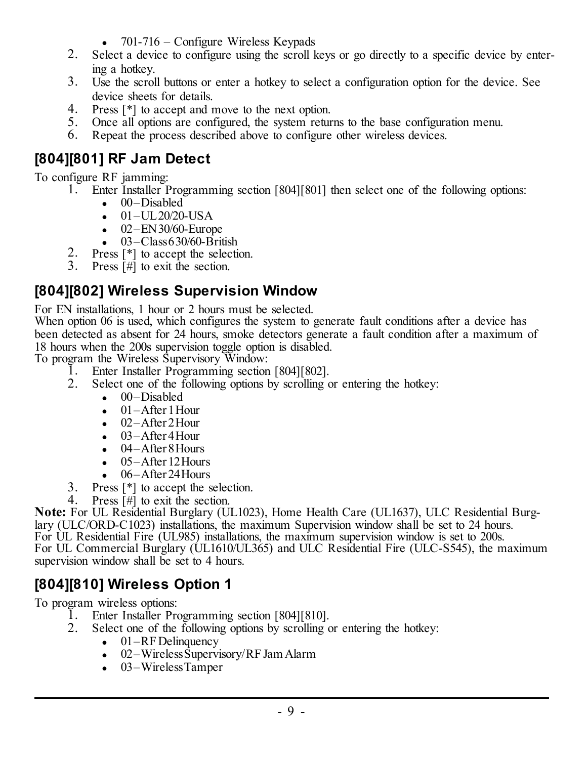- 701-716 – Configure Wireless Keypads

2. Select a device to configure using the scroll keys or go directly to a specific device by entering a hotkey.
3. Use the scroll buttons or enter a hotkey to select a configuration option for the device. See device sheets for details.
4. Press [*] to accept and move to the next option.
5. Once all options are configured, the system returns to the base configuration menu.
6. Repeat the process described above to configure other wireless devices.

## [804][801] RF Jam Detect

To configure RF jamming:

1. Enter Installer Programming section [804][801] then select one of the following options:
   - 00–Disabled
   - 01–UL20/20-USA
   - 02–EN30/60-Europe
   - 03–Class6 30/60-British
2. Press [*] to accept the selection.
3. Press [#] to exit the section.

## [804][802] Wireless Supervision Window

For EN installations, 1 hour or 2 hours must be selected.
When option 06 is used, which configures the system to generate fault conditions after a device has been detected as absent for 24 hours, smoke detectors generate a fault condition after a maximum of 18 hours when the 200s supervision toggle option is disabled.
To program the Wireless Supervisory Window:

1. Enter Installer Programming section [804][802].
2. Select one of the following options by scrolling or entering the hotkey:
   - 00–Disabled
   - 01–After 1 Hour
   - 02–After 2 Hour
   - 03–After 4 Hour
   - 04–After 8 Hours
   - 05–After 12 Hours
   - 06–After 24 Hours
3. Press [*] to accept the selection.
4. Press [#] to exit the section.

**Note:** For UL Residential Burglary (UL1023), Home Health Care (UL1637), ULC Residential Burglary (ULC/ORD-C1023) installations, the maximum Supervision window shall be set to 24 hours.
For UL Residential Fire (UL985) installations, the maximum supervision window is set to 200s.
For UL Commercial Burglary (UL1610/UL365) and ULC Residential Fire (ULC-S545), the maximum supervision window shall be set to 4 hours.

## [804][810] Wireless Option 1

To program wireless options:

1. Enter Installer Programming section [804][810].
2. Select one of the following options by scrolling or entering the hotkey:
   - 01–RF Delinquency
   - 02–Wireless Supervisory/RF Jam Alarm
   - 03–Wireless Tamper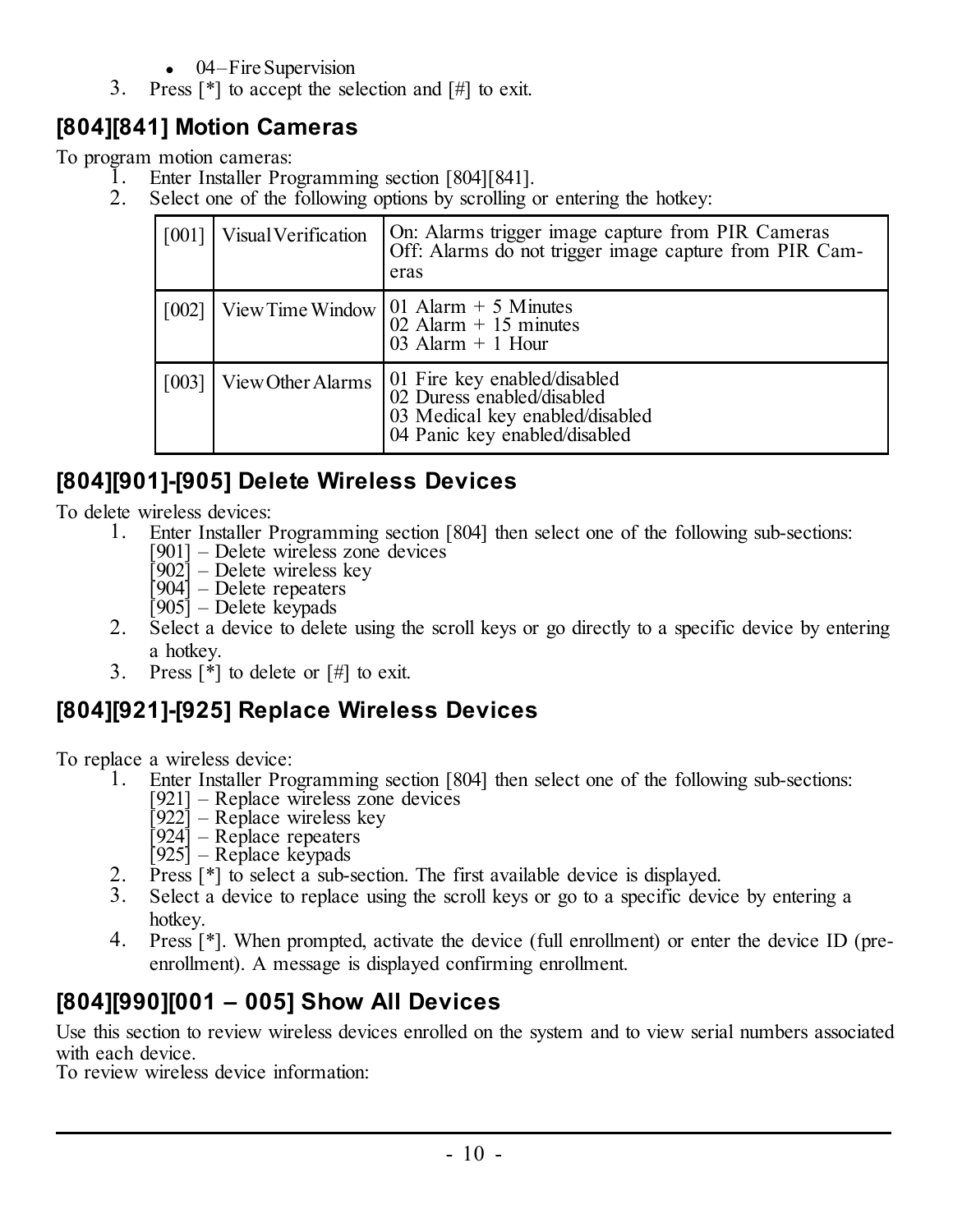- 04 – Fire Supervision

3. Press [*] to accept the selection and [#] to exit.

## [804][841] Motion Cameras

To program motion cameras:

1. Enter Installer Programming section [804][841].
2. Select one of the following options by scrolling or entering the hotkey:

| | | |
|---|---|---|
| [001] | Visual Verification | On: Alarms trigger image capture from PIR Cameras<br>Off: Alarms do not trigger image capture from PIR Cameras |
| [002] | View Time Window | 01 Alarm + 5 Minutes<br>02 Alarm + 15 minutes<br>03 Alarm + 1 Hour |
| [003] | View Other Alarms | 01 Fire key enabled/disabled<br>02 Duress enabled/disabled<br>03 Medical key enabled/disabled<br>04 Panic key enabled/disabled |

## [804][901]-[905] Delete Wireless Devices

To delete wireless devices:

1. Enter Installer Programming section [804] then select one of the following sub-sections:
   [901] – Delete wireless zone devices
   [902] – Delete wireless key
   [904] – Delete repeaters
   [905] – Delete keypads
2. Select a device to delete using the scroll keys or go directly to a specific device by entering a hotkey.
3. Press [*] to delete or [#] to exit.

## [804][921]-[925] Replace Wireless Devices

To replace a wireless device:

1. Enter Installer Programming section [804] then select one of the following sub-sections:
   [921] – Replace wireless zone devices
   [922] – Replace wireless key
   [924] – Replace repeaters
   [925] – Replace keypads
2. Press [*] to select a sub-section. The first available device is displayed.
3. Select a device to replace using the scroll keys or go to a specific device by entering a hotkey.
4. Press [*]. When prompted, activate the device (full enrollment) or enter the device ID (pre-enrollment). A message is displayed confirming enrollment.

## [804][990][001 – 005] Show All Devices

Use this section to review wireless devices enrolled on the system and to view serial numbers associated with each device.

To review wireless device information: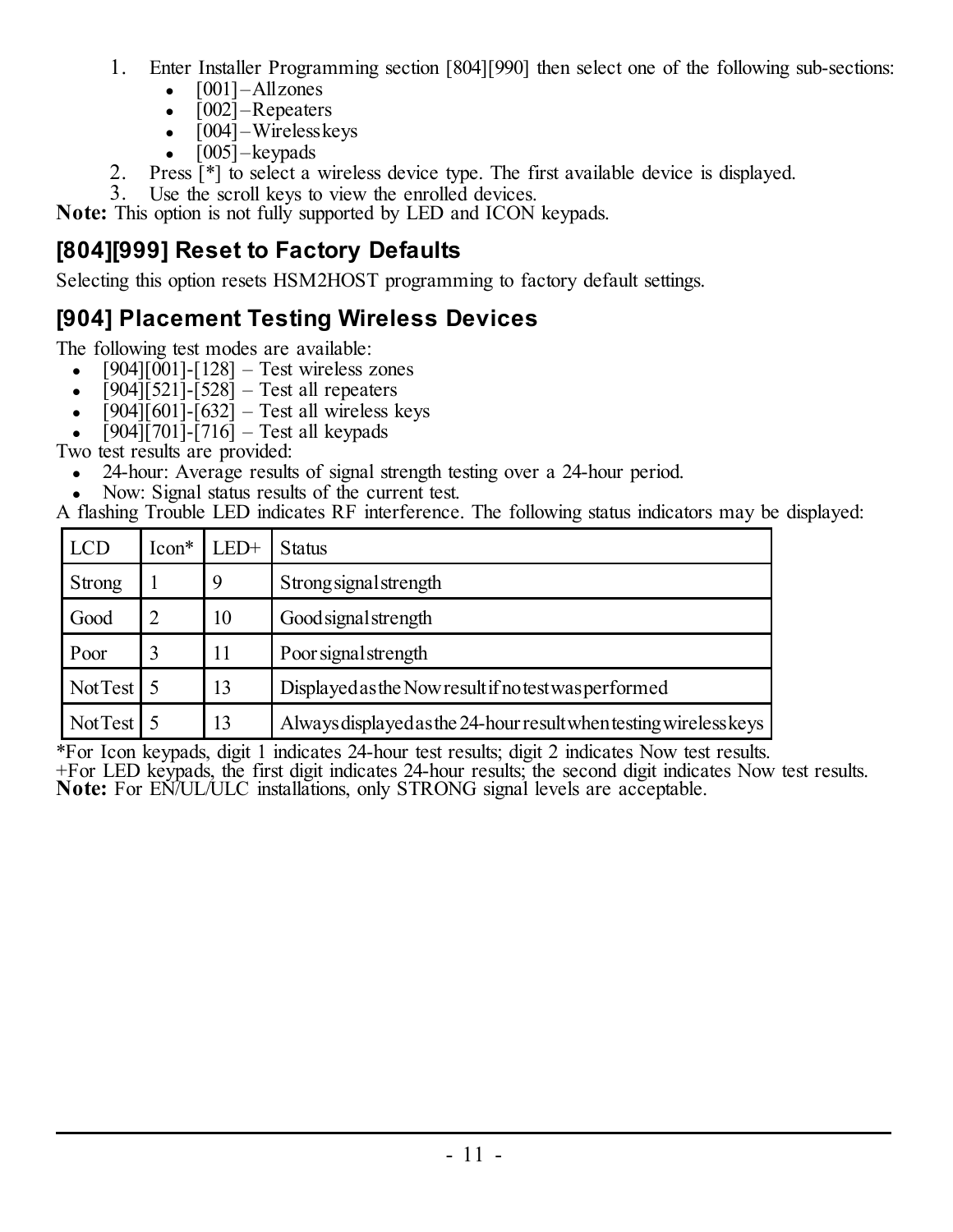1. Enter Installer Programming section [804][990] then select one of the following sub-sections:
   - [001] – All zones
   - [002] – Repeaters
   - [004] – Wireless keys
   - [005] – keypads
2. Press [*] to select a wireless device type. The first available device is displayed.
3. Use the scroll keys to view the enrolled devices.

**Note:** This option is not fully supported by LED and ICON keypads.

## [804][999] Reset to Factory Defaults

Selecting this option resets HSM2HOST programming to factory default settings.

## [904] Placement Testing Wireless Devices

The following test modes are available:

- [904][001]-[128] – Test wireless zones
- [904][521]-[528] – Test all repeaters
- [904][601]-[632] – Test all wireless keys
- [904][701]-[716] – Test all keypads

Two test results are provided:

- 24-hour: Average results of signal strength testing over a 24-hour period.
- Now: Signal status results of the current test.

A flashing Trouble LED indicates RF interference. The following status indicators may be displayed:

| LCD | Icon* | LED+ | Status |
|---|---|---|---|
| Strong | 1 | 9 | Strong signal strength |
| Good | 2 | 10 | Good signal strength |
| Poor | 3 | 11 | Poor signal strength |
| Not Test | 5 | 13 | Displayed as the Now result if no test was performed |
| Not Test | 5 | 13 | Always displayed as the 24-hour result when testing wireless keys |

*For Icon keypads, digit 1 indicates 24-hour test results; digit 2 indicates Now test results.
+For LED keypads, the first digit indicates 24-hour results; the second digit indicates Now test results.
**Note:** For EN/UL/ULC installations, only STRONG signal levels are acceptable.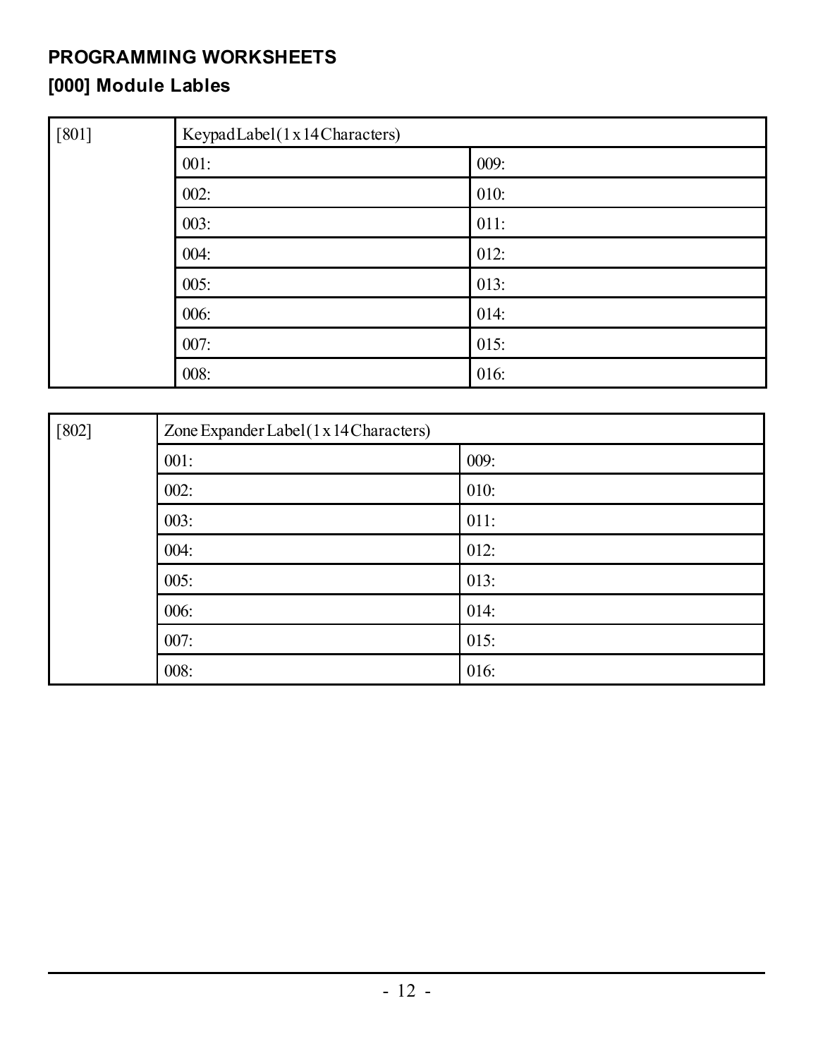## PROGRAMMING WORKSHEETS

### [000] Module Lables

| [801] | Keypad Label (1 x 14 Characters) | |
|---|---|---|
| | 001: | 009: |
| | 002: | 010: |
| | 003: | 011: |
| | 004: | 012: |
| | 005: | 013: |
| | 006: | 014: |
| | 007: | 015: |
| | 008: | 016: |

| [802] | Zone Expander Label (1 x 14 Characters) | |
|---|---|---|
| | 001: | 009: |
| | 002: | 010: |
| | 003: | 011: |
| | 004: | 012: |
| | 005: | 013: |
| | 006: | 014: |
| | 007: | 015: |
| | 008: | 016: |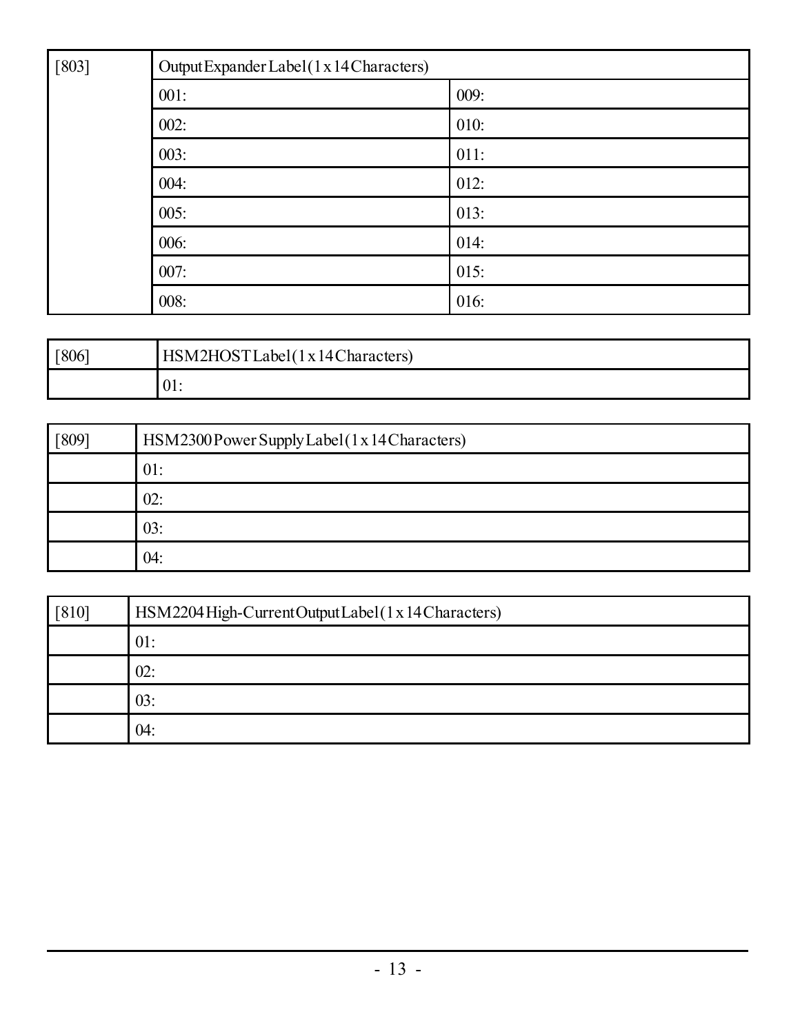| [803] | Output Expander Label (1 x 14 Characters) | |
|---|---|---|
| | 001: | 009: |
| | 002: | 010: |
| | 003: | 011: |
| | 004: | 012: |
| | 005: | 013: |
| | 006: | 014: |
| | 007: | 015: |
| | 008: | 016: |

| [806] | HSM2HOST Label (1 x 14 Characters) |
|---|---|
| | 01: |

| [809] | HSM2300 Power Supply Label (1 x 14 Characters) |
|---|---|
| | 01: |
| | 02: |
| | 03: |
| | 04: |

| [810] | HSM2204 High-Current Output Label (1 x 14 Characters) |
|---|---|
| | 01: |
| | 02: |
| | 03: |
| | 04: |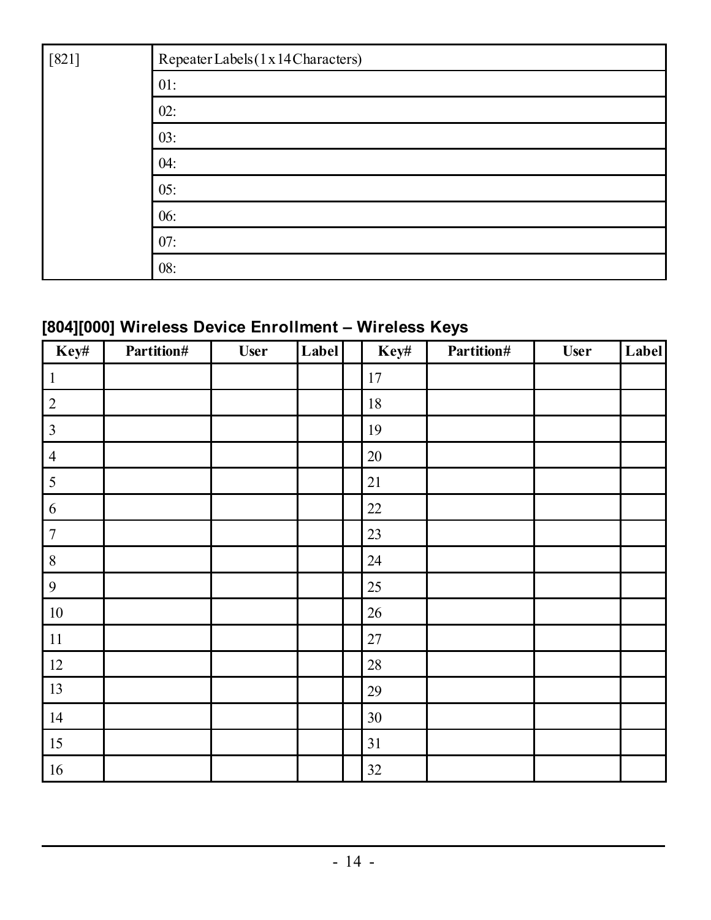| [821] | Repeater Labels (1 x 14 Characters) |
|---|---|
| | 01: |
| | 02: |
| | 03: |
| | 04: |
| | 05: |
| | 06: |
| | 07: |
| | 08: |

### [804][000] Wireless Device Enrollment – Wireless Keys

| Key# | Partition# | User | Label | | Key# | Partition# | User | Label |
|---|---|---|---|---|---|---|---|---|
| 1 | | | | | 17 | | | |
| 2 | | | | | 18 | | | |
| 3 | | | | | 19 | | | |
| 4 | | | | | 20 | | | |
| 5 | | | | | 21 | | | |
| 6 | | | | | 22 | | | |
| 7 | | | | | 23 | | | |
| 8 | | | | | 24 | | | |
| 9 | | | | | 25 | | | |
| 10 | | | | | 26 | | | |
| 11 | | | | | 27 | | | |
| 12 | | | | | 28 | | | |
| 13 | | | | | 29 | | | |
| 14 | | | | | 30 | | | |
| 15 | | | | | 31 | | | |
| 16 | | | | | 32 | | | |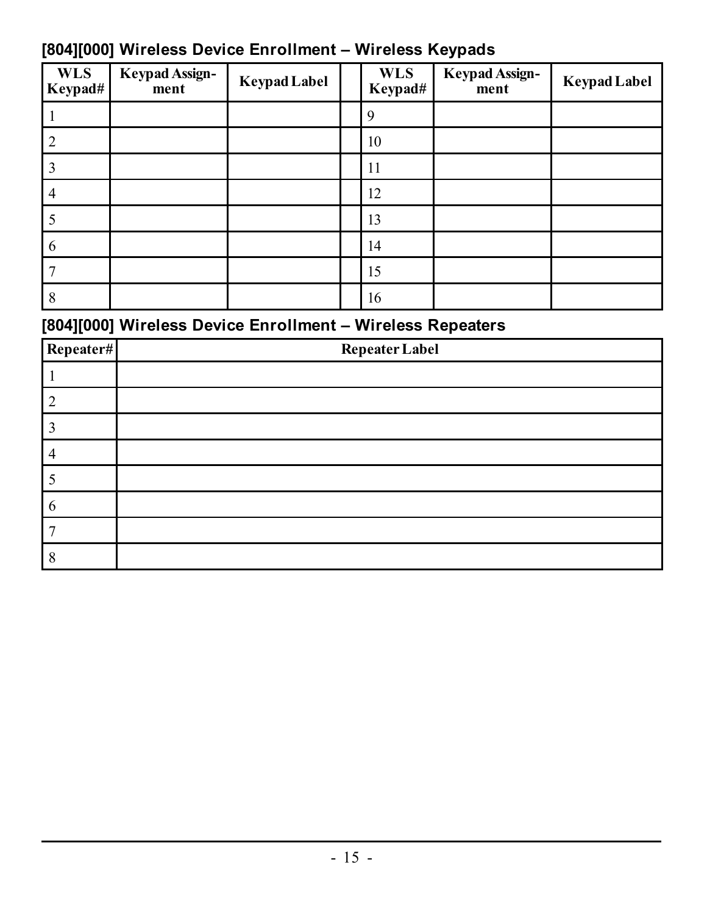### [804][000] Wireless Device Enrollment – Wireless Keypads

| WLS Keypad# | Keypad Assignment | Keypad Label | | WLS Keypad# | Keypad Assignment | Keypad Label |
|---|---|---|---|---|---|---|
| 1 | | | | 9 | | |
| 2 | | | | 10 | | |
| 3 | | | | 11 | | |
| 4 | | | | 12 | | |
| 5 | | | | 13 | | |
| 6 | | | | 14 | | |
| 7 | | | | 15 | | |
| 8 | | | | 16 | | |

### [804][000] Wireless Device Enrollment – Wireless Repeaters

| Repeater# | Repeater Label |
|---|---|
| 1 | |
| 2 | |
| 3 | |
| 4 | |
| 5 | |
| 6 | |
| 7 | |
| 8 | |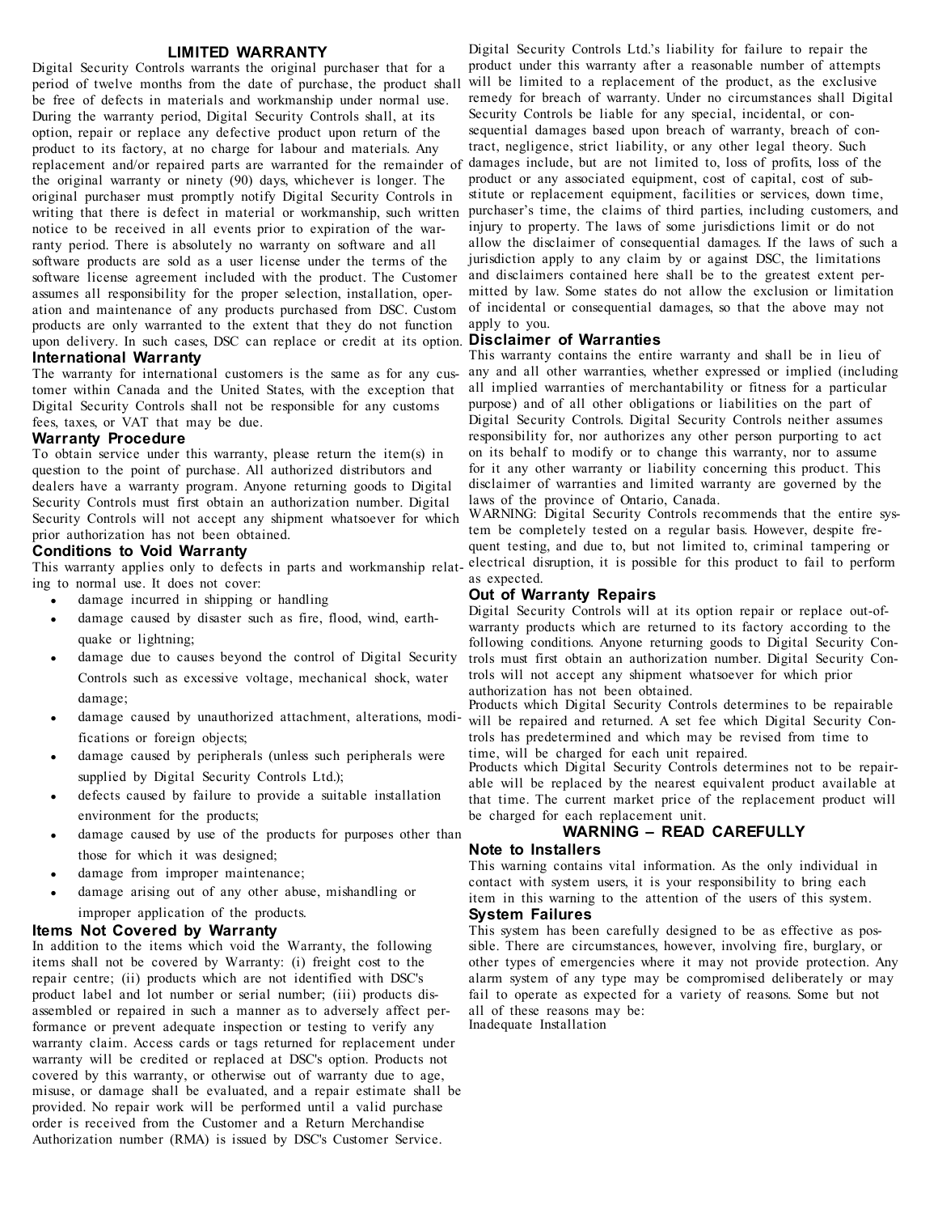## LIMITED WARRANTY

Digital Security Controls warrants the original purchaser that for a period of twelve months from the date of purchase, the product shall be free of defects in materials and workmanship under normal use. During the warranty period, Digital Security Controls shall, at its option, repair or replace any defective product upon return of the product to its factory, at no charge for labour and materials. Any replacement and/or repaired parts are warranted for the remainder of the original warranty or ninety (90) days, whichever is longer. The original purchaser must promptly notify Digital Security Controls in writing that there is defect in material or workmanship, such written notice to be received in all events prior to expiration of the warranty period. There is absolutely no warranty on software and all software products are sold as a user license under the terms of the software license agreement included with the product. The Customer assumes all responsibility for the proper selection, installation, operation and maintenance of any products purchased from DSC. Custom products are only warranted to the extent that they do not function upon delivery. In such cases, DSC can replace or credit at its option.

### International Warranty

The warranty for international customers is the same as for any customer within Canada and the United States, with the exception that Digital Security Controls shall not be responsible for any customs fees, taxes, or VAT that may be due.

### Warranty Procedure

To obtain service under this warranty, please return the item(s) in question to the point of purchase. All authorized distributors and dealers have a warranty program. Anyone returning goods to Digital Security Controls must first obtain an authorization number. Digital Security Controls will not accept any shipment whatsoever for which prior authorization has not been obtained.

### Conditions to Void Warranty

This warranty applies only to defects in parts and workmanship relating to normal use. It does not cover:

- damage incurred in shipping or handling
- damage caused by disaster such as fire, flood, wind, earthquake or lightning;
- damage due to causes beyond the control of Digital Security Controls such as excessive voltage, mechanical shock, water damage;
- damage caused by unauthorized attachment, alterations, modifications or foreign objects;
- damage caused by peripherals (unless such peripherals were supplied by Digital Security Controls Ltd.);
- defects caused by failure to provide a suitable installation environment for the products;
- damage caused by use of the products for purposes other than those for which it was designed;
- damage from improper maintenance;
- damage arising out of any other abuse, mishandling or improper application of the products.

### Items Not Covered by Warranty

In addition to the items which void the Warranty, the following items shall not be covered by Warranty: (i) freight cost to the repair centre; (ii) products which are not identified with DSC's product label and lot number or serial number; (iii) products disassembled or repaired in such a manner as to adversely affect performance or prevent adequate inspection or testing to verify any warranty claim. Access cards or tags returned for replacement under warranty will be credited or replaced at DSC's option. Products not covered by this warranty, or otherwise out of warranty due to age, misuse, or damage shall be evaluated, and a repair estimate shall be provided. No repair work will be performed until a valid purchase order is received from the Customer and a Return Merchandise Authorization number (RMA) is issued by DSC's Customer Service.

Digital Security Controls Ltd.'s liability for failure to repair the product under this warranty after a reasonable number of attempts will be limited to a replacement of the product, as the exclusive remedy for breach of warranty. Under no circumstances shall Digital Security Controls be liable for any special, incidental, or consequential damages based upon breach of warranty, breach of contract, negligence, strict liability, or any other legal theory. Such damages include, but are not limited to, loss of profits, loss of the product or any associated equipment, cost of capital, cost of substitute or replacement equipment, facilities or services, down time, purchaser's time, the claims of third parties, including customers, and injury to property. The laws of some jurisdictions limit or do not allow the disclaimer of consequential damages. If the laws of such a jurisdiction apply to any claim by or against DSC, the limitations and disclaimers contained here shall be to the greatest extent permitted by law. Some states do not allow the exclusion or limitation of incidental or consequential damages, so that the above may not apply to you.

### Disclaimer of Warranties

This warranty contains the entire warranty and shall be in lieu of any and all other warranties, whether expressed or implied (including all implied warranties of merchantability or fitness for a particular purpose) and of all other obligations or liabilities on the part of Digital Security Controls. Digital Security Controls neither assumes responsibility for, nor authorizes any other person purporting to act on its behalf to modify or to change this warranty, nor to assume for it any other warranty or liability concerning this product. This disclaimer of warranties and limited warranty are governed by the laws of the province of Ontario, Canada.

WARNING: Digital Security Controls recommends that the entire system be completely tested on a regular basis. However, despite frequent testing, and due to, but not limited to, criminal tampering or electrical disruption, it is possible for this product to fail to perform as expected.

### Out of Warranty Repairs

Digital Security Controls will at its option repair or replace out-of-warranty products which are returned to its factory according to the following conditions. Anyone returning goods to Digital Security Controls must first obtain an authorization number. Digital Security Controls will not accept any shipment whatsoever for which prior authorization has not been obtained.

Products which Digital Security Controls determines to be repairable will be repaired and returned. A set fee which Digital Security Controls has predetermined and which may be revised from time to time, will be charged for each unit repaired.

Products which Digital Security Controls determines not to be repairable will be replaced by the nearest equivalent product available at that time. The current market price of the replacement product will be charged for each replacement unit.

## WARNING – READ CAREFULLY

### Note to Installers

This warning contains vital information. As the only individual in contact with system users, it is your responsibility to bring each item in this warning to the attention of the users of this system.

### System Failures

This system has been carefully designed to be as effective as possible. There are circumstances, however, involving fire, burglary, or other types of emergencies where it may not provide protection. Any alarm system of any type may be compromised deliberately or may fail to operate as expected for a variety of reasons. Some but not all of these reasons may be:

Inadequate Installation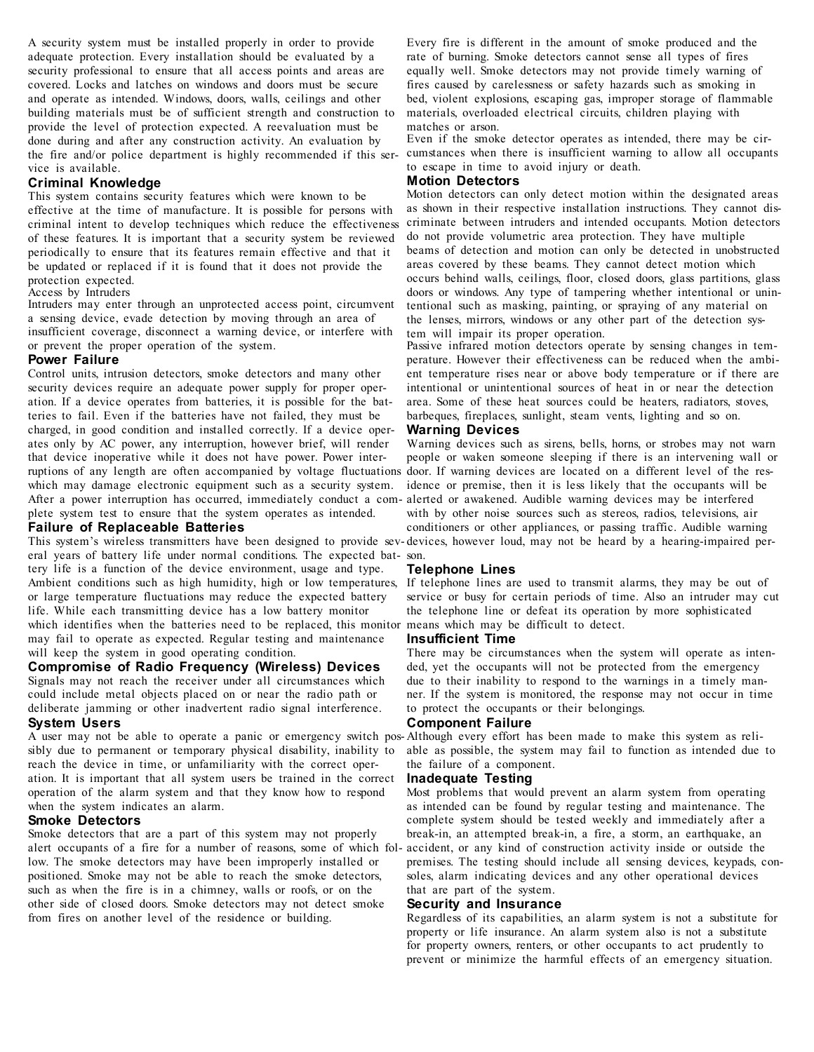A security system must be installed properly in order to provide adequate protection. Every installation should be evaluated by a security professional to ensure that all access points and areas are covered. Locks and latches on windows and doors must be secure and operate as intended. Windows, doors, walls, ceilings and other building materials must be of sufficient strength and construction to provide the level of protection expected. A reevaluation must be done during and after any construction activity. An evaluation by the fire and/or police department is highly recommended if this service is available.

### Criminal Knowledge

This system contains security features which were known to be effective at the time of manufacture. It is possible for persons with criminal intent to develop techniques which reduce the effectiveness of these features. It is important that a security system be reviewed periodically to ensure that its features remain effective and that it be updated or replaced if it is found that it does not provide the protection expected.

Access by Intruders

Intruders may enter through an unprotected access point, circumvent a sensing device, evade detection by moving through an area of insufficient coverage, disconnect a warning device, or interfere with or prevent the proper operation of the system.

### Power Failure

Control units, intrusion detectors, smoke detectors and many other security devices require an adequate power supply for proper operation. If a device operates from batteries, it is possible for the batteries to fail. Even if the batteries have not failed, they must be charged, in good condition and installed correctly. If a device operates only by AC power, any interruption, however brief, will render that device inoperative while it does not have power. Power interruptions of any length are often accompanied by voltage fluctuations which may damage electronic equipment such as a security system. After a power interruption has occurred, immediately conduct a complete system test to ensure that the system operates as intended.

### Failure of Replaceable Batteries

This system's wireless transmitters have been designed to provide several years of battery life under normal conditions. The expected battery life is a function of the device environment, usage and type. Ambient conditions such as high humidity, high or low temperatures, or large temperature fluctuations may reduce the expected battery life. While each transmitting device has a low battery monitor which identifies when the batteries need to be replaced, this monitor may fail to operate as expected. Regular testing and maintenance will keep the system in good operating condition.

### Compromise of Radio Frequency (Wireless) Devices

Signals may not reach the receiver under all circumstances which could include metal objects placed on or near the radio path or deliberate jamming or other inadvertent radio signal interference.

### System Users

A user may not be able to operate a panic or emergency switch possibly due to permanent or temporary physical disability, inability to reach the device in time, or unfamiliarity with the correct operation. It is important that all system users be trained in the correct operation of the alarm system and that they know how to respond when the system indicates an alarm.

### Smoke Detectors

Smoke detectors that are a part of this system may not properly alert occupants of a fire for a number of reasons, some of which follow. The smoke detectors may have been improperly installed or positioned. Smoke may not be able to reach the smoke detectors, such as when the fire is in a chimney, walls or roofs, or on the other side of closed doors. Smoke detectors may not detect smoke from fires on another level of the residence or building.

Every fire is different in the amount of smoke produced and the rate of burning. Smoke detectors cannot sense all types of fires equally well. Smoke detectors may not provide timely warning of fires caused by carelessness or safety hazards such as smoking in bed, violent explosions, escaping gas, improper storage of flammable materials, overloaded electrical circuits, children playing with matches or arson.

Even if the smoke detector operates as intended, there may be circumstances when there is insufficient warning to allow all occupants to escape in time to avoid injury or death.

### Motion Detectors

Motion detectors can only detect motion within the designated areas as shown in their respective installation instructions. They cannot discriminate between intruders and intended occupants. Motion detectors do not provide volumetric area protection. They have multiple beams of detection and motion can only be detected in unobstructed areas covered by these beams. They cannot detect motion which occurs behind walls, ceilings, floor, closed doors, glass partitions, glass doors or windows. Any type of tampering whether intentional or unintentional such as masking, painting, or spraying of any material on the lenses, mirrors, windows or any other part of the detection system will impair its proper operation.

Passive infrared motion detectors operate by sensing changes in temperature. However their effectiveness can be reduced when the ambient temperature rises near or above body temperature or if there are intentional or unintentional sources of heat in or near the detection area. Some of these heat sources could be heaters, radiators, stoves, barbeques, fireplaces, sunlight, steam vents, lighting and so on.

### Warning Devices

Warning devices such as sirens, bells, horns, or strobes may not warn people or waken someone sleeping if there is an intervening wall or door. If warning devices are located on a different level of the residence or premise, then it is less likely that the occupants will be alerted or awakened. Audible warning devices may be interfered with by other noise sources such as stereos, radios, televisions, air conditioners or other appliances, or passing traffic. Audible warning devices, however loud, may not be heard by a hearing-impaired person.

### Telephone Lines

If telephone lines are used to transmit alarms, they may be out of service or busy for certain periods of time. Also an intruder may cut the telephone line or defeat its operation by more sophisticated means which may be difficult to detect.

### Insufficient Time

There may be circumstances when the system will operate as intended, yet the occupants will not be protected from the emergency due to their inability to respond to the warnings in a timely manner. If the system is monitored, the response may not occur in time to protect the occupants or their belongings.

### Component Failure

Although every effort has been made to make this system as reliable as possible, the system may fail to function as intended due to the failure of a component.

### Inadequate Testing

Most problems that would prevent an alarm system from operating as intended can be found by regular testing and maintenance. The complete system should be tested weekly and immediately after a break-in, an attempted break-in, a fire, a storm, an earthquake, an accident, or any kind of construction activity inside or outside the premises. The testing should include all sensing devices, keypads, consoles, alarm indicating devices and any other operational devices that are part of the system.

### Security and Insurance

Regardless of its capabilities, an alarm system is not a substitute for property or life insurance. An alarm system also is not a substitute for property owners, renters, or other occupants to act prudently to prevent or minimize the harmful effects of an emergency situation.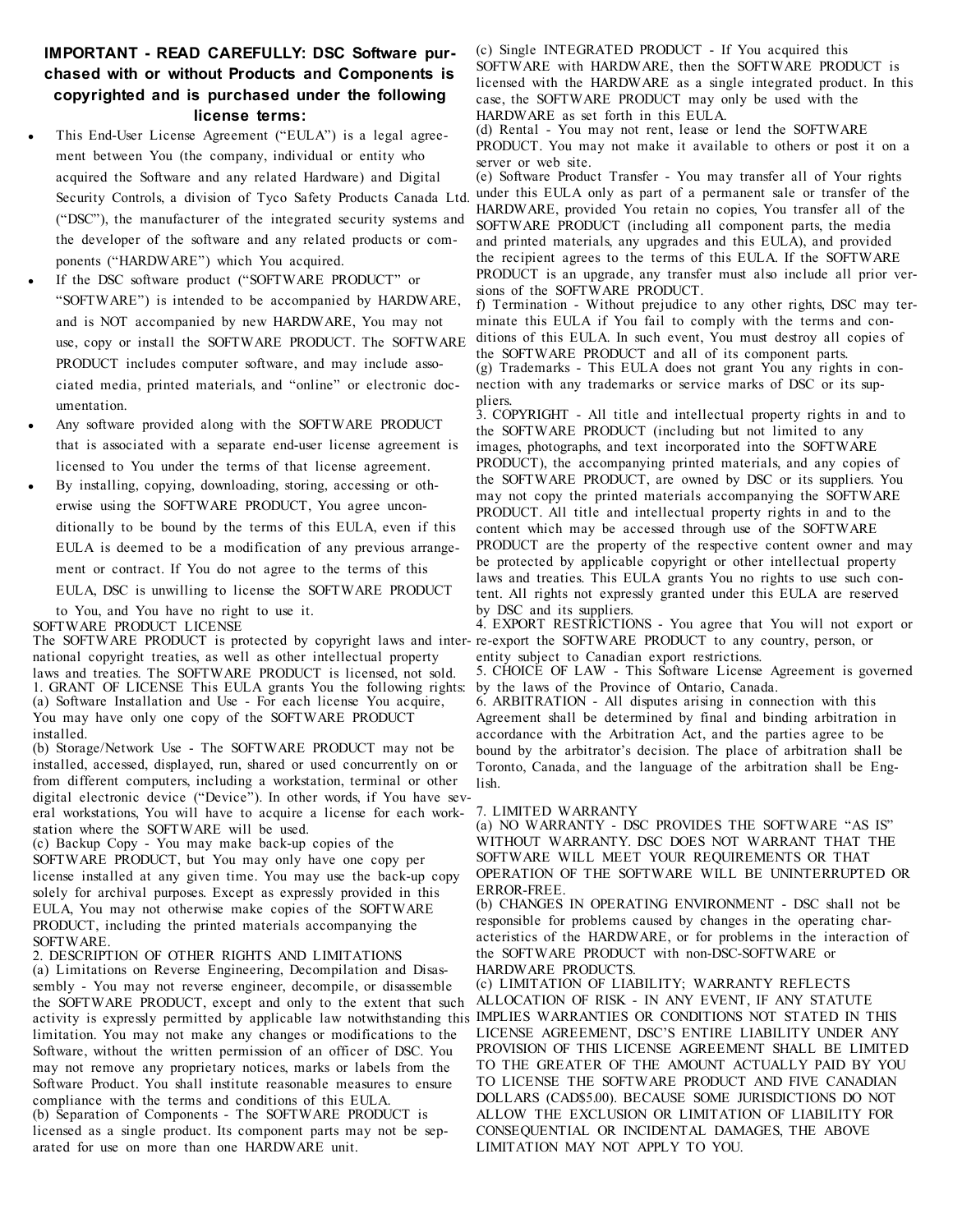**IMPORTANT - READ CAREFULLY: DSC Software purchased with or without Products and Components is copyrighted and is purchased under the following license terms:**

- This End-User License Agreement ("EULA") is a legal agreement between You (the company, individual or entity who acquired the Software and any related Hardware) and Digital Security Controls, a division of Tyco Safety Products Canada Ltd. ("DSC"), the manufacturer of the integrated security systems and the developer of the software and any related products or components ("HARDWARE") which You acquired.
- If the DSC software product ("SOFTWARE PRODUCT" or "SOFTWARE") is intended to be accompanied by HARDWARE, and is NOT accompanied by new HARDWARE, You may not use, copy or install the SOFTWARE PRODUCT. The SOFTWARE PRODUCT includes computer software, and may include associated media, printed materials, and "online" or electronic documentation.
- Any software provided along with the SOFTWARE PRODUCT that is associated with a separate end-user license agreement is licensed to You under the terms of that license agreement.
- By installing, copying, downloading, storing, accessing or otherwise using the SOFTWARE PRODUCT, You agree unconditionally to be bound by the terms of this EULA, even if this EULA is deemed to be a modification of any previous arrangement or contract. If You do not agree to the terms of this EULA, DSC is unwilling to license the SOFTWARE PRODUCT to You, and You have no right to use it.

SOFTWARE PRODUCT LICENSE

The SOFTWARE PRODUCT is protected by copyright laws and international copyright treaties, as well as other intellectual property laws and treaties. The SOFTWARE PRODUCT is licensed, not sold.

1. GRANT OF LICENSE This EULA grants You the following rights:

(a) Software Installation and Use - For each license You acquire, You may have only one copy of the SOFTWARE PRODUCT installed.

(b) Storage/Network Use - The SOFTWARE PRODUCT may not be installed, accessed, displayed, run, shared or used concurrently on or from different computers, including a workstation, terminal or other digital electronic device ("Device"). In other words, if You have several workstations, You will have to acquire a license for each workstation where the SOFTWARE will be used.

(c) Backup Copy - You may make back-up copies of the SOFTWARE PRODUCT, but You may only have one copy per license installed at any given time. You may use the back-up copy solely for archival purposes. Except as expressly provided in this EULA, You may not otherwise make copies of the SOFTWARE PRODUCT, including the printed materials accompanying the SOFTWARE.

2. DESCRIPTION OF OTHER RIGHTS AND LIMITATIONS

(a) Limitations on Reverse Engineering, Decompilation and Disassembly - You may not reverse engineer, decompile, or disassemble the SOFTWARE PRODUCT, except and only to the extent that such activity is expressly permitted by applicable law notwithstanding this limitation. You may not make any changes or modifications to the Software, without the written permission of an officer of DSC. You may not remove any proprietary notices, marks or labels from the Software Product. You shall institute reasonable measures to ensure compliance with the terms and conditions of this EULA.

(b) Separation of Components - The SOFTWARE PRODUCT is licensed as a single product. Its component parts may not be separated for use on more than one HARDWARE unit.

(c) Single INTEGRATED PRODUCT - If You acquired this SOFTWARE with HARDWARE, then the SOFTWARE PRODUCT is licensed with the HARDWARE as a single integrated product. In this case, the SOFTWARE PRODUCT may only be used with the HARDWARE as set forth in this EULA.

(d) Rental - You may not rent, lease or lend the SOFTWARE PRODUCT. You may not make it available to others or post it on a server or web site.

(e) Software Product Transfer - You may transfer all of Your rights under this EULA only as part of a permanent sale or transfer of the HARDWARE, provided You retain no copies, You transfer all of the SOFTWARE PRODUCT (including all component parts, the media and printed materials, any upgrades and this EULA), and provided the recipient agrees to the terms of this EULA. If the SOFTWARE PRODUCT is an upgrade, any transfer must also include all prior versions of the SOFTWARE PRODUCT.

f) Termination - Without prejudice to any other rights, DSC may terminate this EULA if You fail to comply with the terms and conditions of this EULA. In such event, You must destroy all copies of the SOFTWARE PRODUCT and all of its component parts.

(g) Trademarks - This EULA does not grant You any rights in connection with any trademarks or service marks of DSC or its suppliers.

3. COPYRIGHT - All title and intellectual property rights in and to the SOFTWARE PRODUCT (including but not limited to any images, photographs, and text incorporated into the SOFTWARE PRODUCT), the accompanying printed materials, and any copies of the SOFTWARE PRODUCT, are owned by DSC or its suppliers. You may not copy the printed materials accompanying the SOFTWARE PRODUCT. All title and intellectual property rights in and to the content which may be accessed through use of the SOFTWARE PRODUCT are the property of the respective content owner and may be protected by applicable copyright or other intellectual property laws and treaties. This EULA grants You no rights to use such content. All rights not expressly granted under this EULA are reserved by DSC and its suppliers.

4. EXPORT RESTRICTIONS - You agree that You will not export or re-export the SOFTWARE PRODUCT to any country, person, or entity subject to Canadian export restrictions.

5. CHOICE OF LAW - This Software License Agreement is governed by the laws of the Province of Ontario, Canada.

6. ARBITRATION - All disputes arising in connection with this Agreement shall be determined by final and binding arbitration in accordance with the Arbitration Act, and the parties agree to be bound by the arbitrator's decision. The place of arbitration shall be Toronto, Canada, and the language of the arbitration shall be English.

7. LIMITED WARRANTY

(a) NO WARRANTY - DSC PROVIDES THE SOFTWARE "AS IS" WITHOUT WARRANTY. DSC DOES NOT WARRANT THAT THE SOFTWARE WILL MEET YOUR REQUIREMENTS OR THAT OPERATION OF THE SOFTWARE WILL BE UNINTERRUPTED OR ERROR-FREE.

(b) CHANGES IN OPERATING ENVIRONMENT - DSC shall not be responsible for problems caused by changes in the operating characteristics of the HARDWARE, or for problems in the interaction of the SOFTWARE PRODUCT with non-DSC-SOFTWARE or HARDWARE PRODUCTS.

(c) LIMITATION OF LIABILITY; WARRANTY REFLECTS ALLOCATION OF RISK - IN ANY EVENT, IF ANY STATUTE IMPLIES WARRANTIES OR CONDITIONS NOT STATED IN THIS LICENSE AGREEMENT, DSC'S ENTIRE LIABILITY UNDER ANY PROVISION OF THIS LICENSE AGREEMENT SHALL BE LIMITED TO THE GREATER OF THE AMOUNT ACTUALLY PAID BY YOU TO LICENSE THE SOFTWARE PRODUCT AND FIVE CANADIAN DOLLARS (CAD$5.00). BECAUSE SOME JURISDICTIONS DO NOT ALLOW THE EXCLUSION OR LIMITATION OF LIABILITY FOR CONSEQUENTIAL OR INCIDENTAL DAMAGES, THE ABOVE LIMITATION MAY NOT APPLY TO YOU.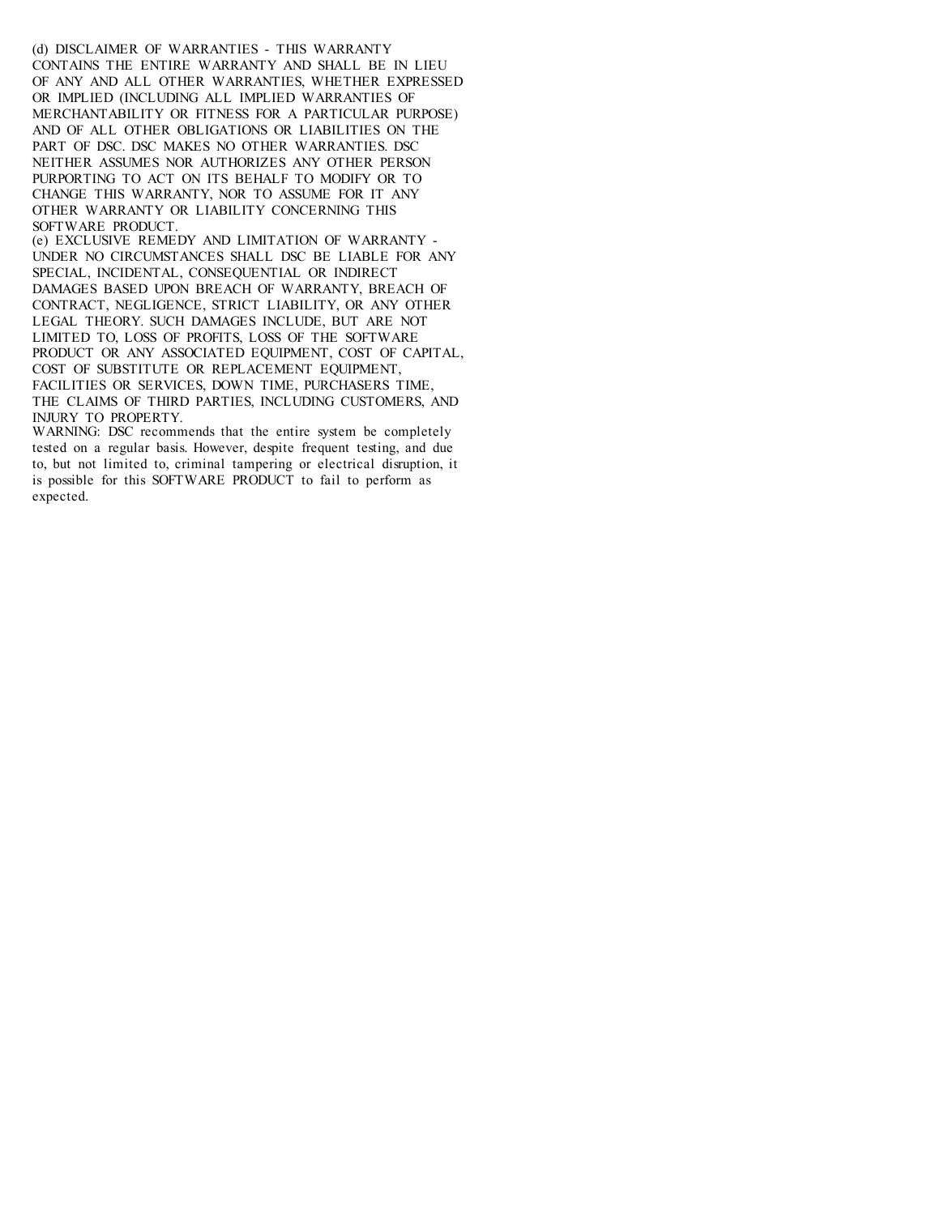(d) DISCLAIMER OF WARRANTIES - THIS WARRANTY CONTAINS THE ENTIRE WARRANTY AND SHALL BE IN LIEU OF ANY AND ALL OTHER WARRANTIES, WHETHER EXPRESSED OR IMPLIED (INCLUDING ALL IMPLIED WARRANTIES OF MERCHANTABILITY OR FITNESS FOR A PARTICULAR PURPOSE) AND OF ALL OTHER OBLIGATIONS OR LIABILITIES ON THE PART OF DSC. DSC MAKES NO OTHER WARRANTIES. DSC NEITHER ASSUMES NOR AUTHORIZES ANY OTHER PERSON PURPORTING TO ACT ON ITS BEHALF TO MODIFY OR TO CHANGE THIS WARRANTY, NOR TO ASSUME FOR IT ANY OTHER WARRANTY OR LIABILITY CONCERNING THIS SOFTWARE PRODUCT.

(e) EXCLUSIVE REMEDY AND LIMITATION OF WARRANTY - UNDER NO CIRCUMSTANCES SHALL DSC BE LIABLE FOR ANY SPECIAL, INCIDENTAL, CONSEQUENTIAL OR INDIRECT DAMAGES BASED UPON BREACH OF WARRANTY, BREACH OF CONTRACT, NEGLIGENCE, STRICT LIABILITY, OR ANY OTHER LEGAL THEORY. SUCH DAMAGES INCLUDE, BUT ARE NOT LIMITED TO, LOSS OF PROFITS, LOSS OF THE SOFTWARE PRODUCT OR ANY ASSOCIATED EQUIPMENT, COST OF CAPITAL, COST OF SUBSTITUTE OR REPLACEMENT EQUIPMENT, FACILITIES OR SERVICES, DOWN TIME, PURCHASERS TIME, THE CLAIMS OF THIRD PARTIES, INCLUDING CUSTOMERS, AND INJURY TO PROPERTY.

WARNING: DSC recommends that the entire system be completely tested on a regular basis. However, despite frequent testing, and due to, but not limited to, criminal tampering or electrical disruption, it is possible for this SOFTWARE PRODUCT to fail to perform as expected.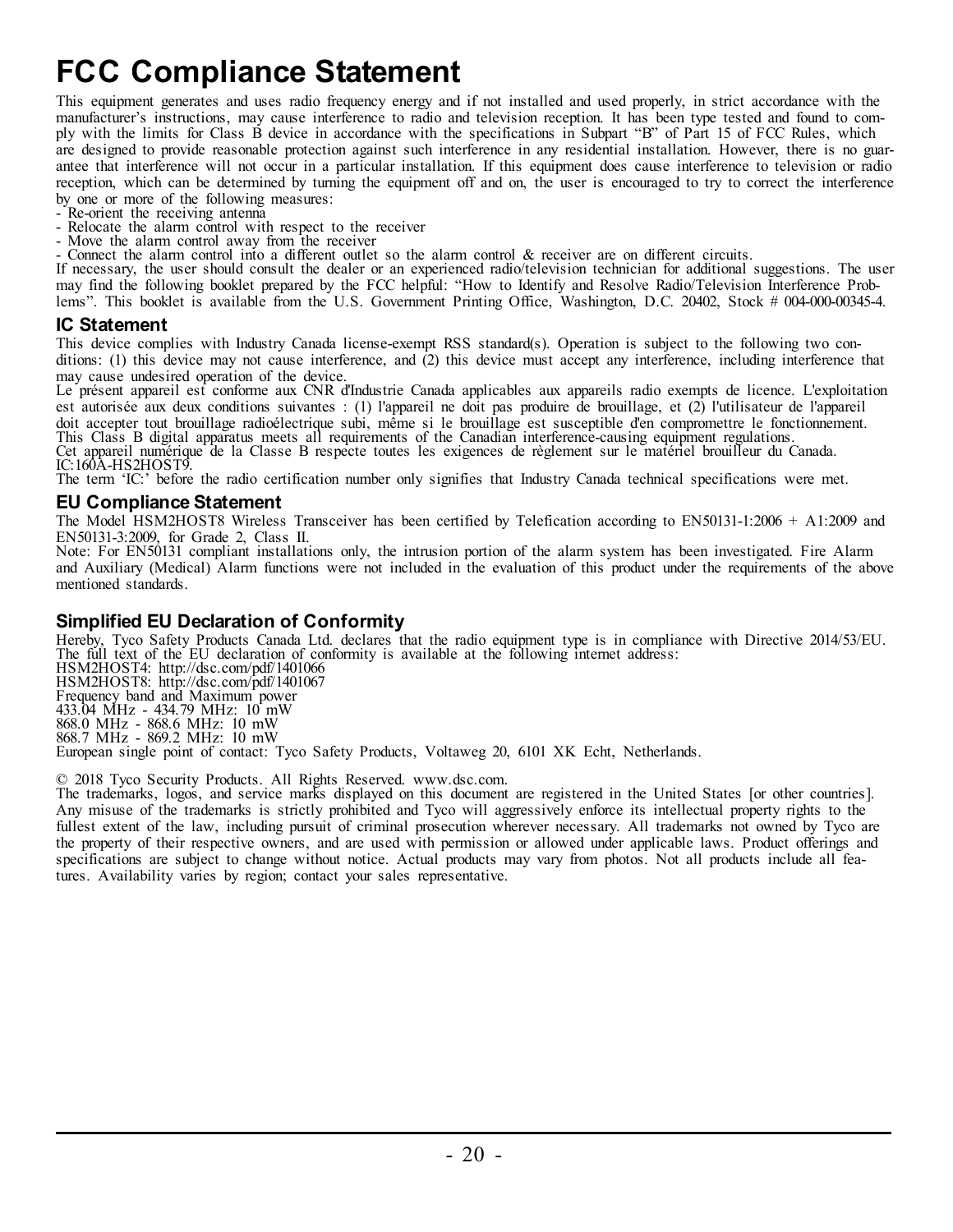# FCC Compliance Statement

This equipment generates and uses radio frequency energy and if not installed and used properly, in strict accordance with the manufacturer's instructions, may cause interference to radio and television reception. It has been type tested and found to comply with the limits for Class B device in accordance with the specifications in Subpart "B" of Part 15 of FCC Rules, which are designed to provide reasonable protection against such interference in any residential installation. However, there is no guarantee that interference will not occur in a particular installation. If this equipment does cause interference to television or radio reception, which can be determined by turning the equipment off and on, the user is encouraged to try to correct the interference by one or more of the following measures:

- Re-orient the receiving antenna
- Relocate the alarm control with respect to the receiver
- Move the alarm control away from the receiver
- Connect the alarm control into a different outlet so the alarm control & receiver are on different circuits.

If necessary, the user should consult the dealer or an experienced radio/television technician for additional suggestions. The user may find the following booklet prepared by the FCC helpful: "How to Identify and Resolve Radio/Television Interference Problems". This booklet is available from the U.S. Government Printing Office, Washington, D.C. 20402, Stock # 004-000-00345-4.

## IC Statement

This device complies with Industry Canada license-exempt RSS standard(s). Operation is subject to the following two conditions: (1) this device may not cause interference, and (2) this device must accept any interference, including interference that may cause undesired operation of the device.

Le présent appareil est conforme aux CNR d'Industrie Canada applicables aux appareils radio exempts de licence. L'exploitation est autorisée aux deux conditions suivantes : (1) l'appareil ne doit pas produire de brouillage, et (2) l'utilisateur de l'appareil doit accepter tout brouillage radioélectrique subi, même si le brouillage est susceptible d'en compromettre le fonctionnement.

This Class B digital apparatus meets all requirements of the Canadian interference-causing equipment regulations.

Cet appareil numérique de la Classe B respecte toutes les exigences de règlement sur le matériel brouilleur du Canada.

IC:160A-HS2HOST9.

The term 'IC:' before the radio certification number only signifies that Industry Canada technical specifications were met.

## EU Compliance Statement

The Model HSM2HOST8 Wireless Transceiver has been certified by Telefication according to EN50131-1:2006 + A1:2009 and EN50131-3:2009, for Grade 2, Class II.

Note: For EN50131 compliant installations only, the intrusion portion of the alarm system has been investigated. Fire Alarm and Auxiliary (Medical) Alarm functions were not included in the evaluation of this product under the requirements of the above mentioned standards.

## Simplified EU Declaration of Conformity

Hereby, Tyco Safety Products Canada Ltd. declares that the radio equipment type is in compliance with Directive 2014/53/EU. The full text of the EU declaration of conformity is available at the following internet address:

HSM2HOST4: http://dsc.com/pdf/1401066
HSM2HOST8: http://dsc.com/pdf/1401067

Frequency band and Maximum power
433.04 MHz - 434.79 MHz: 10 mW
868.0 MHz - 868.6 MHz: 10 mW
868.7 MHz - 869.2 MHz: 10 mW

European single point of contact: Tyco Safety Products, Voltaweg 20, 6101 XK Echt, Netherlands.

© 2018 Tyco Security Products. All Rights Reserved. www.dsc.com.
The trademarks, logos, and service marks displayed on this document are registered in the United States [or other countries]. Any misuse of the trademarks is strictly prohibited and Tyco will aggressively enforce its intellectual property rights to the fullest extent of the law, including pursuit of criminal prosecution wherever necessary. All trademarks not owned by Tyco are the property of their respective owners, and are used with permission or allowed under applicable laws. Product offerings and specifications are subject to change without notice. Actual products may vary from photos. Not all products include all features. Availability varies by region; contact your sales representative.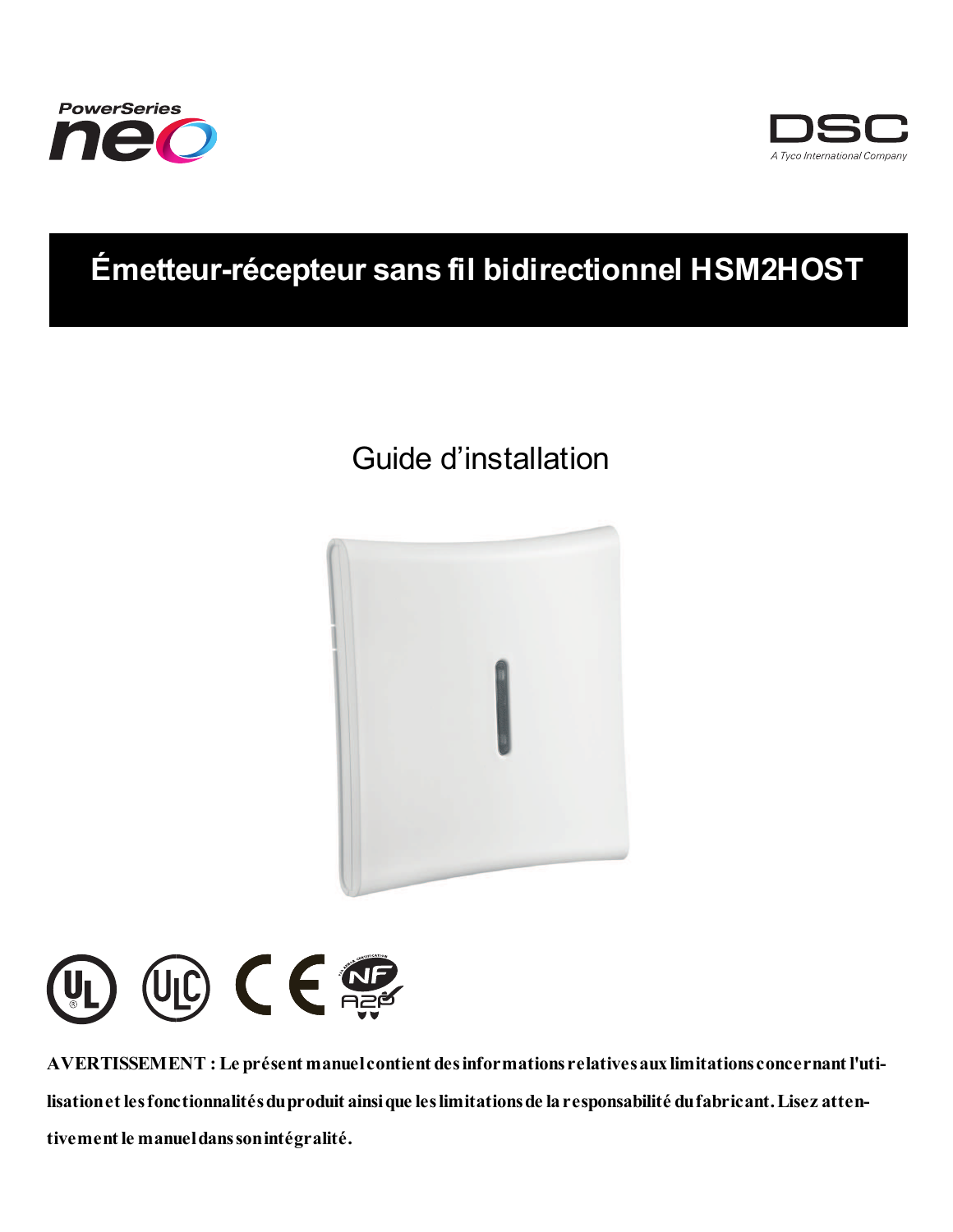# Émetteur-récepteur sans fil bidirectionnel HSM2HOST

Guide d'installation

**AVERTISSEMENT : Le présent manuel contient des informations relatives aux limitations concernant l'utilisation et les fonctionnalités du produit ainsi que les limitations de la responsabilité du fabricant. Lisez attentivement le manuel dans son intégralité.**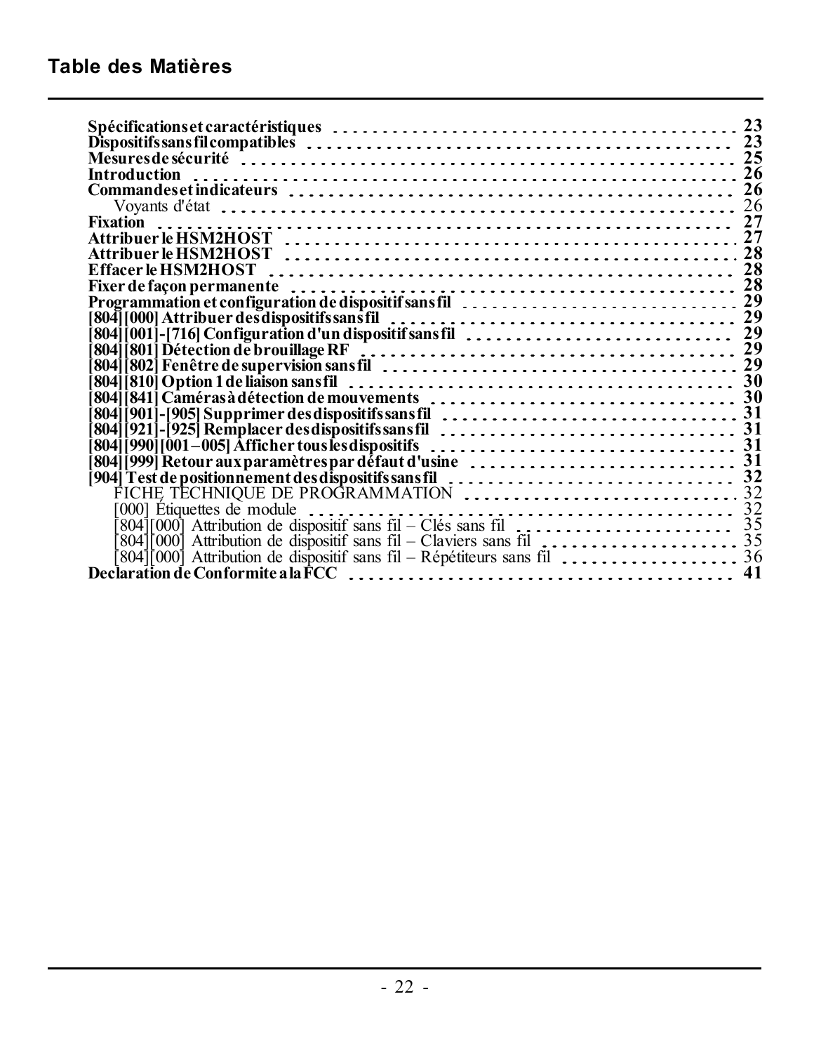## Table des Matières

**Spécifications et caractéristiques** . . . 23
**Dispositifs sans fil compatibles** . . . 23
**Mesures de sécurité** . . . 25
**Introduction** . . . 26
**Commandes et indicateurs** . . . 26
  Voyants d'état . . . 26
**Fixation** . . . 27
**Attribuer le HSM2HOST** . . . 27
**Attribuer le HSM2HOST** . . . 28
**Effacer le HSM2HOST** . . . 28
**Fixer de façon permanente** . . . 28
**Programmation et configuration de dispositif sans fil** . . . 29
**[804][000] Attribuer des dispositifs sans fil** . . . 29
**[804][001]-[716] Configuration d'un dispositif sans fil** . . . 29
**[804][801] Détection de brouillage RF** . . . 29
**[804][802] Fenêtre de supervision sans fil** . . . 29
**[804][810] Option 1 de liaison sans fil** . . . 30
**[804][841] Caméras à détection de mouvements** . . . 30
**[804][901]-[905] Supprimer des dispositifs sans fil** . . . 31
**[804][921]-[925] Remplacer des dispositifs sans fil** . . . 31
**[804][990][001 – 005] Afficher tous les dispositifs** . . . 31
**[804][999] Retour aux paramètres par défaut d'usine** . . . 31
**[904] Test de positionnement des dispositifs sans fil** . . . 32
  FICHE TECHNIQUE DE PROGRAMMATION . . . 32
  [000] Étiquettes de module . . . 32
  [804][000] Attribution de dispositif sans fil – Clés sans fil . . . 35
  [804][000] Attribution de dispositif sans fil – Claviers sans fil . . . 35
  [804][000] Attribution de dispositif sans fil – Répétiteurs sans fil . . . 36
**Declaration de Conformite a la FCC** . . . 41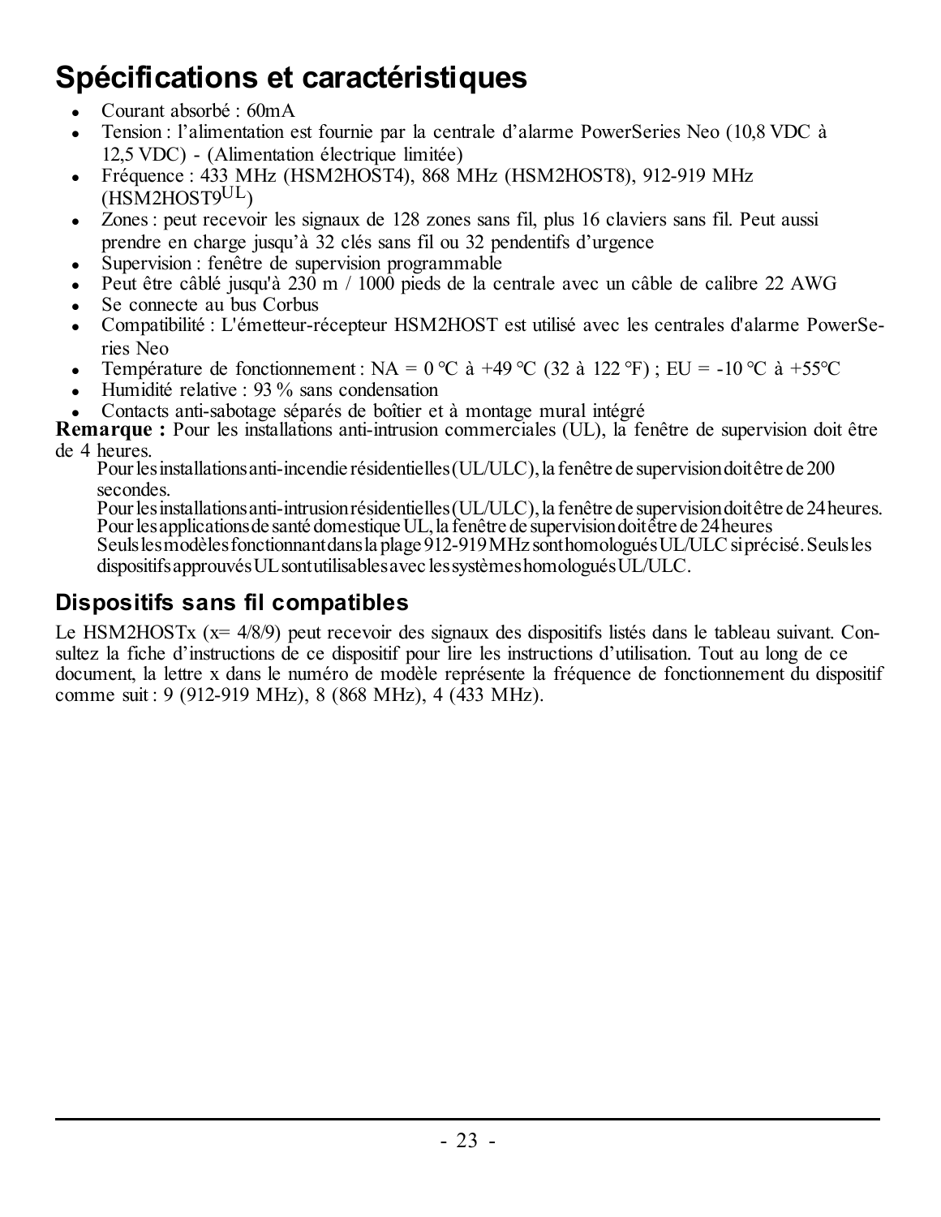# Spécifications et caractéristiques

- Courant absorbé : 60mA
- Tension : l'alimentation est fournie par la centrale d'alarme PowerSeries Neo (10,8 VDC à 12,5 VDC) - (Alimentation électrique limitée)
- Fréquence : 433 MHz (HSM2HOST4), 868 MHz (HSM2HOST8), 912-919 MHz (HSM2HOST9UL)
- Zones : peut recevoir les signaux de 128 zones sans fil, plus 16 claviers sans fil. Peut aussi prendre en charge jusqu'à 32 clés sans fil ou 32 pendentifs d'urgence
- Supervision : fenêtre de supervision programmable
- Peut être câblé jusqu'à 230 m / 1000 pieds de la centrale avec un câble de calibre 22 AWG
- Se connecte au bus Corbus
- Compatibilité : L'émetteur-récepteur HSM2HOST est utilisé avec les centrales d'alarme PowerSeries Neo
- Température de fonctionnement : NA = 0 °C à +49 °C (32 à 122 °F) ; EU = -10 °C à +55°C
- Humidité relative : 93 % sans condensation
- Contacts anti-sabotage séparés de boîtier et à montage mural intégré

**Remarque :** Pour les installations anti-intrusion commerciales (UL), la fenêtre de supervision doit être de 4 heures.

Pour les installations anti-incendie résidentielles (UL/ULC), la fenêtre de supervision doit être de 200 secondes.

Pour les installations anti-intrusion résidentielles (UL/ULC), la fenêtre de supervision doit être de 24 heures.

Pour les applications de santé domestique UL, la fenêtre de supervision doit être de 24 heures

Seuls les modèles fonctionnant dans la plage 912-919 MHz sont homologués UL/ULC si précisé. Seuls les dispositifs approuvés UL sont utilisables avec les systèmes homologués UL/ULC.

## Dispositifs sans fil compatibles

Le HSM2HOSTx (x= 4/8/9) peut recevoir des signaux des dispositifs listés dans le tableau suivant. Consultez la fiche d'instructions de ce dispositif pour lire les instructions d'utilisation. Tout au long de ce document, la lettre x dans le numéro de modèle représente la fréquence de fonctionnement du dispositif comme suit : 9 (912-919 MHz), 8 (868 MHz), 4 (433 MHz).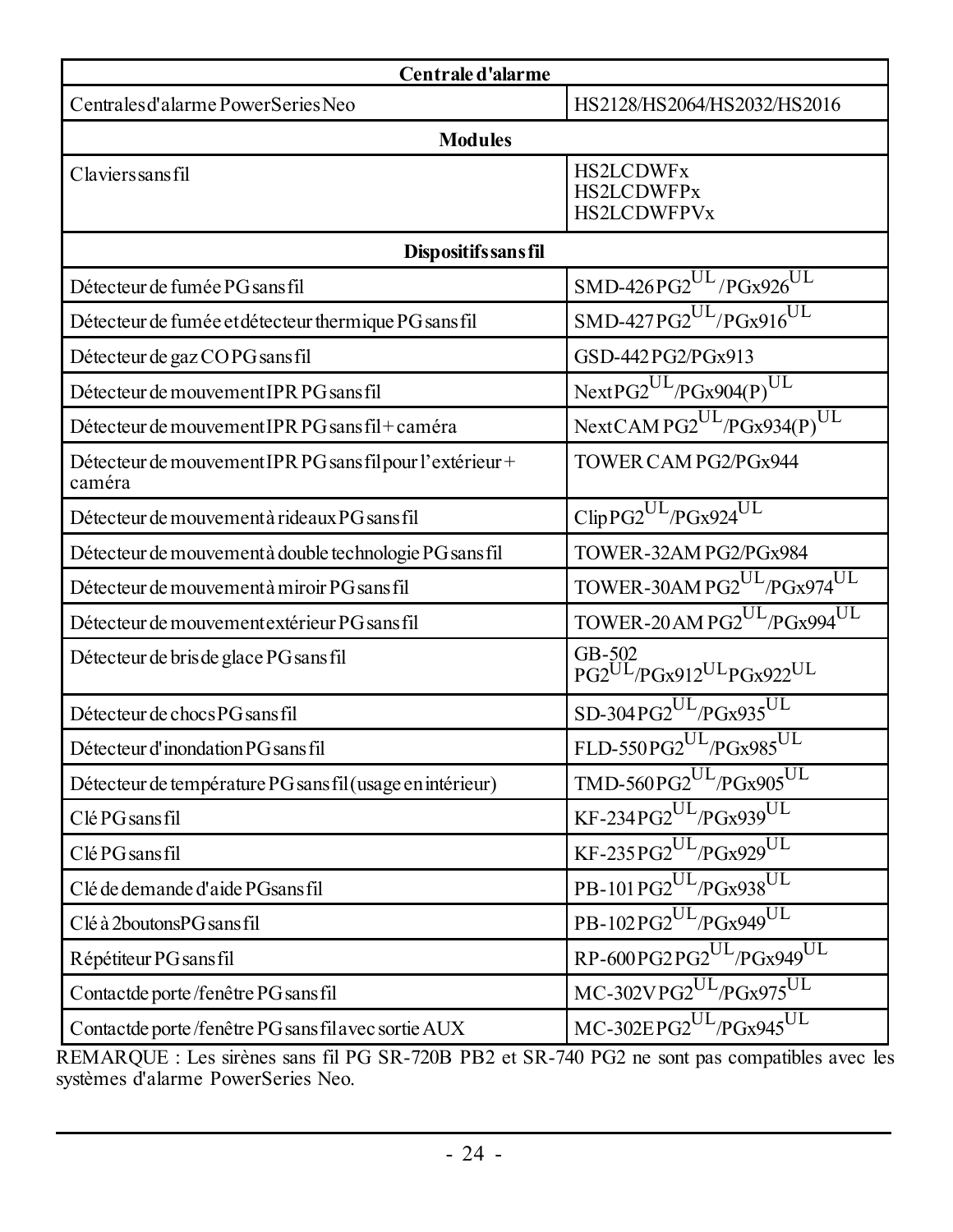| Centrale d'alarme | |
|---|---|
| Centrales d'alarme PowerSeries Neo | HS2128/HS2064/HS2032/HS2016 |
| **Modules** | |
| Claviers sans fil | HS2LCDWFx<br>HS2LCDWFPx<br>HS2LCDWFPVx |
| **Dispositifs sans fil** | |
| Détecteur de fumée PG sans fil | SMD-426 PG2[UL] /PGx926[UL] |
| Détecteur de fumée et détecteur thermique PG sans fil | SMD-427 PG2[UL]/PGx916[UL] |
| Détecteur de gaz CO PG sans fil | GSD-442 PG2/PGx913 |
| Détecteur de mouvement IPR PG sans fil | Next PG2[UL]/PGx904(P)[UL] |
| Détecteur de mouvement IPR PG sans fil + caméra | Next CAM PG2[UL]/PGx934(P)[UL] |
| Détecteur de mouvement IPR PG sans fil pour l'extérieur + caméra | TOWER CAM PG2/PGx944 |
| Détecteur de mouvement à rideaux PG sans fil | Clip PG2[UL]/PGx924[UL] |
| Détecteur de mouvement à double technologie PG sans fil | TOWER-32AM PG2/PGx984 |
| Détecteur de mouvement à miroir PG sans fil | TOWER-30AM PG2[UL]/PGx974[UL] |
| Détecteur de mouvement extérieur PG sans fil | TOWER-20AM PG2[UL]/PGx994[UL] |
| Détecteur de bris de glace PG sans fil | GB-502<br>PG2[UL]/PGx912[UL] PGx922[UL] |
| Détecteur de chocs PG sans fil | SD-304 PG2[UL]/PGx935[UL] |
| Détecteur d'inondation PG sans fil | FLD-550 PG2[UL]/PGx985[UL] |
| Détecteur de température PG sans fil (usage en intérieur) | TMD-560 PG2[UL]/PGx905[UL] |
| Clé PG sans fil | KF-234 PG2[UL]/PGx939[UL] |
| Clé PG sans fil | KF-235 PG2[UL]/PGx929[UL] |
| Clé de demande d'aide PG sans fil | PB-101 PG2[UL]/PGx938[UL] |
| Clé à 2 boutons PG sans fil | PB-102 PG2[UL]/PGx949[UL] |
| Répétiteur PG sans fil | RP-600 PG2 PG2[UL]/PGx949[UL] |
| Contact de porte /fenêtre PG sans fil | MC-302V PG2[UL]/PGx975[UL] |
| Contact de porte /fenêtre PG sans fil avec sortie AUX | MC-302E PG2[UL]/PGx945[UL] |

REMARQUE : Les sirènes sans fil PG SR-720B PB2 et SR-740 PG2 ne sont pas compatibles avec les systèmes d'alarme PowerSeries Neo.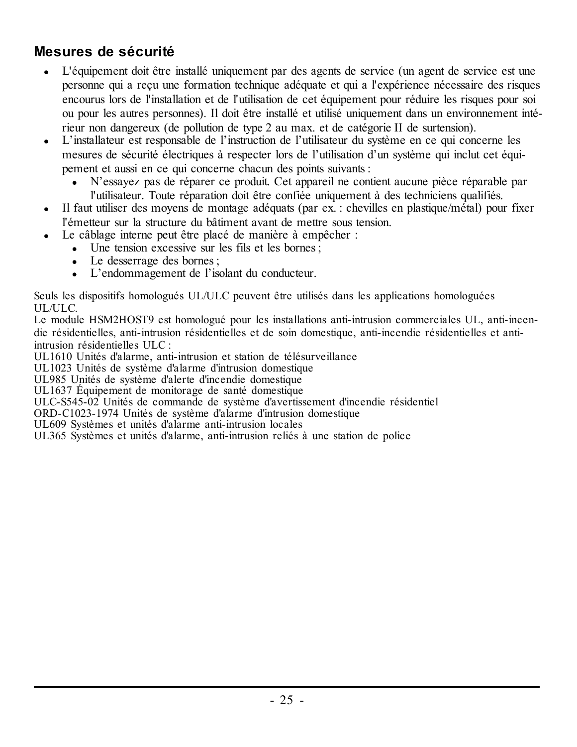## Mesures de sécurité

- L'équipement doit être installé uniquement par des agents de service (un agent de service est une personne qui a reçu une formation technique adéquate et qui a l'expérience nécessaire des risques encourus lors de l'installation et de l'utilisation de cet équipement pour réduire les risques pour soi ou pour les autres personnes). Il doit être installé et utilisé uniquement dans un environnement intérieur non dangereux (de pollution de type 2 au max. et de catégorie II de surtension).
- L'installateur est responsable de l'instruction de l'utilisateur du système en ce qui concerne les mesures de sécurité électriques à respecter lors de l'utilisation d'un système qui inclut cet équipement et aussi en ce qui concerne chacun des points suivants :
  - N'essayez pas de réparer ce produit. Cet appareil ne contient aucune pièce réparable par l'utilisateur. Toute réparation doit être confiée uniquement à des techniciens qualifiés.
- Il faut utiliser des moyens de montage adéquats (par ex. : chevilles en plastique/métal) pour fixer l'émetteur sur la structure du bâtiment avant de mettre sous tension.
- Le câblage interne peut être placé de manière à empêcher :
  - Une tension excessive sur les fils et les bornes ;
  - Le desserrage des bornes ;
  - L'endommagement de l'isolant du conducteur.

Seuls les dispositifs homologués UL/ULC peuvent être utilisés dans les applications homologuées UL/ULC.
Le module HSM2HOST9 est homologué pour les installations anti-intrusion commerciales UL, anti-incendie résidentielles, anti-intrusion résidentielles et de soin domestique, anti-incendie résidentielles et anti-intrusion résidentielles ULC :
UL1610 Unités d'alarme, anti-intrusion et station de télésurveillance
UL1023 Unités de système d'alarme d'intrusion domestique
UL985 Unités de système d'alerte d'incendie domestique
UL1637 Équipement de monitorage de santé domestique
ULC-S545-02 Unités de commande de système d'avertissement d'incendie résidentiel
ORD-C1023-1974 Unités de système d'alarme d'intrusion domestique
UL609 Systèmes et unités d'alarme anti-intrusion locales
UL365 Systèmes et unités d'alarme, anti-intrusion reliés à une station de police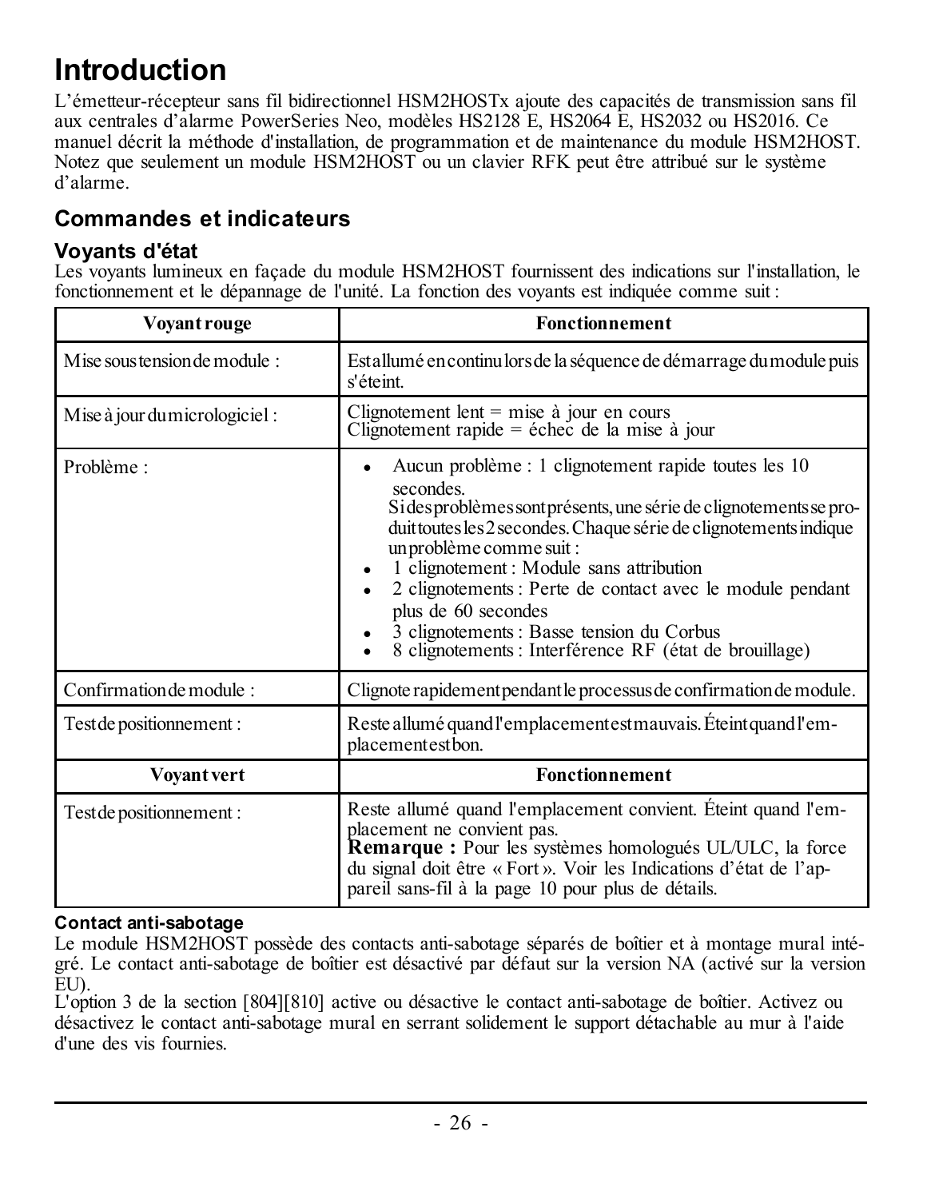# Introduction

L'émetteur-récepteur sans fil bidirectionnel HSM2HOSTx ajoute des capacités de transmission sans fil aux centrales d'alarme PowerSeries Neo, modèles HS2128 E, HS2064 E, HS2032 ou HS2016. Ce manuel décrit la méthode d'installation, de programmation et de maintenance du module HSM2HOST. Notez que seulement un module HSM2HOST ou un clavier RFK peut être attribué sur le système d'alarme.

## Commandes et indicateurs

### Voyants d'état

Les voyants lumineux en façade du module HSM2HOST fournissent des indications sur l'installation, le fonctionnement et le dépannage de l'unité. La fonction des voyants est indiquée comme suit :

| Voyant rouge | Fonctionnement |
|---|---|
| Mise sous tension de module : | Est allumé en continu lors de la séquence de démarrage du module puis s'éteint. |
| Mise à jour du micrologiciel : | Clignotement lent = mise à jour en cours<br>Clignotement rapide = échec de la mise à jour |
| Problème : | • Aucun problème : 1 clignotement rapide toutes les 10 secondes.<br>Si des problèmes sont présents, une série de clignotements se produit toutes les 2 secondes. Chaque série de clignotements indique un problème comme suit :<br>• 1 clignotement : Module sans attribution<br>• 2 clignotements : Perte de contact avec le module pendant plus de 60 secondes<br>• 3 clignotements : Basse tension du Corbus<br>• 8 clignotements : Interférence RF (état de brouillage) |
| Confirmation de module : | Clignote rapidement pendant le processus de confirmation de module. |
| Test de positionnement : | Reste allumé quand l'emplacement est mauvais. Éteint quand l'emplacement est bon. |
| **Voyant vert** | **Fonctionnement** |
| Test de positionnement : | Reste allumé quand l'emplacement convient. Éteint quand l'emplacement ne convient pas.<br>**Remarque :** Pour les systèmes homologués UL/ULC, la force du signal doit être « Fort ». Voir les Indications d'état de l'appareil sans-fil à la page 10 pour plus de détails. |

#### Contact anti-sabotage

Le module HSM2HOST possède des contacts anti-sabotage séparés de boîtier et à montage mural intégré. Le contact anti-sabotage de boîtier est désactivé par défaut sur la version NA (activé sur la version EU).

L'option 3 de la section [804][810] active ou désactive le contact anti-sabotage de boîtier. Activez ou désactivez le contact anti-sabotage mural en serrant solidement le support détachable au mur à l'aide d'une des vis fournies.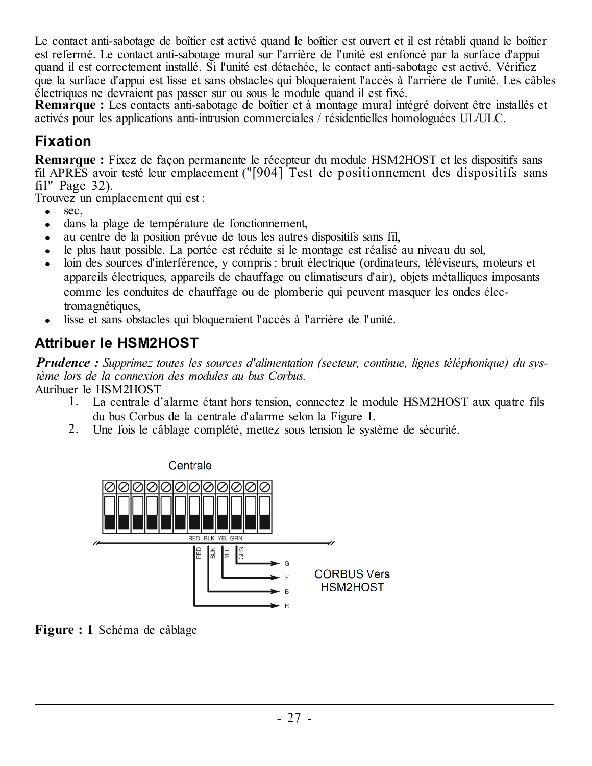Le contact anti-sabotage de boîtier est activé quand le boîtier est ouvert et il est rétabli quand le boîtier est refermé. Le contact anti-sabotage mural sur l'arrière de l'unité est enfoncé par la surface d'appui quand il est correctement installé. Si l'unité est détachée, le contact anti-sabotage est activé. Vérifiez que la surface d'appui est lisse et sans obstacles qui bloqueraient l'accès à l'arrière de l'unité. Les câbles électriques ne devraient pas passer sur ou sous le module quand il est fixé.

**Remarque :** Les contacts anti-sabotage de boîtier et à montage mural intégré doivent être installés et activés pour les applications anti-intrusion commerciales / résidentielles homologuées UL/ULC.

## Fixation

**Remarque :** Fixez de façon permanente le récepteur du module HSM2HOST et les dispositifs sans fil APRÈS avoir testé leur emplacement ("[904] Test de positionnement des dispositifs sans fil" Page 32).

Trouvez un emplacement qui est :

- sec,
- dans la plage de température de fonctionnement,
- au centre de la position prévue de tous les autres dispositifs sans fil,
- le plus haut possible. La portée est réduite si le montage est réalisé au niveau du sol,
- loin des sources d'interférence, y compris : bruit électrique (ordinateurs, téléviseurs, moteurs et appareils électriques, appareils de chauffage ou climatiseurs d'air), objets métalliques imposants comme les conduites de chauffage ou de plomberie qui peuvent masquer les ondes électromagnétiques,
- lisse et sans obstacles qui bloqueraient l'accès à l'arrière de l'unité.

## Attribuer le HSM2HOST

***Prudence :*** *Supprimez toutes les sources d'alimentation (secteur, continue, lignes téléphonique) du système lors de la connexion des modules au bus Corbus.*

Attribuer le HSM2HOST

1. La centrale d'alarme étant hors tension, connectez le module HSM2HOST aux quatre fils du bus Corbus de la centrale d'alarme selon la Figure 1.
2. Une fois le câblage complété, mettez sous tension le système de sécurité.

Centrale

RED BLK YEL GRN

G Y B R

CORBUS Vers HSM2HOST

**Figure : 1** Schéma de câblage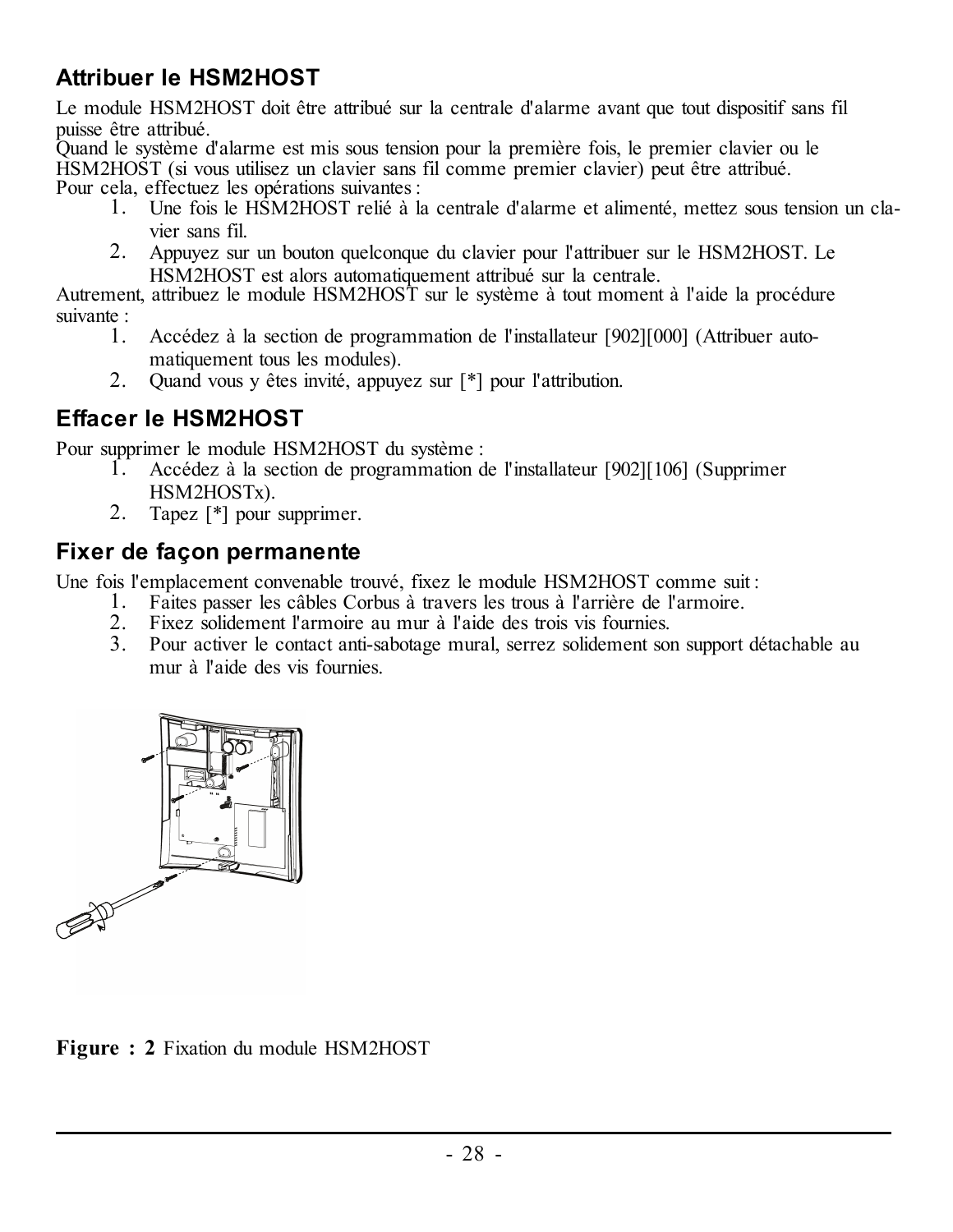## Attribuer le HSM2HOST

Le module HSM2HOST doit être attribué sur la centrale d'alarme avant que tout dispositif sans fil puisse être attribué.
Quand le système d'alarme est mis sous tension pour la première fois, le premier clavier ou le HSM2HOST (si vous utilisez un clavier sans fil comme premier clavier) peut être attribué.
Pour cela, effectuez les opérations suivantes :

1. Une fois le HSM2HOST relié à la centrale d'alarme et alimenté, mettez sous tension un clavier sans fil.
2. Appuyez sur un bouton quelconque du clavier pour l'attribuer sur le HSM2HOST. Le HSM2HOST est alors automatiquement attribué sur la centrale.

Autrement, attribuez le module HSM2HOST sur le système à tout moment à l'aide la procédure suivante :

1. Accédez à la section de programmation de l'installateur [902][000] (Attribuer automatiquement tous les modules).
2. Quand vous y êtes invité, appuyez sur [*] pour l'attribution.

## Effacer le HSM2HOST

Pour supprimer le module HSM2HOST du système :

1. Accédez à la section de programmation de l'installateur [902][106] (Supprimer HSM2HOSTx).
2. Tapez [*] pour supprimer.

## Fixer de façon permanente

Une fois l'emplacement convenable trouvé, fixez le module HSM2HOST comme suit :

1. Faites passer les câbles Corbus à travers les trous à l'arrière de l'armoire.
2. Fixez solidement l'armoire au mur à l'aide des trois vis fournies.
3. Pour activer le contact anti-sabotage mural, serrez solidement son support détachable au mur à l'aide des vis fournies.

**Figure : 2** Fixation du module HSM2HOST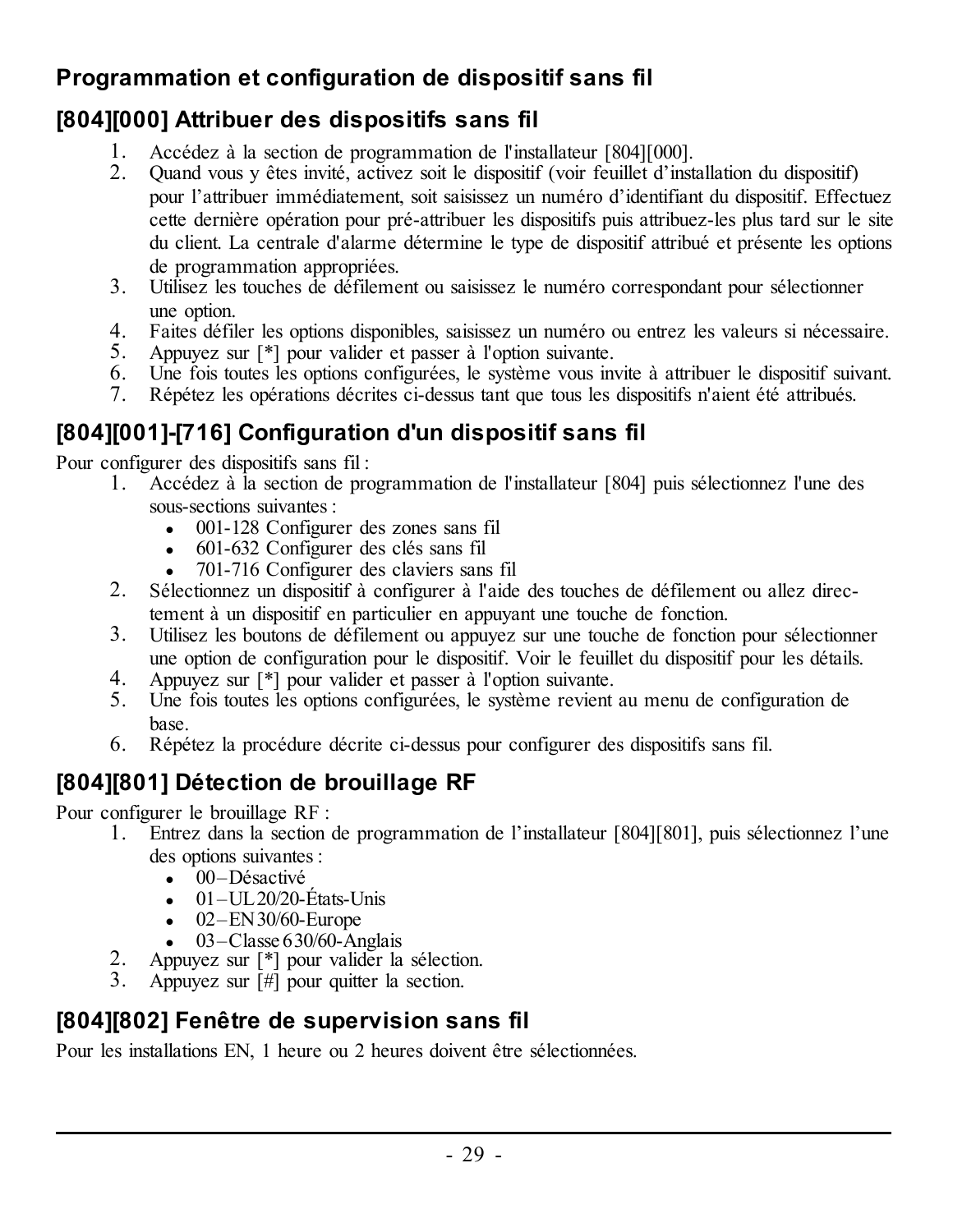## Programmation et configuration de dispositif sans fil

### [804][000] Attribuer des dispositifs sans fil

1. Accédez à la section de programmation de l'installateur [804][000].
2. Quand vous y êtes invité, activez soit le dispositif (voir feuillet d'installation du dispositif) pour l'attribuer immédiatement, soit saisissez un numéro d'identifiant du dispositif. Effectuez cette dernière opération pour pré-attribuer les dispositifs puis attribuez-les plus tard sur le site du client. La centrale d'alarme détermine le type de dispositif attribué et présente les options de programmation appropriées.
3. Utilisez les touches de défilement ou saisissez le numéro correspondant pour sélectionner une option.
4. Faites défiler les options disponibles, saisissez un numéro ou entrez les valeurs si nécessaire.
5. Appuyez sur [*] pour valider et passer à l'option suivante.
6. Une fois toutes les options configurées, le système vous invite à attribuer le dispositif suivant.
7. Répétez les opérations décrites ci-dessus tant que tous les dispositifs n'aient été attribués.

### [804][001]-[716] Configuration d'un dispositif sans fil

Pour configurer des dispositifs sans fil :

1. Accédez à la section de programmation de l'installateur [804] puis sélectionnez l'une des sous-sections suivantes :
   - 001-128 Configurer des zones sans fil
   - 601-632 Configurer des clés sans fil
   - 701-716 Configurer des claviers sans fil
2. Sélectionnez un dispositif à configurer à l'aide des touches de défilement ou allez directement à un dispositif en particulier en appuyant une touche de fonction.
3. Utilisez les boutons de défilement ou appuyez sur une touche de fonction pour sélectionner une option de configuration pour le dispositif. Voir le feuillet du dispositif pour les détails.
4. Appuyez sur [*] pour valider et passer à l'option suivante.
5. Une fois toutes les options configurées, le système revient au menu de configuration de base.
6. Répétez la procédure décrite ci-dessus pour configurer des dispositifs sans fil.

### [804][801] Détection de brouillage RF

Pour configurer le brouillage RF :

1. Entrez dans la section de programmation de l'installateur [804][801], puis sélectionnez l'une des options suivantes :
   - 00–Désactivé
   - 01–UL 20/20-États-Unis
   - 02–EN 30/60-Europe
   - 03–Classe 6 30/60-Anglais
2. Appuyez sur [*] pour valider la sélection.
3. Appuyez sur [#] pour quitter la section.

### [804][802] Fenêtre de supervision sans fil

Pour les installations EN, 1 heure ou 2 heures doivent être sélectionnées.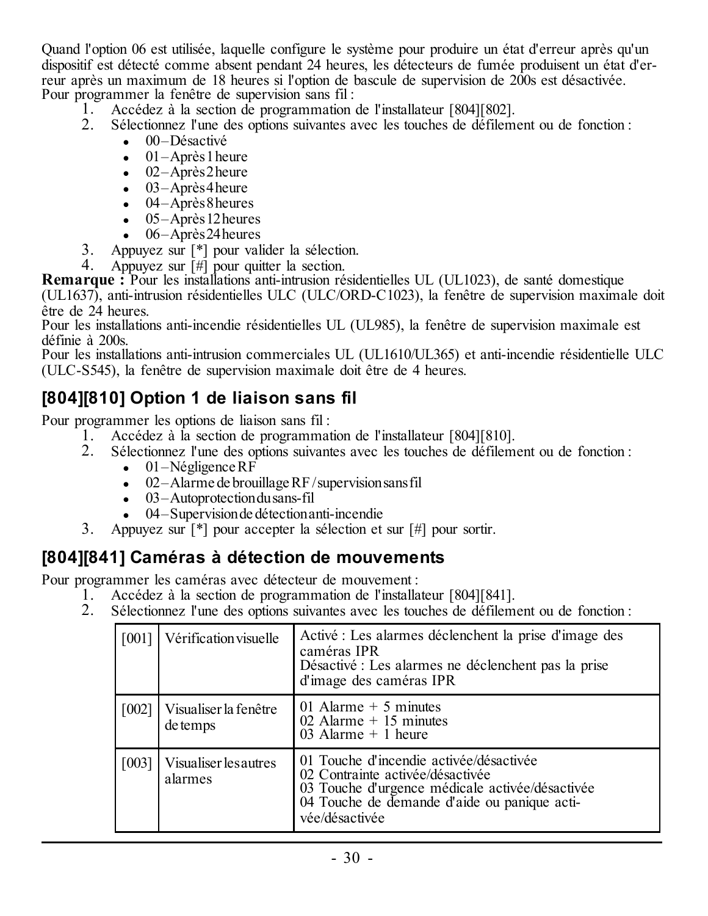Quand l'option 06 est utilisée, laquelle configure le système pour produire un état d'erreur après qu'un dispositif est détecté comme absent pendant 24 heures, les détecteurs de fumée produisent un état d'erreur après un maximum de 18 heures si l'option de bascule de supervision de 200s est désactivée.
Pour programmer la fenêtre de supervision sans fil :

1. Accédez à la section de programmation de l'installateur [804][802].
2. Sélectionnez l'une des options suivantes avec les touches de défilement ou de fonction :
   - 00 – Désactivé
   - 01 – Après 1 heure
   - 02 – Après 2 heure
   - 03 – Après 4 heure
   - 04 – Après 8 heures
   - 05 – Après 12 heures
   - 06 – Après 24 heures
3. Appuyez sur [*] pour valider la sélection.
4. Appuyez sur [#] pour quitter la section.

**Remarque :** Pour les installations anti-intrusion résidentielles UL (UL1023), de santé domestique (UL1637), anti-intrusion résidentielles ULC (ULC/ORD-C1023), la fenêtre de supervision maximale doit être de 24 heures.
Pour les installations anti-incendie résidentielles UL (UL985), la fenêtre de supervision maximale est définie à 200s.
Pour les installations anti-intrusion commerciales UL (UL1610/UL365) et anti-incendie résidentielle ULC (ULC-S545), la fenêtre de supervision maximale doit être de 4 heures.

## [804][810] Option 1 de liaison sans fil

Pour programmer les options de liaison sans fil :

1. Accédez à la section de programmation de l'installateur [804][810].
2. Sélectionnez l'une des options suivantes avec les touches de défilement ou de fonction :
   - 01 – Négligence RF
   - 02 – Alarme de brouillage RF / supervision sans fil
   - 03 – Autoprotection du sans-fil
   - 04 – Supervision de détection anti-incendie
3. Appuyez sur [*] pour accepter la sélection et sur [#] pour sortir.

## [804][841] Caméras à détection de mouvements

Pour programmer les caméras avec détecteur de mouvement :

1. Accédez à la section de programmation de l'installateur [804][841].
2. Sélectionnez l'une des options suivantes avec les touches de défilement ou de fonction :

| | | |
|---|---|---|
| [001] | Vérification visuelle | Activé : Les alarmes déclenchent la prise d'image des caméras IPR<br>Désactivé : Les alarmes ne déclenchent pas la prise d'image des caméras IPR |
| [002] | Visualiser la fenêtre de temps | 01 Alarme + 5 minutes<br>02 Alarme + 15 minutes<br>03 Alarme + 1 heure |
| [003] | Visualiser les autres alarmes | 01 Touche d'incendie activée/désactivée<br>02 Contrainte activée/désactivée<br>03 Touche d'urgence médicale activée/désactivée<br>04 Touche de demande d'aide ou panique activée/désactivée |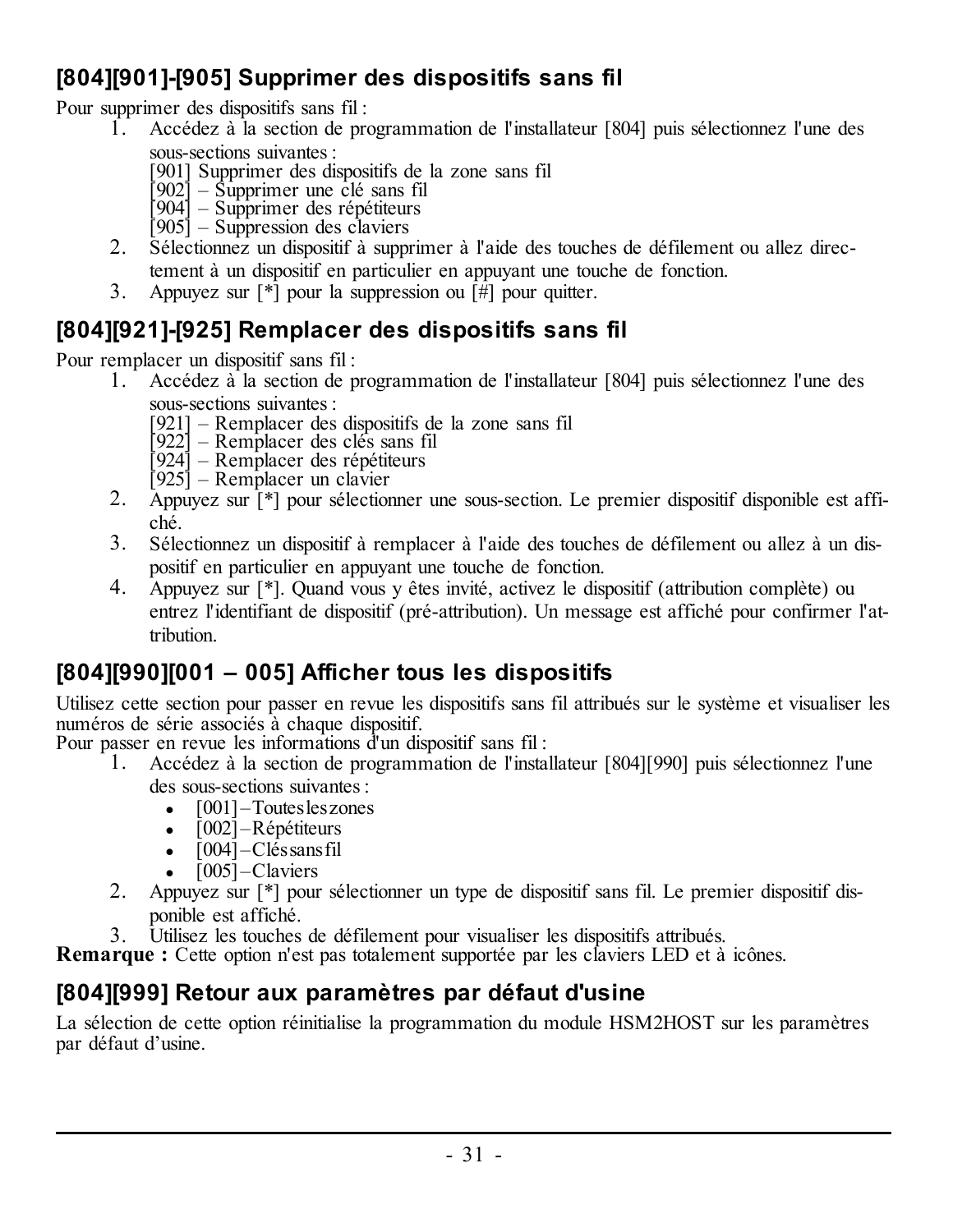## [804][901]-[905] Supprimer des dispositifs sans fil

Pour supprimer des dispositifs sans fil :

1. Accédez à la section de programmation de l'installateur [804] puis sélectionnez l'une des sous-sections suivantes :
   [901] Supprimer des dispositifs de la zone sans fil
   [902] – Supprimer une clé sans fil
   [904] – Supprimer des répétiteurs
   [905] – Suppression des claviers
2. Sélectionnez un dispositif à supprimer à l'aide des touches de défilement ou allez directement à un dispositif en particulier en appuyant une touche de fonction.
3. Appuyez sur [*] pour la suppression ou [#] pour quitter.

## [804][921]-[925] Remplacer des dispositifs sans fil

Pour remplacer un dispositif sans fil :

1. Accédez à la section de programmation de l'installateur [804] puis sélectionnez l'une des sous-sections suivantes :
   [921] – Remplacer des dispositifs de la zone sans fil
   [922] – Remplacer des clés sans fil
   [924] – Remplacer des répétiteurs
   [925] – Remplacer un clavier
2. Appuyez sur [*] pour sélectionner une sous-section. Le premier dispositif disponible est affiché.
3. Sélectionnez un dispositif à remplacer à l'aide des touches de défilement ou allez à un dispositif en particulier en appuyant une touche de fonction.
4. Appuyez sur [*]. Quand vous y êtes invité, activez le dispositif (attribution complète) ou entrez l'identifiant de dispositif (pré-attribution). Un message est affiché pour confirmer l'attribution.

## [804][990][001 – 005] Afficher tous les dispositifs

Utilisez cette section pour passer en revue les dispositifs sans fil attribués sur le système et visualiser les numéros de série associés à chaque dispositif.
Pour passer en revue les informations d'un dispositif sans fil :

1. Accédez à la section de programmation de l'installateur [804][990] puis sélectionnez l'une des sous-sections suivantes :
   - [001] – Toutes les zones
   - [002] – Répétiteurs
   - [004] – Clés sans fil
   - [005] – Claviers
2. Appuyez sur [*] pour sélectionner un type de dispositif sans fil. Le premier dispositif disponible est affiché.
3. Utilisez les touches de défilement pour visualiser les dispositifs attribués.

**Remarque :** Cette option n'est pas totalement supportée par les claviers LED et à icônes.

## [804][999] Retour aux paramètres par défaut d'usine

La sélection de cette option réinitialise la programmation du module HSM2HOST sur les paramètres par défaut d'usine.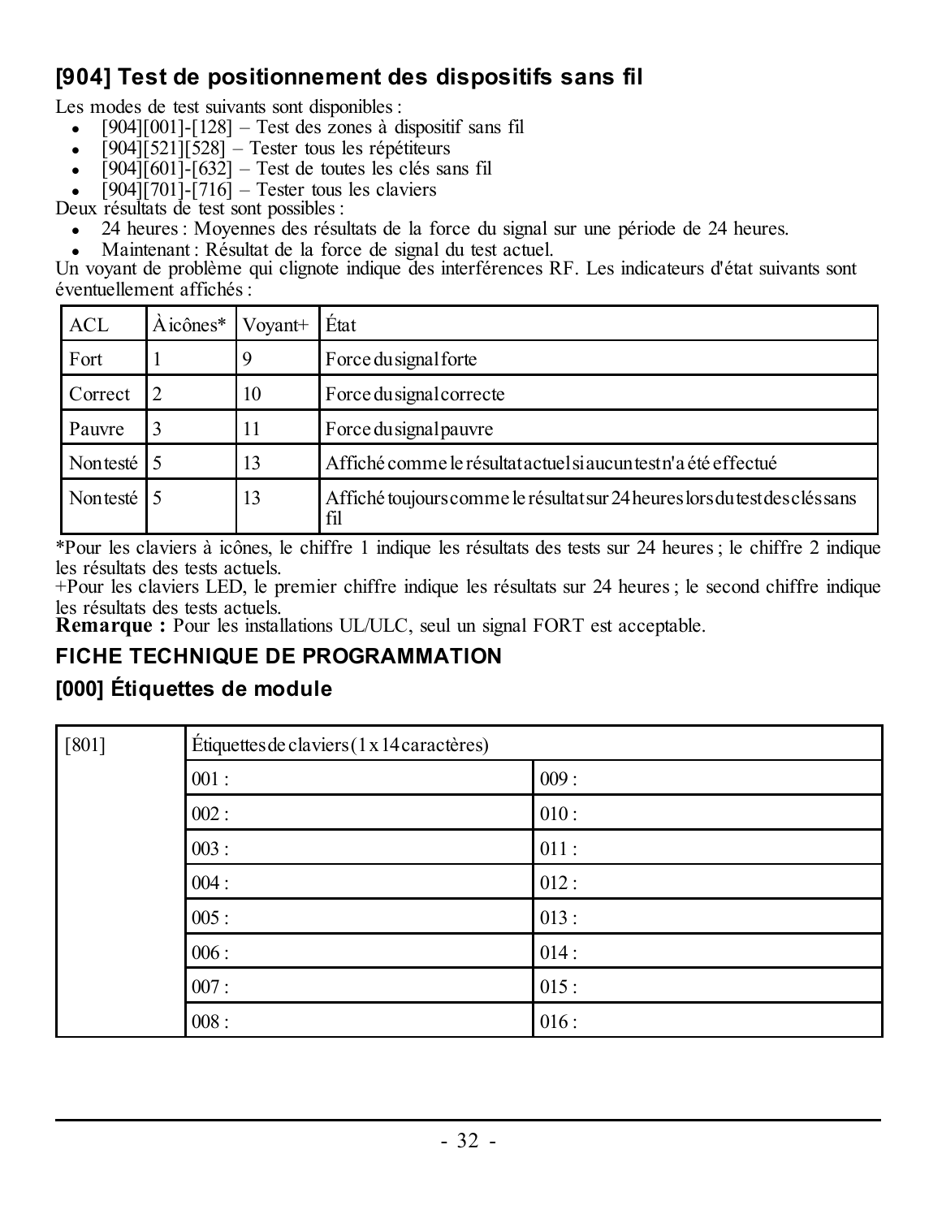## [904] Test de positionnement des dispositifs sans fil

Les modes de test suivants sont disponibles :

- [904][001]-[128] – Test des zones à dispositif sans fil
- [904][521][528] – Tester tous les répétiteurs
- [904][601]-[632] – Test de toutes les clés sans fil
- [904][701]-[716] – Tester tous les claviers

Deux résultats de test sont possibles :

- 24 heures : Moyennes des résultats de la force du signal sur une période de 24 heures.
- Maintenant : Résultat de la force de signal du test actuel.

Un voyant de problème qui clignote indique des interférences RF. Les indicateurs d'état suivants sont éventuellement affichés :

| ACL | À icônes* | Voyant+ | État |
|---|---|---|---|
| Fort | 1 | 9 | Force du signal forte |
| Correct | 2 | 10 | Force du signal correcte |
| Pauvre | 3 | 11 | Force du signal pauvre |
| Non testé | 5 | 13 | Affiché comme le résultat actuel si aucun test n'a été effectué |
| Non testé | 5 | 13 | Affiché toujours comme le résultat sur 24 heures lors du test des clés sans fil |

*Pour les claviers à icônes, le chiffre 1 indique les résultats des tests sur 24 heures ; le chiffre 2 indique les résultats des tests actuels.

+Pour les claviers LED, le premier chiffre indique les résultats sur 24 heures ; le second chiffre indique les résultats des tests actuels.

**Remarque :** Pour les installations UL/ULC, seul un signal FORT est acceptable.

## FICHE TECHNIQUE DE PROGRAMMATION

## [000] Étiquettes de module

| [801] | Étiquettes de claviers (1 x 14 caractères) | |
|---|---|---|
| | 001 : | 009 : |
| | 002 : | 010 : |
| | 003 : | 011 : |
| | 004 : | 012 : |
| | 005 : | 013 : |
| | 006 : | 014 : |
| | 007 : | 015 : |
| | 008 : | 016 : |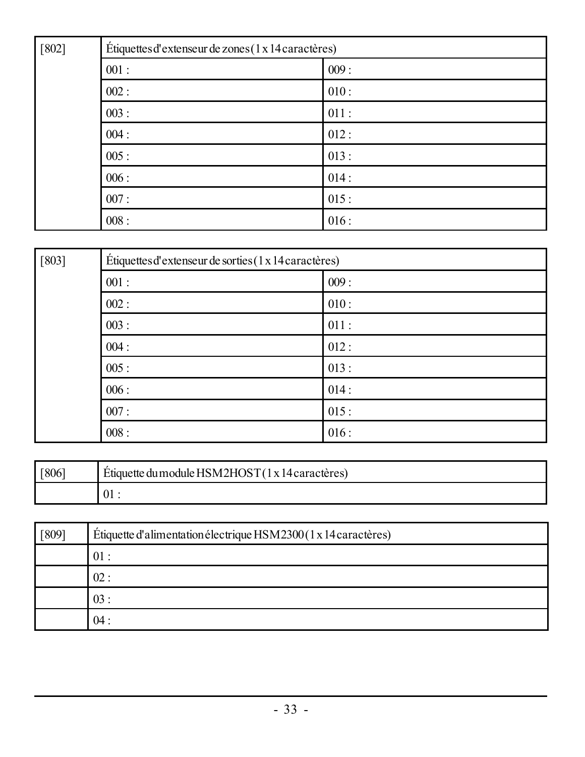| [802] | Étiquettes d'extenseur de zones (1 x 14 caractères) | |
|---|---|---|
| | 001 : | 009 : |
| | 002 : | 010 : |
| | 003 : | 011 : |
| | 004 : | 012 : |
| | 005 : | 013 : |
| | 006 : | 014 : |
| | 007 : | 015 : |
| | 008 : | 016 : |

| [803] | Étiquettes d'extenseur de sorties (1 x 14 caractères) | |
|---|---|---|
| | 001 : | 009 : |
| | 002 : | 010 : |
| | 003 : | 011 : |
| | 004 : | 012 : |
| | 005 : | 013 : |
| | 006 : | 014 : |
| | 007 : | 015 : |
| | 008 : | 016 : |

| [806] | Étiquette du module HSM2HOST (1 x 14 caractères) |
|---|---|
| | 01 : |

| [809] | Étiquette d'alimentation électrique HSM2300 (1 x 14 caractères) |
|---|---|
| | 01 : |
| | 02 : |
| | 03 : |
| | 04 : |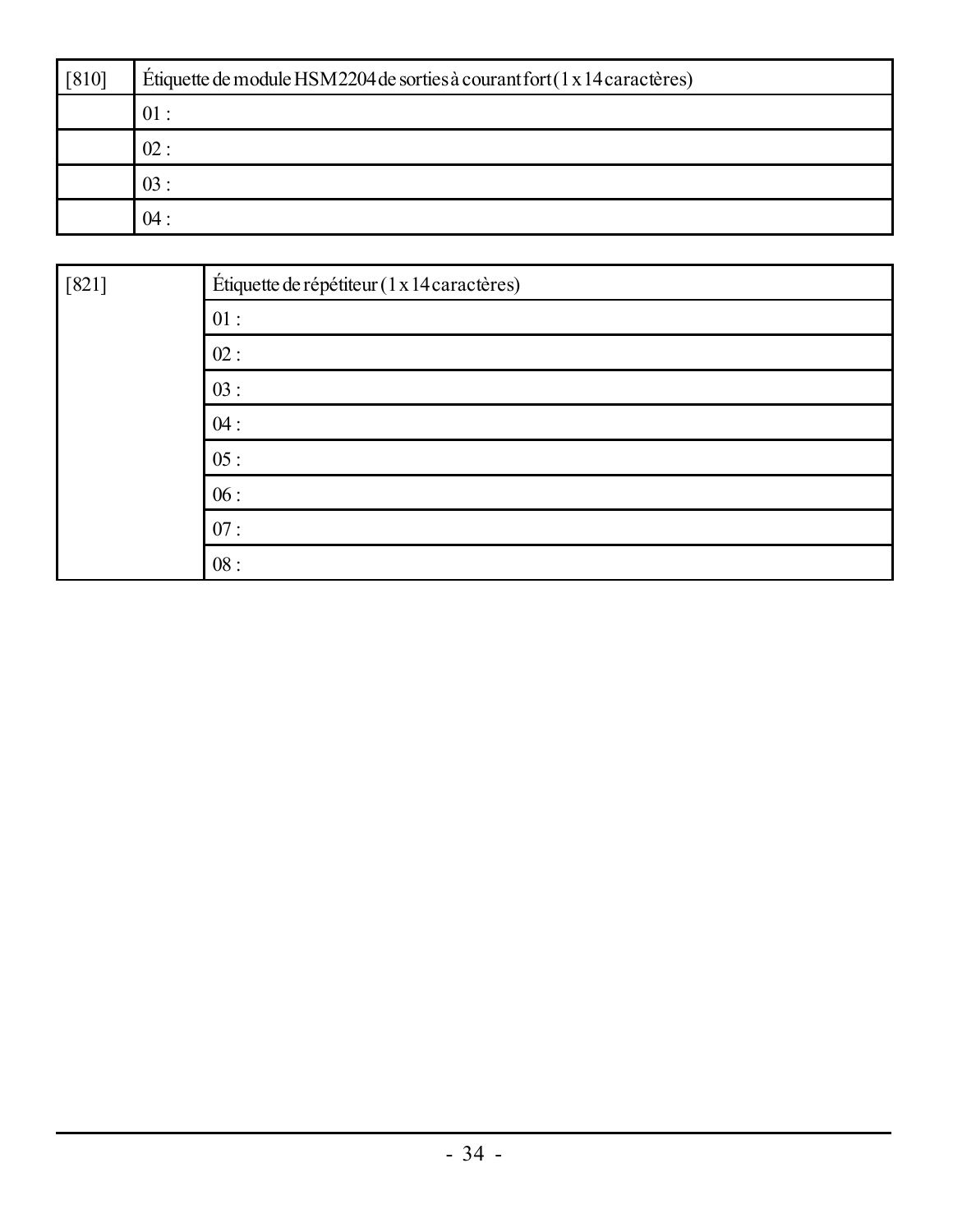| [810] | Étiquette de module HSM2204 de sorties à courant fort (1 x 14 caractères) |
|---|---|
| | 01 : |
| | 02 : |
| | 03 : |
| | 04 : |

| [821] | Étiquette de répétiteur (1 x 14 caractères) |
|---|---|
| | 01 : |
| | 02 : |
| | 03 : |
| | 04 : |
| | 05 : |
| | 06 : |
| | 07 : |
| | 08 : |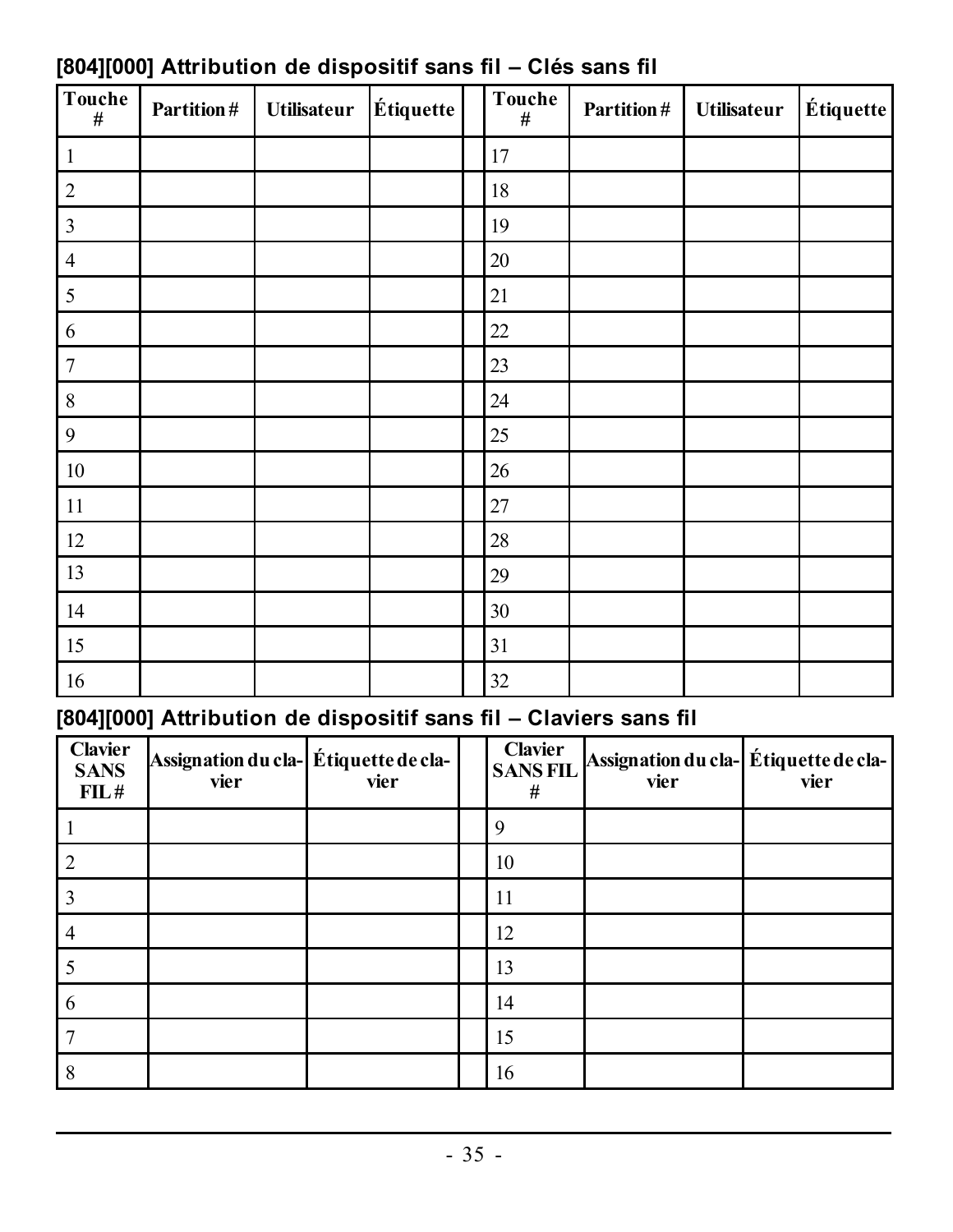### [804][000] Attribution de dispositif sans fil – Clés sans fil

| Touche # | Partition # | Utilisateur | Étiquette | | Touche # | Partition # | Utilisateur | Étiquette |
|---|---|---|---|---|---|---|---|---|
| 1 | | | | | 17 | | | |
| 2 | | | | | 18 | | | |
| 3 | | | | | 19 | | | |
| 4 | | | | | 20 | | | |
| 5 | | | | | 21 | | | |
| 6 | | | | | 22 | | | |
| 7 | | | | | 23 | | | |
| 8 | | | | | 24 | | | |
| 9 | | | | | 25 | | | |
| 10 | | | | | 26 | | | |
| 11 | | | | | 27 | | | |
| 12 | | | | | 28 | | | |
| 13 | | | | | 29 | | | |
| 14 | | | | | 30 | | | |
| 15 | | | | | 31 | | | |
| 16 | | | | | 32 | | | |

### [804][000] Attribution de dispositif sans fil – Claviers sans fil

| Clavier SANS FIL # | Assignation du clavier | Étiquette de clavier | | Clavier SANS FIL # | Assignation du clavier | Étiquette de clavier |
|---|---|---|---|---|---|---|
| 1 | | | | 9 | | |
| 2 | | | | 10 | | |
| 3 | | | | 11 | | |
| 4 | | | | 12 | | |
| 5 | | | | 13 | | |
| 6 | | | | 14 | | |
| 7 | | | | 15 | | |
| 8 | | | | 16 | | |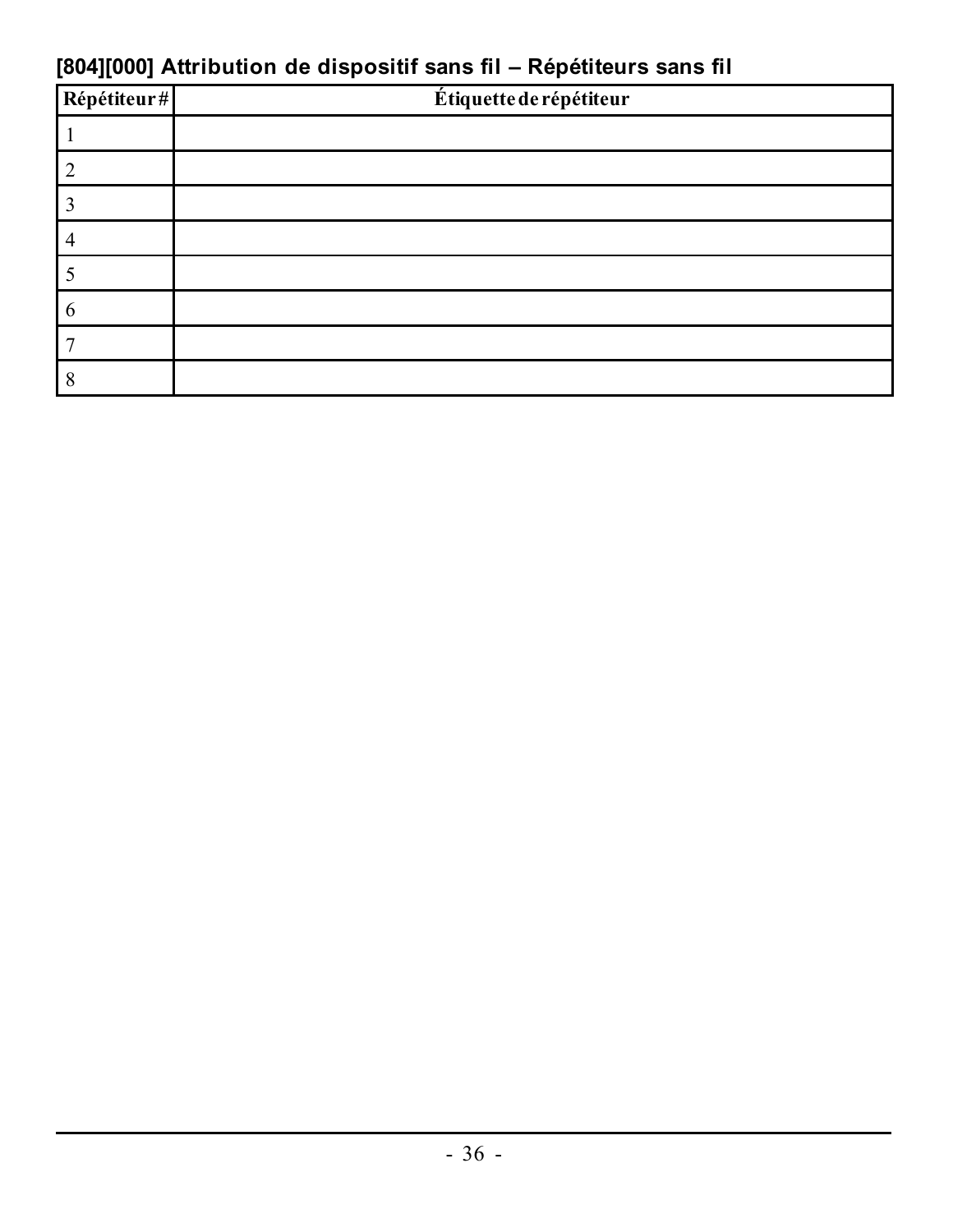### [804][000] Attribution de dispositif sans fil – Répétiteurs sans fil

| Répétiteur # | Étiquette de répétiteur |
|---|---|
| 1 | |
| 2 | |
| 3 | |
| 4 | |
| 5 | |
| 6 | |
| 7 | |
| 8 | |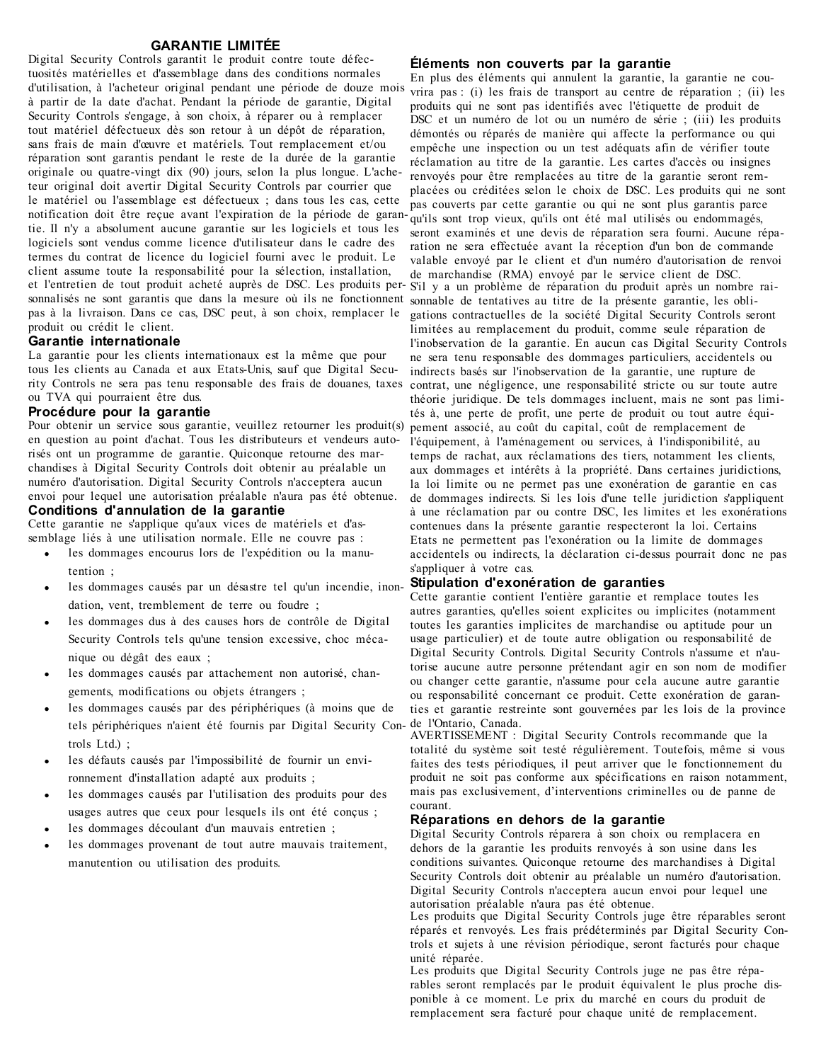## GARANTIE LIMITÉE

Digital Security Controls garantit le produit contre toute défectuosités matérielles et d'assemblage dans des conditions normales d'utilisation, à l'acheteur original pendant une période de douze mois à partir de la date d'achat. Pendant la période de garantie, Digital Security Controls s'engage, à son choix, à réparer ou à remplacer tout matériel défectueux dès son retour à un dépôt de réparation, sans frais de main d'œuvre et matériels. Tout remplacement et/ou réparation sont garantis pendant le reste de la durée de la garantie originale ou quatre-vingt dix (90) jours, selon la plus longue. L'acheteur original doit avertir Digital Security Controls par courrier que le matériel ou l'assemblage est défectueux ; dans tous les cas, cette notification doit être reçue avant l'expiration de la période de garantie. Il n'y a absolument aucune garantie sur les logiciels et tous les logiciels sont vendus comme licence d'utilisateur dans le cadre des termes du contrat de licence du logiciel fourni avec le produit. Le client assume toute la responsabilité pour la sélection, installation, et l'entretien de tout produit acheté auprès de DSC. Les produits personnalisés ne sont garantis que dans la mesure où ils ne fonctionnent pas à la livraison. Dans ce cas, DSC peut, à son choix, remplacer le produit ou crédit le client.

### Garantie internationale

La garantie pour les clients internationaux est la même que pour tous les clients au Canada et aux Etats-Unis, sauf que Digital Security Controls ne sera pas tenu responsable des frais de douanes, taxes ou TVA qui pourraient être dus.

### Procédure pour la garantie

Pour obtenir un service sous garantie, veuillez retourner les produit(s) en question au point d'achat. Tous les distributeurs et vendeurs autorisés ont un programme de garantie. Quiconque retourne des marchandises à Digital Security Controls doit obtenir au préalable un numéro d'autorisation. Digital Security Controls n'acceptera aucun envoi pour lequel une autorisation préalable n'aura pas été obtenue.

### Conditions d'annulation de la garantie

Cette garantie ne s'applique qu'aux vices de matériels et d'assemblage liés à une utilisation normale. Elle ne couvre pas :

- les dommages encourus lors de l'expédition ou la manutention ;
- les dommages causés par un désastre tel qu'un incendie, inondation, vent, tremblement de terre ou foudre ;
- les dommages dus à des causes hors de contrôle de Digital Security Controls tels qu'une tension excessive, choc mécanique ou dégât des eaux ;
- les dommages causés par attachement non autorisé, changements, modifications ou objets étrangers ;
- les dommages causés par des périphériques (à moins que de tels périphériques n'aient été fournis par Digital Security Controls Ltd.) ;
- les défauts causés par l'impossibilité de fournir un environnement d'installation adapté aux produits ;
- les dommages causés par l'utilisation des produits pour des usages autres que ceux pour lesquels ils ont été conçus ;
- les dommages découlant d'un mauvais entretien ;
- les dommages provenant de tout autre mauvais traitement, manutention ou utilisation des produits.

### Éléments non couverts par la garantie

En plus des éléments qui annulent la garantie, la garantie ne couvrira pas : (i) les frais de transport au centre de réparation ; (ii) les produits qui ne sont pas identifiés avec l'étiquette de produit de DSC et un numéro de lot ou un numéro de série ; (iii) les produits démontés ou réparés de manière qui affecte la performance ou qui empêche une inspection ou un test adéquats afin de vérifier toute réclamation au titre de la garantie. Les cartes d'accès ou insignes renvoyés pour être remplacées au titre de la garantie seront remplacées ou créditées selon le choix de DSC. Les produits qui ne sont pas couverts par cette garantie ou qui ne sont plus garantis parce qu'ils sont trop vieux, qu'ils ont été mal utilisés ou endommagés, seront examinés et une devis de réparation sera fourni. Aucune réparation ne sera effectuée avant la réception d'un bon de commande valable envoyé par le client et d'un numéro d'autorisation de renvoi de marchandise (RMA) envoyé par le service client de DSC.

S'il y a un problème de réparation du produit après un nombre raisonnable de tentatives au titre de la présente garantie, les obligations contractuelles de la société Digital Security Controls seront limitées au remplacement du produit, comme seule réparation de l'inobservation de la garantie. En aucun cas Digital Security Controls ne sera tenu responsable des dommages particuliers, accidentels ou indirects basés sur l'inobservation de la garantie, une rupture de contrat, une négligence, une responsabilité stricte ou sur toute autre théorie juridique. De tels dommages incluent, mais ne sont pas limités à, une perte de profit, une perte de produit ou tout autre équipement associé, au coût du capital, coût de remplacement de l'équipement, à l'aménagement ou services, à l'indisponibilité, au temps de rachat, aux réclamations des tiers, notamment les clients, aux dommages et intérêts à la propriété. Dans certaines juridictions, la loi limite ou ne permet pas une exonération de garantie en cas de dommages indirects. Si les lois d'une telle juridiction s'appliquent à une réclamation par ou contre DSC, les limites et les exonérations contenues dans la présente garantie respecteront la loi. Certains Etats ne permettent pas l'exonération ou la limite de dommages accidentels ou indirects, la déclaration ci-dessus pourrait donc ne pas s'appliquer à votre cas.

### Stipulation d'exonération de garanties

Cette garantie contient l'entière garantie et remplace toutes les autres garanties, qu'elles soient explicites ou implicites (notamment toutes les garanties implicites de marchandise ou aptitude pour un usage particulier) et de toute autre obligation ou responsabilité de Digital Security Controls. Digital Security Controls n'assume et n'autorise aucune autre personne prétendant agir en son nom de modifier ou changer cette garantie, n'assume pour cela aucune autre garantie ou responsabilité concernant ce produit. Cette exonération de garanties et garantie restreinte sont gouvernées par les lois de la province de l'Ontario, Canada.

AVERTISSEMENT : Digital Security Controls recommande que la totalité du système soit testé régulièrement. Toutefois, même si vous faites des tests périodiques, il peut arriver que le fonctionnement du produit ne soit pas conforme aux spécifications en raison notamment, mais pas exclusivement, d'interventions criminelles ou de panne de courant.

### Réparations en dehors de la garantie

Digital Security Controls réparera à son choix ou remplacera en dehors de la garantie les produits renvoyés à son usine dans les conditions suivantes. Quiconque retourne des marchandises à Digital Security Controls doit obtenir au préalable un numéro d'autorisation. Digital Security Controls n'acceptera aucun envoi pour lequel une autorisation préalable n'aura pas été obtenue.

Les produits que Digital Security Controls juge être réparables seront réparés et renvoyés. Les frais prédéterminés par Digital Security Controls et sujets à une révision périodique, seront facturés pour chaque unité réparée.

Les produits que Digital Security Controls juge ne pas être réparables seront remplacés par le produit équivalent le plus proche disponible à ce moment. Le prix du marché en cours du produit de remplacement sera facturé pour chaque unité de remplacement.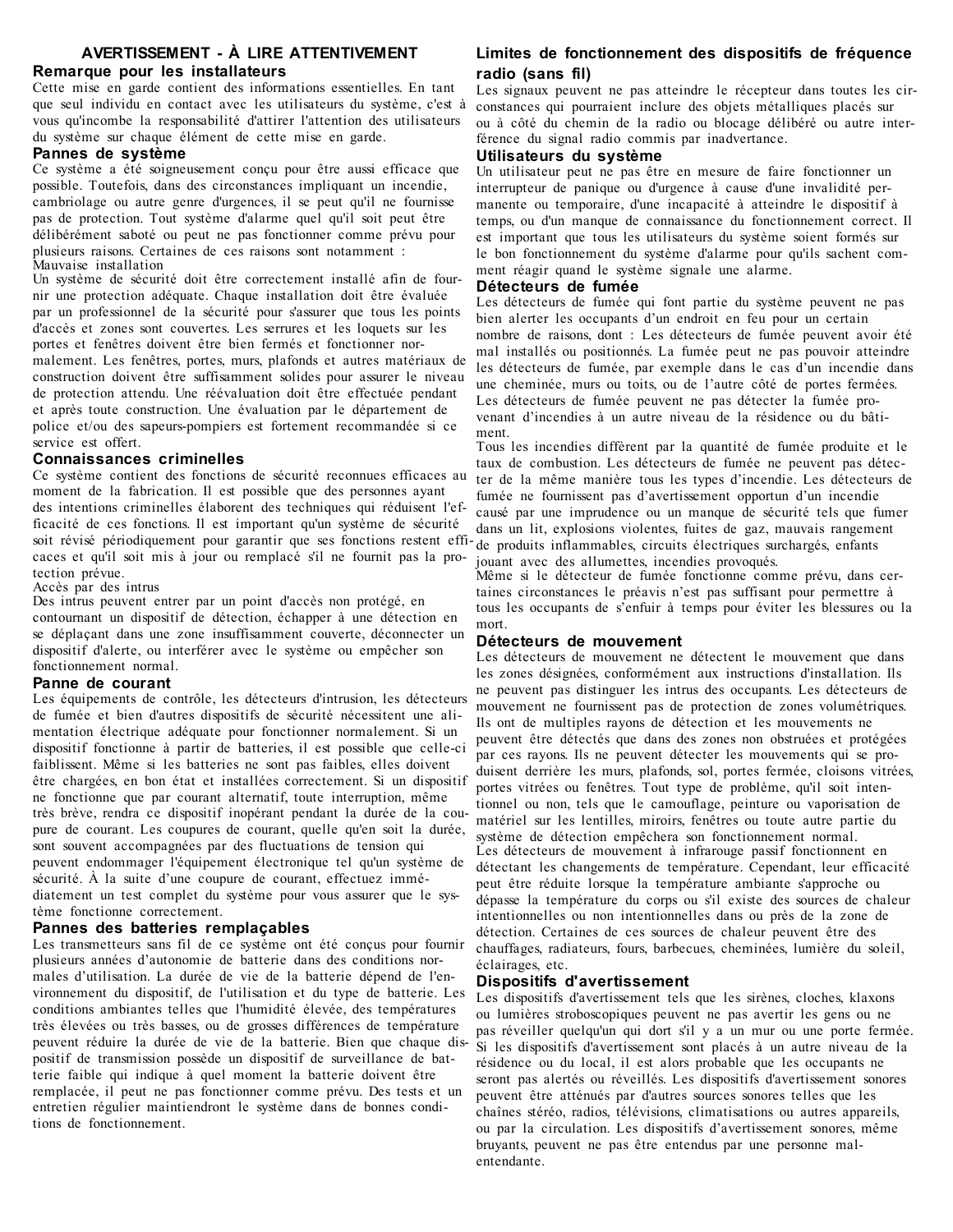## AVERTISSEMENT - À LIRE ATTENTIVEMENT

### Remarque pour les installateurs

Cette mise en garde contient des informations essentielles. En tant que seul individu en contact avec les utilisateurs du système, c'est à vous qu'incombe la responsabilité d'attirer l'attention des utilisateurs du système sur chaque élément de cette mise en garde.

### Pannes de système

Ce système a été soigneusement conçu pour être aussi efficace que possible. Toutefois, dans des circonstances impliquant un incendie, cambriolage ou autre genre d'urgences, il se peut qu'il ne fournisse pas de protection. Tout système d'alarme quel qu'il soit peut être délibérément saboté ou peut ne pas fonctionner comme prévu pour plusieurs raisons. Certaines de ces raisons sont notamment :

Mauvaise installation

Un système de sécurité doit être correctement installé afin de fournir une protection adéquate. Chaque installation doit être évaluée par un professionnel de la sécurité pour s'assurer que tous les points d'accès et zones sont couvertes. Les serrures et les loquets sur les portes et fenêtres doivent être bien fermés et fonctionner normalement. Les fenêtres, portes, murs, plafonds et autres matériaux de construction doivent être suffisamment solides pour assurer le niveau de protection attendu. Une réévaluation doit être effectuée pendant et après toute construction. Une évaluation par le département de police et/ou des sapeurs-pompiers est fortement recommandée si ce service est offert.

### Connaissances criminelles

Ce système contient des fonctions de sécurité reconnues efficaces au moment de la fabrication. Il est possible que des personnes ayant des intentions criminelles élaborent des techniques qui réduisent l'efficacité de ces fonctions. Il est important qu'un système de sécurité soit révisé périodiquement pour garantir que ses fonctions restent efficaces et qu'il soit mis à jour ou remplacé s'il ne fournit pas la protection prévue.

Accès par des intrus

Des intrus peuvent entrer par un point d'accès non protégé, en contournant un dispositif de détection, échapper à une détection en se déplaçant dans une zone insuffisamment couverte, déconnecter un dispositif d'alerte, ou interférer avec le système ou empêcher son fonctionnement normal.

### Panne de courant

Les équipements de contrôle, les détecteurs d'intrusion, les détecteurs de fumée et bien d'autres dispositifs de sécurité nécessitent une alimentation électrique adéquate pour fonctionner normalement. Si un dispositif fonctionne à partir de batteries, il est possible que celle-ci faiblissent. Même si les batteries ne sont pas faibles, elles doivent être chargées, en bon état et installées correctement. Si un dispositif ne fonctionne que par courant alternatif, toute interruption, même très brève, rendra ce dispositif inopérant pendant la durée de la coupure de courant. Les coupures de courant, quelle qu'en soit la durée, sont souvent accompagnées par des fluctuations de tension qui peuvent endommager l'équipement électronique tel qu'un système de sécurité. À la suite d'une coupure de courant, effectuez immédiatement un test complet du système pour vous assurer que le système fonctionne correctement.

### Pannes des batteries remplaçables

Les transmetteurs sans fil de ce système ont été conçus pour fournir plusieurs années d'autonomie de batterie dans des conditions normales d'utilisation. La durée de vie de la batterie dépend de l'environnement du dispositif, de l'utilisation et du type de batterie. Les conditions ambiantes telles que l'humidité élevée, des températures très élevées ou très basses, ou de grosses différences de température peuvent réduire la durée de vie de la batterie. Bien que chaque dispositif de transmission possède un dispositif de surveillance de batterie faible qui indique à quel moment la batterie doivent être remplacée, il peut ne pas fonctionner comme prévu. Des tests et un entretien régulier maintiendront le système dans de bonnes conditions de fonctionnement.

### Limites de fonctionnement des dispositifs de fréquence radio (sans fil)

Les signaux peuvent ne pas atteindre le récepteur dans toutes les circonstances qui pourraient inclure des objets métalliques placés sur ou à côté du chemin de la radio ou blocage délibéré ou autre interférence du signal radio commis par inadvertance.

### Utilisateurs du système

Un utilisateur peut ne pas être en mesure de faire fonctionner un interrupteur de panique ou d'urgence à cause d'une invalidité permanente ou temporaire, d'une incapacité à atteindre le dispositif à temps, ou d'un manque de connaissance du fonctionnement correct. Il est important que tous les utilisateurs du système soient formés sur le bon fonctionnement du système d'alarme pour qu'ils sachent comment réagir quand le système signale une alarme.

### Détecteurs de fumée

Les détecteurs de fumée qui font partie du système peuvent ne pas bien alerter les occupants d'un endroit en feu pour un certain nombre de raisons, dont : Les détecteurs de fumée peuvent avoir été mal installés ou positionnés. La fumée peut ne pas pouvoir atteindre les détecteurs de fumée, par exemple dans le cas d'un incendie dans une cheminée, murs ou toits, ou de l'autre côté de portes fermées. Les détecteurs de fumée peuvent ne pas détecter la fumée provenant d'incendies à un autre niveau de la résidence ou du bâtiment.

Tous les incendies diffèrent par la quantité de fumée produite et le taux de combustion. Les détecteurs de fumée ne peuvent pas détecter de la même manière tous les types d'incendie. Les détecteurs de fumée ne fournissent pas d'avertissement opportun d'un incendie causé par une imprudence ou un manque de sécurité tels que fumer dans un lit, explosions violentes, fuites de gaz, mauvais rangement de produits inflammables, circuits électriques surchargés, enfants jouant avec des allumettes, incendies provoqués.

Même si le détecteur de fumée fonctionne comme prévu, dans certaines circonstances le préavis n'est pas suffisant pour permettre à tous les occupants de s'enfuir à temps pour éviter les blessures ou la mort.

### Détecteurs de mouvement

Les détecteurs de mouvement ne détectent le mouvement que dans les zones désignées, conformément aux instructions d'installation. Ils ne peuvent pas distinguer les intrus des occupants. Les détecteurs de mouvement ne fournissent pas de protection de zones volumétriques. Ils ont de multiples rayons de détection et les mouvements ne peuvent être détectés que dans des zones non obstruées et protégées par ces rayons. Ils ne peuvent détecter les mouvements qui se produisent derrière les murs, plafonds, sol, portes fermée, cloisons vitrées, portes vitrées ou fenêtres. Tout type de problème, qu'il soit intentionnel ou non, tels que le camouflage, peinture ou vaporisation de matériel sur les lentilles, miroirs, fenêtres ou toute autre partie du système de détection empêchera son fonctionnement normal.

Les détecteurs de mouvement à infrarouge passif fonctionnent en détectant les changements de température. Cependant, leur efficacité peut être réduite lorsque la température ambiante s'approche ou dépasse la température du corps ou s'il existe des sources de chaleur intentionnelles ou non intentionnelles dans ou près de la zone de détection. Certaines de ces sources de chaleur peuvent être des chauffages, radiateurs, fours, barbecues, cheminées, lumière du soleil, éclairages, etc.

### Dispositifs d'avertissement

Les dispositifs d'avertissement tels que les sirènes, cloches, klaxons ou lumières stroboscopiques peuvent ne pas avertir les gens ou ne pas réveiller quelqu'un qui dort s'il y a un mur ou une porte fermée. Si les dispositifs d'avertissement sont placés à un autre niveau de la résidence ou du local, il est alors probable que les occupants ne seront pas alertés ou réveillés. Les dispositifs d'avertissement sonores peuvent être atténués par d'autres sources sonores telles que les chaînes stéréo, radios, télévisions, climatisations ou autres appareils, ou par la circulation. Les dispositifs d'avertissement sonores, même bruyants, peuvent ne pas être entendus par une personne malentendante.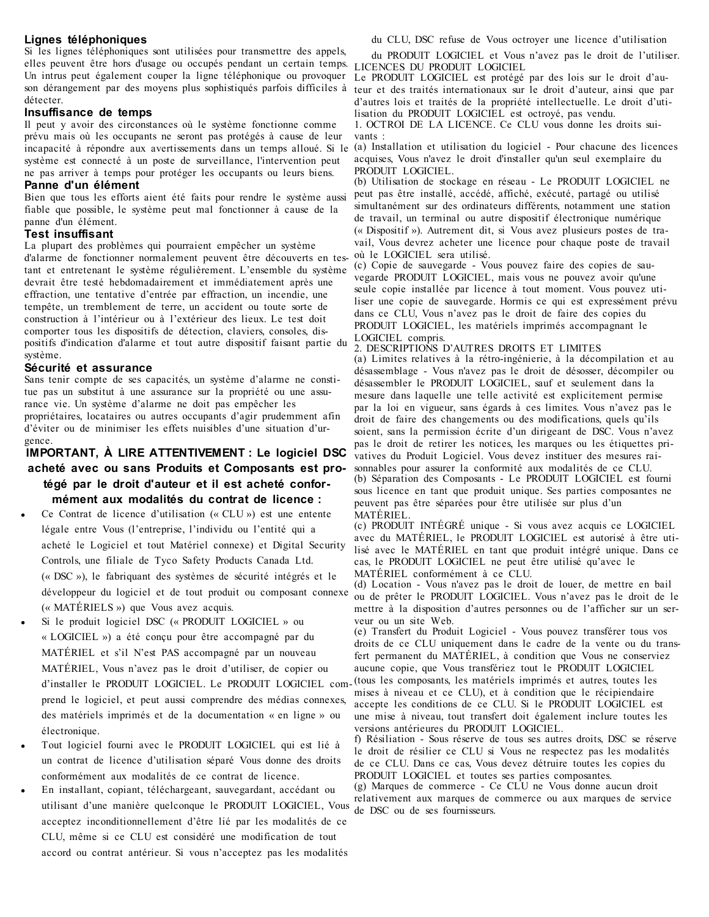#### Lignes téléphoniques

Si les lignes téléphoniques sont utilisées pour transmettre des appels, elles peuvent être hors d'usage ou occupés pendant un certain temps. Un intrus peut également couper la ligne téléphonique ou provoquer son dérangement par des moyens plus sophistiqués parfois difficiles à détecter.

#### Insuffisance de temps

Il peut y avoir des circonstances où le système fonctionne comme prévu mais où les occupants ne seront pas protégés à cause de leur incapacité à répondre aux avertissements dans un temps alloué. Si le système est connecté à un poste de surveillance, l'intervention peut ne pas arriver à temps pour protéger les occupants ou leurs biens.

#### Panne d'un élément

Bien que tous les efforts aient été faits pour rendre le système aussi fiable que possible, le système peut mal fonctionner à cause de la panne d'un élément.

#### Test insuffisant

La plupart des problèmes qui pourraient empêcher un système d'alarme de fonctionner normalement peuvent être découverts en testant et entretenant le système régulièrement. L'ensemble du système devrait être testé hebdomadairement et immédiatement après une effraction, une tentative d'entrée par effraction, un incendie, une tempête, un tremblement de terre, un accident ou toute sorte de construction à l'intérieur ou à l'extérieur des lieux. Le test doit comporter tous les dispositifs de détection, claviers, consoles, dispositifs d'indication d'alarme et tout autre dispositif faisant partie du système.

#### Sécurité et assurance

Sans tenir compte de ses capacités, un système d'alarme ne constitue pas un substitut à une assurance sur la propriété ou une assurance vie. Un système d'alarme ne doit pas empêcher les propriétaires, locataires ou autres occupants d'agir prudemment afin d'éviter ou de minimiser les effets nuisibles d'une situation d'urgence.

**IMPORTANT, À LIRE ATTENTIVEMENT : Le logiciel DSC acheté avec ou sans Produits et Composants est protégé par le droit d'auteur et il est acheté conformément aux modalités du contrat de licence :**

- Ce Contrat de licence d'utilisation (« CLU ») est une entente légale entre Vous (l'entreprise, l'individu ou l'entité qui a acheté le Logiciel et tout Matériel connexe) et Digital Security Controls, une filiale de Tyco Safety Products Canada Ltd. (« DSC »), le fabriquant des systèmes de sécurité intégrés et le développeur du logiciel et de tout produit ou composant connexe (« MATÉRIELS ») que Vous avez acquis.
- Si le produit logiciel DSC (« PRODUIT LOGICIEL » ou « LOGICIEL ») a été conçu pour être accompagné par du MATÉRIEL et s'il N'est PAS accompagné par un nouveau MATÉRIEL, Vous n'avez pas le droit d'utiliser, de copier ou d'installer le PRODUIT LOGICIEL. Le PRODUIT LOGICIEL comprend le logiciel, et peut aussi comprendre des médias connexes, des matériels imprimés et de la documentation « en ligne » ou électronique.
- Tout logiciel fourni avec le PRODUIT LOGICIEL qui est lié à un contrat de licence d'utilisation séparé Vous donne des droits conformément aux modalités de ce contrat de licence.
- En installant, copiant, téléchargeant, sauvegardant, accédant ou utilisant d'une manière quelconque le PRODUIT LOGICIEL, Vous acceptez inconditionnellement d'être lié par les modalités de ce CLU, même si ce CLU est considéré une modification de tout accord ou contrat antérieur. Si vous n'acceptez pas les modalités du CLU, DSC refuse de Vous octroyer une licence d'utilisation du PRODUIT LOGICIEL et Vous n'avez pas le droit de l'utiliser.

LICENCES DU PRODUIT LOGICIEL

Le PRODUIT LOGICIEL est protégé par des lois sur le droit d'auteur et des traités internationaux sur le droit d'auteur, ainsi que par d'autres lois et traités de la propriété intellectuelle. Le droit d'utilisation du PRODUIT LOGICIEL est octroyé, pas vendu.

1. OCTROI DE LA LICENCE. Ce CLU vous donne les droits suivants :

(a) Installation et utilisation du logiciel - Pour chacune des licences acquises, Vous n'avez le droit d'installer qu'un seul exemplaire du PRODUIT LOGICIEL.

(b) Utilisation de stockage en réseau - Le PRODUIT LOGICIEL ne peut pas être installé, accédé, affiché, exécuté, partagé ou utilisé simultanément sur des ordinateurs différents, notamment une station de travail, un terminal ou autre dispositif électronique numérique (« Dispositif »). Autrement dit, si Vous avez plusieurs postes de travail, Vous devrez acheter une licence pour chaque poste de travail où le LOGICIEL sera utilisé.

(c) Copie de sauvegarde - Vous pouvez faire des copies de sauvegarde PRODUIT LOGICIEL, mais vous ne pouvez avoir qu'une seule copie installée par licence à tout moment. Vous pouvez utiliser une copie de sauvegarde. Hormis ce qui est expressément prévu dans ce CLU, Vous n'avez pas le droit de faire des copies du PRODUIT LOGICIEL, les matériels imprimés accompagnant le LOGICIEL compris.

2. DESCRIPTIONS D'AUTRES DROITS ET LIMITES

(a) Limites relatives à la rétro-ingénierie, à la décompilation et au désassemblage - Vous n'avez pas le droit de désosser, décompiler ou désassembler le PRODUIT LOGICIEL, sauf et seulement dans la mesure dans laquelle une telle activité est explicitement permise par la loi en vigueur, sans égards à ces limites. Vous n'avez pas le droit de faire des changements ou des modifications, quels qu'ils soient, sans la permission écrite d'un dirigeant de DSC. Vous n'avez pas le droit de retirer les notices, les marques ou les étiquettes privatives du Produit Logiciel. Vous devez instituer des mesures raisonnables pour assurer la conformité aux modalités de ce CLU.

(b) Séparation des Composants - Le PRODUIT LOGICIEL est fourni sous licence en tant que produit unique. Ses parties composantes ne peuvent pas être séparées pour être utilisée sur plus d'un MATÉRIEL.

(c) PRODUIT INTÉGRÉ unique - Si vous avez acquis ce LOGICIEL avec du MATÉRIEL, le PRODUIT LOGICIEL est autorisé à être utilisé avec le MATÉRIEL en tant que produit intégré unique. Dans ce cas, le PRODUIT LOGICIEL ne peut être utilisé qu'avec le MATÉRIEL conformément à ce CLU.

(d) Location - Vous n'avez pas le droit de louer, de mettre en bail ou de prêter le PRODUIT LOGICIEL. Vous n'avez pas le droit de le mettre à la disposition d'autres personnes ou de l'afficher sur un serveur ou un site Web.

(e) Transfert du Produit Logiciel - Vous pouvez transférer tous vos droits de ce CLU uniquement dans le cadre de la vente ou du transfert permanent du MATÉRIEL, à condition que Vous ne conserviez aucune copie, que Vous transfériez tout le PRODUIT LOGICIEL (tous les composants, les matériels imprimés et autres, toutes les mises à niveau et ce CLU), et à condition que le récipiendaire accepte les conditions de ce CLU. Si le PRODUIT LOGICIEL est une mise à niveau, tout transfert doit également inclure toutes les versions antérieures du PRODUIT LOGICIEL.

f) Résiliation - Sous réserve de tous ses autres droits, DSC se réserve le droit de résilier ce CLU si Vous ne respectez pas les modalités de ce CLU. Dans ce cas, Vous devez détruire toutes les copies du PRODUIT LOGICIEL et toutes ses parties composantes.

(g) Marques de commerce - Ce CLU ne Vous donne aucun droit relativement aux marques de commerce ou aux marques de service de DSC ou de ses fournisseurs.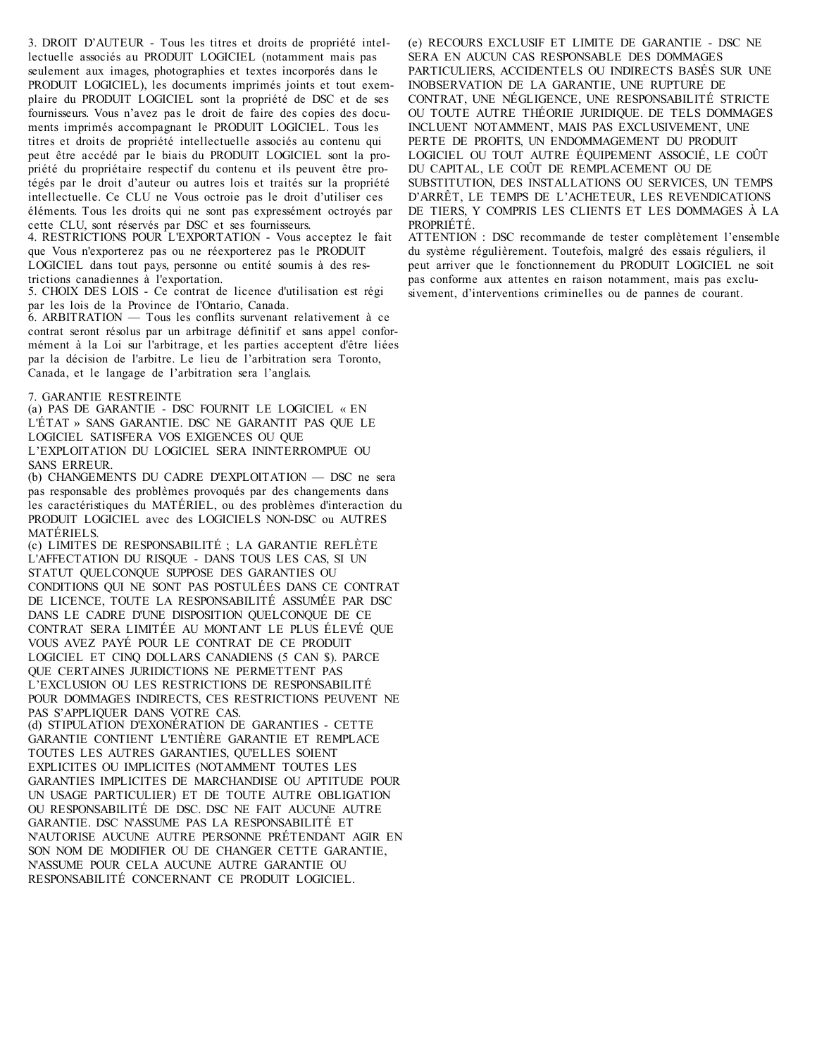3. DROIT D'AUTEUR - Tous les titres et droits de propriété intellectuelle associés au PRODUIT LOGICIEL (notamment mais pas seulement aux images, photographies et textes incorporés dans le PRODUIT LOGICIEL), les documents imprimés joints et tout exemplaire du PRODUIT LOGICIEL sont la propriété de DSC et de ses fournisseurs. Vous n'avez pas le droit de faire des copies des documents imprimés accompagnant le PRODUIT LOGICIEL. Tous les titres et droits de propriété intellectuelle associés au contenu qui peut être accédé par le biais du PRODUIT LOGICIEL sont la propriété du propriétaire respectif du contenu et ils peuvent être protégés par le droit d'auteur ou autres lois et traités sur la propriété intellectuelle. Ce CLU ne Vous octroie pas le droit d'utiliser ces éléments. Tous les droits qui ne sont pas expressément octroyés par cette CLU, sont réservés par DSC et ses fournisseurs.

4. RESTRICTIONS POUR L'EXPORTATION - Vous acceptez le fait que Vous n'exporterez pas ou ne réexporterez pas le PRODUIT LOGICIEL dans tout pays, personne ou entité soumis à des restrictions canadiennes à l'exportation.

5. CHOIX DES LOIS - Ce contrat de licence d'utilisation est régi par les lois de la Province de l'Ontario, Canada.

6. ARBITRATION — Tous les conflits survenant relativement à ce contrat seront résolus par un arbitrage définitif et sans appel conformément à la Loi sur l'arbitrage, et les parties acceptent d'être liées par la décision de l'arbitre. Le lieu de l'arbitration sera Toronto, Canada, et le langage de l'arbitration sera l'anglais.

7. GARANTIE RESTREINTE

(a) PAS DE GARANTIE - DSC FOURNIT LE LOGICIEL « EN L'ÉTAT » SANS GARANTIE. DSC NE GARANTIT PAS QUE LE LOGICIEL SATISFERA VOS EXIGENCES OU QUE L'EXPLOITATION DU LOGICIEL SERA ININTERROMPUE OU SANS ERREUR.

(b) CHANGEMENTS DU CADRE D'EXPLOITATION — DSC ne sera pas responsable des problèmes provoqués par des changements dans les caractéristiques du MATÉRIEL, ou des problèmes d'interaction du PRODUIT LOGICIEL avec des LOGICIELS NON-DSC ou AUTRES MATÉRIELS.

(c) LIMITES DE RESPONSABILITÉ ; LA GARANTIE REFLÈTE L'AFFECTATION DU RISQUE - DANS TOUS LES CAS, SI UN STATUT QUELCONQUE SUPPOSE DES GARANTIES OU CONDITIONS QUI NE SONT PAS POSTULÉES DANS CE CONTRAT DE LICENCE, TOUTE LA RESPONSABILITÉ ASSUMÉE PAR DSC DANS LE CADRE D'UNE DISPOSITION QUELCONQUE DE CE CONTRAT SERA LIMITÉE AU MONTANT LE PLUS ÉLEVÉ QUE VOUS AVEZ PAYÉ POUR LE CONTRAT DE CE PRODUIT LOGICIEL ET CINQ DOLLARS CANADIENS (5 CAN $). PARCE QUE CERTAINES JURIDICTIONS NE PERMETTENT PAS L'EXCLUSION OU LES RESTRICTIONS DE RESPONSABILITÉ POUR DOMMAGES INDIRECTS, CES RESTRICTIONS PEUVENT NE PAS S'APPLIQUER DANS VOTRE CAS.

(d) STIPULATION D'EXONÉRATION DE GARANTIES - CETTE GARANTIE CONTIENT L'ENTIÈRE GARANTIE ET REMPLACE TOUTES LES AUTRES GARANTIES, QU'ELLES SOIENT EXPLICITES OU IMPLICITES (NOTAMMENT TOUTES LES GARANTIES IMPLICITES DE MARCHANDISE OU APTITUDE POUR UN USAGE PARTICULIER) ET DE TOUTE AUTRE OBLIGATION OU RESPONSABILITÉ DE DSC. DSC NE FAIT AUCUNE AUTRE GARANTIE. DSC N'ASSUME PAS LA RESPONSABILITÉ ET N'AUTORISE AUCUNE AUTRE PERSONNE PRÉTENDANT AGIR EN SON NOM DE MODIFIER OU DE CHANGER CETTE GARANTIE, N'ASSUME POUR CELA AUCUNE AUTRE GARANTIE OU RESPONSABILITÉ CONCERNANT CE PRODUIT LOGICIEL.

(e) RECOURS EXCLUSIF ET LIMITE DE GARANTIE - DSC NE SERA EN AUCUN CAS RESPONSABLE DES DOMMAGES PARTICULIERS, ACCIDENTELS OU INDIRECTS BASÉS SUR UNE INOBSERVATION DE LA GARANTIE, UNE RUPTURE DE CONTRAT, UNE NÉGLIGENCE, UNE RESPONSABILITÉ STRICTE OU TOUTE AUTRE THÉORIE JURIDIQUE. DE TELS DOMMAGES INCLUENT NOTAMMENT, MAIS PAS EXCLUSIVEMENT, UNE PERTE DE PROFITS, UN ENDOMMAGEMENT DU PRODUIT LOGICIEL OU TOUT AUTRE ÉQUIPEMENT ASSOCIÉ, LE COÛT DU CAPITAL, LE COÛT DE REMPLACEMENT OU DE SUBSTITUTION, DES INSTALLATIONS OU SERVICES, UN TEMPS D'ARRÊT, LE TEMPS DE L'ACHETEUR, LES REVENDICATIONS DE TIERS, Y COMPRIS LES CLIENTS ET LES DOMMAGES À LA PROPRIÉTÉ.

ATTENTION : DSC recommande de tester complètement l'ensemble du système régulièrement. Toutefois, malgré des essais réguliers, il peut arriver que le fonctionnement du PRODUIT LOGICIEL ne soit pas conforme aux attentes en raison notamment, mais pas exclusivement, d'interventions criminelles ou de pannes de courant.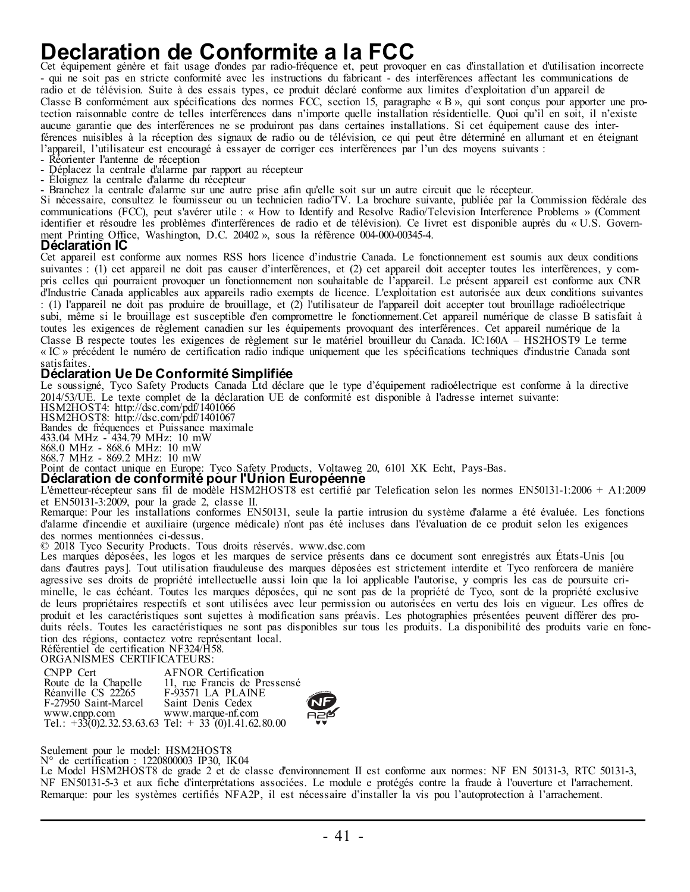# Declaration de Conformite a la FCC

Cet équipement génère et fait usage d'ondes par radio-fréquence et, peut provoquer en cas d'installation et d'utilisation incorrecte - qui ne soit pas en stricte conformité avec les instructions du fabricant - des interférences affectant les communications de radio et de télévision. Suite à des essais types, ce produit déclaré conforme aux limites d'exploitation d'un appareil de Classe B conformément aux spécifications des normes FCC, section 15, paragraphe « B », qui sont conçus pour apporter une protection raisonnable contre de telles interférences dans n'importe quelle installation résidentielle. Quoi qu'il en soit, il n'existe aucune garantie que des interférences ne se produiront pas dans certaines installations. Si cet équipement cause des interférences nuisibles à la réception des signaux de radio ou de télévision, ce qui peut être déterminé en allumant et en éteignant l'appareil, l'utilisateur est encouragé à essayer de corriger ces interférences par l'un des moyens suivants :

- Réorienter l'antenne de réception
- Déplacez la centrale d'alarme par rapport au récepteur
- Éloignez la centrale d'alarme du récepteur
- Branchez la centrale d'alarme sur une autre prise afin qu'elle soit sur un autre circuit que le récepteur.

Si nécessaire, consultez le fournisseur ou un technicien radio/TV. La brochure suivante, publiée par la Commission fédérale des communications (FCC), peut s'avérer utile : « How to Identify and Resolve Radio/Television Interference Problems » (Comment identifier et résoudre les problèmes d'interférences de radio et de télévision). Ce livret est disponible auprès du « U.S. Government Printing Office, Washington, D.C. 20402 », sous la référence 004-000-00345-4.

## Déclaration IC

Cet appareil est conforme aux normes RSS hors licence d'industrie Canada. Le fonctionnement est soumis aux deux conditions suivantes : (1) cet appareil ne doit pas causer d'interférences, et (2) cet appareil doit accepter toutes les interférences, y compris celles qui pourraient provoquer un fonctionnement non souhaitable de l'appareil. Le présent appareil est conforme aux CNR d'Industrie Canada applicables aux appareils radio exempts de licence. L'exploitation est autorisée aux deux conditions suivantes : (1) l'appareil ne doit pas produire de brouillage, et (2) l'utilisateur de l'appareil doit accepter tout brouillage radioélectrique subi, même si le brouillage est susceptible d'en compromettre le fonctionnement.Cet appareil numérique de classe B satisfait à toutes les exigences de règlement canadien sur les équipements provoquant des interférences. Cet appareil numérique de la Classe B respecte toutes les exigences de règlement sur le matériel brouilleur du Canada. IC:160A – HS2HOST9 Le terme « IC » précédent le numéro de certification radio indique uniquement que les spécifications techniques d'industrie Canada sont satisfaites.

## Déclaration Ue De Conformité Simplifiée

Le soussigné, Tyco Safety Products Canada Ltd déclare que le type d'équipement radioélectrique est conforme à la directive 2014/53/UE. Le texte complet de la déclaration UE de conformité est disponible à l'adresse internet suivante:
HSM2HOST4: http://dsc.com/pdf/1401066
HSM2HOST8: http://dsc.com/pdf/1401067
Bandes de fréquences et Puissance maximale
433.04 MHz - 434.79 MHz: 10 mW
868.0 MHz - 868.6 MHz: 10 mW
868.7 MHz - 869.2 MHz: 10 mW
Point de contact unique en Europe: Tyco Safety Products, Voltaweg 20, 6101 XK Echt, Pays-Bas.

## Déclaration de conformité pour l'Union Européenne

L'émetteur-récepteur sans fil de modèle HSM2HOST8 est certifié par Telefication selon les normes EN50131-1:2006 + A1:2009 et EN50131-3:2009, pour la grade 2, classe II.
Remarque: Pour les installations conformes EN50131, seule la partie intrusion du système d'alarme a été évaluée. Les fonctions d'alarme d'incendie et auxiliaire (urgence médicale) n'ont pas été incluses dans l'évaluation de ce produit selon les exigences des normes mentionnées ci-dessus.
© 2018 Tyco Security Products. Tous droits réservés. www.dsc.com
Les marques déposées, les logos et les marques de service présents dans ce document sont enregistrés aux États-Unis [ou dans d'autres pays]. Tout utilisation frauduleuse des marques déposées est strictement interdite et Tyco renforcera de manière agressive ses droits de propriété intellectuelle aussi loin que la loi applicable l'autorise, y compris les cas de poursuite criminelle, le cas échéant. Toutes les marques déposées, qui ne sont pas de la propriété de Tyco, sont de la propriété exclusive de leurs propriétaires respectifs et sont utilisées avec leur permission ou autorisées en vertu des lois en vigueur. Les offres de produit et les caractéristiques sont sujettes à modification sans préavis. Les photographies présentées peuvent différer des produits réels. Toutes les caractéristiques ne sont pas disponibles sur tous les produits. La disponibilité des produits varie en fonction des régions, contactez votre représentant local.
Référentiel de certification NF324/H58.
ORGANISMES CERTIFICATEURS:

| CNPP Cert | AFNOR Certification |
|---|---|
| Route de la Chapelle | 11, rue Francis de Pressensé |
| Réanville CS 22265 | F-93571 LA PLAINE |
| F-27950 Saint-Marcel | Saint Denis Cedex |
| www.cnpp.com | www.marque-nf.com |
| Tel.: +33(0)2.32.53.63.63 | Tel: + 33 (0)1.41.62.80.00 |

Seulement pour le model: HSM2HOST8
N° de certification : 1220800003 IP30, IK04
Le Model HSM2HOST8 de grade 2 et de classe d'environnement II est conforme aux normes: NF EN 50131-3, RTC 50131-3, NF EN50131-5-3 et aux fiche d'interprétations associées. Le module e protégés contre la fraude à l'ouverture et l'arrachement.
Remarque: pour les systèmes certifiés NFA2P, il est nécessaire d'installer la vis pou l'autoprotection à l'arrachement.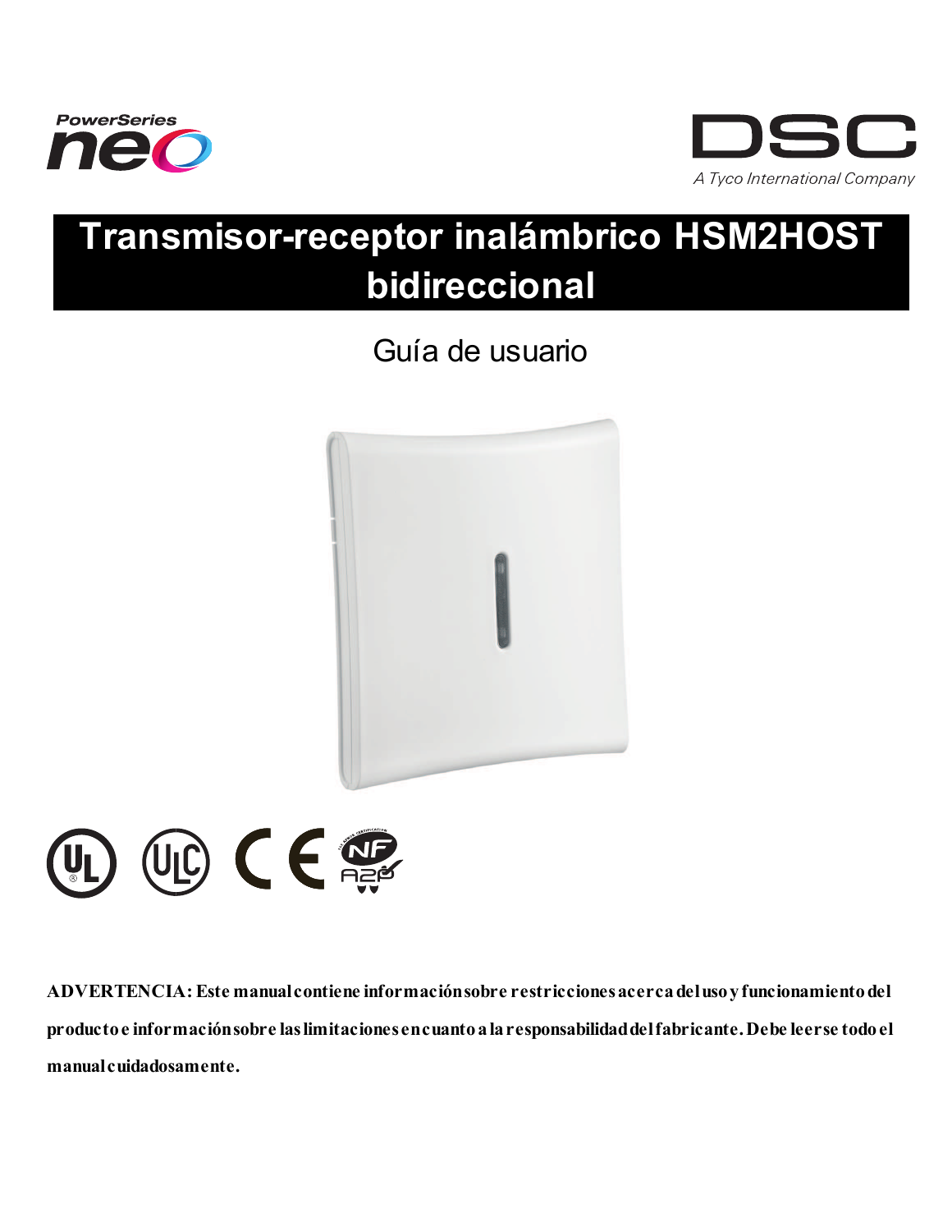PowerSeries neo

DSC

A Tyco International Company

# Transmisor-receptor inalámbrico HSM2HOST bidireccional

## Guía de usuario

**ADVERTENCIA: Este manual contiene información sobre restricciones acerca del uso y funcionamiento del producto e información sobre las limitaciones en cuanto a la responsabilidad del fabricante. Debe leerse todo el manual cuidadosamente.**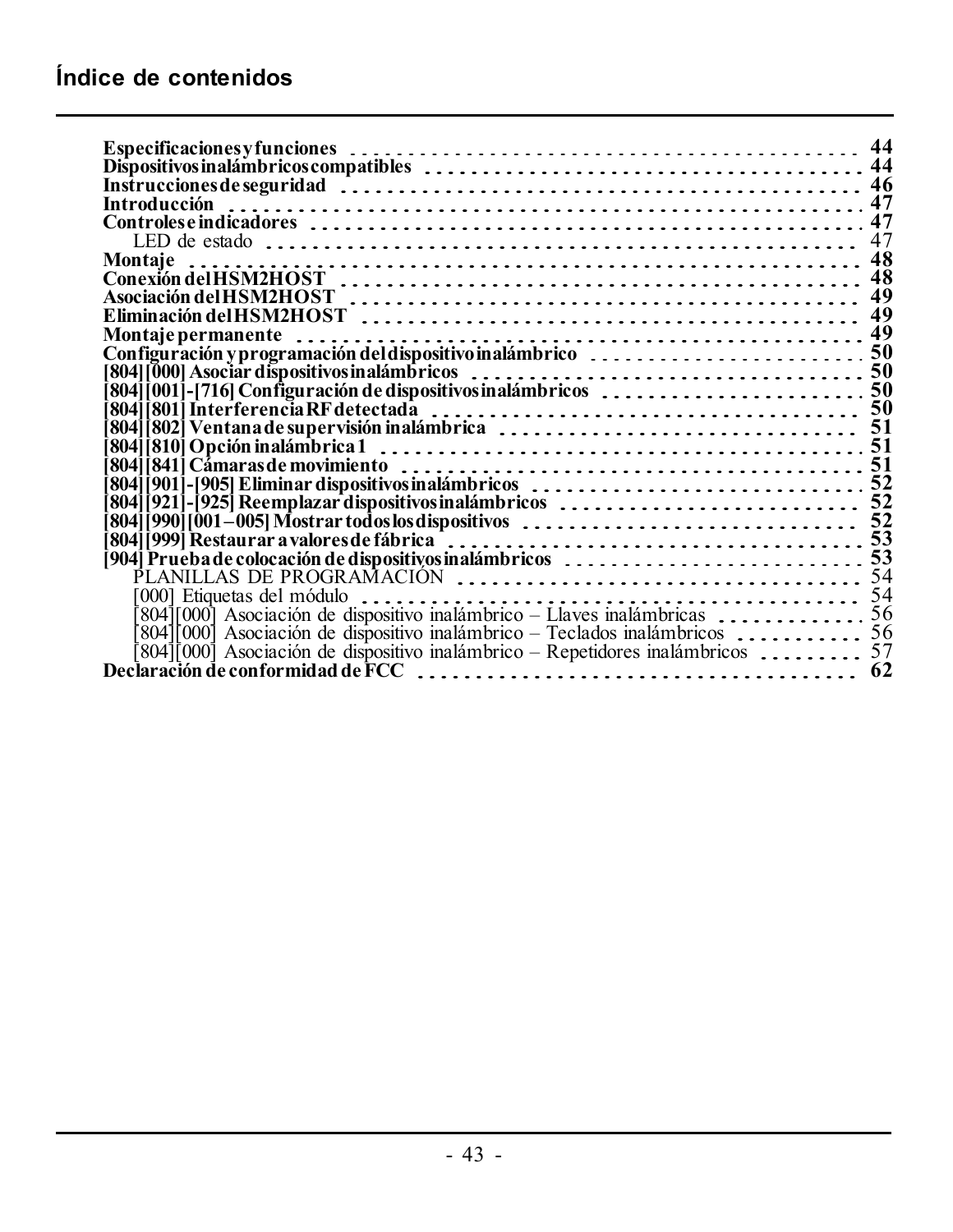# Índice de contenidos

**Especificaciones y funciones** ..... 44
**Dispositivos inalámbricos compatibles** ..... 44
**Instrucciones de seguridad** ..... 46
**Introducción** ..... 47
**Controles e indicadores** ..... 47
  LED de estado ..... 47
**Montaje** ..... 48
**Conexión del HSM2HOST** ..... 48
**Asociación del HSM2HOST** ..... 49
**Eliminación del HSM2HOST** ..... 49
**Montaje permanente** ..... 49
**Configuración y programación del dispositivo inalámbrico** ..... 50
**[804][000] Asociar dispositivos inalámbricos** ..... 50
**[804][001]-[716] Configuración de dispositivos inalámbricos** ..... 50
**[804][801] Interferencia RF detectada** ..... 50
**[804][802] Ventana de supervisión inalámbrica** ..... 51
**[804][810] Opción inalámbrica 1** ..... 51
**[804][841] Cámaras de movimiento** ..... 51
**[804][901]-[905] Eliminar dispositivos inalámbricos** ..... 52
**[804][921]-[925] Reemplazar dispositivos inalámbricos** ..... 52
**[804][990][001–005] Mostrar todos los dispositivos** ..... 52
**[804][999] Restaurar a valores de fábrica** ..... 53
**[904] Prueba de colocación de dispositivos inalámbricos** ..... 53
  PLANILLAS DE PROGRAMACIÓN ..... 54
  [000] Etiquetas del módulo ..... 54
  [804][000] Asociación de dispositivo inalámbrico – Llaves inalámbricas ..... 56
  [804][000] Asociación de dispositivo inalámbrico – Teclados inalámbricos ..... 56
  [804][000] Asociación de dispositivo inalámbrico – Repetidores inalámbricos ..... 57
**Declaración de conformidad de FCC** ..... 62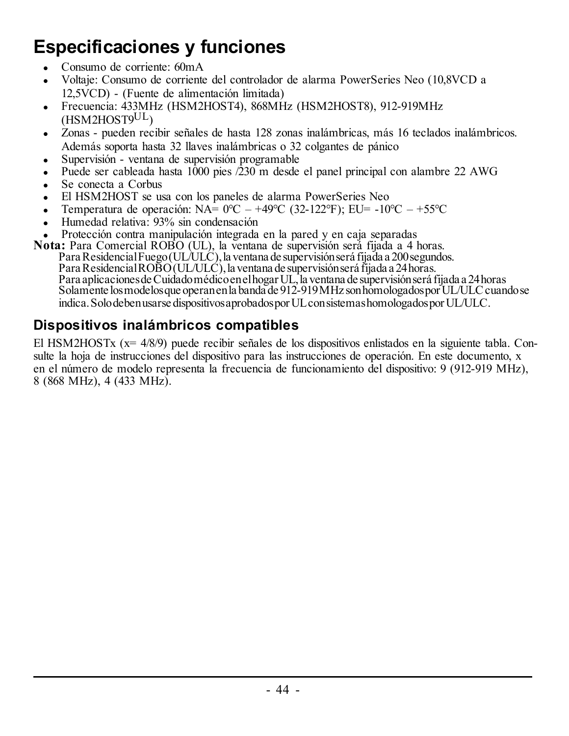# Especificaciones y funciones

- Consumo de corriente: 60mA
- Voltaje: Consumo de corriente del controlador de alarma PowerSeries Neo (10,8VCD a 12,5VCD) - (Fuente de alimentación limitada)
- Frecuencia: 433MHz (HSM2HOST4), 868MHz (HSM2HOST8), 912-919MHz (HSM2HOST9UL)
- Zonas - pueden recibir señales de hasta 128 zonas inalámbricas, más 16 teclados inalámbricos. Además soporta hasta 32 llaves inalámbricas o 32 colgantes de pánico
- Supervisión - ventana de supervisión programable
- Puede ser cableada hasta 1000 pies /230 m desde el panel principal con alambre 22 AWG
- Se conecta a Corbus
- El HSM2HOST se usa con los paneles de alarma PowerSeries Neo
- Temperatura de operación: NA= 0°C – +49°C (32-122°F); EU= -10°C – +55°C
- Humedad relativa: 93% sin condensación
- Protección contra manipulación integrada en la pared y en caja separadas

**Nota:** Para Comercial ROBO (UL), la ventana de supervisión será fijada a 4 horas.
Para Residencial Fuego (UL/ULC), la ventana de supervisión será fijada a 200 segundos.
Para Residencial ROBO (UL/ULC), la ventana de supervisión será fijada a 24 horas.
Para aplicaciones de Cuidado médico en el hogar UL, la ventana de supervisión será fijada a 24 horas
Solamente los modelos que operan en la banda de 912-919MHz son homologados por UL/ULC cuando se indica. Solo deben usarse dispositivos aprobados por UL con sistemas homologados por UL/ULC.

## Dispositivos inalámbricos compatibles

El HSM2HOSTx (x= 4/8/9) puede recibir señales de los dispositivos enlistados en la siguiente tabla. Consulte la hoja de instrucciones del dispositivo para las instrucciones de operación. En este documento, x en el número de modelo representa la frecuencia de funcionamiento del dispositivo: 9 (912-919 MHz), 8 (868 MHz), 4 (433 MHz).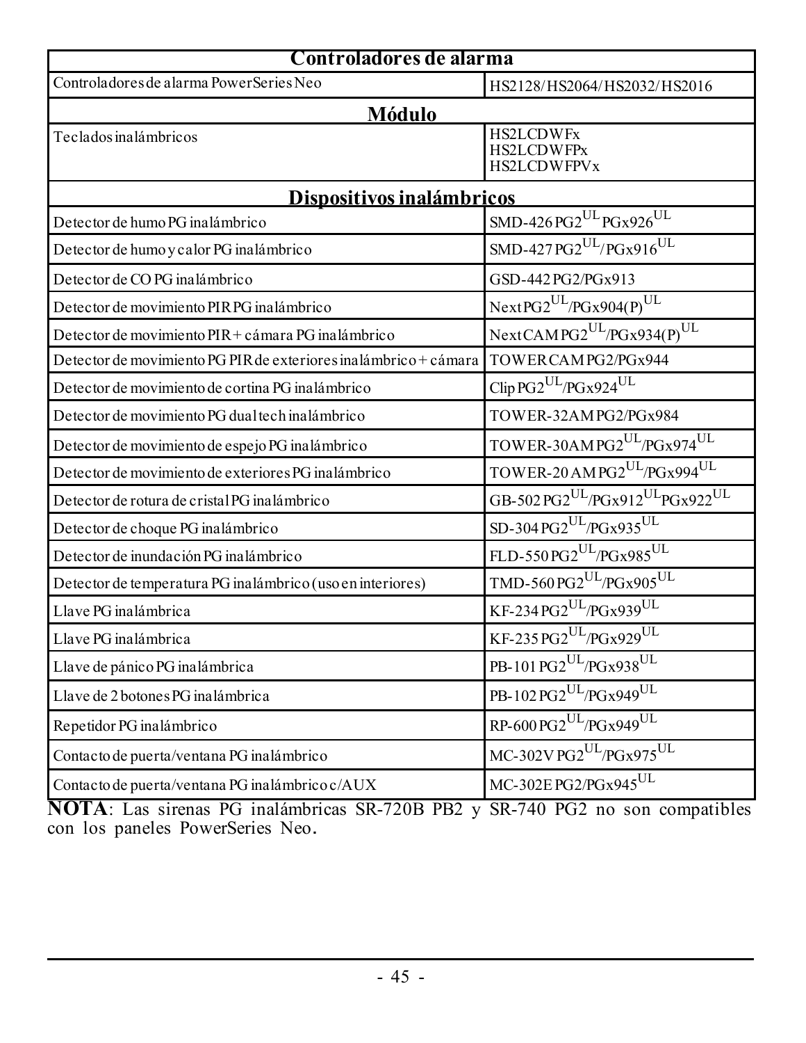| Controladores de alarma | |
|---|---|
| Controladores de alarma PowerSeries Neo | HS2128/HS2064/HS2032/HS2016 |
| **Módulo** | |
| Teclados inalámbricos | HS2LCDWFx<br>HS2LCDWFPx<br>HS2LCDWFPVx |
| **Dispositivos inalámbricos** | |
| Detector de humo PG inalámbrico | SMD-426 PG2[UL] PGx926[UL] |
| Detector de humo y calor PG inalámbrico | SMD-427 PG2[UL]/PGx916[UL] |
| Detector de CO PG inalámbrico | GSD-442 PG2/PGx913 |
| Detector de movimiento PIR PG inalámbrico | Next PG2[UL]/PGx904(P)[UL] |
| Detector de movimiento PIR + cámara PG inalámbrico | Next CAM PG2[UL]/PGx934(P)[UL] |
| Detector de movimiento PG PIR de exteriores inalámbrico + cámara | TOWER CAM PG2/PGx944 |
| Detector de movimiento de cortina PG inalámbrico | Clip PG2[UL]/PGx924[UL] |
| Detector de movimiento PG dual tech inalámbrico | TOWER-32AM PG2/PGx984 |
| Detector de movimiento de espejo PG inalámbrico | TOWER-30AM PG2[UL]/PGx974[UL] |
| Detector de movimiento de exteriores PG inalámbrico | TOWER-20 AM PG2[UL]/PGx994[UL] |
| Detector de rotura de cristal PG inalámbrico | GB-502 PG2[UL]/PGx912[UL]PGx922[UL] |
| Detector de choque PG inalámbrico | SD-304 PG2[UL]/PGx935[UL] |
| Detector de inundación PG inalámbrico | FLD-550 PG2[UL]/PGx985[UL] |
| Detector de temperatura PG inalámbrico (uso en interiores) | TMD-560 PG2[UL]/PGx905[UL] |
| Llave PG inalámbrica | KF-234 PG2[UL]/PGx939[UL] |
| Llave PG inalámbrica | KF-235 PG2[UL]/PGx929[UL] |
| Llave de pánico PG inalámbrica | PB-101 PG2[UL]/PGx938[UL] |
| Llave de 2 botones PG inalámbrica | PB-102 PG2[UL]/PGx949[UL] |
| Repetidor PG inalámbrico | RP-600 PG2[UL]/PGx949[UL] |
| Contacto de puerta/ventana PG inalámbrico | MC-302V PG2[UL]/PGx975[UL] |
| Contacto de puerta/ventana PG inalámbrico c/AUX | MC-302E PG2/PGx945[UL] |

**NOTA**: Las sirenas PG inalámbricas SR-720B PB2 y SR-740 PG2 no son compatibles con los paneles PowerSeries Neo.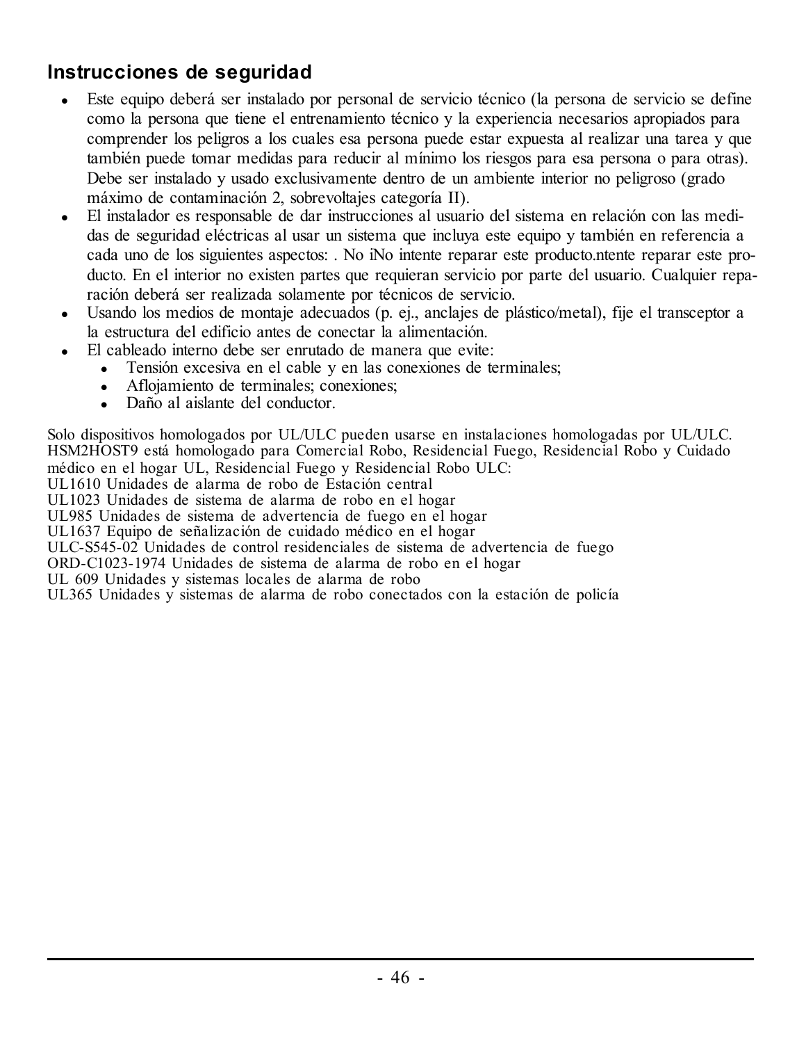## Instrucciones de seguridad

- Este equipo deberá ser instalado por personal de servicio técnico (la persona de servicio se define como la persona que tiene el entrenamiento técnico y la experiencia necesarios apropiados para comprender los peligros a los cuales esa persona puede estar expuesta al realizar una tarea y que también puede tomar medidas para reducir al mínimo los riesgos para esa persona o para otras). Debe ser instalado y usado exclusivamente dentro de un ambiente interior no peligroso (grado máximo de contaminación 2, sobrevoltajes categoría II).
- El instalador es responsable de dar instrucciones al usuario del sistema en relación con las medidas de seguridad eléctricas al usar un sistema que incluya este equipo y también en referencia a cada uno de los siguientes aspectos: . No iNo intente reparar este producto.ntente reparar este producto. En el interior no existen partes que requieran servicio por parte del usuario. Cualquier reparación deberá ser realizada solamente por técnicos de servicio.
- Usando los medios de montaje adecuados (p. ej., anclajes de plástico/metal), fije el transceptor a la estructura del edificio antes de conectar la alimentación.
- El cableado interno debe ser enrutado de manera que evite:
  - Tensión excesiva en el cable y en las conexiones de terminales;
  - Aflojamiento de terminales; conexiones;
  - Daño al aislante del conductor.

Solo dispositivos homologados por UL/ULC pueden usarse en instalaciones homologadas por UL/ULC. HSM2HOST9 está homologado para Comercial Robo, Residencial Fuego, Residencial Robo y Cuidado médico en el hogar UL, Residencial Fuego y Residencial Robo ULC:
UL1610 Unidades de alarma de robo de Estación central
UL1023 Unidades de sistema de alarma de robo en el hogar
UL985 Unidades de sistema de advertencia de fuego en el hogar
UL1637 Equipo de señalización de cuidado médico en el hogar
ULC-S545-02 Unidades de control residenciales de sistema de advertencia de fuego
ORD-C1023-1974 Unidades de sistema de alarma de robo en el hogar
UL 609 Unidades y sistemas locales de alarma de robo
UL365 Unidades y sistemas de alarma de robo conectados con la estación de policía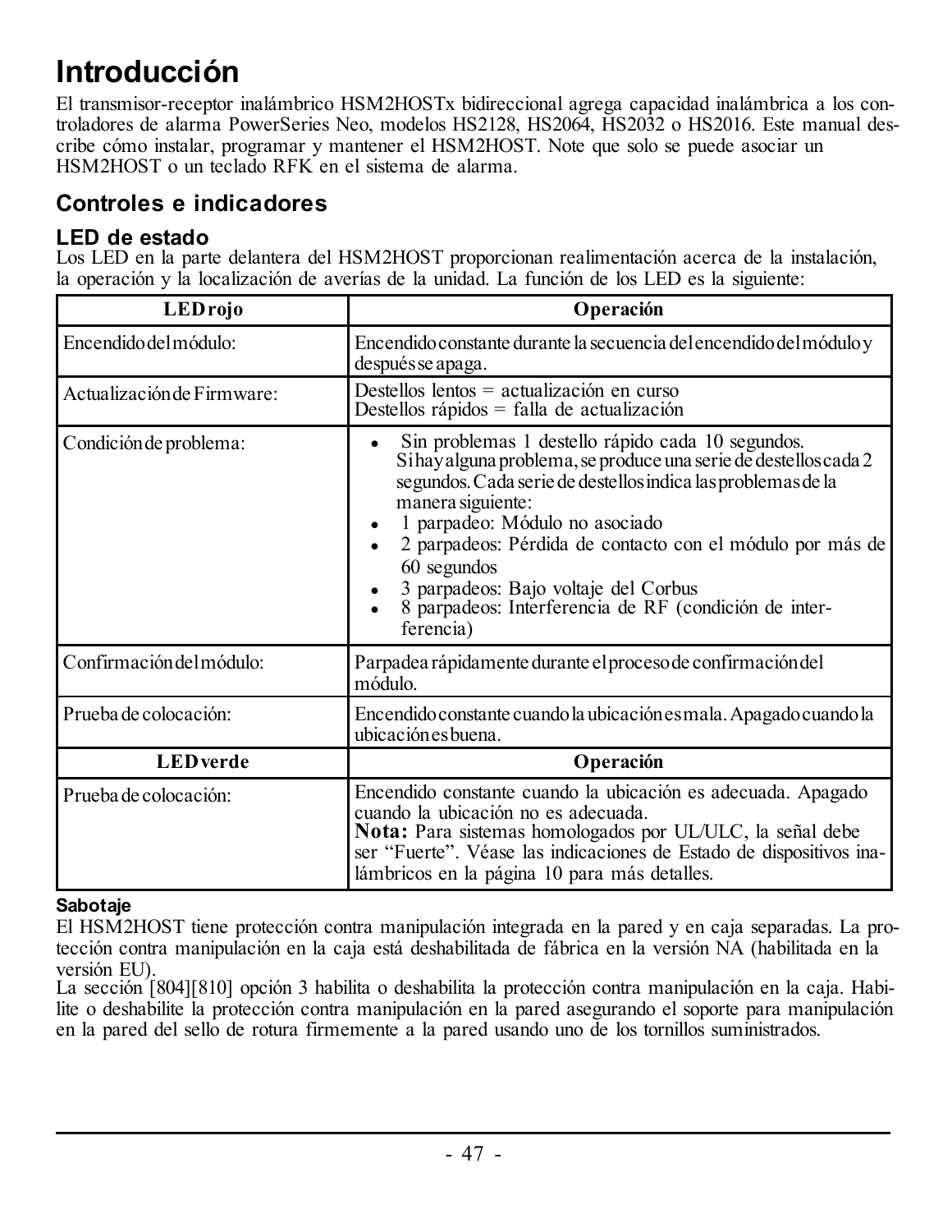# Introducción

El transmisor-receptor inalámbrico HSM2HOSTx bidireccional agrega capacidad inalámbrica a los controladores de alarma PowerSeries Neo, modelos HS2128, HS2064, HS2032 o HS2016. Este manual describe cómo instalar, programar y mantener el HSM2HOST. Note que solo se puede asociar un HSM2HOST o un teclado RFK en el sistema de alarma.

## Controles e indicadores

### LED de estado

Los LED en la parte delantera del HSM2HOST proporcionan realimentación acerca de la instalación, la operación y la localización de averías de la unidad. La función de los LED es la siguiente:

| LED rojo | Operación |
|---|---|
| Encendido del módulo: | Encendido constante durante la secuencia del encendido del módulo y después se apaga. |
| Actualización de Firmware: | Destellos lentos = actualización en curso<br>Destellos rápidos = falla de actualización |
| Condición de problema: | • Sin problemas 1 destello rápido cada 10 segundos.<br>Si hay alguna problema, se produce una serie de destellos cada 2 segundos. Cada serie de destellos indica las problemas de la manera siguiente:<br>• 1 parpadeo: Módulo no asociado<br>• 2 parpadeos: Pérdida de contacto con el módulo por más de 60 segundos<br>• 3 parpadeos: Bajo voltaje del Corbus<br>• 8 parpadeos: Interferencia de RF (condición de interferencia) |
| Confirmación del módulo: | Parpadea rápidamente durante el proceso de confirmación del módulo. |
| Prueba de colocación: | Encendido constante cuando la ubicación es mala. Apagado cuando la ubicación es buena. |
| **LED verde** | **Operación** |
| Prueba de colocación: | Encendido constante cuando la ubicación es adecuada. Apagado cuando la ubicación no es adecuada.<br>**Nota:** Para sistemas homologados por UL/ULC, la señal debe ser "Fuerte". Véase las indicaciones de Estado de dispositivos inalámbricos en la página 10 para más detalles. |

#### Sabotaje

El HSM2HOST tiene protección contra manipulación integrada en la pared y en caja separadas. La protección contra manipulación en la caja está deshabilitada de fábrica en la versión NA (habilitada en la versión EU).

La sección [804][810] opción 3 habilita o deshabilita la protección contra manipulación en la caja. Habilite o deshabilite la protección contra manipulación en la pared asegurando el soporte para manipulación en la pared del sello de rotura firmemente a la pared usando uno de los tornillos suministrados.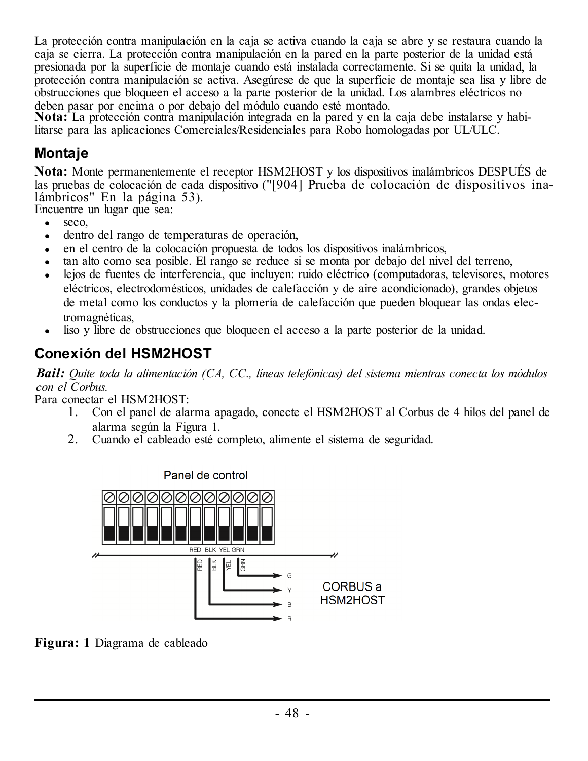La protección contra manipulación en la caja se activa cuando la caja se abre y se restaura cuando la caja se cierra. La protección contra manipulación en la pared en la parte posterior de la unidad está presionada por la superficie de montaje cuando está instalada correctamente. Si se quita la unidad, la protección contra manipulación se activa. Asegúrese de que la superficie de montaje sea lisa y libre de obstrucciones que bloqueen el acceso a la parte posterior de la unidad. Los alambres eléctricos no deben pasar por encima o por debajo del módulo cuando esté montado.

**Nota:** La protección contra manipulación integrada en la pared y en la caja debe instalarse y habilitarse para las aplicaciones Comerciales/Residenciales para Robo homologadas por UL/ULC.

## Montaje

**Nota:** Monte permanentemente el receptor HSM2HOST y los dispositivos inalámbricos DESPUÉS de las pruebas de colocación de cada dispositivo ("[904] Prueba de colocación de dispositivos inalámbricos" En la página 53).

Encuentre un lugar que sea:

- seco,
- dentro del rango de temperaturas de operación,
- en el centro de la colocación propuesta de todos los dispositivos inalámbricos,
- tan alto como sea posible. El rango se reduce si se monta por debajo del nivel del terreno,
- lejos de fuentes de interferencia, que incluyen: ruido eléctrico (computadoras, televisores, motores eléctricos, electrodomésticos, unidades de calefacción y de aire acondicionado), grandes objetos de metal como los conductos y la plomería de calefacción que pueden bloquear las ondas electromagnéticas,
- liso y libre de obstrucciones que bloqueen el acceso a la parte posterior de la unidad.

## Conexión del HSM2HOST

***Bail:*** *Quite toda la alimentación (CA, CC., líneas telefónicas) del sistema mientras conecta los módulos con el Corbus.*

Para conectar el HSM2HOST:

1. Con el panel de alarma apagado, conecte el HSM2HOST al Corbus de 4 hilos del panel de alarma según la Figura 1.
2. Cuando el cableado esté completo, alimente el sistema de seguridad.

Panel de control

RED BLK YEL GRN

CORBUS a HSM2HOST

**Figura: 1** Diagrama de cableado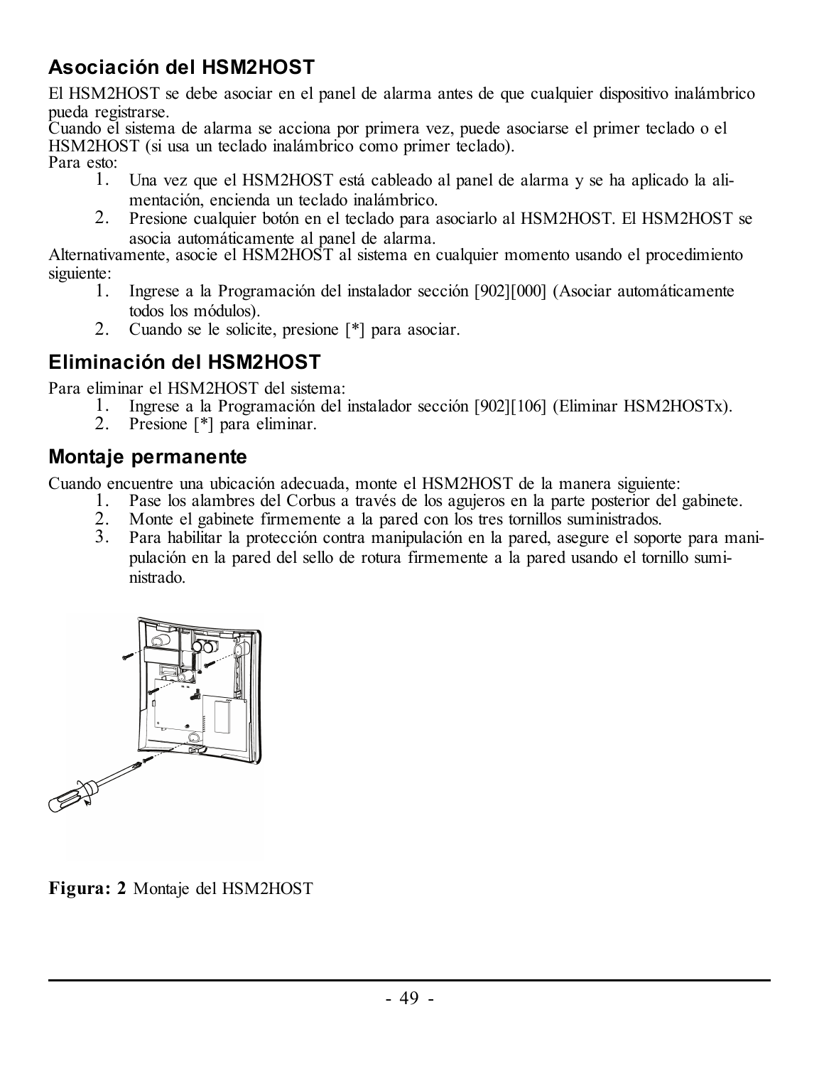## Asociación del HSM2HOST

El HSM2HOST se debe asociar en el panel de alarma antes de que cualquier dispositivo inalámbrico pueda registrarse.
Cuando el sistema de alarma se acciona por primera vez, puede asociarse el primer teclado o el HSM2HOST (si usa un teclado inalámbrico como primer teclado).
Para esto:

1. Una vez que el HSM2HOST está cableado al panel de alarma y se ha aplicado la alimentación, encienda un teclado inalámbrico.
2. Presione cualquier botón en el teclado para asociarlo al HSM2HOST. El HSM2HOST se asocia automáticamente al panel de alarma.

Alternativamente, asocie el HSM2HOST al sistema en cualquier momento usando el procedimiento siguiente:

1. Ingrese a la Programación del instalador sección [902][000] (Asociar automáticamente todos los módulos).
2. Cuando se le solicite, presione [*] para asociar.

## Eliminación del HSM2HOST

Para eliminar el HSM2HOST del sistema:

1. Ingrese a la Programación del instalador sección [902][106] (Eliminar HSM2HOSTx).
2. Presione [*] para eliminar.

## Montaje permanente

Cuando encuentre una ubicación adecuada, monte el HSM2HOST de la manera siguiente:

1. Pase los alambres del Corbus a través de los agujeros en la parte posterior del gabinete.
2. Monte el gabinete firmemente a la pared con los tres tornillos suministrados.
3. Para habilitar la protección contra manipulación en la pared, asegure el soporte para manipulación en la pared del sello de rotura firmemente a la pared usando el tornillo suministrado.

**Figura: 2** Montaje del HSM2HOST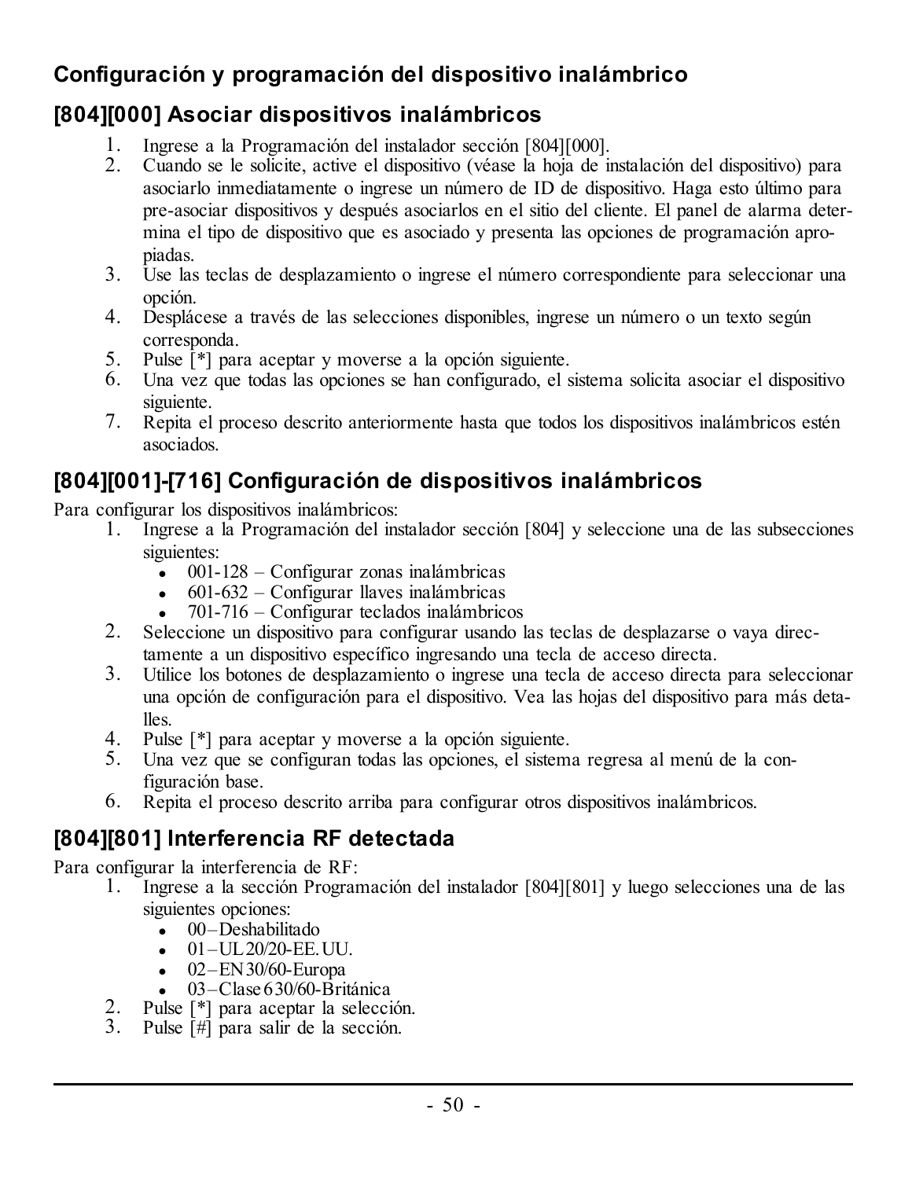## Configuración y programación del dispositivo inalámbrico

### [804][000] Asociar dispositivos inalámbricos

1. Ingrese a la Programación del instalador sección [804][000].
2. Cuando se le solicite, active el dispositivo (véase la hoja de instalación del dispositivo) para asociarlo inmediatamente o ingrese un número de ID de dispositivo. Haga esto último para pre-asociar dispositivos y después asociarlos en el sitio del cliente. El panel de alarma determina el tipo de dispositivo que es asociado y presenta las opciones de programación apropiadas.
3. Use las teclas de desplazamiento o ingrese el número correspondiente para seleccionar una opción.
4. Desplácese a través de las selecciones disponibles, ingrese un número o un texto según corresponda.
5. Pulse [*] para aceptar y moverse a la opción siguiente.
6. Una vez que todas las opciones se han configurado, el sistema solicita asociar el dispositivo siguiente.
7. Repita el proceso descrito anteriormente hasta que todos los dispositivos inalámbricos estén asociados.

### [804][001]-[716] Configuración de dispositivos inalámbricos

Para configurar los dispositivos inalámbricos:

1. Ingrese a la Programación del instalador sección [804] y seleccione una de las subsecciones siguientes:
   - 001-128 – Configurar zonas inalámbricas
   - 601-632 – Configurar llaves inalámbricas
   - 701-716 – Configurar teclados inalámbricos
2. Seleccione un dispositivo para configurar usando las teclas de desplazarse o vaya directamente a un dispositivo específico ingresando una tecla de acceso directa.
3. Utilice los botones de desplazamiento o ingrese una tecla de acceso directa para seleccionar una opción de configuración para el dispositivo. Vea las hojas del dispositivo para más detalles.
4. Pulse [*] para aceptar y moverse a la opción siguiente.
5. Una vez que se configuran todas las opciones, el sistema regresa al menú de la configuración base.
6. Repita el proceso descrito arriba para configurar otros dispositivos inalámbricos.

### [804][801] Interferencia RF detectada

Para configurar la interferencia de RF:

1. Ingrese a la sección Programación del instalador [804][801] y luego selecciones una de las siguientes opciones:
   - 00 – Deshabilitado
   - 01 – UL 20/20-EE. UU.
   - 02 – EN 30/60-Europa
   - 03 – Clase 6 30/60-Británica
2. Pulse [*] para aceptar la selección.
3. Pulse [#] para salir de la sección.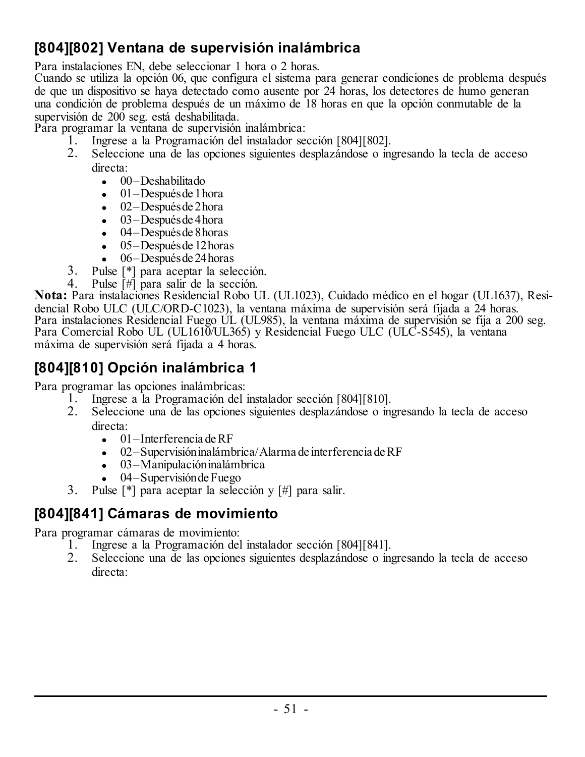## [804][802] Ventana de supervisión inalámbrica

Para instalaciones EN, debe seleccionar 1 hora o 2 horas.
Cuando se utiliza la opción 06, que configura el sistema para generar condiciones de problema después de que un dispositivo se haya detectado como ausente por 24 horas, los detectores de humo generan una condición de problema después de un máximo de 18 horas en que la opción conmutable de la supervisión de 200 seg. está deshabilitada.
Para programar la ventana de supervisión inalámbrica:

1. Ingrese a la Programación del instalador sección [804][802].
2. Seleccione una de las opciones siguientes desplazándose o ingresando la tecla de acceso directa:
   - 00 – Deshabilitado
   - 01 – Después de 1 hora
   - 02 – Después de 2 hora
   - 03 – Después de 4 hora
   - 04 – Después de 8 horas
   - 05 – Después de 12 horas
   - 06 – Después de 24 horas
3. Pulse [*] para aceptar la selección.
4. Pulse [#] para salir de la sección.

**Nota:** Para instalaciones Residencial Robo UL (UL1023), Cuidado médico en el hogar (UL1637), Residencial Robo ULC (ULC/ORD-C1023), la ventana máxima de supervisión será fijada a 24 horas. Para instalaciones Residencial Fuego UL (UL985), la ventana máxima de supervisión se fija a 200 seg. Para Comercial Robo UL (UL1610/UL365) y Residencial Fuego ULC (ULC-S545), la ventana máxima de supervisión será fijada a 4 horas.

## [804][810] Opción inalámbrica 1

Para programar las opciones inalámbricas:

1. Ingrese a la Programación del instalador sección [804][810].
2. Seleccione una de las opciones siguientes desplazándose o ingresando la tecla de acceso directa:
   - 01 – Interferencia de RF
   - 02 – Supervisión inalámbrica/Alarma de interferencia de RF
   - 03 – Manipulación inalámbrica
   - 04 – Supervisión de Fuego
3. Pulse [*] para aceptar la selección y [#] para salir.

## [804][841] Cámaras de movimiento

Para programar cámaras de movimiento:

1. Ingrese a la Programación del instalador sección [804][841].
2. Seleccione una de las opciones siguientes desplazándose o ingresando la tecla de acceso directa: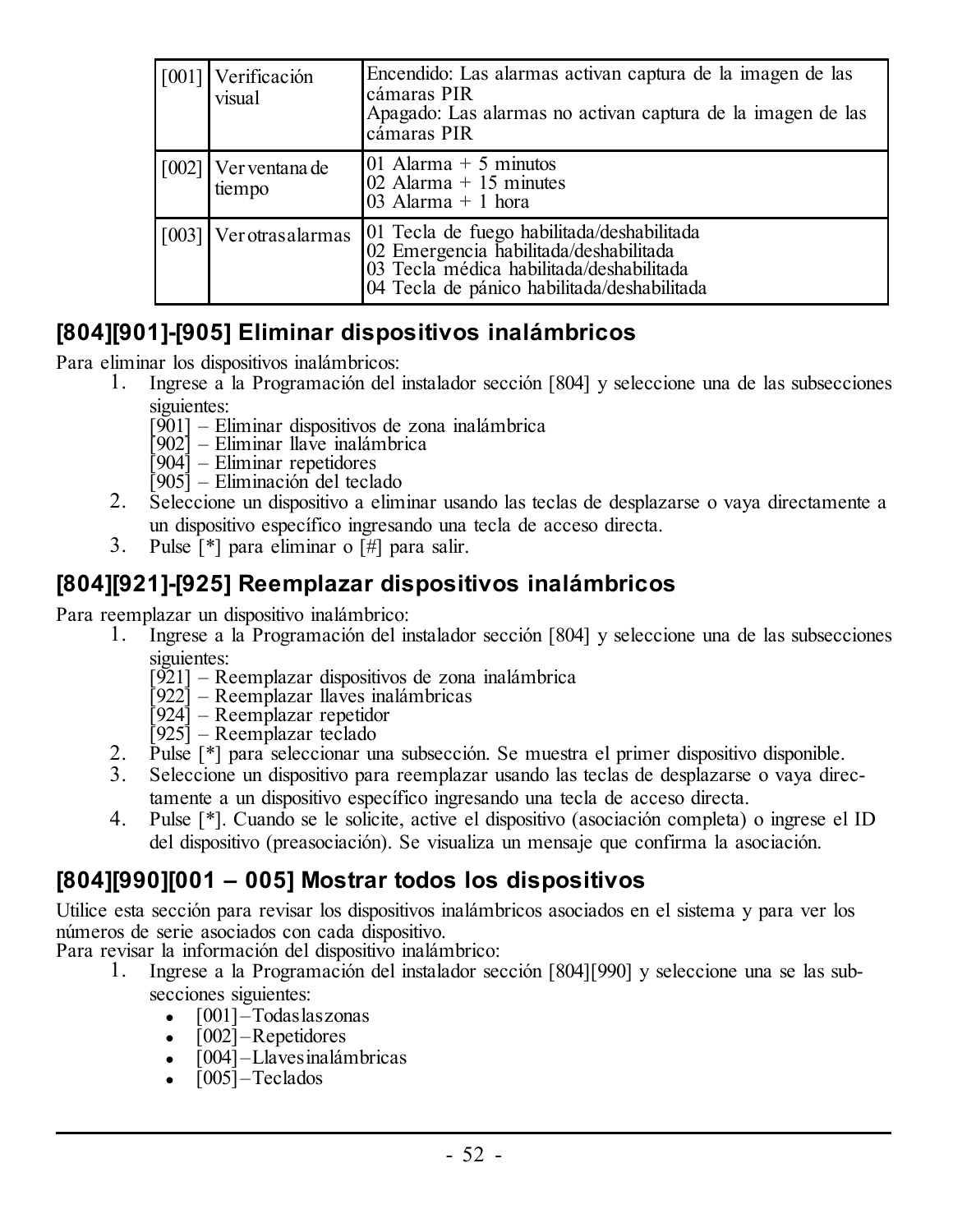| [001] | Verificación visual | Encendido: Las alarmas activan captura de la imagen de las cámaras PIR<br>Apagado: Las alarmas no activan captura de la imagen de las cámaras PIR |
|---|---|---|
| [002] | Ver ventana de tiempo | 01 Alarma + 5 minutos<br>02 Alarma + 15 minutes<br>03 Alarma + 1 hora |
| [003] | Ver otras alarmas | 01 Tecla de fuego habilitada/deshabilitada<br>02 Emergencia habilitada/deshabilitada<br>03 Tecla médica habilitada/deshabilitada<br>04 Tecla de pánico habilitada/deshabilitada |

## [804][901]-[905] Eliminar dispositivos inalámbricos

Para eliminar los dispositivos inalámbricos:

1. Ingrese a la Programación del instalador sección [804] y seleccione una de las subsecciones siguientes:
   [901] – Eliminar dispositivos de zona inalámbrica
   [902] – Eliminar llave inalámbrica
   [904] – Eliminar repetidores
   [905] – Eliminación del teclado
2. Seleccione un dispositivo a eliminar usando las teclas de desplazarse o vaya directamente a un dispositivo específico ingresando una tecla de acceso directa.
3. Pulse [*] para eliminar o [#] para salir.

## [804][921]-[925] Reemplazar dispositivos inalámbricos

Para reemplazar un dispositivo inalámbrico:

1. Ingrese a la Programación del instalador sección [804] y seleccione una de las subsecciones siguientes:
   [921] – Reemplazar dispositivos de zona inalámbrica
   [922] – Reemplazar llaves inalámbricas
   [924] – Reemplazar repetidor
   [925] – Reemplazar teclado
2. Pulse [*] para seleccionar una subsección. Se muestra el primer dispositivo disponible.
3. Seleccione un dispositivo para reemplazar usando las teclas de desplazarse o vaya directamente a un dispositivo específico ingresando una tecla de acceso directa.
4. Pulse [*]. Cuando se le solicite, active el dispositivo (asociación completa) o ingrese el ID del dispositivo (preasociación). Se visualiza un mensaje que confirma la asociación.

## [804][990][001 – 005] Mostrar todos los dispositivos

Utilice esta sección para revisar los dispositivos inalámbricos asociados en el sistema y para ver los números de serie asociados con cada dispositivo.

Para revisar la información del dispositivo inalámbrico:

1. Ingrese a la Programación del instalador sección [804][990] y seleccione una se las subsecciones siguientes:
   - [001] – Todas las zonas
   - [002] – Repetidores
   - [004] – Llaves inalámbricas
   - [005] – Teclados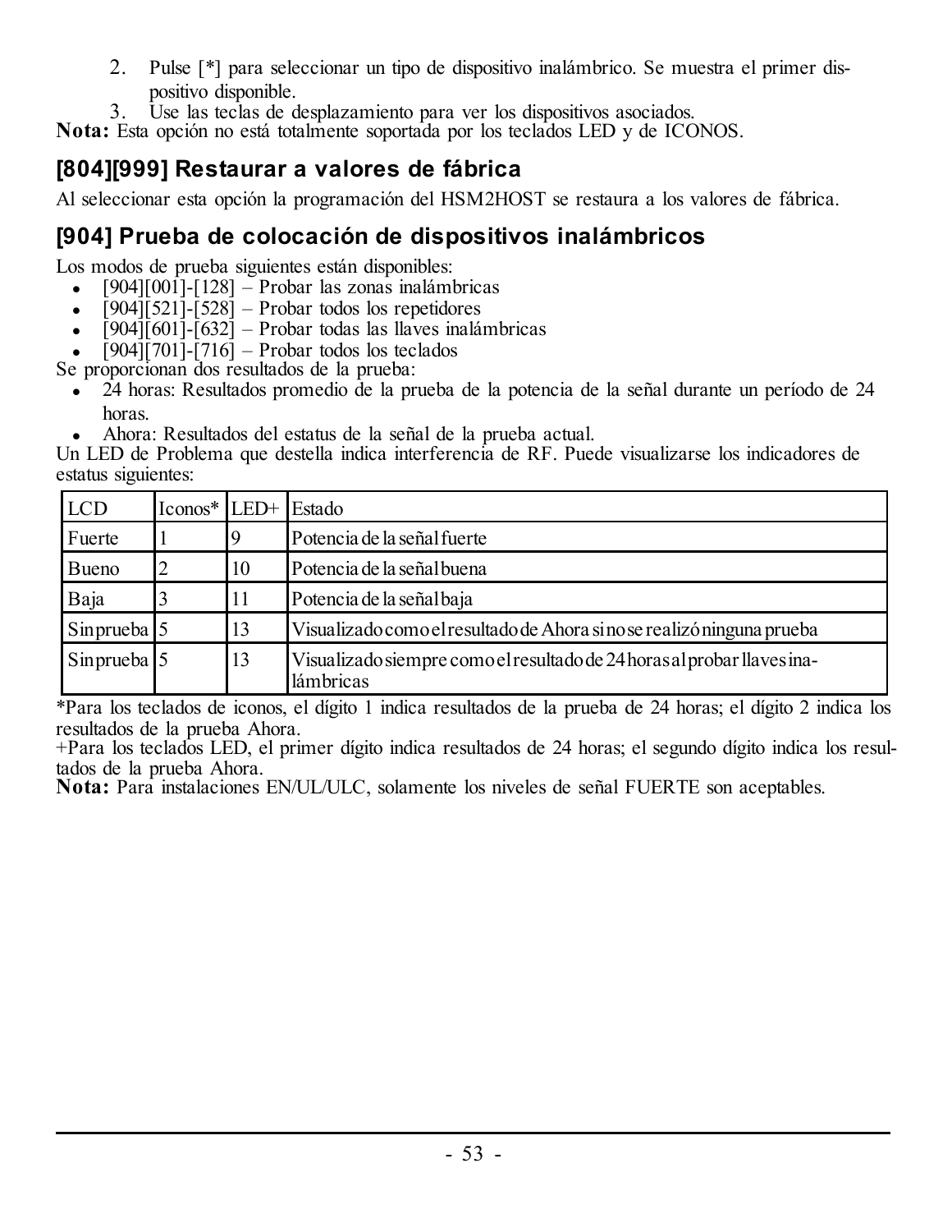2. Pulse [*] para seleccionar un tipo de dispositivo inalámbrico. Se muestra el primer dispositivo disponible.
3. Use las teclas de desplazamiento para ver los dispositivos asociados.

**Nota:** Esta opción no está totalmente soportada por los teclados LED y de ICONOS.

## [804][999] Restaurar a valores de fábrica

Al seleccionar esta opción la programación del HSM2HOST se restaura a los valores de fábrica.

## [904] Prueba de colocación de dispositivos inalámbricos

Los modos de prueba siguientes están disponibles:

- [904][001]-[128] – Probar las zonas inalámbricas
- [904][521]-[528] – Probar todos los repetidores
- [904][601]-[632] – Probar todas las llaves inalámbricas
- [904][701]-[716] – Probar todos los teclados

Se proporcionan dos resultados de la prueba:

- 24 horas: Resultados promedio de la prueba de la potencia de la señal durante un período de 24 horas.
- Ahora: Resultados del estatus de la señal de la prueba actual.

Un LED de Problema que destella indica interferencia de RF. Puede visualizarse los indicadores de estatus siguientes:

| LCD | Iconos* | LED+ | Estado |
|---|---|---|---|
| Fuerte | 1 | 9 | Potencia de la señal fuerte |
| Bueno | 2 | 10 | Potencia de la señal buena |
| Baja | 3 | 11 | Potencia de la señal baja |
| Sin prueba | 5 | 13 | Visualizado como el resultado de Ahora si no se realizó ninguna prueba |
| Sin prueba | 5 | 13 | Visualizado siempre como el resultado de 24 horas al probar llaves inalámbricas |

*Para los teclados de iconos, el dígito 1 indica resultados de la prueba de 24 horas; el dígito 2 indica los resultados de la prueba Ahora.

+Para los teclados LED, el primer dígito indica resultados de 24 horas; el segundo dígito indica los resultados de la prueba Ahora.

**Nota:** Para instalaciones EN/UL/ULC, solamente los niveles de señal FUERTE son aceptables.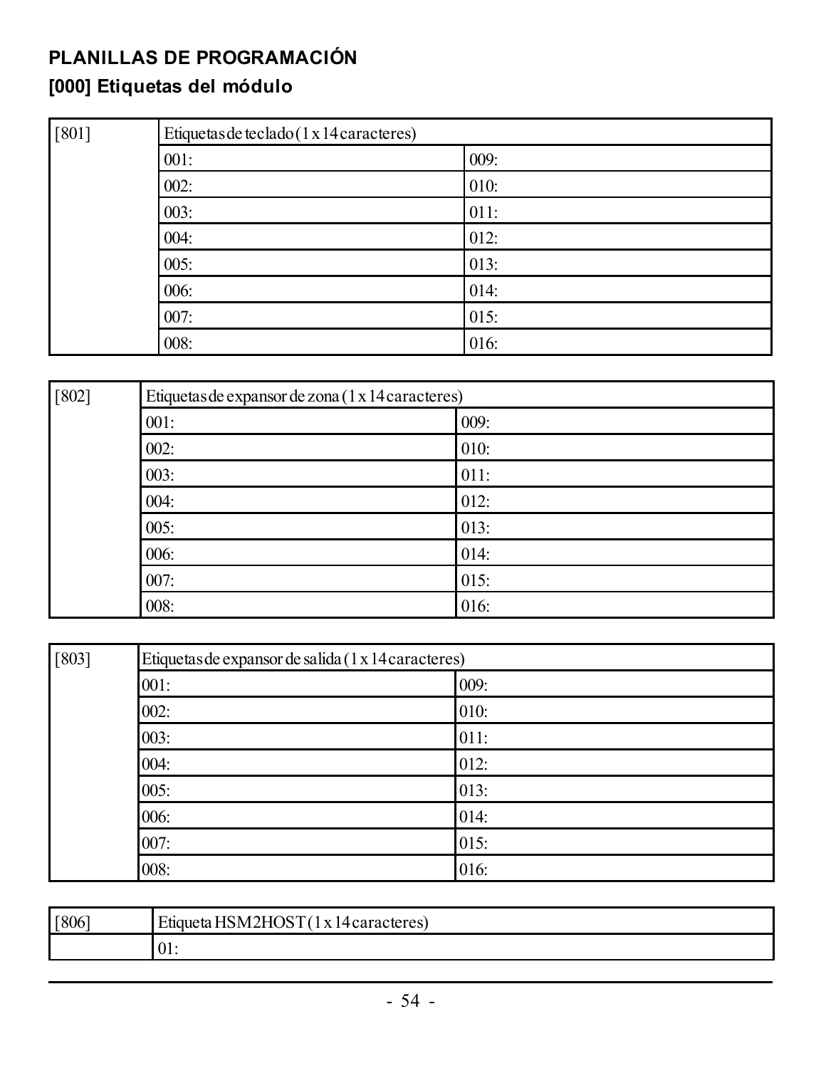## PLANILLAS DE PROGRAMACIÓN

### [000] Etiquetas del módulo

| [801] | Etiquetas de teclado (1 x 14 caracteres) | |
|---|---|---|
| | 001: | 009: |
| | 002: | 010: |
| | 003: | 011: |
| | 004: | 012: |
| | 005: | 013: |
| | 006: | 014: |
| | 007: | 015: |
| | 008: | 016: |

| [802] | Etiquetas de expansor de zona (1 x 14 caracteres) | |
|---|---|---|
| | 001: | 009: |
| | 002: | 010: |
| | 003: | 011: |
| | 004: | 012: |
| | 005: | 013: |
| | 006: | 014: |
| | 007: | 015: |
| | 008: | 016: |

| [803] | Etiquetas de expansor de salida (1 x 14 caracteres) | |
|---|---|---|
| | 001: | 009: |
| | 002: | 010: |
| | 003: | 011: |
| | 004: | 012: |
| | 005: | 013: |
| | 006: | 014: |
| | 007: | 015: |
| | 008: | 016: |

| [806] | Etiqueta HSM2HOST (1 x 14 caracteres) |
|---|---|
| | 01: |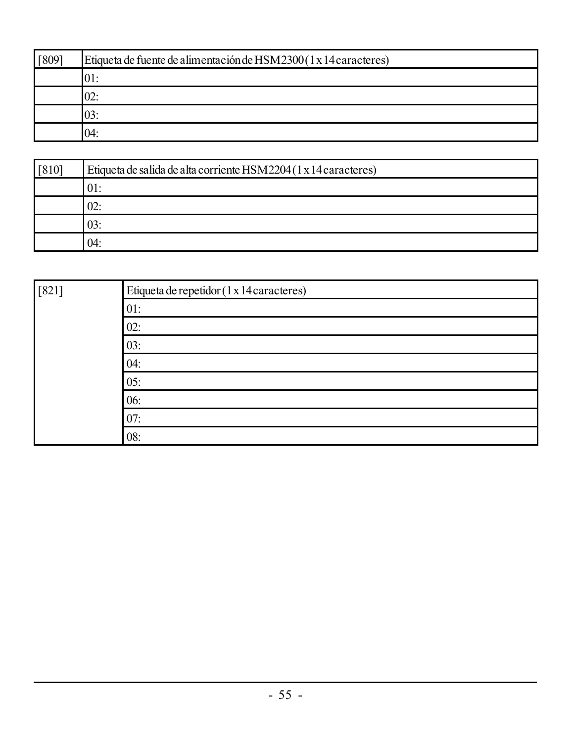| [809] | Etiqueta de fuente de alimentación de HSM2300 (1 x 14 caracteres) |
| --- | --- |
| | 01: |
| | 02: |
| | 03: |
| | 04: |

| [810] | Etiqueta de salida de alta corriente HSM2204 (1 x 14 caracteres) |
| --- | --- |
| | 01: |
| | 02: |
| | 03: |
| | 04: |

| [821] | Etiqueta de repetidor (1 x 14 caracteres) |
| --- | --- |
| | 01: |
| | 02: |
| | 03: |
| | 04: |
| | 05: |
| | 06: |
| | 07: |
| | 08: |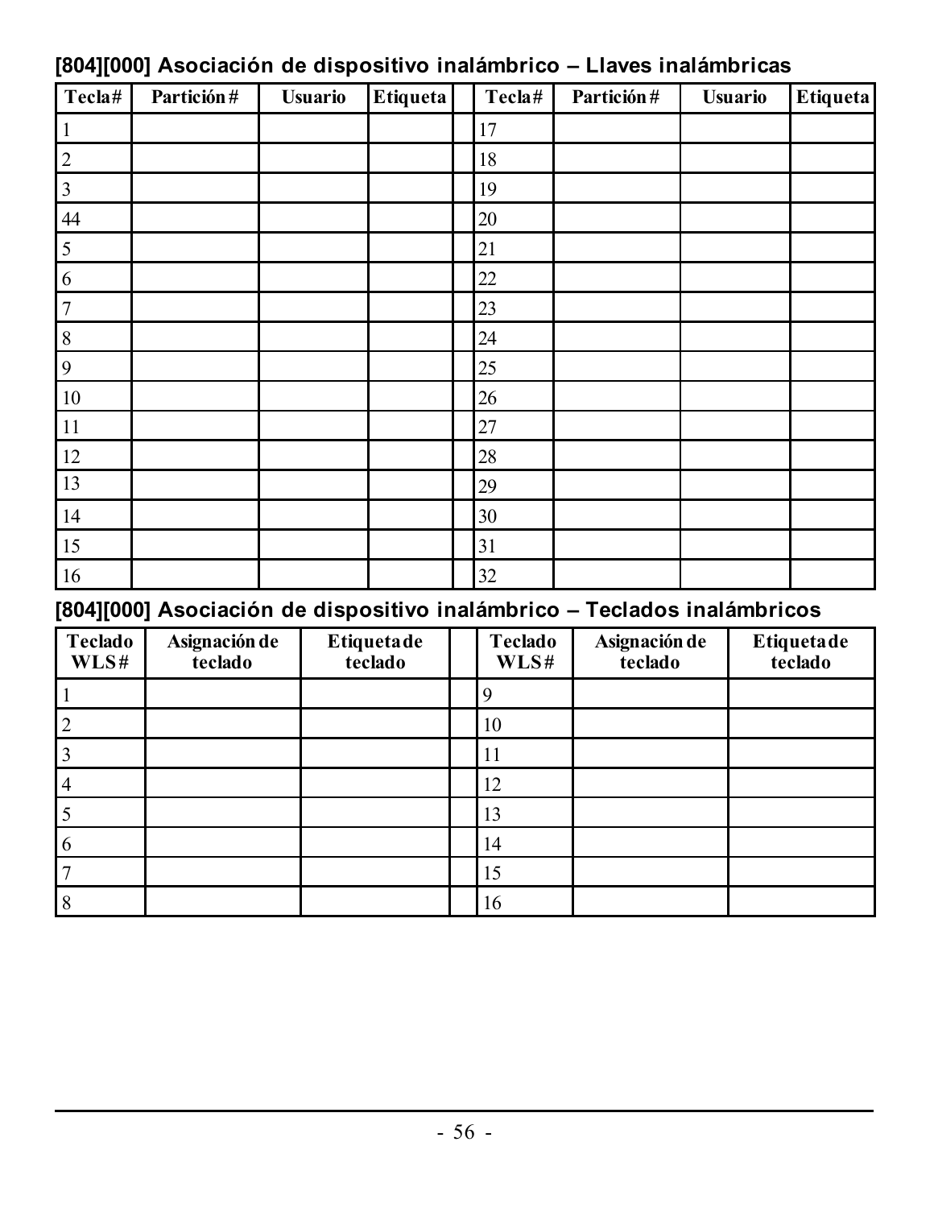## [804][000] Asociación de dispositivo inalámbrico – Llaves inalámbricas

| Tecla# | Partición# | Usuario | Etiqueta | | Tecla# | Partición# | Usuario | Etiqueta |
|---|---|---|---|---|---|---|---|---|
| 1 | | | | | 17 | | | |
| 2 | | | | | 18 | | | |
| 3 | | | | | 19 | | | |
| 44 | | | | | 20 | | | |
| 5 | | | | | 21 | | | |
| 6 | | | | | 22 | | | |
| 7 | | | | | 23 | | | |
| 8 | | | | | 24 | | | |
| 9 | | | | | 25 | | | |
| 10 | | | | | 26 | | | |
| 11 | | | | | 27 | | | |
| 12 | | | | | 28 | | | |
| 13 | | | | | 29 | | | |
| 14 | | | | | 30 | | | |
| 15 | | | | | 31 | | | |
| 16 | | | | | 32 | | | |

## [804][000] Asociación de dispositivo inalámbrico – Teclados inalámbricos

| Teclado WLS# | Asignación de teclado | Etiqueta de teclado | | Teclado WLS# | Asignación de teclado | Etiqueta de teclado |
|---|---|---|---|---|---|---|
| 1 | | | | 9 | | |
| 2 | | | | 10 | | |
| 3 | | | | 11 | | |
| 4 | | | | 12 | | |
| 5 | | | | 13 | | |
| 6 | | | | 14 | | |
| 7 | | | | 15 | | |
| 8 | | | | 16 | | |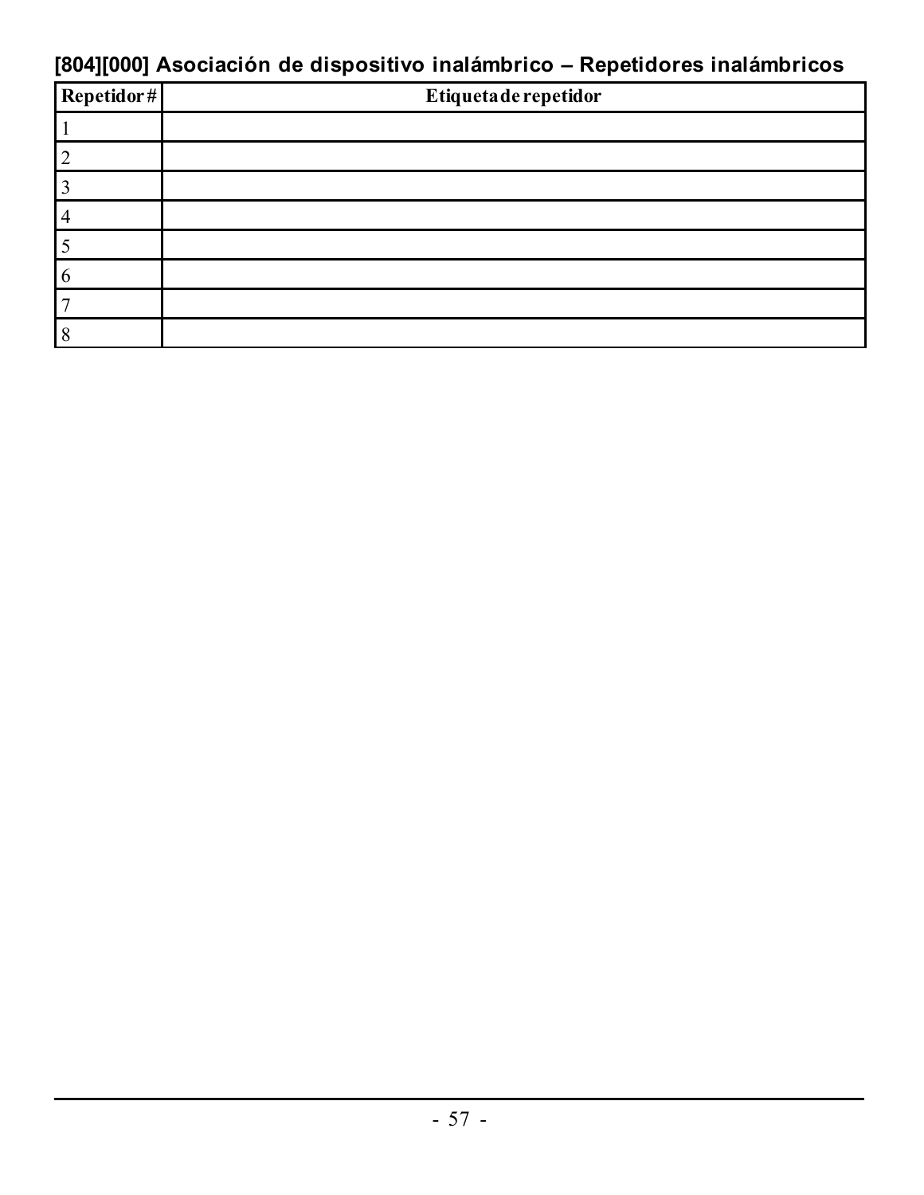## [804][000] Asociación de dispositivo inalámbrico – Repetidores inalámbricos

| Repetidor # | Etiqueta de repetidor |
|---|---|
| 1 | |
| 2 | |
| 3 | |
| 4 | |
| 5 | |
| 6 | |
| 7 | |
| 8 | |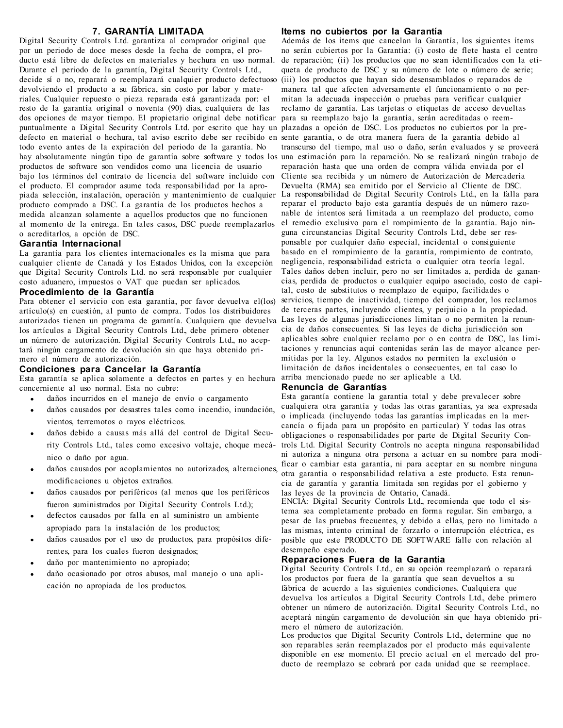## 7. GARANTÍA LIMITADA

Digital Security Controls Ltd. garantiza al comprador original que por un periodo de doce meses desde la fecha de compra, el producto está libre de defectos en materiales y hechura en uso normal. Durante el periodo de la garantía, Digital Security Controls Ltd., decide sí o no, reparará o reemplazará cualquier producto defectuoso devolviendo el producto a su fábrica, sin costo por labor y materiales. Cualquier repuesto o pieza reparada está garantizada por: el resto de la garantía original o noventa (90) días, cualquiera de las dos opciones de mayor tiempo. El propietario original debe notificar puntualmente a Digital Security Controls Ltd. por escrito que hay un defecto en material o hechura, tal aviso escrito debe ser recibido en todo evento antes de la expiración del periodo de la garantía. No hay absolutamente ningún tipo de garantía sobre software y todos los productos de software son vendidos como una licencia de usuario bajo los términos del contrato de licencia del software incluido con el producto. El comprador asume toda responsabilidad por la apropiada selección, instalación, operación y mantenimiento de cualquier producto comprado a DSC. La garantía de los productos hechos a medida alcanzan solamente a aquellos productos que no funcionen al momento de la entrega. En tales casos, DSC puede reemplazarlos o acreditarlos, a opción de DSC.

### Garantía Internacional

La garantía para los clientes internacionales es la misma que para cualquier cliente de Canadá y los Estados Unidos, con la excepción que Digital Security Controls Ltd. no será responsable por cualquier costo aduanero, impuestos o VAT que puedan ser aplicados.

### Procedimiento de la Garantía

Para obtener el servicio con esta garantía, por favor devuelva el(los) artículo(s) en cuestión, al punto de compra. Todos los distribuidores autorizados tienen un programa de garantía. Cualquiera que devuelva los artículos a Digital Security Controls Ltd., debe primero obtener un número de autorización. Digital Security Controls Ltd., no aceptará ningún cargamento de devolución sin que haya obtenido primero el número de autorización.

### Condiciones para Cancelar la Garantía

Esta garantía se aplica solamente a defectos en partes y en hechura concerniente al uso normal. Esta no cubre:

- daños incurridos en el manejo de envío o cargamento
- daños causados por desastres tales como incendio, inundación, vientos, terremotos o rayos eléctricos.
- daños debido a causas más allá del control de Digital Security Controls Ltd., tales como excesivo voltaje, choque mecánico o daño por agua.
- daños causados por acoplamientos no autorizados, alteraciones, modificaciones u objetos extraños.
- daños causados por periféricos (al menos que los periféricos fueron suministrados por Digital Security Controls Ltd.);
- defectos causados por falla en al suministro un ambiente apropiado para la instalación de los productos;
- daños causados por el uso de productos, para propósitos diferentes, para los cuales fueron designados;
- daño por mantenimiento no apropiado;
- daño ocasionado por otros abusos, mal manejo o una aplicación no apropiada de los productos.

### Items no cubiertos por la Garantía

Además de los ítems que cancelan la Garantía, los siguientes ítems no serán cubiertos por la Garantía: (i) costo de flete hasta el centro de reparación; (ii) los productos que no sean identificados con la etiqueta de producto de DSC y su número de lote o número de serie; (iii) los productos que hayan sido desensamblados o reparados de manera tal que afecten adversamente el funcionamiento o no permitan la adecuada inspección o pruebas para verificar cualquier reclamo de garantía. Las tarjetas o etiquetas de acceso devueltas para su reemplazo bajo la garantía, serán acreditadas o reemplazadas a opción de DSC. Los productos no cubiertos por la presente garantía, o de otra manera fuera de la garantía debido al transcurso del tiempo, mal uso o daño, serán evaluados y se proveerá una estimación para la reparación. No se realizará ningún trabajo de reparación hasta que una orden de compra válida enviada por el Cliente sea recibida y un número de Autorización de Mercadería Devuelta (RMA) sea emitido por el Servicio al Cliente de DSC.

La responsabilidad de Digital Security Controls Ltd., en la falla para reparar el producto bajo esta garantía después de un número razonable de intentos será limitada a un reemplazo del producto, como el remedio exclusivo para el rompimiento de la garantía. Bajo ninguna circunstancias Digital Security Controls Ltd., debe ser responsable por cualquier daño especial, incidental o consiguiente basado en el rompimiento de la garantía, rompimiento de contrato, negligencia, responsabilidad estricta o cualquier otra teoría legal. Tales daños deben incluir, pero no ser limitados a, perdida de ganancias, perdida de productos o cualquier equipo asociado, costo de capital, costo de substitutos o reemplazo de equipo, facilidades o servicios, tiempo de inactividad, tiempo del comprador, los reclamos de terceras partes, incluyendo clientes, y perjuicio a la propiedad. Las leyes de algunas jurisdicciones limitan o no permiten la renuncia de daños consecuentes. Si las leyes de dicha jurisdicción son aplicables sobre cualquier reclamo por o en contra de DSC, las limitaciones y renuncias aquí contenidas serán las de mayor alcance permitidas por la ley. Algunos estados no permiten la exclusión o limitación de daños incidentales o consecuentes, en tal caso lo arriba mencionado puede no ser aplicable a Ud.

### Renuncia de Garantías

Esta garantía contiene la garantía total y debe prevalecer sobre cualquiera otra garantía y todas las otras garantías, ya sea expresada o implicada (incluyendo todas las garantías implicadas en la mercancía o fijada para un propósito en particular) Y todas las otras obligaciones o responsabilidades por parte de Digital Security Controls Ltd. Digital Security Controls no acepta ninguna responsabilidad ni autoriza a ninguna otra persona a actuar en su nombre para modificar o cambiar esta garantía, ni para aceptar en su nombre ninguna otra garantía o responsabilidad relativa a este producto. Esta renuncia de garantía y garantía limitada son regidas por el gobierno y las leyes de la provincia de Ontario, Canadá.

ENCIA: Digital Security Controls Ltd., recomienda que todo el sistema sea completamente probado en forma regular. Sin embargo, a pesar de las pruebas frecuentes, y debido a ellas, pero no limitado a las mismas, intento criminal de forzarlo o interrupción eléctrica, es posible que este PRODUCTO DE SOFTWARE falle con relación al desempeño esperado.

### Reparaciones Fuera de la Garantía

Digital Security Controls Ltd., en su opción reemplazará o reparará los productos por fuera de la garantía que sean devueltos a su fábrica de acuerdo a las siguientes condiciones. Cualquiera que devuelva los artículos a Digital Security Controls Ltd., debe primero obtener un número de autorización. Digital Security Controls Ltd., no aceptará ningún cargamento de devolución sin que haya obtenido primero el número de autorización.

Los productos que Digital Security Controls Ltd., determine que no son reparables serán reemplazados por el producto más equivalente disponible en ese momento. El precio actual en el mercado del producto de reemplazo se cobrará por cada unidad que se reemplace.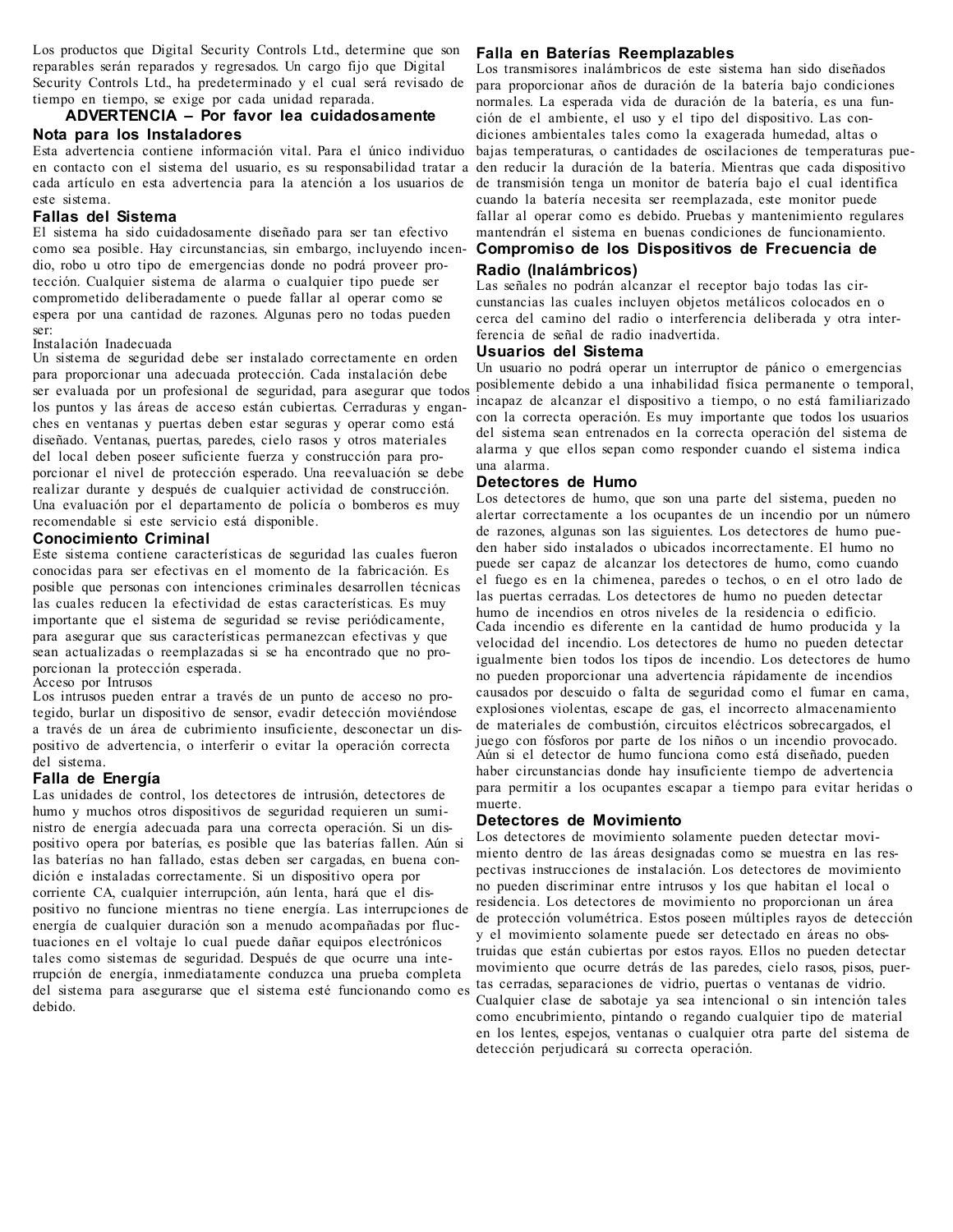Los productos que Digital Security Controls Ltd., determine que son reparables serán reparados y regresados. Un cargo fijo que Digital Security Controls Ltd., ha predeterminado y el cual será revisado de tiempo en tiempo, se exige por cada unidad reparada.

## ADVERTENCIA – Por favor lea cuidadosamente

### Nota para los Instaladores

Esta advertencia contiene información vital. Para el único individuo en contacto con el sistema del usuario, es su responsabilidad tratar a cada artículo en esta advertencia para la atención a los usuarios de este sistema.

### Fallas del Sistema

El sistema ha sido cuidadosamente diseñado para ser tan efectivo como sea posible. Hay circunstancias, sin embargo, incluyendo incendio, robo u otro tipo de emergencias donde no podrá proveer protección. Cualquier sistema de alarma o cualquier tipo puede ser comprometido deliberadamente o puede fallar al operar como se espera por una cantidad de razones. Algunas pero no todas pueden ser:

Instalación Inadecuada

Un sistema de seguridad debe ser instalado correctamente en orden para proporcionar una adecuada protección. Cada instalación debe ser evaluada por un profesional de seguridad, para asegurar que todos los puntos y las áreas de acceso están cubiertas. Cerraduras y enganches en ventanas y puertas deben estar seguras y operar como está diseñado. Ventanas, puertas, paredes, cielo rasos y otros materiales del local deben poseer suficiente fuerza y construcción para proporcionar el nivel de protección esperado. Una reevaluación se debe realizar durante y después de cualquier actividad de construcción. Una evaluación por el departamento de policía o bomberos es muy recomendable si este servicio está disponible.

### Conocimiento Criminal

Este sistema contiene características de seguridad las cuales fueron conocidas para ser efectivas en el momento de la fabricación. Es posible que personas con intenciones criminales desarrollen técnicas las cuales reducen la efectividad de estas características. Es muy importante que el sistema de seguridad se revise periódicamente, para asegurar que sus características permanezcan efectivas y que sean actualizadas o reemplazadas si se ha encontrado que no proporcionan la protección esperada.

Acceso por Intrusos

Los intrusos pueden entrar a través de un punto de acceso no protegido, burlar un dispositivo de sensor, evadir detección moviéndose a través de un área de cubrimiento insuficiente, desconectar un dispositivo de advertencia, o interferir o evitar la operación correcta del sistema.

### Falla de Energía

Las unidades de control, los detectores de intrusión, detectores de humo y muchos otros dispositivos de seguridad requieren un suministro de energía adecuada para una correcta operación. Si un dispositivo opera por baterías, es posible que las baterías fallen. Aún si las baterías no han fallado, estas deben ser cargadas, en buena condición e instaladas correctamente. Si un dispositivo opera por corriente CA, cualquier interrupción, aún lenta, hará que el dispositivo no funcione mientras no tiene energía. Las interrupciones de energía de cualquier duración son a menudo acompañadas por fluctuaciones en el voltaje lo cual puede dañar equipos electrónicos tales como sistemas de seguridad. Después de que ocurre una interrupción de energía, inmediatamente conduzca una prueba completa del sistema para asegurarse que el sistema esté funcionando como es debido.

### Falla en Baterías Reemplazables

Los transmisores inalámbricos de este sistema han sido diseñados para proporcionar años de duración de la batería bajo condiciones normales. La esperada vida de duración de la batería, es una función de el ambiente, el uso y el tipo del dispositivo. Las condiciones ambientales tales como la exagerada humedad, altas o bajas temperaturas, o cantidades de oscilaciones de temperaturas pueden reducir la duración de la batería. Mientras que cada dispositivo de transmisión tenga un monitor de batería bajo el cual identifica cuando la batería necesita ser reemplazada, este monitor puede fallar al operar como es debido. Pruebas y mantenimiento regulares mantendrán el sistema en buenas condiciones de funcionamiento.

### Compromiso de los Dispositivos de Frecuencia de Radio (Inalámbricos)

Las señales no podrán alcanzar el receptor bajo todas las circunstancias las cuales incluyen objetos metálicos colocados en o cerca del camino del radio o interferencia deliberada y otra interferencia de señal de radio inadvertida.

### Usuarios del Sistema

Un usuario no podrá operar un interruptor de pánico o emergencias posiblemente debido a una inhabilidad física permanente o temporal, incapaz de alcanzar el dispositivo a tiempo, o no está familiarizado con la correcta operación. Es muy importante que todos los usuarios del sistema sean entrenados en la correcta operación del sistema de alarma y que ellos sepan como responder cuando el sistema indica una alarma.

### Detectores de Humo

Los detectores de humo, que son una parte del sistema, pueden no alertar correctamente a los ocupantes de un incendio por un número de razones, algunas son las siguientes. Los detectores de humo pueden haber sido instalados o ubicados incorrectamente. El humo no puede ser capaz de alcanzar los detectores de humo, como cuando el fuego es en la chimenea, paredes o techos, o en el otro lado de las puertas cerradas. Los detectores de humo no pueden detectar humo de incendios en otros niveles de la residencia o edificio.

Cada incendio es diferente en la cantidad de humo producida y la velocidad del incendio. Los detectores de humo no pueden detectar igualmente bien todos los tipos de incendio. Los detectores de humo no pueden proporcionar una advertencia rápidamente de incendios causados por descuido o falta de seguridad como el fumar en cama, explosiones violentas, escape de gas, el incorrecto almacenamiento de materiales de combustión, circuitos eléctricos sobrecargados, el juego con fósforos por parte de los niños o un incendio provocado.

Aún si el detector de humo funciona como está diseñado, pueden haber circunstancias donde hay insuficiente tiempo de advertencia para permitir a los ocupantes escapar a tiempo para evitar heridas o muerte.

### Detectores de Movimiento

Los detectores de movimiento solamente pueden detectar movimiento dentro de las áreas designadas como se muestra en las respectivas instrucciones de instalación. Los detectores de movimiento no pueden discriminar entre intrusos y los que habitan el local o residencia. Los detectores de movimiento no proporcionan un área de protección volumétrica. Estos poseen múltiples rayos de detección y el movimiento solamente puede ser detectado en áreas no obstruidas que están cubiertas por estos rayos. Ellos no pueden detectar movimiento que ocurre detrás de las paredes, cielo rasos, pisos, puertas cerradas, separaciones de vidrio, puertas o ventanas de vidrio. Cualquier clase de sabotaje ya sea intencional o sin intención tales como encubrimiento, pintando o regando cualquier tipo de material en los lentes, espejos, ventanas o cualquier otra parte del sistema de detección perjudicará su correcta operación.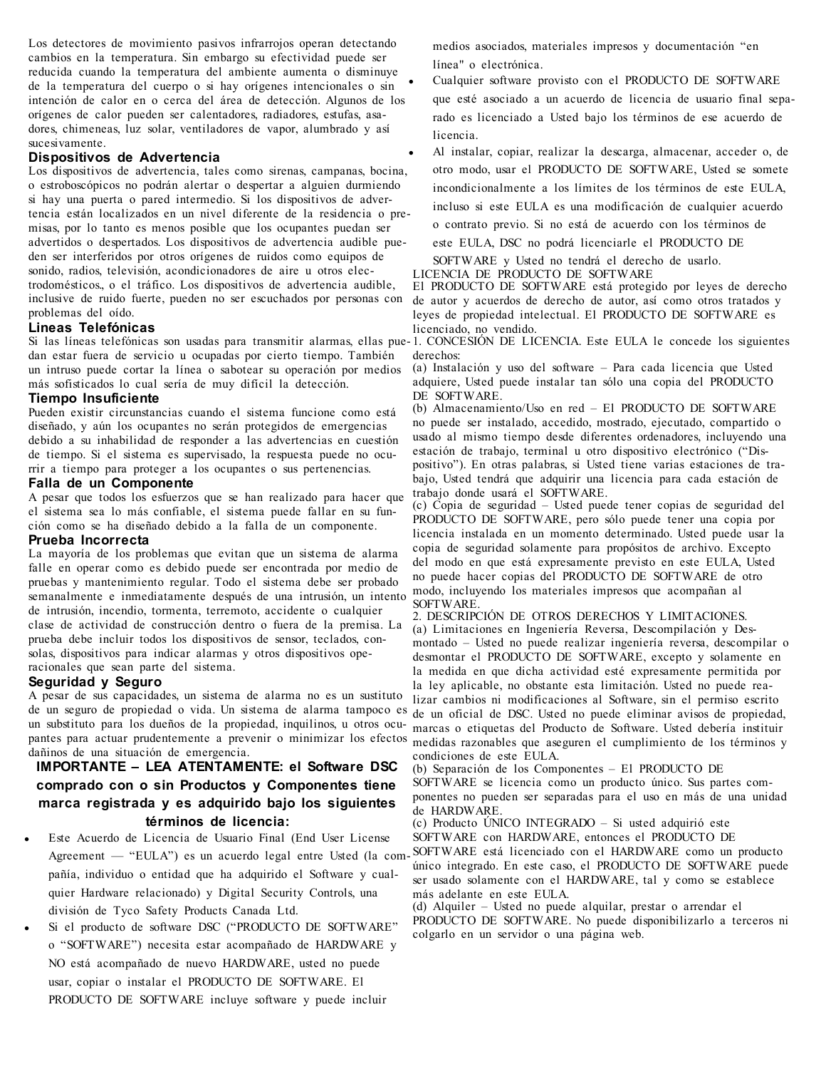Los detectores de movimiento pasivos infrarrojos operan detectando cambios en la temperatura. Sin embargo su efectividad puede ser reducida cuando la temperatura del ambiente aumenta o disminuye de la temperatura del cuerpo o si hay orígenes intencionales o sin intención de calor en o cerca del área de detección. Algunos de los orígenes de calor pueden ser calentadores, radiadores, estufas, asadores, chimeneas, luz solar, ventiladores de vapor, alumbrado y así sucesivamente.

### Dispositivos de Advertencia

Los dispositivos de advertencia, tales como sirenas, campanas, bocina, o estroboscópicos no podrán alertar o despertar a alguien durmiendo si hay una puerta o pared intermedio. Si los dispositivos de advertencia están localizados en un nivel diferente de la residencia o premisas, por lo tanto es menos posible que los ocupantes puedan ser advertidos o despertados. Los dispositivos de advertencia audible pueden ser interferidos por otros orígenes de ruidos como equipos de sonido, radios, televisión, acondicionadores de aire u otros electrodomésticos., o el tráfico. Los dispositivos de advertencia audible, inclusive de ruido fuerte, pueden no ser escuchados por personas con problemas del oído.

### Lineas Telefónicas

Si las líneas telefónicas son usadas para transmitir alarmas, ellas puedan estar fuera de servicio u ocupadas por cierto tiempo. También un intruso puede cortar la línea o sabotear su operación por medios más sofisticados lo cual sería de muy difícil la detección.

### Tiempo Insuficiente

Pueden existir circunstancias cuando el sistema funcione como está diseñado, y aún los ocupantes no serán protegidos de emergencias debido a su inhabilidad de responder a las advertencias en cuestión de tiempo. Si el sistema es supervisado, la respuesta puede no ocurrir a tiempo para proteger a los ocupantes o sus pertenencias.

### Falla de un Componente

A pesar que todos los esfuerzos que se han realizado para hacer que el sistema sea lo más confiable, el sistema puede fallar en su función como se ha diseñado debido a la falla de un componente.

### Prueba Incorrecta

La mayoría de los problemas que evitan que un sistema de alarma falle en operar como es debido puede ser encontrada por medio de pruebas y mantenimiento regular. Todo el sistema debe ser probado semanalmente e inmediatamente después de una intrusión, un intento de intrusión, incendio, tormenta, terremoto, accidente o cualquier clase de actividad de construcción dentro o fuera de la premisa. La prueba debe incluir todos los dispositivos de sensor, teclados, consolas, dispositivos para indicar alarmas y otros dispositivos operacionales que sean parte del sistema.

### Seguridad y Seguro

A pesar de sus capacidades, un sistema de alarma no es un sustituto de un seguro de propiedad o vida. Un sistema de alarma tampoco es un substituto para los dueños de la propiedad, inquilinos, u otros ocupantes para actuar prudentemente a prevenir o minimizar los efectos dañinos de una situación de emergencia.

**IMPORTANTE – LEA ATENTAMENTE: el Software DSC comprado con o sin Productos y Componentes tiene marca registrada y es adquirido bajo los siguientes términos de licencia:**

- Este Acuerdo de Licencia de Usuario Final (End User License Agreement — "EULA") es un acuerdo legal entre Usted (la compañía, individuo o entidad que ha adquirido el Software y cualquier Hardware relacionado) y Digital Security Controls, una división de Tyco Safety Products Canada Ltd.
- Si el producto de software DSC ("PRODUCTO DE SOFTWARE" o "SOFTWARE") necesita estar acompañado de HARDWARE y NO está acompañado de nuevo HARDWARE, usted no puede usar, copiar o instalar el PRODUCTO DE SOFTWARE. El PRODUCTO DE SOFTWARE incluye software y puede incluir medios asociados, materiales impresos y documentación "en línea" o electrónica.
- Cualquier software provisto con el PRODUCTO DE SOFTWARE que esté asociado a un acuerdo de licencia de usuario final separado es licenciado a Usted bajo los términos de ese acuerdo de licencia.
- Al instalar, copiar, realizar la descarga, almacenar, acceder o, de otro modo, usar el PRODUCTO DE SOFTWARE, Usted se somete incondicionalmente a los límites de los términos de este EULA, incluso si este EULA es una modificación de cualquier acuerdo o contrato previo. Si no está de acuerdo con los términos de este EULA, DSC no podrá licenciarle el PRODUCTO DE SOFTWARE y Usted no tendrá el derecho de usarlo.

LICENCIA DE PRODUCTO DE SOFTWARE

El PRODUCTO DE SOFTWARE está protegido por leyes de derecho de autor y acuerdos de derecho de autor, así como otros tratados y leyes de propiedad intelectual. El PRODUCTO DE SOFTWARE es licenciado, no vendido.

1. CONCESIÓN DE LICENCIA. Este EULA le concede los siguientes derechos:

(a) Instalación y uso del software – Para cada licencia que Usted adquiere, Usted puede instalar tan sólo una copia del PRODUCTO DE SOFTWARE.

(b) Almacenamiento/Uso en red – El PRODUCTO DE SOFTWARE no puede ser instalado, accedido, mostrado, ejecutado, compartido o usado al mismo tiempo desde diferentes ordenadores, incluyendo una estación de trabajo, terminal u otro dispositivo electrónico ("Dispositivo"). En otras palabras, si Usted tiene varias estaciones de trabajo, Usted tendrá que adquirir una licencia para cada estación de trabajo donde usará el SOFTWARE.

(c) Copia de seguridad – Usted puede tener copias de seguridad del PRODUCTO DE SOFTWARE, pero sólo puede tener una copia por licencia instalada en un momento determinado. Usted puede usar la copia de seguridad solamente para propósitos de archivo. Excepto del modo en que está expresamente previsto en este EULA, Usted no puede hacer copias del PRODUCTO DE SOFTWARE de otro modo, incluyendo los materiales impresos que acompañan al SOFTWARE.

2. DESCRIPCIÓN DE OTROS DERECHOS Y LIMITACIONES.

(a) Limitaciones en Ingeniería Reversa, Descompilación y Desmontado – Usted no puede realizar ingeniería reversa, descompilar o desmontar el PRODUCTO DE SOFTWARE, excepto y solamente en la medida en que dicha actividad esté expresamente permitida por la ley aplicable, no obstante esta limitación. Usted no puede realizar cambios ni modificaciones al Software, sin el permiso escrito de un oficial de DSC. Usted no puede eliminar avisos de propiedad, marcas o etiquetas del Producto de Software. Usted debería instituir medidas razonables que aseguren el cumplimiento de los términos y condiciones de este EULA.

(b) Separación de los Componentes – El PRODUCTO DE SOFTWARE se licencia como un producto único. Sus partes componentes no pueden ser separadas para el uso en más de una unidad de HARDWARE.

(c) Producto ÚNICO INTEGRADO – Si usted adquirió este SOFTWARE con HARDWARE, entonces el PRODUCTO DE SOFTWARE está licenciado con el HARDWARE como un producto único integrado. En este caso, el PRODUCTO DE SOFTWARE puede ser usado solamente con el HARDWARE, tal y como se establece más adelante en este EULA.

(d) Alquiler – Usted no puede alquilar, prestar o arrendar el PRODUCTO DE SOFTWARE. No puede disponibilizarlo a terceros ni colgarlo en un servidor o una página web.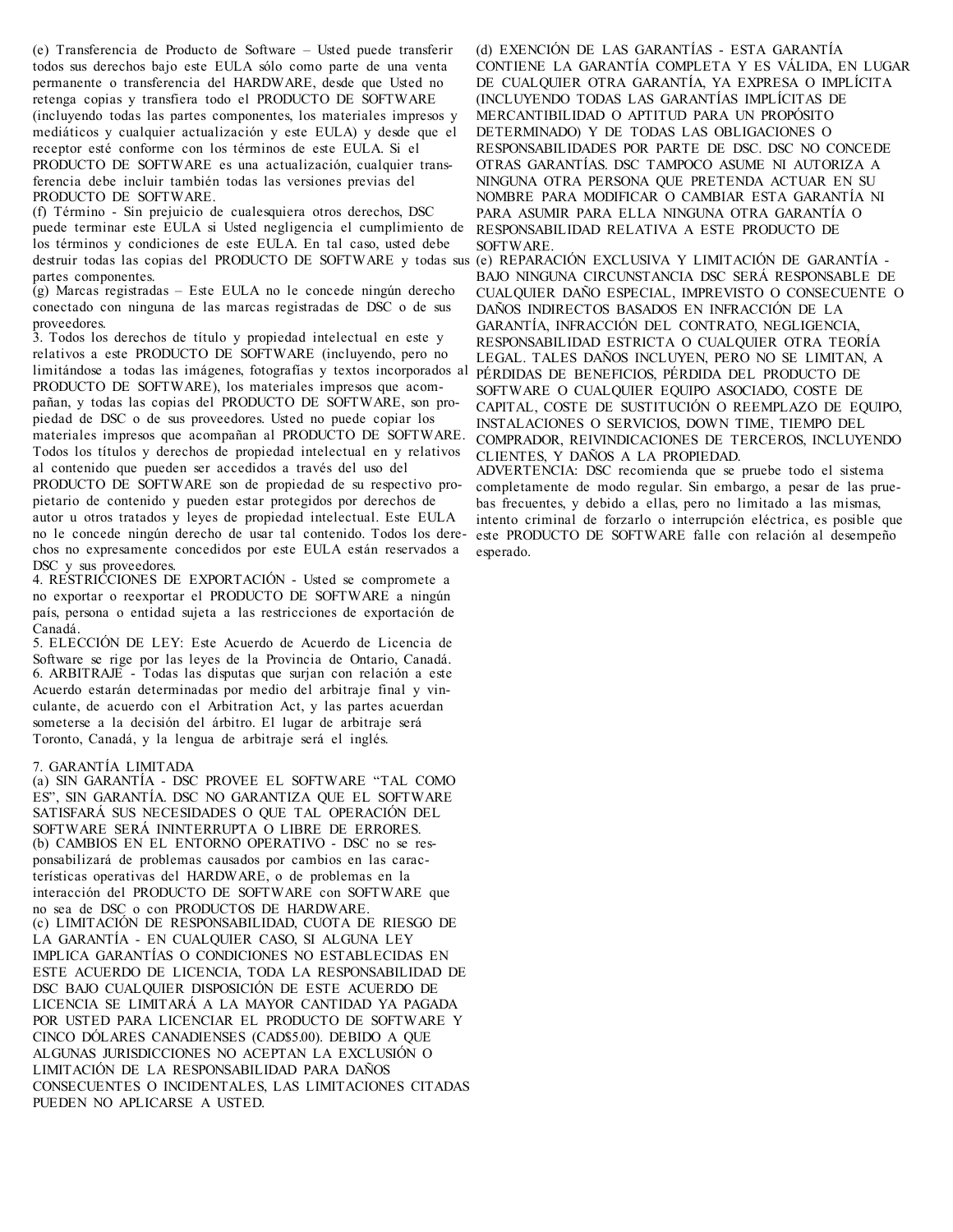(e) Transferencia de Producto de Software – Usted puede transferir todos sus derechos bajo este EULA sólo como parte de una venta permanente o transferencia del HARDWARE, desde que Usted no retenga copias y transfiera todo el PRODUCTO DE SOFTWARE (incluyendo todas las partes componentes, los materiales impresos y mediáticos y cualquier actualización y este EULA) y desde que el receptor esté conforme con los términos de este EULA. Si el PRODUCTO DE SOFTWARE es una actualización, cualquier transferencia debe incluir también todas las versiones previas del PRODUCTO DE SOFTWARE.

(f) Término - Sin prejuicio de cualesquiera otros derechos, DSC puede terminar este EULA si Usted negligencia el cumplimiento de los términos y condiciones de este EULA. En tal caso, usted debe destruir todas las copias del PRODUCTO DE SOFTWARE y todas sus partes componentes.

(g) Marcas registradas – Este EULA no le concede ningún derecho conectado con ninguna de las marcas registradas de DSC o de sus proveedores.

3. Todos los derechos de título y propiedad intelectual en este y relativos a este PRODUCTO DE SOFTWARE (incluyendo, pero no limitándose a todas las imágenes, fotografías y textos incorporados al PRODUCTO DE SOFTWARE), los materiales impresos que acompañan, y todas las copias del PRODUCTO DE SOFTWARE, son propiedad de DSC o de sus proveedores. Usted no puede copiar los materiales impresos que acompañan al PRODUCTO DE SOFTWARE. Todos los títulos y derechos de propiedad intelectual en y relativos al contenido que pueden ser accedidos a través del uso del PRODUCTO DE SOFTWARE son de propiedad de su respectivo propietario de contenido y pueden estar protegidos por derechos de autor u otros tratados y leyes de propiedad intelectual. Este EULA no le concede ningún derecho de usar tal contenido. Todos los derechos no expresamente concedidos por este EULA están reservados a DSC y sus proveedores.

4. RESTRICCIONES DE EXPORTACIÓN - Usted se compromete a no exportar o reexportar el PRODUCTO DE SOFTWARE a ningún país, persona o entidad sujeta a las restricciones de exportación de Canadá.

5. ELECCIÓN DE LEY: Este Acuerdo de Acuerdo de Licencia de Software se rige por las leyes de la Provincia de Ontario, Canadá.

6. ARBITRAJE - Todas las disputas que surjan con relación a este Acuerdo estarán determinadas por medio del arbitraje final y vinculante, de acuerdo con el Arbitration Act, y las partes acuerdan someterse a la decisión del árbitro. El lugar de arbitraje será Toronto, Canadá, y la lengua de arbitraje será el inglés.

7. GARANTÍA LIMITADA

(a) SIN GARANTÍA - DSC PROVEE EL SOFTWARE "TAL COMO ES", SIN GARANTÍA. DSC NO GARANTIZA QUE EL SOFTWARE SATISFARÁ SUS NECESIDADES O QUE TAL OPERACIÓN DEL SOFTWARE SERÁ ININTERRUPTA O LIBRE DE ERRORES.

(b) CAMBIOS EN EL ENTORNO OPERATIVO - DSC no se responsabilizará de problemas causados por cambios en las características operativas del HARDWARE, o de problemas en la interacción del PRODUCTO DE SOFTWARE con SOFTWARE que no sea de DSC o con PRODUCTOS DE HARDWARE.

(c) LIMITACIÓN DE RESPONSABILIDAD, CUOTA DE RIESGO DE LA GARANTÍA - EN CUALQUIER CASO, SI ALGUNA LEY IMPLICA GARANTÍAS O CONDICIONES NO ESTABLECIDAS EN ESTE ACUERDO DE LICENCIA, TODA LA RESPONSABILIDAD DE DSC BAJO CUALQUIER DISPOSICIÓN DE ESTE ACUERDO DE LICENCIA SE LIMITARÁ A LA MAYOR CANTIDAD YA PAGADA POR USTED PARA LICENCIAR EL PRODUCTO DE SOFTWARE Y CINCO DÓLARES CANADIENSES (CAD$5.00). DEBIDO A QUE ALGUNAS JURISDICCIONES NO ACEPTAN LA EXCLUSIÓN O LIMITACIÓN DE LA RESPONSABILIDAD PARA DAÑOS CONSECUENTES O INCIDENTALES, LAS LIMITACIONES CITADAS PUEDEN NO APLICARSE A USTED.

(d) EXENCIÓN DE LAS GARANTÍAS - ESTA GARANTÍA CONTIENE LA GARANTÍA COMPLETA Y ES VÁLIDA, EN LUGAR DE CUALQUIER OTRA GARANTÍA, YA EXPRESA O IMPLÍCITA (INCLUYENDO TODAS LAS GARANTÍAS IMPLÍCITAS DE MERCANTIBILIDAD O APTITUD PARA UN PROPÓSITO DETERMINADO) Y DE TODAS LAS OBLIGACIONES O RESPONSABILIDADES POR PARTE DE DSC. DSC NO CONCEDE OTRAS GARANTÍAS. DSC TAMPOCO ASUME NI AUTORIZA A NINGUNA OTRA PERSONA QUE PRETENDA ACTUAR EN SU NOMBRE PARA MODIFICAR O CAMBIAR ESTA GARANTÍA NI PARA ASUMIR PARA ELLA NINGUNA OTRA GARANTÍA O RESPONSABILIDAD RELATIVA A ESTE PRODUCTO DE SOFTWARE.

(e) REPARACIÓN EXCLUSIVA Y LIMITACIÓN DE GARANTÍA - BAJO NINGUNA CIRCUNSTANCIA DSC SERÁ RESPONSABLE DE CUALQUIER DAÑO ESPECIAL, IMPREVISTO O CONSECUENTE O DAÑOS INDIRECTOS BASADOS EN INFRACCIÓN DE LA GARANTÍA, INFRACCIÓN DEL CONTRATO, NEGLIGENCIA, RESPONSABILIDAD ESTRICTA O CUALQUIER OTRA TEORÍA LEGAL. TALES DAÑOS INCLUYEN, PERO NO SE LIMITAN, A PÉRDIDAS DE BENEFICIOS, PÉRDIDA DEL PRODUCTO DE SOFTWARE O CUALQUIER EQUIPO ASOCIADO, COSTE DE CAPITAL, COSTE DE SUSTITUCIÓN O REEMPLAZO DE EQUIPO, INSTALACIONES O SERVICIOS, DOWN TIME, TIEMPO DEL COMPRADOR, REIVINDICACIONES DE TERCEROS, INCLUYENDO CLIENTES, Y DAÑOS A LA PROPIEDAD.

ADVERTENCIA: DSC recomienda que se pruebe todo el sistema completamente de modo regular. Sin embargo, a pesar de las pruebas frecuentes, y debido a ellas, pero no limitado a las mismas, intento criminal de forzarlo o interrupción eléctrica, es posible que este PRODUCTO DE SOFTWARE falle con relación al desempeño esperado.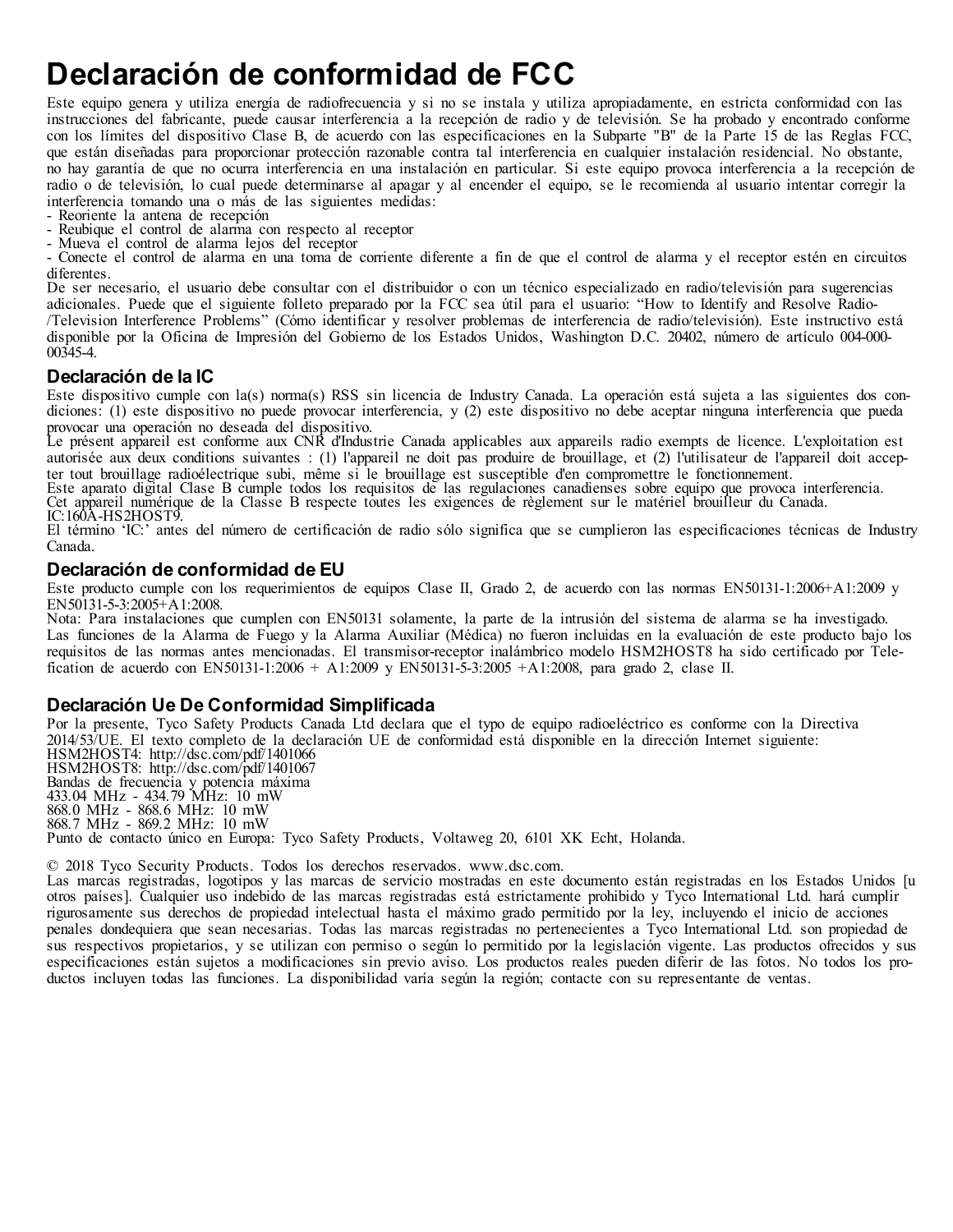# Declaración de conformidad de FCC

Este equipo genera y utiliza energía de radiofrecuencia y si no se instala y utiliza apropiadamente, en estricta conformidad con las instrucciones del fabricante, puede causar interferencia a la recepción de radio y de televisión. Se ha probado y encontrado conforme con los límites del dispositivo Clase B, de acuerdo con las especificaciones en la Subparte "B" de la Parte 15 de las Reglas FCC, que están diseñadas para proporcionar protección razonable contra tal interferencia en cualquier instalación residencial. No obstante, no hay garantía de que no ocurra interferencia en una instalación en particular. Si este equipo provoca interferencia a la recepción de radio o de televisión, lo cual puede determinarse al apagar y al encender el equipo, se le recomienda al usuario intentar corregir la interferencia tomando una o más de las siguientes medidas:

- Reoriente la antena de recepción
- Reubique el control de alarma con respecto al receptor
- Mueva el control de alarma lejos del receptor
- Conecte el control de alarma en una toma de corriente diferente a fin de que el control de alarma y el receptor estén en circuitos diferentes.

De ser necesario, el usuario debe consultar con el distribuidor o con un técnico especializado en radio/televisión para sugerencias adicionales. Puede que el siguiente folleto preparado por la FCC sea útil para el usuario: "How to Identify and Resolve Radio-/Television Interference Problems" (Cómo identificar y resolver problemas de interferencia de radio/televisión). Este instructivo está disponible por la Oficina de Impresión del Gobierno de los Estados Unidos, Washington D.C. 20402, número de artículo 004-000-00345-4.

## Declaración de la IC

Este dispositivo cumple con la(s) norma(s) RSS sin licencia de Industry Canada. La operación está sujeta a las siguientes dos condiciones: (1) este dispositivo no puede provocar interferencia, y (2) este dispositivo no debe aceptar ninguna interferencia que pueda provocar una operación no deseada del dispositivo.

Le présent appareil est conforme aux CNR d'Industrie Canada applicables aux appareils radio exempts de licence. L'exploitation est autorisée aux deux conditions suivantes : (1) l'appareil ne doit pas produire de brouillage, et (2) l'utilisateur de l'appareil doit accepter tout brouillage radioélectrique subi, même si le brouillage est susceptible d'en compromettre le fonctionnement.

Este aparato digital Clase B cumple todos los requisitos de las regulaciones canadienses sobre equipo que provoca interferencia.

Cet appareil numérique de la Classe B respecte toutes les exigences de règlement sur le matériel brouilleur du Canada.

IC:160A-HS2HOST9.

El término 'IC:' antes del número de certificación de radio sólo significa que se cumplieron las especificaciones técnicas de Industry Canada.

## Declaración de conformidad de EU

Este producto cumple con los requerimientos de equipos Clase II, Grado 2, de acuerdo con las normas EN50131-1:2006+A1:2009 y EN50131-5-3:2005+A1:2008.

Nota: Para instalaciones que cumplen con EN50131 solamente, la parte de la intrusión del sistema de alarma se ha investigado. Las funciones de la Alarma de Fuego y la Alarma Auxiliar (Médica) no fueron incluidas en la evaluación de este producto bajo los requisitos de las normas antes mencionadas. El transmisor-receptor inalámbrico modelo HSM2HOST8 ha sido certificado por Telefication de acuerdo con EN50131-1:2006 + A1:2009 y EN50131-5-3:2005 +A1:2008, para grado 2, clase II.

## Declaración Ue De Conformidad Simplificada

Por la presente, Tyco Safety Products Canada Ltd declara que el typo de equipo radioeléctrico es conforme con la Directiva 2014/53/UE. El texto completo de la declaración UE de conformidad está disponible en la dirección Internet siguiente:

HSM2HOST4: http://dsc.com/pdf/1401066

HSM2HOST8: http://dsc.com/pdf/1401067

Bandas de frecuencia y potencia máxima

433.04 MHz - 434.79 MHz: 10 mW

868.0 MHz - 868.6 MHz: 10 mW

868.7 MHz - 869.2 MHz: 10 mW

Punto de contacto único en Europa: Tyco Safety Products, Voltaweg 20, 6101 XK Echt, Holanda.

© 2018 Tyco Security Products. Todos los derechos reservados. www.dsc.com.

Las marcas registradas, logotipos y las marcas de servicio mostradas en este documento están registradas en los Estados Unidos [u otros países]. Cualquier uso indebido de las marcas registradas está estrictamente prohibido y Tyco International Ltd. hará cumplir rigurosamente sus derechos de propiedad intelectual hasta el máximo grado permitido por la ley, incluyendo el inicio de acciones penales dondequiera que sean necesarias. Todas las marcas registradas no pertenecientes a Tyco International Ltd. son propiedad de sus respectivos propietarios, y se utilizan con permiso o según lo permitido por la legislación vigente. Los productos ofrecidos y sus especificaciones están sujetos a modificaciones sin previo aviso. Los productos reales pueden diferir de las fotos. No todos los productos incluyen todas las funciones. La disponibilidad varía según la región; contacte con su representante de ventas.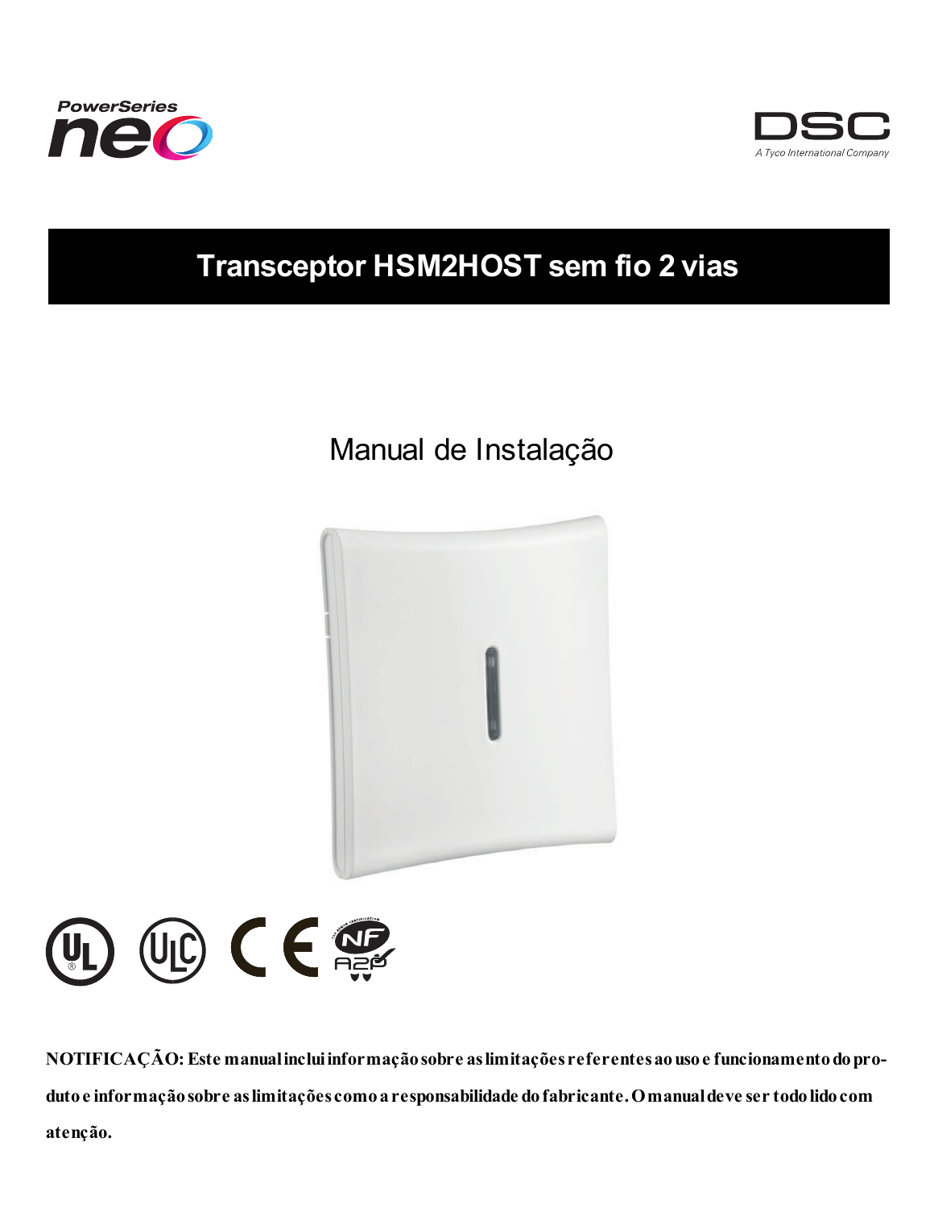PowerSeries neo

DSC
A Tyco International Company

# Transceptor HSM2HOST sem fio 2 vias

## Manual de Instalação

**NOTIFICAÇÃO: Este manual inclui informação sobre as limitações referentes ao uso e funcionamento do produto e informação sobre as limitações como a responsabilidade do fabricante. O manual deve ser todo lido com atenção.**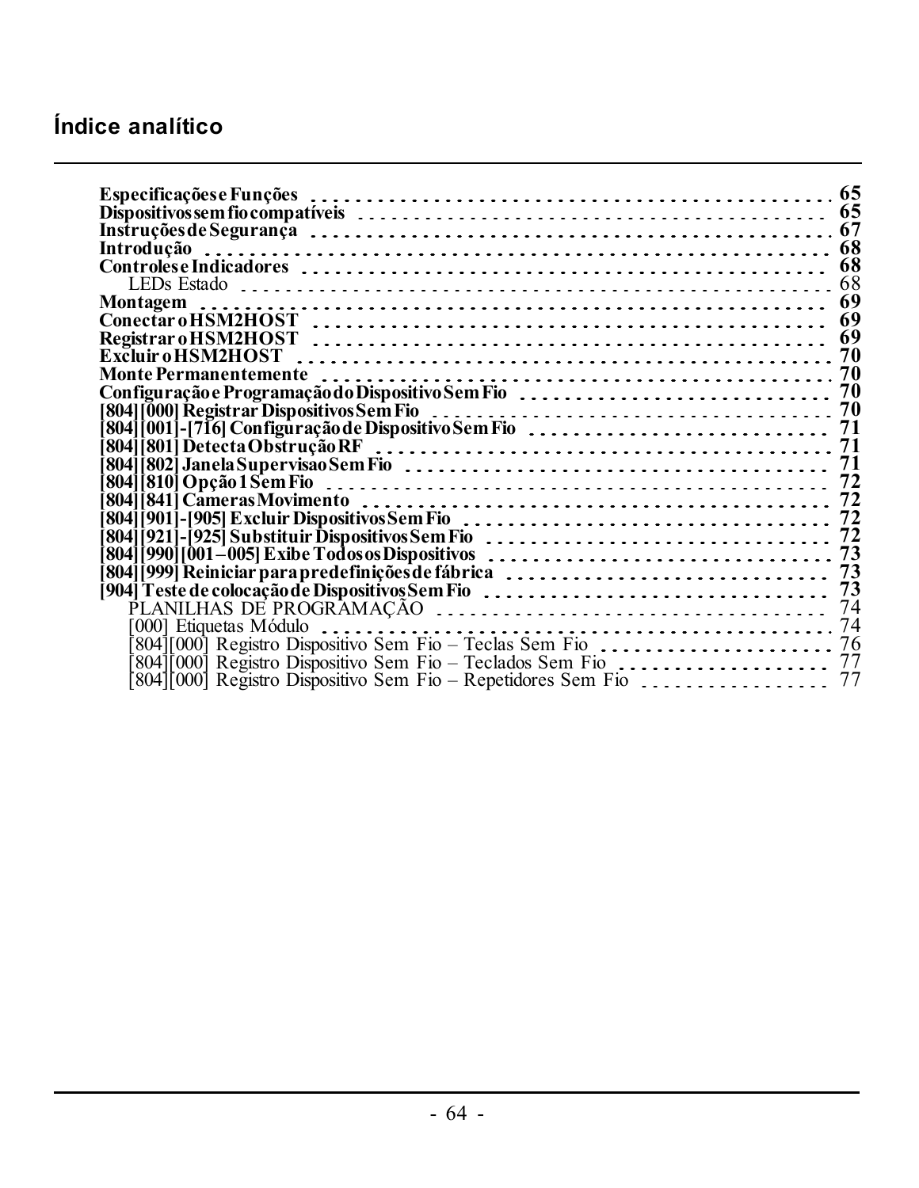# Índice analítico

**Especificações e Funções** . . . . . . . . . . . . . . . . . . . . . . . . . . . . . . . . . . . . . . . . . . . . . **65**
**Dispositivos sem fio compatíveis** . . . . . . . . . . . . . . . . . . . . . . . . . . . . . . . . . . . . . . . . . **65**
**Instruções de Segurança** . . . . . . . . . . . . . . . . . . . . . . . . . . . . . . . . . . . . . . . . . . . . . . . **67**
**Introdução** . . . . . . . . . . . . . . . . . . . . . . . . . . . . . . . . . . . . . . . . . . . . . . . . . . . . . . . . **68**
**Controles e Indicadores** . . . . . . . . . . . . . . . . . . . . . . . . . . . . . . . . . . . . . . . . . . . . . . . **68**
  LEDs Estado . . . . . . . . . . . . . . . . . . . . . . . . . . . . . . . . . . . . . . . . . . . . . . . . . . . . . . . 68
**Montagem** . . . . . . . . . . . . . . . . . . . . . . . . . . . . . . . . . . . . . . . . . . . . . . . . . . . . . . . . **69**
**Conectar o HSM2HOST** . . . . . . . . . . . . . . . . . . . . . . . . . . . . . . . . . . . . . . . . . . . . . . . **69**
**Registrar o HSM2HOST** . . . . . . . . . . . . . . . . . . . . . . . . . . . . . . . . . . . . . . . . . . . . . . . **69**
**Excluir o HSM2HOST** . . . . . . . . . . . . . . . . . . . . . . . . . . . . . . . . . . . . . . . . . . . . . . . . **70**
**Monte Permanentemente** . . . . . . . . . . . . . . . . . . . . . . . . . . . . . . . . . . . . . . . . . . . . . . **70**
**Configuração e Programação do Dispositivo Sem Fio** . . . . . . . . . . . . . . . . . . . . . . . . . . . **70**
**[804][000] Registrar Dispositivos Sem Fio** . . . . . . . . . . . . . . . . . . . . . . . . . . . . . . . . . . . **70**
**[804][001]-[716] Configuração de Dispositivo Sem Fio** . . . . . . . . . . . . . . . . . . . . . . . . . . **71**
**[804][801] Detecta Obstrução RF** . . . . . . . . . . . . . . . . . . . . . . . . . . . . . . . . . . . . . . . . . **71**
**[804][802] Janela Supervisao Sem Fio** . . . . . . . . . . . . . . . . . . . . . . . . . . . . . . . . . . . . . **71**
**[804][810] Opção 1 Sem Fio** . . . . . . . . . . . . . . . . . . . . . . . . . . . . . . . . . . . . . . . . . . . . **72**
**[804][841] Cameras Movimento** . . . . . . . . . . . . . . . . . . . . . . . . . . . . . . . . . . . . . . . . . . **72**
**[804][901]-[905] Excluir Dispositivos Sem Fio** . . . . . . . . . . . . . . . . . . . . . . . . . . . . . . . . **72**
**[804][921]-[925] Substituir Dispositivos Sem Fio** . . . . . . . . . . . . . . . . . . . . . . . . . . . . . . **72**
**[804][990][001 – 005] Exibe Todos os Dispositivos** . . . . . . . . . . . . . . . . . . . . . . . . . . . . . **73**
**[804][999] Reiniciar para predefinições de fábrica** . . . . . . . . . . . . . . . . . . . . . . . . . . . . . **73**
**[904] Teste de colocação de Dispositivos Sem Fio** . . . . . . . . . . . . . . . . . . . . . . . . . . . . . . **73**
  PLANILHAS DE PROGRAMAÇÃO . . . . . . . . . . . . . . . . . . . . . . . . . . . . . . . . . . . . . . 74
  [000] Etiquetas Módulo . . . . . . . . . . . . . . . . . . . . . . . . . . . . . . . . . . . . . . . . . . . . . . 74
  [804][000] Registro Dispositivo Sem Fio – Teclas Sem Fio . . . . . . . . . . . . . . . . . . . . . . 76
  [804][000] Registro Dispositivo Sem Fio – Teclados Sem Fio . . . . . . . . . . . . . . . . . . . . 77
  [804][000] Registro Dispositivo Sem Fio – Repetidores Sem Fio . . . . . . . . . . . . . . . . . . 77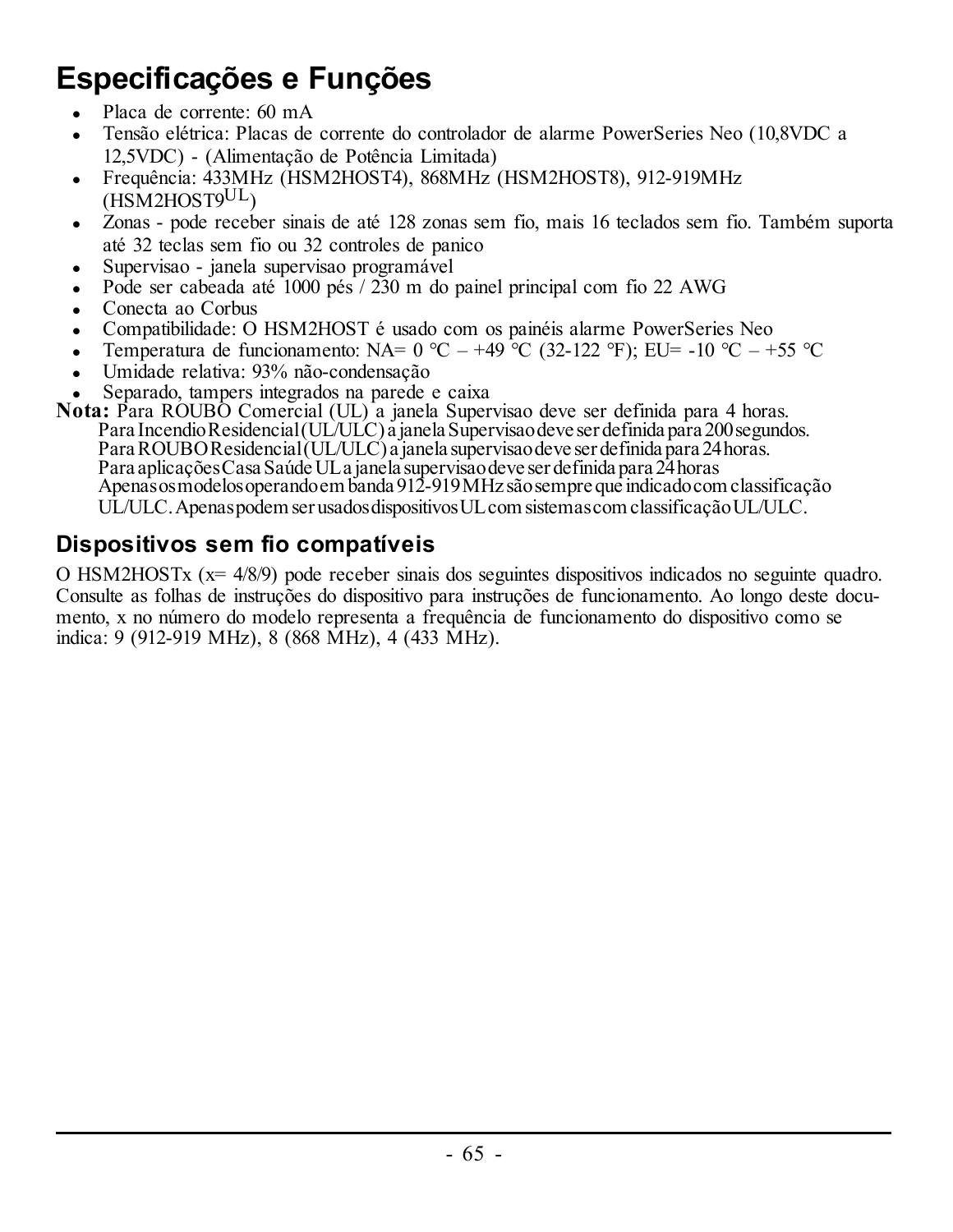# Especificações e Funções

- Placa de corrente: 60 mA
- Tensão elétrica: Placas de corrente do controlador de alarme PowerSeries Neo (10,8VDC a 12,5VDC) - (Alimentação de Potência Limitada)
- Frequência: 433MHz (HSM2HOST4), 868MHz (HSM2HOST8), 912-919MHz (HSM2HOST9UL)
- Zonas - pode receber sinais de até 128 zonas sem fio, mais 16 teclados sem fio. Também suporta até 32 teclas sem fio ou 32 controles de panico
- Supervisao - janela supervisao programável
- Pode ser cabeada até 1000 pés / 230 m do painel principal com fio 22 AWG
- Conecta ao Corbus
- Compatibilidade: O HSM2HOST é usado com os painéis alarme PowerSeries Neo
- Temperatura de funcionamento: NA= 0 °C – +49 °C (32-122 °F); EU= -10 °C – +55 °C
- Umidade relativa: 93% não-condensação
- Separado, tampers integrados na parede e caixa

**Nota:** Para ROUBO Comercial (UL) a janela Supervisao deve ser definida para 4 horas.
Para Incendio Residencial (UL/ULC) a janela Supervisao deve ser definida para 200 segundos.
Para ROUBO Residencial (UL/ULC) a janela supervisao deve ser definida para 24 horas.
Para aplicações Casa Saúde UL a janela supervisao deve ser definida para 24 horas
Apenas os modelos operando em banda 912-919 MHz são sempre que indicado com classificação UL/ULC. Apenas podem ser usados dispositivos UL com sistemas com classificação UL/ULC.

## Dispositivos sem fio compatíveis

O HSM2HOSTx (x= 4/8/9) pode receber sinais dos seguintes dispositivos indicados no seguinte quadro. Consulte as folhas de instruções do dispositivo para instruções de funcionamento. Ao longo deste documento, x no número do modelo representa a frequência de funcionamento do dispositivo como se indica: 9 (912-919 MHz), 8 (868 MHz), 4 (433 MHz).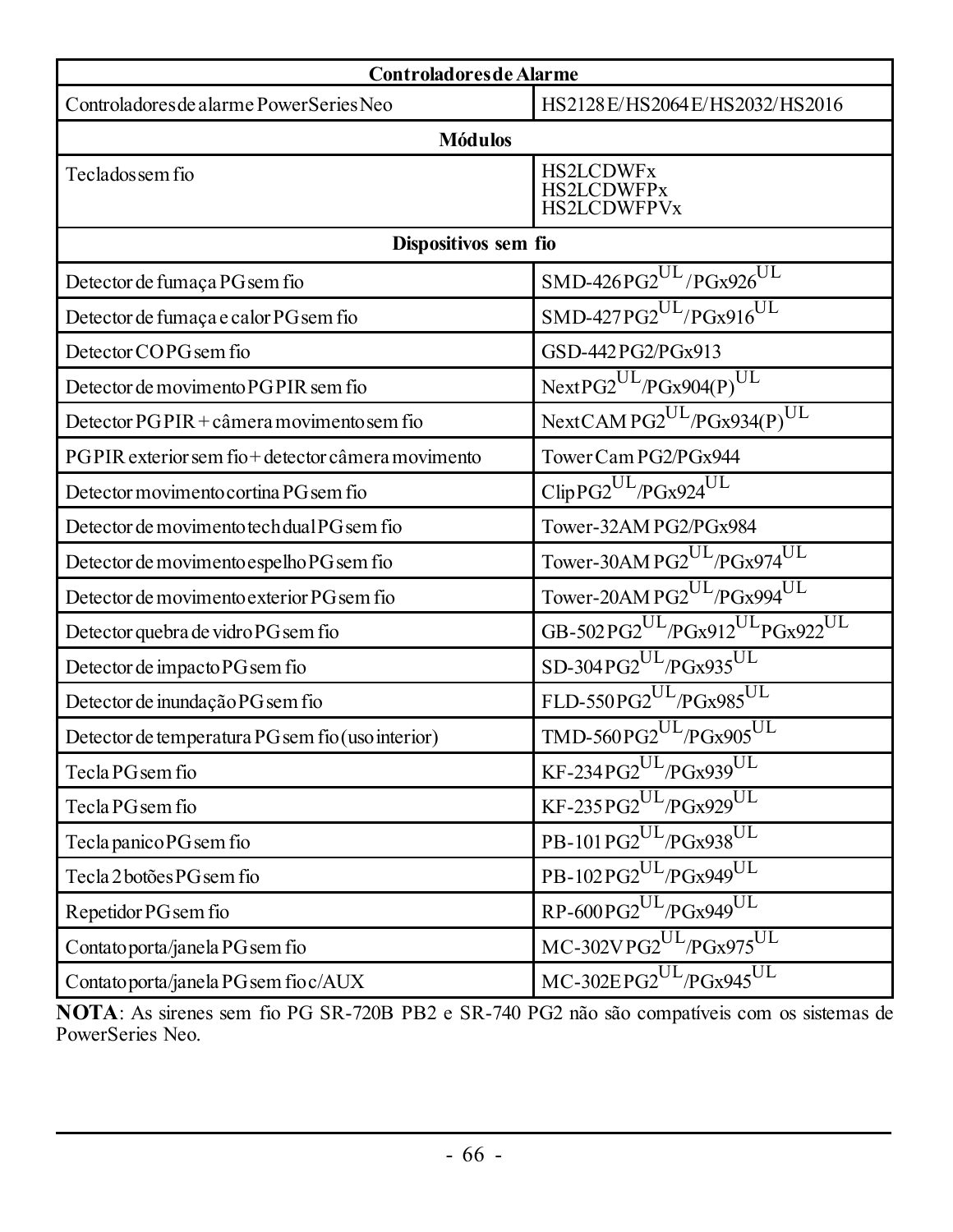| Controladores de Alarme | |
|---|---|
| Controladores de alarme PowerSeries Neo | HS2128E/HS2064E/HS2032/HS2016 |
| **Módulos** | |
| Teclados sem fio | HS2LCDWFx<br>HS2LCDWFPx<br>HS2LCDWFPVx |
| **Dispositivos sem fio** | |
| Detector de fumaça PG sem fio | SMD-426 PG2 $^{UL}$ /PGx926 $^{UL}$ |
| Detector de fumaça e calor PG sem fio | SMD-427 PG2 $^{UL}$ /PGx916 $^{UL}$ |
| Detector CO PG sem fio | GSD-442 PG2/PGx913 |
| Detector de movimento PG PIR sem fio | Next PG2 $^{UL}$ /PGx904(P) $^{UL}$ |
| Detector PG PIR + câmera movimento sem fio | NextCAM PG2 $^{UL}$ /PGx934(P) $^{UL}$ |
| PG PIR exterior sem fio + detector câmera movimento | Tower Cam PG2/PGx944 |
| Detector movimento cortina PG sem fio | Clip PG2 $^{UL}$ /PGx924 $^{UL}$ |
| Detector de movimento tech dual PG sem fio | Tower-32AM PG2/PGx984 |
| Detector de movimento espelho PG sem fio | Tower-30AM PG2 $^{UL}$ /PGx974 $^{UL}$ |
| Detector de movimento exterior PG sem fio | Tower-20AM PG2 $^{UL}$ /PGx994 $^{UL}$ |
| Detector quebra de vidro PG sem fio | GB-502 PG2 $^{UL}$ /PGx912 $^{UL}$ PGx922 $^{UL}$ |
| Detector de impacto PG sem fio | SD-304 PG2 $^{UL}$ /PGx935 $^{UL}$ |
| Detector de inundação PG sem fio | FLD-550 PG2 $^{UL}$ /PGx985 $^{UL}$ |
| Detector de temperatura PG sem fio (uso interior) | TMD-560 PG2 $^{UL}$ /PGx905 $^{UL}$ |
| Tecla PG sem fio | KF-234 PG2 $^{UL}$ /PGx939 $^{UL}$ |
| Tecla PG sem fio | KF-235 PG2 $^{UL}$ /PGx929 $^{UL}$ |
| Tecla panico PG sem fio | PB-101 PG2 $^{UL}$ /PGx938 $^{UL}$ |
| Tecla 2 botões PG sem fio | PB-102 PG2 $^{UL}$ /PGx949 $^{UL}$ |
| Repetidor PG sem fio | RP-600 PG2 $^{UL}$ /PGx949 $^{UL}$ |
| Contato porta/janela PG sem fio | MC-302V PG2 $^{UL}$ /PGx975 $^{UL}$ |
| Contato porta/janela PG sem fio c/AUX | MC-302E PG2 $^{UL}$ /PGx945 $^{UL}$ |

**NOTA**: As sirenes sem fio PG SR-720B PB2 e SR-740 PG2 não são compatíveis com os sistemas de PowerSeries Neo.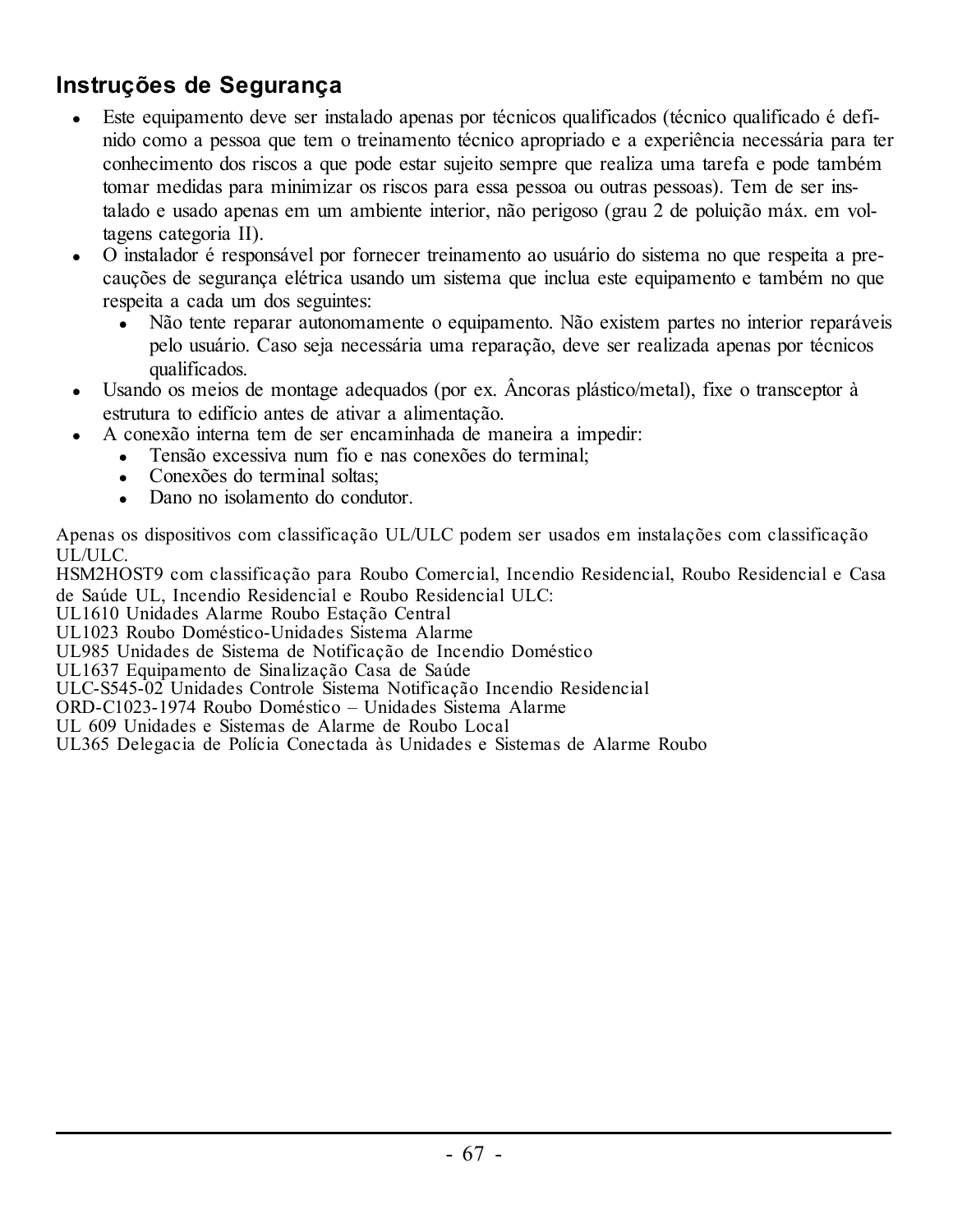## Instruções de Segurança

- Este equipamento deve ser instalado apenas por técnicos qualificados (técnico qualificado é definido como a pessoa que tem o treinamento técnico apropriado e a experiência necessária para ter conhecimento dos riscos a que pode estar sujeito sempre que realiza uma tarefa e pode também tomar medidas para minimizar os riscos para essa pessoa ou outras pessoas). Tem de ser instalado e usado apenas em um ambiente interior, não perigoso (grau 2 de poluição máx. em voltagens categoria II).
- O instalador é responsável por fornecer treinamento ao usuário do sistema no que respeita a precauções de segurança elétrica usando um sistema que inclua este equipamento e também no que respeita a cada um dos seguintes:
  - Não tente reparar autonomamente o equipamento. Não existem partes no interior reparáveis pelo usuário. Caso seja necessária uma reparação, deve ser realizada apenas por técnicos qualificados.
- Usando os meios de montage adequados (por ex. Âncoras plástico/metal), fixe o transceptor à estrutura to edifício antes de ativar a alimentação.
- A conexão interna tem de ser encaminhada de maneira a impedir:
  - Tensão excessiva num fio e nas conexões do terminal;
  - Conexões do terminal soltas;
  - Dano no isolamento do condutor.

Apenas os dispositivos com classificação UL/ULC podem ser usados em instalações com classificação UL/ULC.
HSM2HOST9 com classificação para Roubo Comercial, Incendio Residencial, Roubo Residencial e Casa de Saúde UL, Incendio Residencial e Roubo Residencial ULC:
UL1610 Unidades Alarme Roubo Estação Central
UL1023 Roubo Doméstico-Unidades Sistema Alarme
UL985 Unidades de Sistema de Notificação de Incendio Doméstico
UL1637 Equipamento de Sinalização Casa de Saúde
ULC-S545-02 Unidades Controle Sistema Notificação Incendio Residencial
ORD-C1023-1974 Roubo Doméstico – Unidades Sistema Alarme
UL 609 Unidades e Sistemas de Alarme de Roubo Local
UL365 Delegacia de Polícia Conectada às Unidades e Sistemas de Alarme Roubo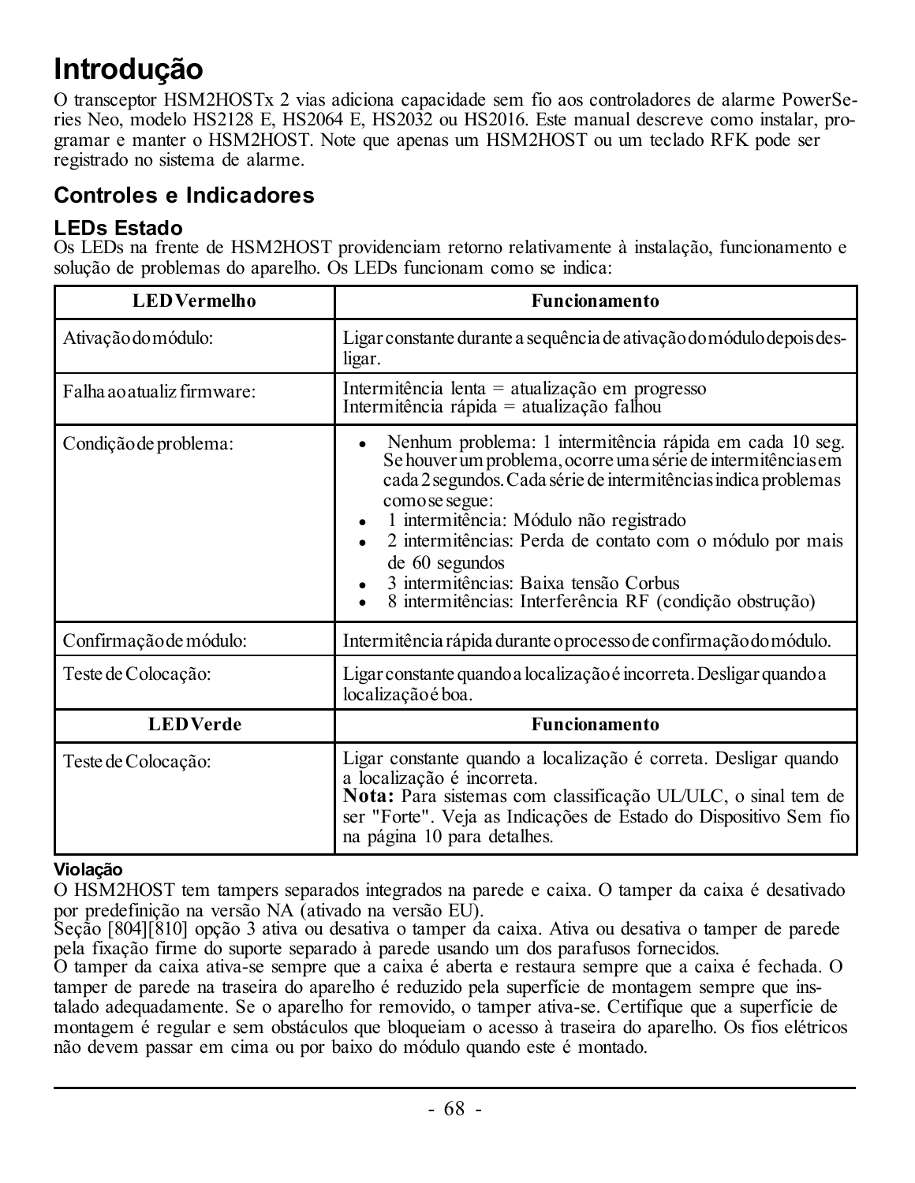# Introdução

O transceptor HSM2HOSTx 2 vias adiciona capacidade sem fio aos controladores de alarme PowerSeries Neo, modelo HS2128 E, HS2064 E, HS2032 ou HS2016. Este manual descreve como instalar, programar e manter o HSM2HOST. Note que apenas um HSM2HOST ou um teclado RFK pode ser registrado no sistema de alarme.

## Controles e Indicadores

### LEDs Estado

Os LEDs na frente de HSM2HOST providenciam retorno relativamente à instalação, funcionamento e solução de problemas do aparelho. Os LEDs funcionam como se indica:

| LED Vermelho | Funcionamento |
|---|---|
| Ativação do módulo: | Ligar constante durante a sequência de ativação do módulo depois desligar. |
| Falha ao atualiz firmware: | Intermitência lenta = atualização em progresso<br>Intermitência rápida = atualização falhou |
| Condição de problema: | • Nenhum problema: 1 intermitência rápida em cada 10 seg. Se houver um problema, ocorre uma série de intermitências em cada 2 segundos. Cada série de intermitências indica problemas como se segue:<br>• 1 intermitência: Módulo não registrado<br>• 2 intermitências: Perda de contato com o módulo por mais de 60 segundos<br>• 3 intermitências: Baixa tensão Corbus<br>• 8 intermitências: Interferência RF (condição obstrução) |
| Confirmação de módulo: | Intermitência rápida durante o processo de confirmação do módulo. |
| Teste de Colocação: | Ligar constante quando a localização é incorreta. Desligar quando a localização é boa. |
| **LED Verde** | **Funcionamento** |
| Teste de Colocação: | Ligar constante quando a localização é correta. Desligar quando a localização é incorreta.<br>**Nota:** Para sistemas com classificação UL/ULC, o sinal tem de ser "Forte". Veja as Indicações de Estado do Dispositivo Sem fio na página 10 para detalhes. |

#### Violação

O HSM2HOST tem tampers separados integrados na parede e caixa. O tamper da caixa é desativado por predefinição na versão NA (ativado na versão EU).
Seção [804][810] opção 3 ativa ou desativa o tamper da caixa. Ativa ou desativa o tamper de parede pela fixação firme do suporte separado à parede usando um dos parafusos fornecidos.
O tamper da caixa ativa-se sempre que a caixa é aberta e restaura sempre que a caixa é fechada. O tamper de parede na traseira do aparelho é reduzido pela superfície de montagem sempre que instalado adequadamente. Se o aparelho for removido, o tamper ativa-se. Certifique que a superfície de montagem é regular e sem obstáculos que bloqueiam o acesso à traseira do aparelho. Os fios elétricos não devem passar em cima ou por baixo do módulo quando este é montado.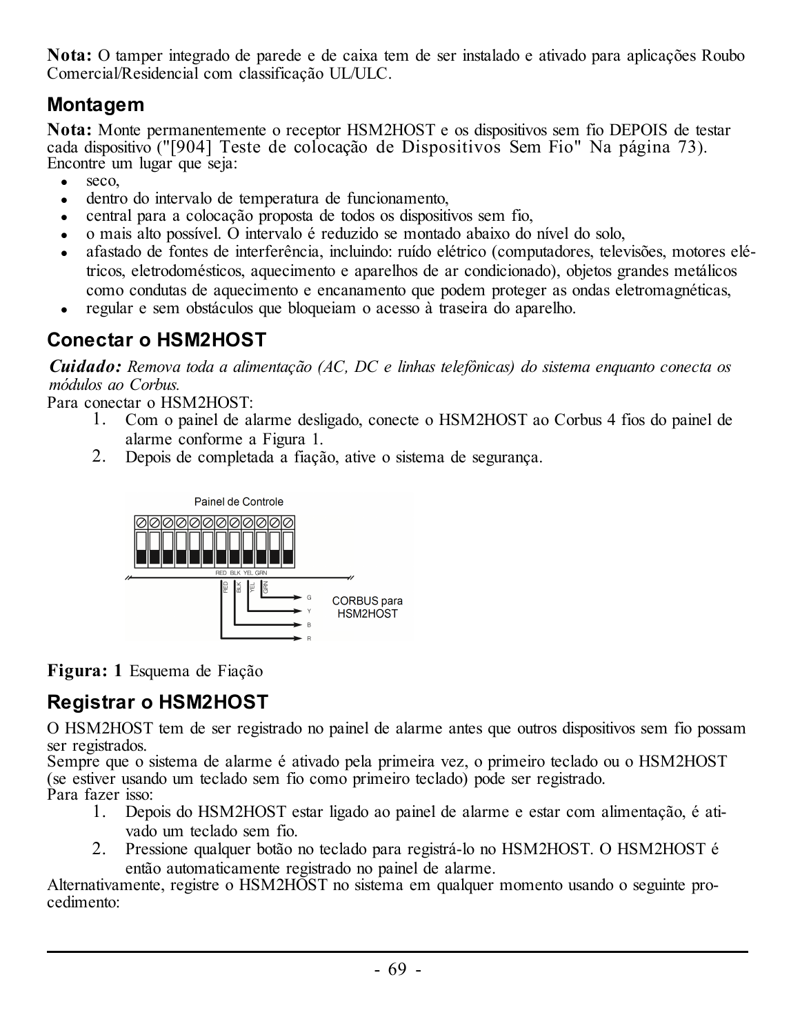**Nota:** O tamper integrado de parede e de caixa tem de ser instalado e ativado para aplicações Roubo Comercial/Residencial com classificação UL/ULC.

## Montagem

**Nota:** Monte permanentemente o receptor HSM2HOST e os dispositivos sem fio DEPOIS de testar cada dispositivo ("[904] Teste de colocação de Dispositivos Sem Fio" Na página 73).

Encontre um lugar que seja:

- seco,
- dentro do intervalo de temperatura de funcionamento,
- central para a colocação proposta de todos os dispositivos sem fio,
- o mais alto possível. O intervalo é reduzido se montado abaixo do nível do solo,
- afastado de fontes de interferência, incluindo: ruído elétrico (computadores, televisões, motores elétricos, eletrodomésticos, aquecimento e aparelhos de ar condicionado), objetos grandes metálicos como condutas de aquecimento e encanamento que podem proteger as ondas eletromagnéticas,
- regular e sem obstáculos que bloqueiam o acesso à traseira do aparelho.

## Conectar o HSM2HOST

***Cuidado:*** *Remova toda a alimentação (AC, DC e linhas telefônicas) do sistema enquanto conecta os módulos ao Corbus.*

Para conectar o HSM2HOST:

1. Com o painel de alarme desligado, conecte o HSM2HOST ao Corbus 4 fios do painel de alarme conforme a Figura 1.
2. Depois de completada a fiação, ative o sistema de segurança.

Painel de Controle

RED BLK YEL GRN

G Y B R

CORBUS para HSM2HOST

**Figura: 1** Esquema de Fiação

## Registrar o HSM2HOST

O HSM2HOST tem de ser registrado no painel de alarme antes que outros dispositivos sem fio possam ser registrados.

Sempre que o sistema de alarme é ativado pela primeira vez, o primeiro teclado ou o HSM2HOST (se estiver usando um teclado sem fio como primeiro teclado) pode ser registrado.

Para fazer isso:

1. Depois do HSM2HOST estar ligado ao painel de alarme e estar com alimentação, é ativado um teclado sem fio.
2. Pressione qualquer botão no teclado para registrá-lo no HSM2HOST. O HSM2HOST é então automaticamente registrado no painel de alarme.

Alternativamente, registre o HSM2HOST no sistema em qualquer momento usando o seguinte procedimento: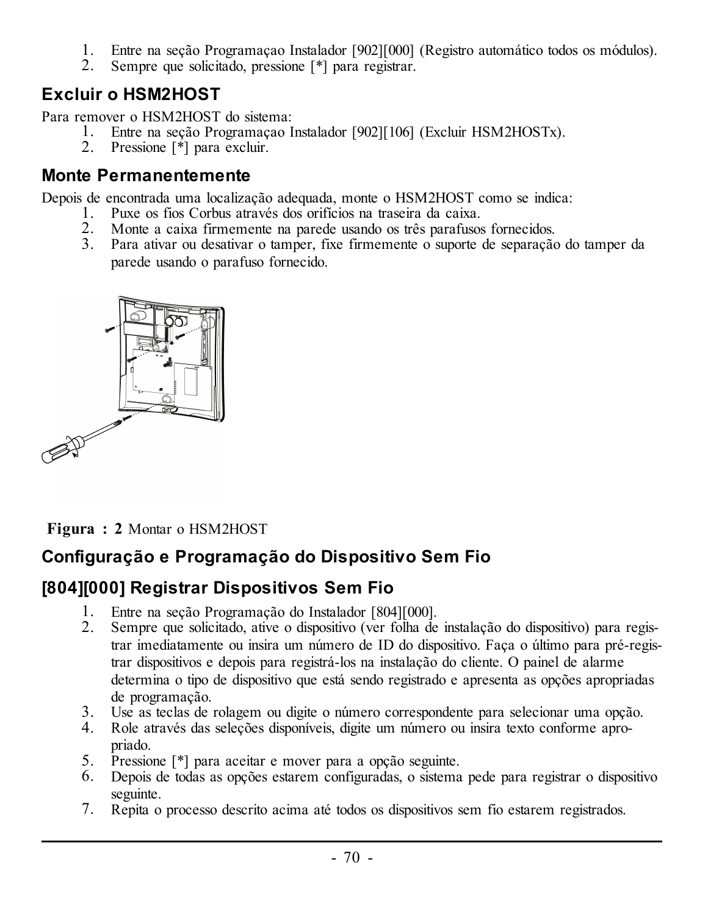1. Entre na seção Programaçao Instalador [902][000] (Registro automático todos os módulos).
2. Sempre que solicitado, pressione [*] para registrar.

## Excluir o HSM2HOST

Para remover o HSM2HOST do sistema:

1. Entre na seção Programaçao Instalador [902][106] (Excluir HSM2HOSTx).
2. Pressione [*] para excluir.

## Monte Permanentemente

Depois de encontrada uma localização adequada, monte o HSM2HOST como se indica:

1. Puxe os fios Corbus através dos orifícios na traseira da caixa.
2. Monte a caixa firmemente na parede usando os três parafusos fornecidos.
3. Para ativar ou desativar o tamper, fixe firmemente o suporte de separação do tamper da parede usando o parafuso fornecido.

**Figura : 2** Montar o HSM2HOST

## Configuração e Programação do Dispositivo Sem Fio

## [804][000] Registrar Dispositivos Sem Fio

1. Entre na seção Programação do Instalador [804][000].
2. Sempre que solicitado, ative o dispositivo (ver folha de instalação do dispositivo) para registrar imediatamente ou insira um número de ID do dispositivo. Faça o último para pré-registrar dispositivos e depois para registrá-los na instalação do cliente. O painel de alarme determina o tipo de dispositivo que está sendo registrado e apresenta as opções apropriadas de programação.
3. Use as teclas de rolagem ou digite o número correspondente para selecionar uma opção.
4. Role através das seleções disponíveis, digite um número ou insira texto conforme apropriado.
5. Pressione [*] para aceitar e mover para a opção seguinte.
6. Depois de todas as opções estarem configuradas, o sistema pede para registrar o dispositivo seguinte.
7. Repita o processo descrito acima até todos os dispositivos sem fio estarem registrados.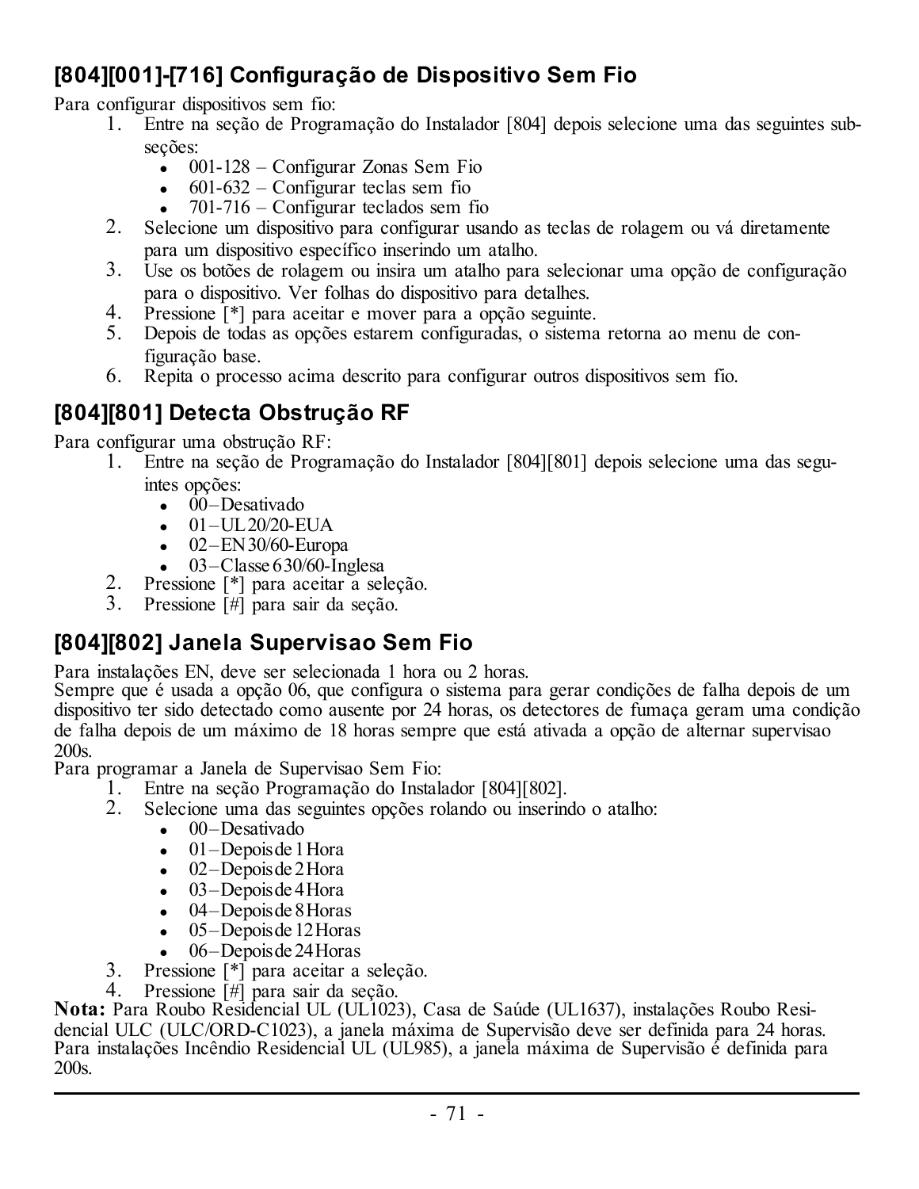## [804][001]-[716] Configuração de Dispositivo Sem Fio

Para configurar dispositivos sem fio:

1. Entre na seção de Programação do Instalador [804] depois selecione uma das seguintes sub-seções:
   - 001-128 – Configurar Zonas Sem Fio
   - 601-632 – Configurar teclas sem fio
   - 701-716 – Configurar teclados sem fio
2. Selecione um dispositivo para configurar usando as teclas de rolagem ou vá diretamente para um dispositivo específico inserindo um atalho.
3. Use os botões de rolagem ou insira um atalho para selecionar uma opção de configuração para o dispositivo. Ver folhas do dispositivo para detalhes.
4. Pressione [*] para aceitar e mover para a opção seguinte.
5. Depois de todas as opções estarem configuradas, o sistema retorna ao menu de configuração base.
6. Repita o processo acima descrito para configurar outros dispositivos sem fio.

## [804][801] Detecta Obstrução RF

Para configurar uma obstrução RF:

1. Entre na seção de Programação do Instalador [804][801] depois selecione uma das seguintes opções:
   - 00 – Desativado
   - 01 – UL 20/20-EUA
   - 02 – EN 30/60-Europa
   - 03 – Classe 6 30/60-Inglesa
2. Pressione [*] para aceitar a seleção.
3. Pressione [#] para sair da seção.

## [804][802] Janela Supervisao Sem Fio

Para instalações EN, deve ser selecionada 1 hora ou 2 horas.
Sempre que é usada a opção 06, que configura o sistema para gerar condições de falha depois de um dispositivo ter sido detectado como ausente por 24 horas, os detectores de fumaça geram uma condição de falha depois de um máximo de 18 horas sempre que está ativada a opção de alternar supervisao 200s.
Para programar a Janela de Supervisao Sem Fio:

1. Entre na seção Programação do Instalador [804][802].
2. Selecione uma das seguintes opções rolando ou inserindo o atalho:
   - 00 – Desativado
   - 01 – Depois de 1 Hora
   - 02 – Depois de 2 Hora
   - 03 – Depois de 4 Hora
   - 04 – Depois de 8 Horas
   - 05 – Depois de 12 Horas
   - 06 – Depois de 24 Horas
3. Pressione [*] para aceitar a seleção.
4. Pressione [#] para sair da seção.

**Nota:** Para Roubo Residencial UL (UL1023), Casa de Saúde (UL1637), instalações Roubo Residencial ULC (ULC/ORD-C1023), a janela máxima de Supervisão deve ser definida para 24 horas. Para instalações Incêndio Residencial UL (UL985), a janela máxima de Supervisão é definida para 200s.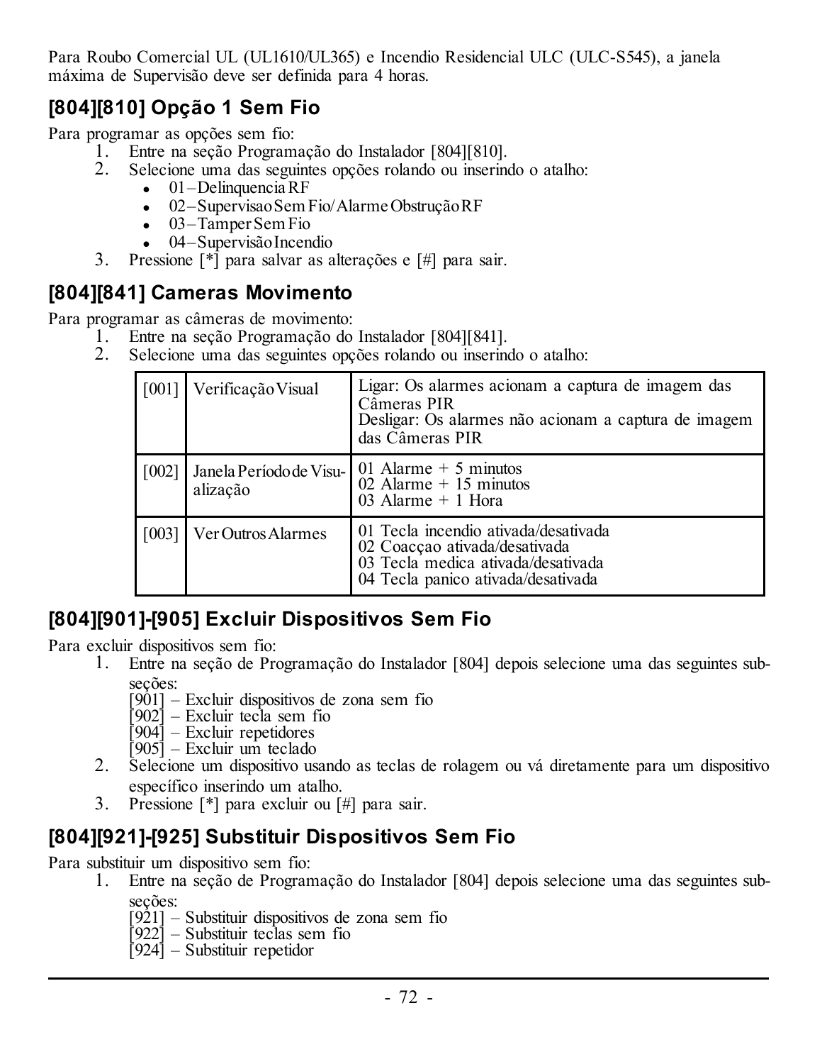Para Roubo Comercial UL (UL1610/UL365) e Incendio Residencial ULC (ULC-S545), a janela máxima de Supervisão deve ser definida para 4 horas.

## [804][810] Opção 1 Sem Fio

Para programar as opções sem fio:

1. Entre na seção Programação do Instalador [804][810].
2. Selecione uma das seguintes opções rolando ou inserindo o atalho:
   - 01–Delinquencia RF
   - 02–Supervisao Sem Fio/Alarme Obstrução RF
   - 03–Tamper Sem Fio
   - 04–Supervisão Incendio
3. Pressione [*] para salvar as alterações e [#] para sair.

## [804][841] Cameras Movimento

Para programar as câmeras de movimento:

1. Entre na seção Programação do Instalador [804][841].
2. Selecione uma das seguintes opções rolando ou inserindo o atalho:

| | | |
|---|---|---|
| [001] | Verificação Visual | Ligar: Os alarmes acionam a captura de imagem das Câmeras PIR<br>Desligar: Os alarmes não acionam a captura de imagem das Câmeras PIR |
| [002] | Janela Período de Visualização | 01 Alarme + 5 minutos<br>02 Alarme + 15 minutos<br>03 Alarme + 1 Hora |
| [003] | Ver Outros Alarmes | 01 Tecla incendio ativada/desativada<br>02 Coacçao ativada/desativada<br>03 Tecla medica ativada/desativada<br>04 Tecla panico ativada/desativada |

## [804][901]-[905] Excluir Dispositivos Sem Fio

Para excluir dispositivos sem fio:

1. Entre na seção de Programação do Instalador [804] depois selecione uma das seguintes subseções:
   [901] – Excluir dispositivos de zona sem fio
   [902] – Excluir tecla sem fio
   [904] – Excluir repetidores
   [905] – Excluir um teclado
2. Selecione um dispositivo usando as teclas de rolagem ou vá diretamente para um dispositivo específico inserindo um atalho.
3. Pressione [*] para excluir ou [#] para sair.

## [804][921]-[925] Substituir Dispositivos Sem Fio

Para substituir um dispositivo sem fio:

1. Entre na seção de Programação do Instalador [804] depois selecione uma das seguintes subseções:
   [921] – Substituir dispositivos de zona sem fio
   [922] – Substituir teclas sem fio
   [924] – Substituir repetidor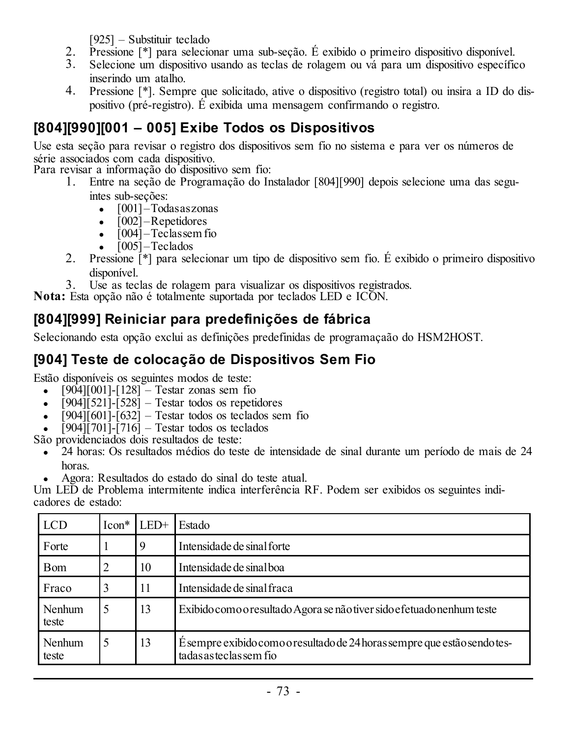[925] – Substituir teclado

2. Pressione [*] para selecionar uma sub-seção. É exibido o primeiro dispositivo disponível.
3. Selecione um dispositivo usando as teclas de rolagem ou vá para um dispositivo específico inserindo um atalho.
4. Pressione [*]. Sempre que solicitado, ative o dispositivo (registro total) ou insira a ID do dispositivo (pré-registro). É exibida uma mensagem confirmando o registro.

## [804][990][001 – 005] Exibe Todos os Dispositivos

Use esta seção para revisar o registro dos dispositivos sem fio no sistema e para ver os números de série associados com cada dispositivo.
Para revisar a informação do dispositivo sem fio:

1. Entre na seção de Programação do Instalador [804][990] depois selecione uma das seguintes sub-seções:
   - [001] – Todas as zonas
   - [002] – Repetidores
   - [004] – Teclas sem fio
   - [005] – Teclados
2. Pressione [*] para selecionar um tipo de dispositivo sem fio. É exibido o primeiro dispositivo disponível.
3. Use as teclas de rolagem para visualizar os dispositivos registrados.

**Nota:** Esta opção não é totalmente suportada por teclados LED e ICON.

## [804][999] Reiniciar para predefinições de fábrica

Selecionando esta opção exclui as definições predefinidas de programaçãao do HSM2HOST.

## [904] Teste de colocação de Dispositivos Sem Fio

Estão disponíveis os seguintes modos de teste:

- [904][001]-[128] – Testar zonas sem fio
- [904][521]-[528] – Testar todos os repetidores
- [904][601]-[632] – Testar todos os teclados sem fio
- [904][701]-[716] – Testar todos os teclados

São providenciados dois resultados de teste:

- 24 horas: Os resultados médios do teste de intensidade de sinal durante um período de mais de 24 horas.
- Agora: Resultados do estado do sinal do teste atual.

Um LED de Problema intermitente indica interferência RF. Podem ser exibidos os seguintes indicadores de estado:

| LCD | Icon* | LED+ | Estado |
|---|---|---|---|
| Forte | 1 | 9 | Intensidade de sinal forte |
| Bom | 2 | 10 | Intensidade de sinal boa |
| Fraco | 3 | 11 | Intensidade de sinal fraca |
| Nenhum teste | 5 | 13 | Exibido como o resultado Agora se não tiver sido efetuado nenhum teste |
| Nenhum teste | 5 | 13 | É sempre exibido como o resultado de 24 horas sempre que estão sendo testadas as teclas sem fio |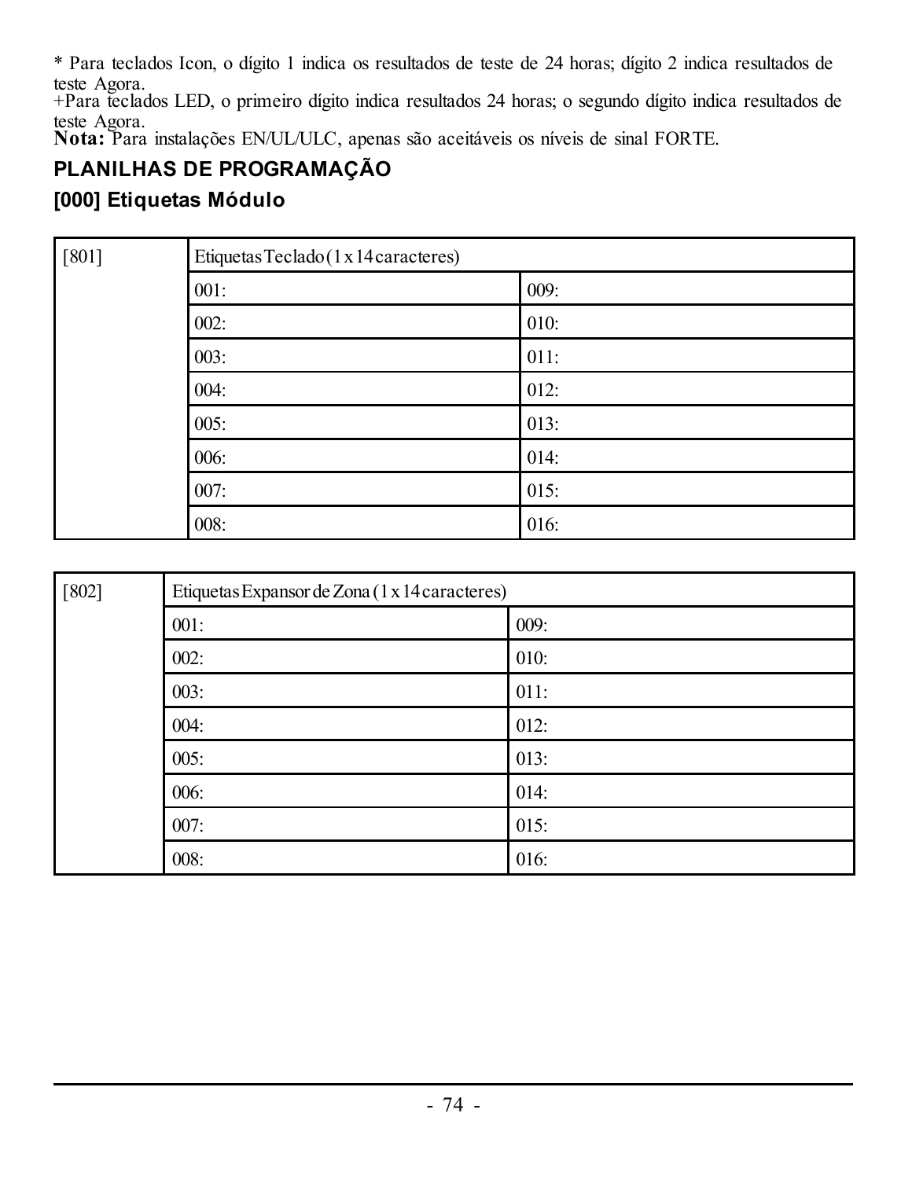* Para teclados Icon, o dígito 1 indica os resultados de teste de 24 horas; dígito 2 indica resultados de teste Agora.
+Para teclados LED, o primeiro dígito indica resultados 24 horas; o segundo dígito indica resultados de teste Agora.
**Nota:** Para instalações EN/UL/ULC, apenas são aceitáveis os níveis de sinal FORTE.

## PLANILHAS DE PROGRAMAÇÃO

### [000] Etiquetas Módulo

| [801] | Etiquetas Teclado (1 x 14 caracteres) | |
|---|---|---|
| | 001: | 009: |
| | 002: | 010: |
| | 003: | 011: |
| | 004: | 012: |
| | 005: | 013: |
| | 006: | 014: |
| | 007: | 015: |
| | 008: | 016: |

| [802] | Etiquetas Expansor de Zona (1 x 14 caracteres) | |
|---|---|---|
| | 001: | 009: |
| | 002: | 010: |
| | 003: | 011: |
| | 004: | 012: |
| | 005: | 013: |
| | 006: | 014: |
| | 007: | 015: |
| | 008: | 016: |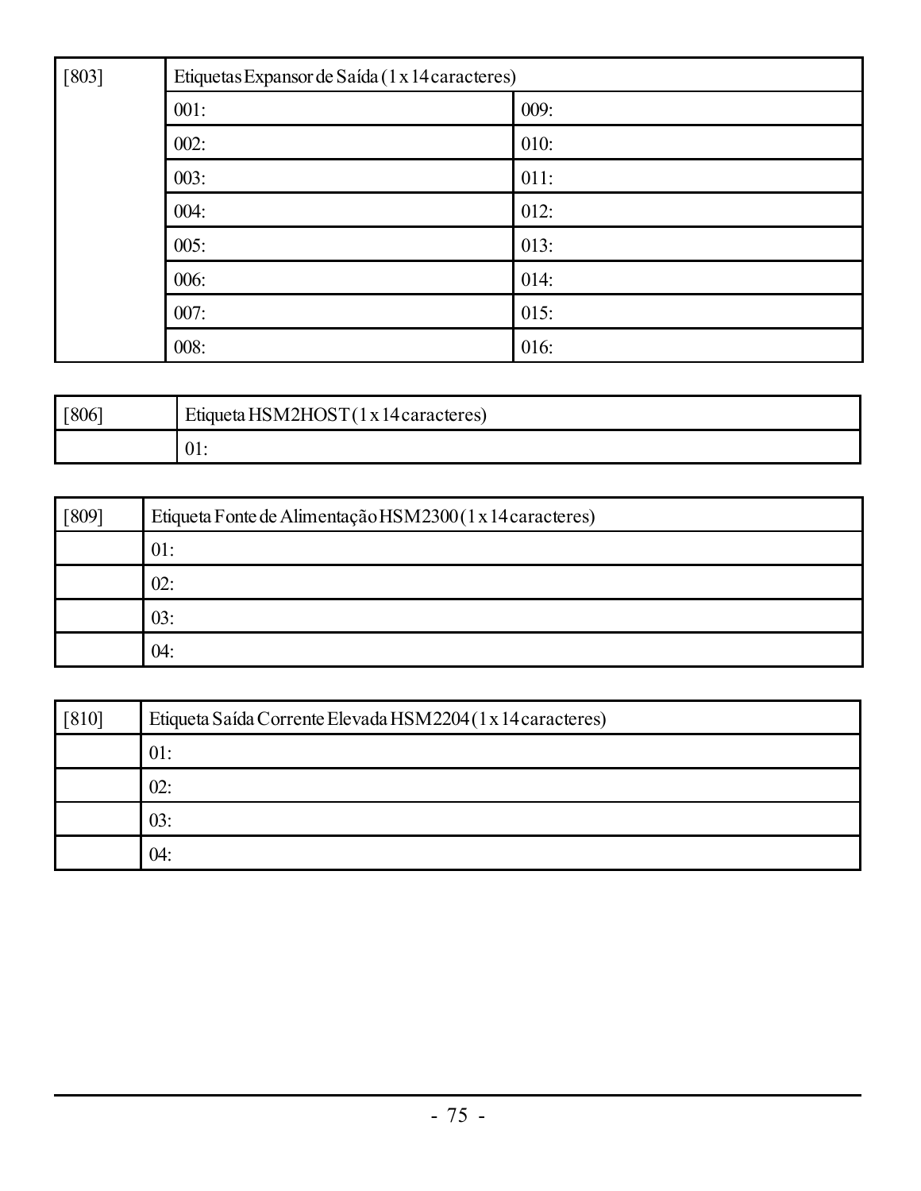| [803] | Etiquetas Expansor de Saída (1 x 14 caracteres) | |
|---|---|---|
| | 001: | 009: |
| | 002: | 010: |
| | 003: | 011: |
| | 004: | 012: |
| | 005: | 013: |
| | 006: | 014: |
| | 007: | 015: |
| | 008: | 016: |

| [806] | Etiqueta HSM2HOST (1 x 14 caracteres) |
|---|---|
| | 01: |

| [809] | Etiqueta Fonte de Alimentação HSM2300 (1 x 14 caracteres) |
|---|---|
| | 01: |
| | 02: |
| | 03: |
| | 04: |

| [810] | Etiqueta Saída Corrente Elevada HSM2204 (1 x 14 caracteres) |
|---|---|
| | 01: |
| | 02: |
| | 03: |
| | 04: |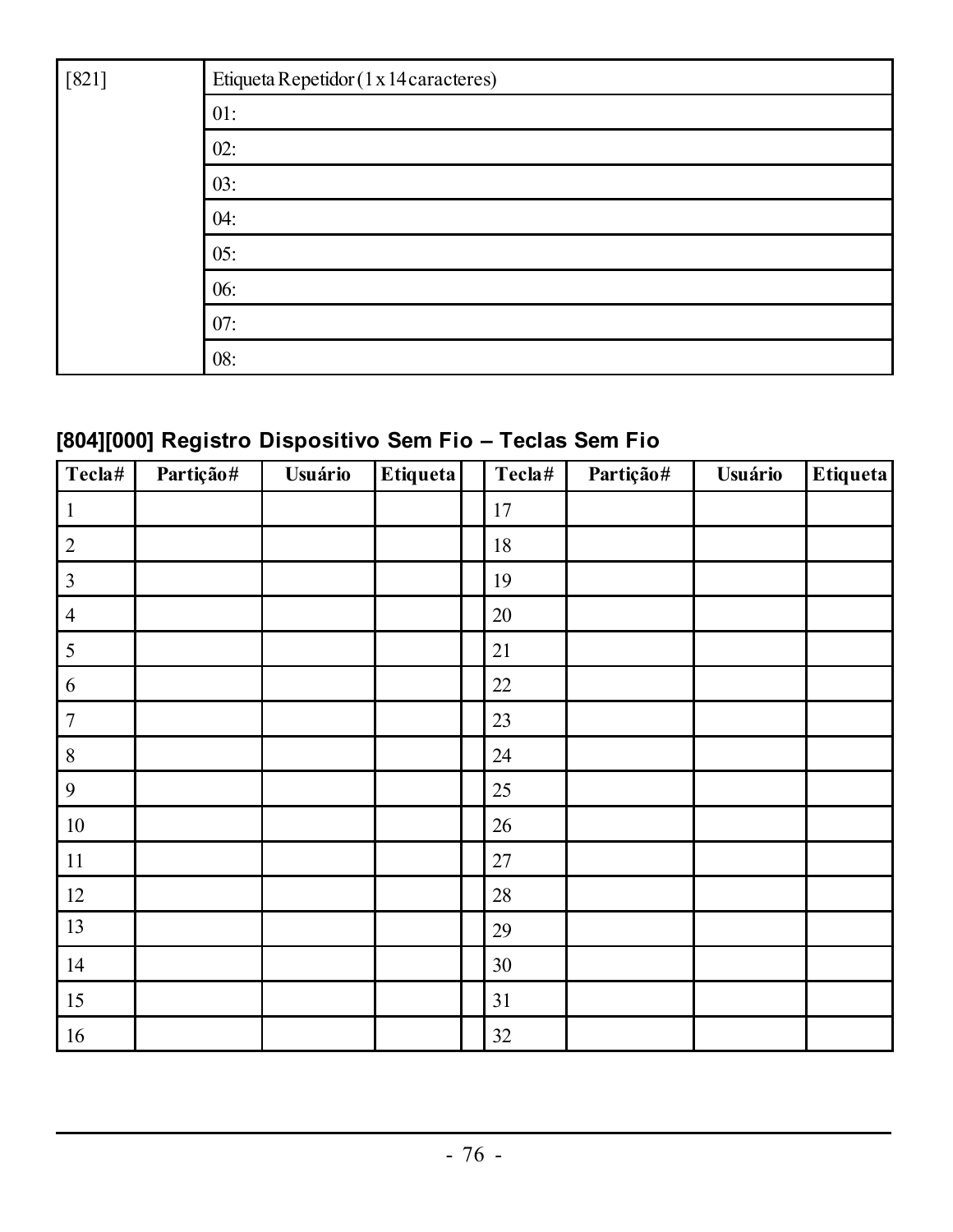| [821] | Etiqueta Repetidor (1 x 14 caracteres) |
|---|---|
| | 01: |
| | 02: |
| | 03: |
| | 04: |
| | 05: |
| | 06: |
| | 07: |
| | 08: |

### [804][000] Registro Dispositivo Sem Fio – Teclas Sem Fio

| Tecla# | Partição# | Usuário | Etiqueta | | Tecla# | Partição# | Usuário | Etiqueta |
|---|---|---|---|---|---|---|---|---|
| 1 | | | | | 17 | | | |
| 2 | | | | | 18 | | | |
| 3 | | | | | 19 | | | |
| 4 | | | | | 20 | | | |
| 5 | | | | | 21 | | | |
| 6 | | | | | 22 | | | |
| 7 | | | | | 23 | | | |
| 8 | | | | | 24 | | | |
| 9 | | | | | 25 | | | |
| 10 | | | | | 26 | | | |
| 11 | | | | | 27 | | | |
| 12 | | | | | 28 | | | |
| 13 | | | | | 29 | | | |
| 14 | | | | | 30 | | | |
| 15 | | | | | 31 | | | |
| 16 | | | | | 32 | | | |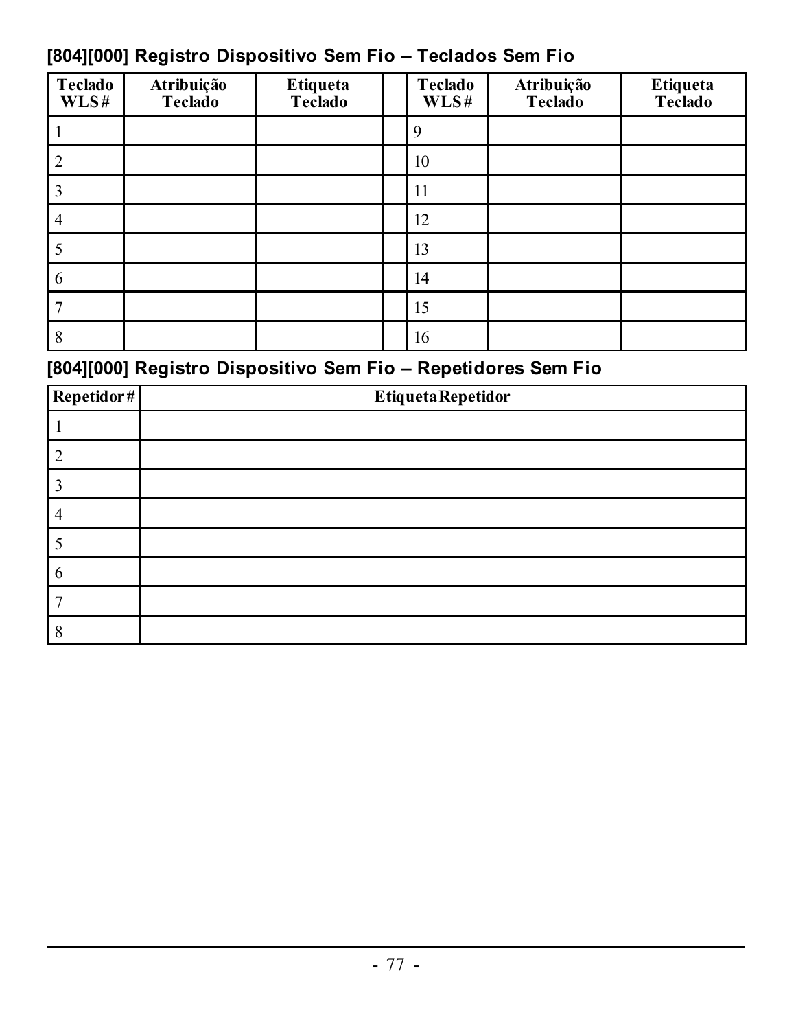## [804][000] Registro Dispositivo Sem Fio – Teclados Sem Fio

| Teclado WLS# | Atribuição Teclado | Etiqueta Teclado | | Teclado WLS# | Atribuição Teclado | Etiqueta Teclado |
|---|---|---|---|---|---|---|
| 1 | | | | 9 | | |
| 2 | | | | 10 | | |
| 3 | | | | 11 | | |
| 4 | | | | 12 | | |
| 5 | | | | 13 | | |
| 6 | | | | 14 | | |
| 7 | | | | 15 | | |
| 8 | | | | 16 | | |

## [804][000] Registro Dispositivo Sem Fio – Repetidores Sem Fio

| Repetidor# | Etiqueta Repetidor |
|---|---|
| 1 | |
| 2 | |
| 3 | |
| 4 | |
| 5 | |
| 6 | |
| 7 | |
| 8 | |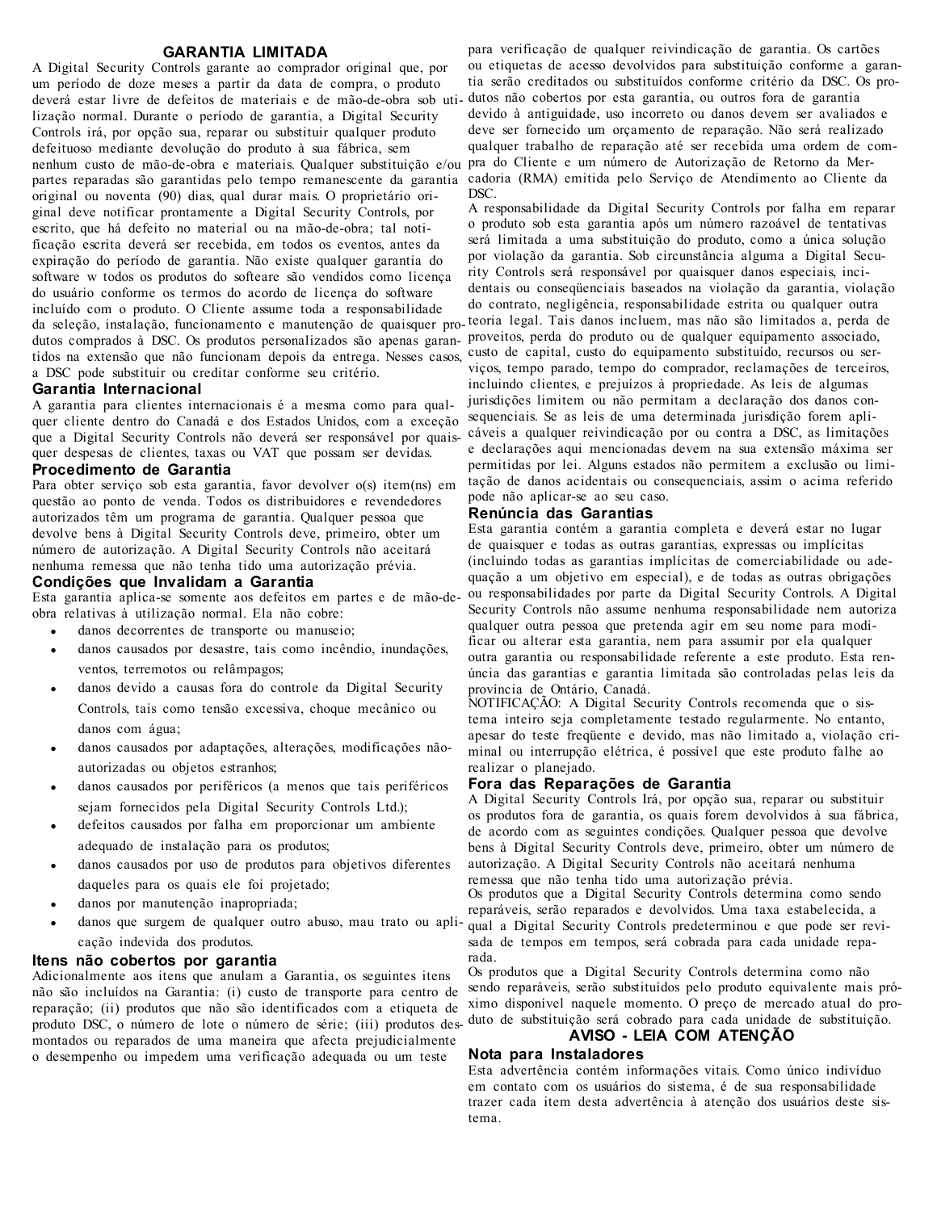## GARANTIA LIMITADA

A Digital Security Controls garante ao comprador original que, por um período de doze meses a partir da data de compra, o produto deverá estar livre de defeitos de materiais e de mão-de-obra sob utilização normal. Durante o período de garantia, a Digital Security Controls irá, por opção sua, reparar ou substituir qualquer produto defeituoso mediante devolução do produto à sua fábrica, sem nenhum custo de mão-de-obra e materiais. Qualquer substituição e/ou partes reparadas são garantidas pelo tempo remanescente da garantia original ou noventa (90) dias, qual durar mais. O proprietário original deve notificar prontamente a Digital Security Controls, por escrito, que há defeito no material ou na mão-de-obra; tal notificação escrita deverá ser recebida, em todos os eventos, antes da expiração do período de garantia. Não existe qualquer garantia do software w todos os produtos do softeare são vendidos como licença do usuário conforme os termos do acordo de licença do software incluído com o produto. O Cliente assume toda a responsabilidade da seleção, instalação, funcionamento e manutenção de quaisquer produtos comprados à DSC. Os produtos personalizados são apenas garantidos na extensão que não funcionam depois da entrega. Nesses casos, a DSC pode substituir ou creditar conforme seu critério.

### Garantia Internacional

A garantia para clientes internacionais é a mesma como para qualquer cliente dentro do Canadá e dos Estados Unidos, com a exceção que a Digital Security Controls não deverá ser responsável por quaisquer despesas de clientes, taxas ou VAT que possam ser devidas.

### Procedimento de Garantia

Para obter serviço sob esta garantia, favor devolver o(s) item(ns) em questão ao ponto de venda. Todos os distribuidores e revendedores autorizados têm um programa de garantia. Qualquer pessoa que devolve bens à Digital Security Controls deve, primeiro, obter um número de autorização. A Digital Security Controls não aceitará nenhuma remessa que não tenha tido uma autorização prévia.

### Condições que Invalidam a Garantia

Esta garantia aplica-se somente aos defeitos em partes e de mão-de-obra relativas à utilização normal. Ela não cobre:

- danos decorrentes de transporte ou manuseio;
- danos causados por desastre, tais como incêndio, inundações, ventos, terremotos ou relâmpagos;
- danos devido a causas fora do controle da Digital Security Controls, tais como tensão excessiva, choque mecânico ou danos com água;
- danos causados por adaptações, alterações, modificações não-autorizadas ou objetos estranhos;
- danos causados por periféricos (a menos que tais periféricos sejam fornecidos pela Digital Security Controls Ltd.);
- defeitos causados por falha em proporcionar um ambiente adequado de instalação para os produtos;
- danos causados por uso de produtos para objetivos diferentes daqueles para os quais ele foi projetado;
- danos por manutenção inapropriada;
- danos que surgem de qualquer outro abuso, mau trato ou aplicação indevida dos produtos.

### Itens não cobertos por garantia

Adicionalmente aos itens que anulam a Garantia, os seguintes itens não são incluídos na Garantia: (i) custo de transporte para centro de reparação; (ii) produtos que não são identificados com a etiqueta de produto DSC, o número de lote o número de série; (iii) produtos desmontados ou reparados de uma maneira que afecta prejudicialmente o desempenho ou impedem uma verificação adequada ou um teste para verificação de qualquer reivindicação de garantia. Os cartões ou etiquetas de acesso devolvidos para substituição conforme a garantia serão creditados ou substituídos conforme critério da DSC. Os produtos não cobertos por esta garantia, ou outros fora de garantia devido à antiguidade, uso incorreto ou danos devem ser avaliados e deve ser fornecido um orçamento de reparação. Não será realizado qualquer trabalho de reparação até ser recebida uma ordem de compra do Cliente e um número de Autorização de Retorno da Mercadoria (RMA) emitida pelo Serviço de Atendimento ao Cliente da DSC.

A responsabilidade da Digital Security Controls por falha em reparar o produto sob esta garantia após um número razoável de tentativas será limitada a uma substituição do produto, como a única solução por violação da garantia. Sob circunstância alguma a Digital Security Controls será responsável por quaisquer danos especiais, incidentais ou conseqüenciais baseados na violação da garantia, violação do contrato, negligência, responsabilidade estrita ou qualquer outra teoria legal. Tais danos incluem, mas não são limitados a, perda de proveitos, perda do produto ou de qualquer equipamento associado, custo de capital, custo do equipamento substituído, recursos ou serviços, tempo parado, tempo do comprador, reclamações de terceiros, incluindo clientes, e prejuízos à propriedade. As leis de algumas jurisdições limitem ou não permitam a declaração dos danos consequenciais. Se as leis de uma determinada jurisdição forem aplicáveis a qualquer reivindicação por ou contra a DSC, as limitações e declarações aqui mencionadas devem na sua extensão máxima ser permitidas por lei. Alguns estados não permitem a exclusão ou limitação de danos acidentais ou consequenciais, assim o acima referido pode não aplicar-se ao seu caso.

### Renúncia das Garantias

Esta garantia contém a garantia completa e deverá estar no lugar de quaisquer e todas as outras garantias, expressas ou implícitas (incluindo todas as garantias implícitas de comerciabilidade ou adequação a um objetivo em especial), e de todas as outras obrigações ou responsabilidades por parte da Digital Security Controls. A Digital Security Controls não assume nenhuma responsabilidade nem autoriza qualquer outra pessoa que pretenda agir em seu nome para modificar ou alterar esta garantia, nem para assumir por ela qualquer outra garantia ou responsabilidade referente a este produto. Esta renúncia das garantias e garantia limitada são controladas pelas leis da província de Ontário, Canadá.

NOTIFICAÇÃO: A Digital Security Controls recomenda que o sistema inteiro seja completamente testado regularmente. No entanto, apesar do teste freqüente e devido, mas não limitado a, violação criminal ou interrupção elétrica, é possível que este produto falhe ao realizar o planejado.

### Fora das Reparações de Garantia

A Digital Security Controls Irá, por opção sua, reparar ou substituir os produtos fora de garantia, os quais forem devolvidos à sua fábrica, de acordo com as seguintes condições. Qualquer pessoa que devolve bens à Digital Security Controls deve, primeiro, obter um número de autorização. A Digital Security Controls não aceitará nenhuma remessa que não tenha tido uma autorização prévia.

Os produtos que a Digital Security Controls determina como sendo reparáveis, serão reparados e devolvidos. Uma taxa estabelecida, a qual a Digital Security Controls predeterminou e que pode ser revisada de tempos em tempos, será cobrada para cada unidade reparada.

Os produtos que a Digital Security Controls determina como não sendo reparáveis, serão substituídos pelo produto equivalente mais próximo disponível naquele momento. O preço de mercado atual do produto de substituição será cobrado para cada unidade de substituição.

## AVISO - LEIA COM ATENÇÃO

### Nota para Instaladores

Esta advertência contém informações vitais. Como único indivíduo em contato com os usuários do sistema, é de sua responsabilidade trazer cada item desta advertência à atenção dos usuários deste sistema.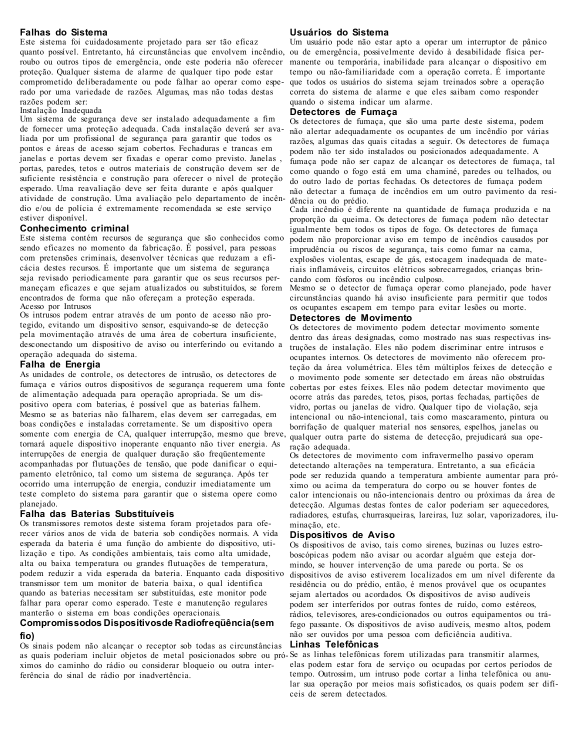## Falhas do Sistema

Este sistema foi cuidadosamente projetado para ser tão eficaz quanto possível. Entretanto, há circunstâncias que envolvem incêndio, roubo ou outros tipos de emergência, onde este poderia não oferecer proteção. Qualquer sistema de alarme de qualquer tipo pode estar comprometido deliberadamente ou pode falhar ao operar como esperado por uma variedade de razões. Algumas, mas não todas destas razões podem ser:

Instalação Inadequada

Um sistema de segurança deve ser instalado adequadamente a fim de fornecer uma proteção adequada. Cada instalação deverá ser avaliada por um profissional de segurança para garantir que todos os pontos e áreas de acesso sejam cobertos. Fechaduras e trancas em janelas e portas devem ser fixadas e operar como previsto. Janelas , portas, paredes, tetos e outros materiais de construção devem ser de suficiente resistência e construção para oferecer o nível de proteção esperado. Uma reavaliação deve ser feita durante e após qualquer atividade de construção. Uma avaliação pelo departamento de incêndio e/ou de polícia é extremamente recomendada se este serviço estiver disponível.

## Conhecimento criminal

Este sistema contém recursos de segurança que são conhecidos como sendo eficazes no momento da fabricação. É possível, para pessoas com pretensões criminais, desenvolver técnicas que reduzam a eficácia destes recursos. É importante que um sistema de segurança seja revisado periodicamente para garantir que os seus recursos permaneçam eficazes e que sejam atualizados ou substituídos, se forem encontrados de forma que não ofereçam a proteção esperada.

Acesso por Intrusos

Os intrusos podem entrar através de um ponto de acesso não protegido, evitando um dispositivo sensor, esquivando-se de detecção pela movimentação através de uma área de cobertura insuficiente, desconectando um dispositivo de aviso ou interferindo ou evitando a operação adequada do sistema.

## Falha de Energia

As unidades de controle, os detectores de intrusão, os detectores de fumaça e vários outros dispositivos de segurança requerem uma fonte de alimentação adequada para operação apropriada. Se um dispositivo opera com baterias, é possível que as baterias falhem. Mesmo se as baterias não falharem, elas devem ser carregadas, em boas condições e instaladas corretamente. Se um dispositivo opera somente com energia de CA, qualquer interrupção, mesmo que breve, tornará aquele dispositivo inoperante enquanto não tiver energia. As interrupções de energia de qualquer duração são freqüentemente acompanhadas por flutuações de tensão, que pode danificar o equipamento eletrônico, tal como um sistema de segurança. Após ter ocorrido uma interrupção de energia, conduzir imediatamente um teste completo do sistema para garantir que o sistema opere como planejado.

## Falha das Baterias Substituíveis

Os transmissores remotos deste sistema foram projetados para oferecer vários anos de vida de bateria sob condições normais. A vida esperada da bateria é uma função do ambiente do dispositivo, utilização e tipo. As condições ambientais, tais como alta umidade, alta ou baixa temperatura ou grandes flutuações de temperatura, podem reduzir a vida esperada da bateria. Enquanto cada dispositivo transmissor tem um monitor de bateria baixa, o qual identifica quando as baterias necessitam ser substituídas, este monitor pode falhar para operar como esperado. Teste e manutenção regulares manterão o sistema em boas condições operacionais.

## Compromissodos Dispositivosde Radiofreqüência(sem fio)

Os sinais podem não alcançar o receptor sob todas as circunstâncias as quais poderiam incluir objetos de metal posicionados sobre ou próximos do caminho do rádio ou considerar bloqueio ou outra interferência do sinal de rádio por inadvertência.

## Usuários do Sistema

Um usuário pode não estar apto a operar um interruptor de pânico ou de emergência, possivelmente devido à desabilidade física permanente ou temporária, inabilidade para alcançar o dispositivo em tempo ou não-familiaridade com a operação correta. É importante que todos os usuários do sistema sejam treinados sobre a operação correta do sistema de alarme e que eles saibam como responder quando o sistema indicar um alarme.

## Detectores de Fumaça

Os detectores de fumaça, que são uma parte deste sistema, podem não alertar adequadamente os ocupantes de um incêndio por várias razões, algumas das quais citadas a seguir. Os detectores de fumaça podem não ter sido instalados ou posicionados adequadamente. A fumaça pode não ser capaz de alcançar os detectores de fumaça, tal como quando o fogo está em uma chaminé, paredes ou telhados, ou do outro lado de portas fechadas. Os detectores de fumaça podem não detectar a fumaça de incêndios em um outro pavimento da residência ou do prédio.

Cada incêndio é diferente na quantidade de fumaça produzida e na proporção da queima. Os detectores de fumaça podem não detectar igualmente bem todos os tipos de fogo. Os detectores de fumaça podem não proporcionar aviso em tempo de incêndios causados por imprudência ou riscos de segurança, tais como fumar na cama, explosões violentas, escape de gás, estocagem inadequada de materiais inflamáveis, circuitos elétricos sobrecarregados, crianças brincando com fósforos ou incêndio culposo.

Mesmo se o detector de fumaça operar como planejado, pode haver circunstâncias quando há aviso insuficiente para permitir que todos os ocupantes escapem em tempo para evitar lesões ou morte.

## Detectores de Movimento

Os detectores de movimento podem detectar movimento somente dentro das áreas designadas, como mostrado nas suas respectivas instruções de instalação. Eles não podem discriminar entre intrusos e ocupantes internos. Os detectores de movimento não oferecem proteção da área volumétrica. Eles têm múltiplos feixes de detecção e o movimento pode somente ser detectado em áreas não obstruídas cobertas por estes feixes. Eles não podem detectar movimento que ocorre atrás das paredes, tetos, pisos, portas fechadas, partições de vidro, portas ou janelas de vidro. Qualquer tipo de violação, seja intencional ou não-intencional, tais como mascaramento, pintura ou borrifação de qualquer material nos sensores, espelhos, janelas ou qualquer outra parte do sistema de detecção, prejudicará sua operação adequada.

Os detectores de movimento com infravermelho passivo operam detectando alterações na temperatura. Entretanto, a sua eficácia pode ser reduzida quando a temperatura ambiente aumentar para próximo ou acima da temperatura do corpo ou se houver fontes de calor intencionais ou não-intencionais dentro ou próximas da área de detecção. Algumas destas fontes de calor poderiam ser aquecedores, radiadores, estufas, churrasqueiras, lareiras, luz solar, vaporizadores, iluminação, etc.

## Dispositivos de Aviso

Os dispositivos de aviso, tais como sirenes, buzinas ou luzes estroboscópicas podem não avisar ou acordar alguém que esteja dormindo, se houver intervenção de uma parede ou porta. Se os dispositivos de aviso estiverem localizados em um nível diferente da residência ou do prédio, então, é menos provável que os ocupantes sejam alertados ou acordados. Os dispositivos de aviso audíveis podem ser interferidos por outras fontes de ruído, como estéreos, rádios, televisores, ares-condicionados ou outros equipamentos ou tráfego passante. Os dispositivos de aviso audíveis, mesmo altos, podem não ser ouvidos por uma pessoa com deficiência auditiva.

## Linhas Telefônicas

Se as linhas telefônicas forem utilizadas para transmitir alarmes, elas podem estar fora de serviço ou ocupadas por certos períodos de tempo. Outrossim, um intruso pode cortar a linha telefônica ou anular sua operação por meios mais sofisticados, os quais podem ser difíceis de serem detectados.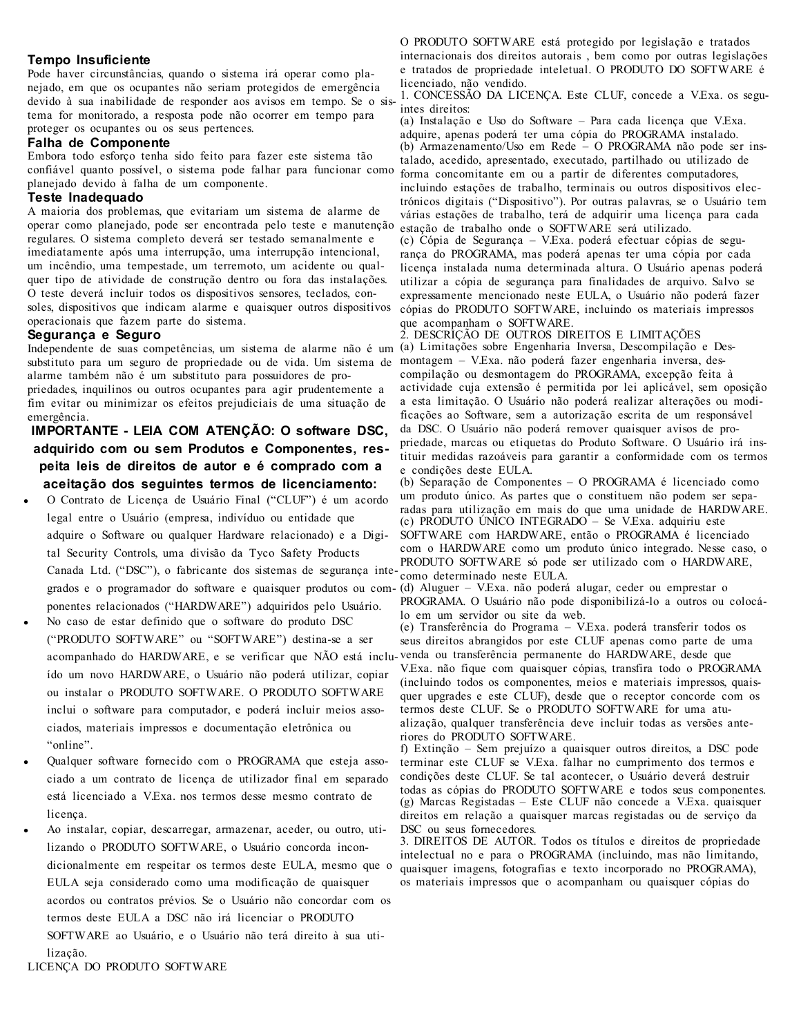### Tempo Insuficiente

Pode haver circunstâncias, quando o sistema irá operar como planejado, em que os ocupantes não seriam protegidos de emergência devido à sua inabilidade de responder aos avisos em tempo. Se o sistema for monitorado, a resposta pode não ocorrer em tempo para proteger os ocupantes ou os seus pertences.

### Falha de Componente

Embora todo esforço tenha sido feito para fazer este sistema tão confiável quanto possível, o sistema pode falhar para funcionar como planejado devido à falha de um componente.

### Teste Inadequado

A maioria dos problemas, que evitariam um sistema de alarme de operar como planejado, pode ser encontrada pelo teste e manutenção regulares. O sistema completo deverá ser testado semanalmente e imediatamente após uma interrupção, uma interrupção intencional, um incêndio, uma tempestade, um terremoto, um acidente ou qualquer tipo de atividade de construção dentro ou fora das instalações. O teste deverá incluir todos os dispositivos sensores, teclados, consoles, dispositivos que indicam alarme e quaisquer outros dispositivos operacionais que fazem parte do sistema.

### Segurança e Seguro

Independente de suas competências, um sistema de alarme não é um substituto para um seguro de propriedade ou de vida. Um sistema de alarme também não é um substituto para possuidores de propriedades, inquilinos ou outros ocupantes para agir prudentemente a fim evitar ou minimizar os efeitos prejudiciais de uma situação de emergência.

**IMPORTANTE - LEIA COM ATENÇÃO: O software DSC, adquirido com ou sem Produtos e Componentes, respeita leis de direitos de autor e é comprado com a aceitação dos seguintes termos de licenciamento:**

- O Contrato de Licença de Usuário Final ("CLUF") é um acordo legal entre o Usuário (empresa, indivíduo ou entidade que adquire o Software ou qualquer Hardware relacionado) e a Digital Security Controls, uma divisão da Tyco Safety Products Canada Ltd. ("DSC"), o fabricante dos sistemas de segurança integrados e o programador do software e quaisquer produtos ou componentes relacionados ("HARDWARE") adquiridos pelo Usuário.
- No caso de estar definido que o software do produto DSC ("PRODUTO SOFTWARE" ou "SOFTWARE") destina-se a ser acompanhado do HARDWARE, e se verificar que NÃO está incluído um novo HARDWARE, o Usuário não poderá utilizar, copiar ou instalar o PRODUTO SOFTWARE. O PRODUTO SOFTWARE inclui o software para computador, e poderá incluir meios associados, materiais impressos e documentação eletrônica ou "online".
- Qualquer software fornecido com o PROGRAMA que esteja associado a um contrato de licença de utilizador final em separado está licenciado a V.Exa. nos termos desse mesmo contrato de licença.
- Ao instalar, copiar, descarregar, armazenar, aceder, ou outro, utilizando o PRODUTO SOFTWARE, o Usuário concorda incondicionalmente em respeitar os termos deste EULA, mesmo que o EULA seja considerado como uma modificação de quaisquer acordos ou contratos prévios. Se o Usuário não concordar com os termos deste EULA a DSC não irá licenciar o PRODUTO SOFTWARE ao Usuário, e o Usuário não terá direito à sua utilização.

LICENÇA DO PRODUTO SOFTWARE

O PRODUTO SOFTWARE está protegido por legislação e tratados internacionais dos direitos autorais , bem como por outras legislações e tratados de propriedade inteletual. O PRODUTO DO SOFTWARE é licenciado, não vendido.

1. CONCESSÃO DA LICENÇA. Este CLUF, concede a V.Exa. os seguintes direitos:

(a) Instalação e Uso do Software – Para cada licença que V.Exa. adquire, apenas poderá ter uma cópia do PROGRAMA instalado.

(b) Armazenamento/Uso em Rede – O PROGRAMA não pode ser instalado, acedido, apresentado, executado, partilhado ou utilizado de forma concomitante em ou a partir de diferentes computadores, incluindo estações de trabalho, terminais ou outros dispositivos electrónicos digitais ("Dispositivo"). Por outras palavras, se o Usuário tem várias estações de trabalho, terá de adquirir uma licença para cada estação de trabalho onde o SOFTWARE será utilizado.

(c) Cópia de Segurança – V.Exa. poderá efectuar cópias de segurança do PROGRAMA, mas poderá apenas ter uma cópia por cada licença instalada numa determinada altura. O Usuário apenas poderá utilizar a cópia de segurança para finalidades de arquivo. Salvo se expressamente mencionado neste EULA, o Usuário não poderá fazer cópias do PRODUTO SOFTWARE, incluindo os materiais impressos que acompanham o SOFTWARE.

2. DESCRIÇÃO DE OUTROS DIREITOS E LIMITAÇÕES

(a) Limitações sobre Engenharia Inversa, Descompilação e Desmontagem – V.Exa. não poderá fazer engenharia inversa, descompilação ou desmontagem do PROGRAMA, excepção feita à actividade cuja extensão é permitida por lei aplicável, sem oposição a esta limitação. O Usuário não poderá realizar alterações ou modificações ao Software, sem a autorização escrita de um responsável da DSC. O Usuário não poderá remover quaisquer avisos de propriedade, marcas ou etiquetas do Produto Software. O Usuário irá instituir medidas razoáveis para garantir a conformidade com os termos e condições deste EULA.

(b) Separação de Componentes – O PROGRAMA é licenciado como um produto único. As partes que o constituem não podem ser separadas para utilização em mais do que uma unidade de HARDWARE.

(c) PRODUTO ÚNICO INTEGRADO – Se V.Exa. adquiriu este SOFTWARE com HARDWARE, então o PROGRAMA é licenciado com o HARDWARE como um produto único integrado. Nesse caso, o PRODUTO SOFTWARE só pode ser utilizado com o HARDWARE, como determinado neste EULA.

(d) Aluguer – V.Exa. não poderá alugar, ceder ou emprestar o PROGRAMA. O Usuário não pode disponibilizá-lo a outros ou colocá-lo em um servidor ou site da web.

(e) Transferência do Programa – V.Exa. poderá transferir todos os seus direitos abrangidos por este CLUF apenas como parte de uma venda ou transferência permanente do HARDWARE, desde que V.Exa. não fique com quaisquer cópias, transfira todo o PROGRAMA (incluindo todos os componentes, meios e materiais impressos, quaisquer upgrades e este CLUF), desde que o receptor concorde com os termos deste CLUF. Se o PRODUTO SOFTWARE for uma atualização, qualquer transferência deve incluir todas as versões anteriores do PRODUTO SOFTWARE.

f) Extinção – Sem prejuízo a quaisquer outros direitos, a DSC pode terminar este CLUF se V.Exa. falhar no cumprimento dos termos e condições deste CLUF. Se tal acontecer, o Usuário deverá destruir todas as cópias do PRODUTO SOFTWARE e todos seus componentes.

(g) Marcas Registadas – Este CLUF não concede a V.Exa. quaisquer direitos em relação a quaisquer marcas registadas ou de serviço da DSC ou seus fornecedores.

3. DIREITOS DE AUTOR. Todos os títulos e direitos de propriedade intelectual no e para o PROGRAMA (incluindo, mas não limitando, quaisquer imagens, fotografias e texto incorporado no PROGRAMA), os materiais impressos que o acompanham ou quaisquer cópias do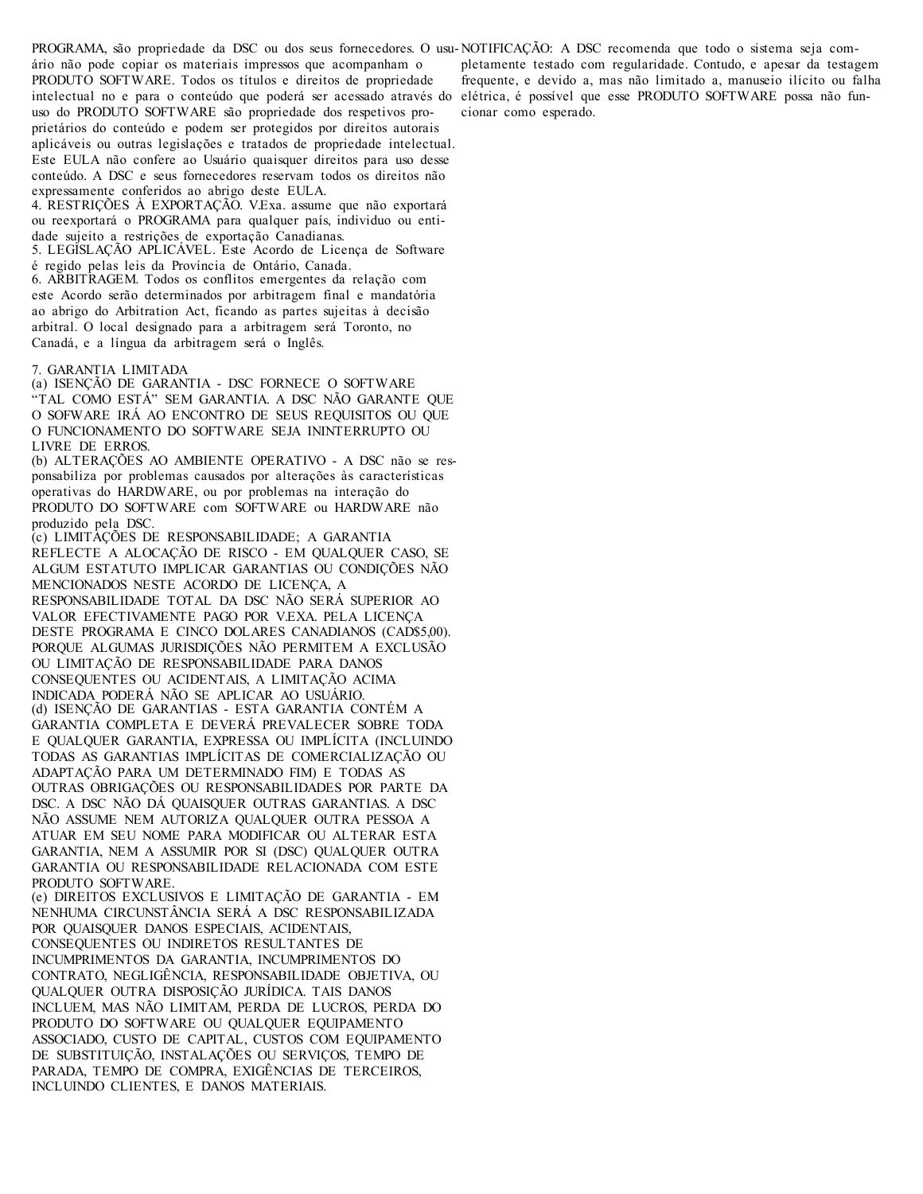PROGRAMA, são propriedade da DSC ou dos seus fornecedores. O usuário não pode copiar os materiais impressos que acompanham o PRODUTO SOFTWARE. Todos os títulos e direitos de propriedade intelectual no e para o conteúdo que poderá ser acessado através do uso do PRODUTO SOFTWARE são propriedade dos respetivos proprietários do conteúdo e podem ser protegidos por direitos autorais aplicáveis ou outras legislações e tratados de propriedade intelectual. Este EULA não confere ao Usuário quaisquer direitos para uso desse conteúdo. A DSC e seus fornecedores reservam todos os direitos não expressamente conferidos ao abrigo deste EULA.

4. RESTRIÇÕES À EXPORTAÇÃO. V.Exa. assume que não exportará ou reexportará o PROGRAMA para qualquer país, individuo ou entidade sujeito a restrições de exportação Canadianas.

5. LEGÍSLAÇÃO APLICÁVEL. Este Acordo de Licença de Software é regido pelas leis da Província de Ontário, Canada.

6. ARBITRAGEM. Todos os conflitos emergentes da relação com este Acordo serão determinados por arbitragem final e mandatória ao abrigo do Arbitration Act, ficando as partes sujeitas à decisão arbitral. O local designado para a arbitragem será Toronto, no Canadá, e a língua da arbitragem será o Inglês.

7. GARANTIA LIMITADA

(a) ISENÇÃO DE GARANTIA - DSC FORNECE O SOFTWARE "TAL COMO ESTÁ" SEM GARANTIA. A DSC NÃO GARANTE QUE O SOFWARE IRÁ AO ENCONTRO DE SEUS REQUISITOS OU QUE O FUNCIONAMENTO DO SOFTWARE SEJA ININTERRUPTO OU LIVRE DE ERROS.

(b) ALTERAÇÕES AO AMBIENTE OPERATIVO - A DSC não se responsabiliza por problemas causados por alterações às características operativas do HARDWARE, ou por problemas na interação do PRODUTO DO SOFTWARE com SOFTWARE ou HARDWARE não produzido pela DSC.

(c) LIMITAÇÕES DE RESPONSABILIDADE; A GARANTIA REFLECTE A ALOCAÇÃO DE RISCO - EM QUALQUER CASO, SE ALGUM ESTATUTO IMPLICAR GARANTIAS OU CONDIÇÕES NÃO MENCIONADOS NESTE ACORDO DE LICENÇA, A RESPONSABILIDADE TOTAL DA DSC NÃO SERÁ SUPERIOR AO VALOR EFECTIVAMENTE PAGO POR V.EXA. PELA LICENÇA DESTE PROGRAMA E CINCO DOLARES CANADIANOS (CAD$5,00). PORQUE ALGUMAS JURISDIÇÕES NÃO PERMITEM A EXCLUSÃO OU LIMITAÇÃO DE RESPONSABILIDADE PARA DANOS CONSEQUENTES OU ACIDENTAIS, A LIMITAÇÃO ACIMA INDICADA PODERÁ NÃO SE APLICAR AO USUÁRIO.

(d) ISENÇÃO DE GARANTIAS - ESTA GARANTIA CONTÉM A GARANTIA COMPLETA E DEVERÁ PREVALECER SOBRE TODA E QUALQUER GARANTIA, EXPRESSA OU IMPLÍCITA (INCLUINDO TODAS AS GARANTIAS IMPLÍCITAS DE COMERCIALIZAÇÃO OU ADAPTAÇÃO PARA UM DETERMINADO FIM) E TODAS AS OUTRAS OBRIGAÇÕES OU RESPONSABILIDADES POR PARTE DA DSC. A DSC NÃO DÁ QUAISQUER OUTRAS GARANTIAS. A DSC NÃO ASSUME NEM AUTORIZA QUALQUER OUTRA PESSOA A ATUAR EM SEU NOME PARA MODIFICAR OU ALTERAR ESTA GARANTIA, NEM A ASSUMIR POR SI (DSC) QUALQUER OUTRA GARANTIA OU RESPONSABILIDADE RELACIONADA COM ESTE PRODUTO SOFTWARE.

(e) DIREITOS EXCLUSIVOS E LIMITAÇÃO DE GARANTIA - EM NENHUMA CIRCUNSTÂNCIA SERÁ A DSC RESPONSABILIZADA POR QUAISQUER DANOS ESPECIAIS, ACIDENTAIS, CONSEQUENTES OU INDIRETOS RESULTANTES DE INCUMPRIMENTOS DA GARANTIA, INCUMPRIMENTOS DO CONTRATO, NEGLIGÊNCIA, RESPONSABILIDADE OBJETIVA, OU QUALQUER OUTRA DISPOSIÇÃO JURÍDICA. TAIS DANOS INCLUEM, MAS NÃO LIMITAM, PERDA DE LUCROS, PERDA DO PRODUTO DO SOFTWARE OU QUALQUER EQUIPAMENTO ASSOCIADO, CUSTO DE CAPITAL, CUSTOS COM EQUIPAMENTO DE SUBSTITUIÇÃO, INSTALAÇÕES OU SERVIÇOS, TEMPO DE PARADA, TEMPO DE COMPRA, EXIGÊNCIAS DE TERCEIROS, INCLUINDO CLIENTES, E DANOS MATERIAIS.

NOTIFICAÇÃO: A DSC recomenda que todo o sistema seja completamente testado com regularidade. Contudo, e apesar da testagem frequente, e devido a, mas não limitado a, manuseio ilícito ou falha elétrica, é possível que esse PRODUTO SOFTWARE possa não funcionar como esperado.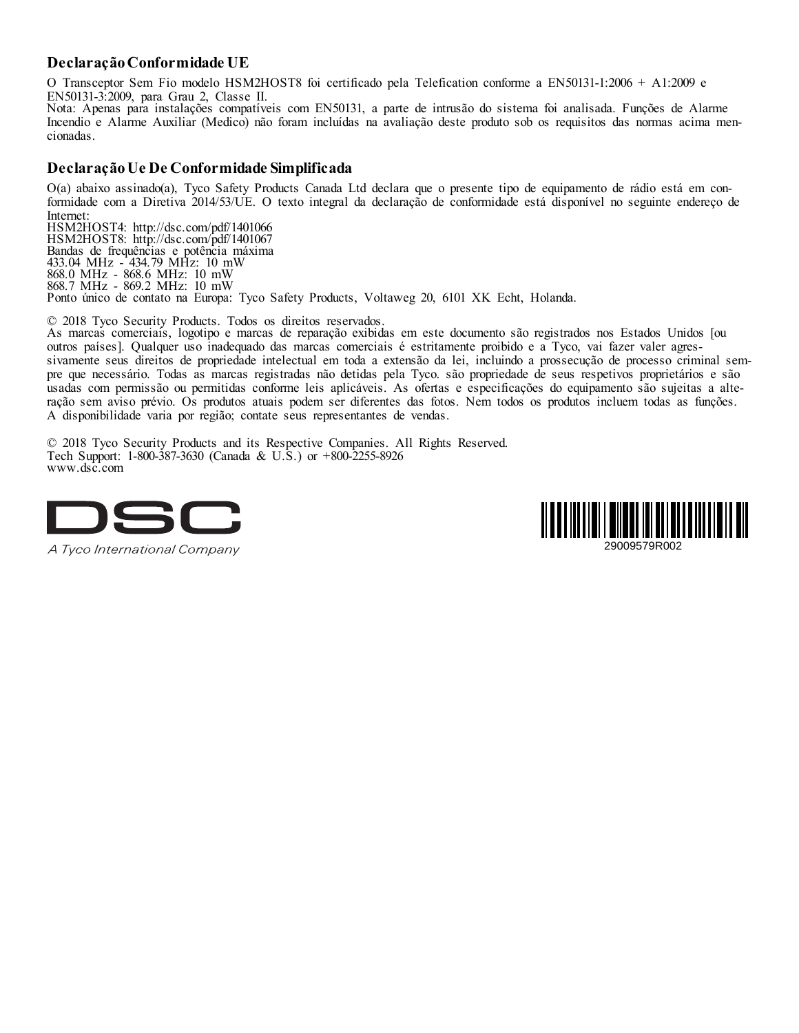## Declaração Conformidade UE

O Transceptor Sem Fio modelo HSM2HOST8 foi certificado pela Telefication conforme a EN50131-1:2006 + A1:2009 e EN50131-3:2009, para Grau 2, Classe II.
Nota: Apenas para instalações compatíveis com EN50131, a parte de intrusão do sistema foi analisada. Funções de Alarme Incendio e Alarme Auxiliar (Medico) não foram incluídas na avaliação deste produto sob os requisitos das normas acima mencionadas.

## Declaração Ue De Conformidade Simplificada

O(a) abaixo assinado(a), Tyco Safety Products Canada Ltd declara que o presente tipo de equipamento de rádio está em conformidade com a Diretiva 2014/53/UE. O texto integral da declaração de conformidade está disponível no seguinte endereço de Internet:
HSM2HOST4: http://dsc.com/pdf/1401066
HSM2HOST8: http://dsc.com/pdf/1401067
Bandas de frequências e potência máxima
433.04 MHz - 434.79 MHz: 10 mW
868.0 MHz - 868.6 MHz: 10 mW
868.7 MHz - 869.2 MHz: 10 mW
Ponto único de contato na Europa: Tyco Safety Products, Voltaweg 20, 6101 XK Echt, Holanda.

© 2018 Tyco Security Products. Todos os direitos reservados.
As marcas comerciais, logotipo e marcas de reparação exibidas em este documento são registrados nos Estados Unidos [ou outros países]. Qualquer uso inadequado das marcas comerciais é estritamente proibido e a Tyco, vai fazer valer agressivamente seus direitos de propriedade intelectual em toda a extensão da lei, incluindo a prossecução de processo criminal sempre que necessário. Todas as marcas registradas não detidas pela Tyco. são propriedade de seus respetivos proprietários e são usadas com permissão ou permitidas conforme leis aplicáveis. As ofertas e especificações do equipamento são sujeitas a alteração sem aviso prévio. Os produtos atuais podem ser diferentes das fotos. Nem todos os produtos incluem todas as funções. A disponibilidade varia por região; contate seus representantes de vendas.

© 2018 Tyco Security Products and its Respective Companies. All Rights Reserved.
Tech Support: 1-800-387-3630 (Canada & U.S.) or +800-2255-8926
www.dsc.com

DSC
A Tyco International Company

29009579R002